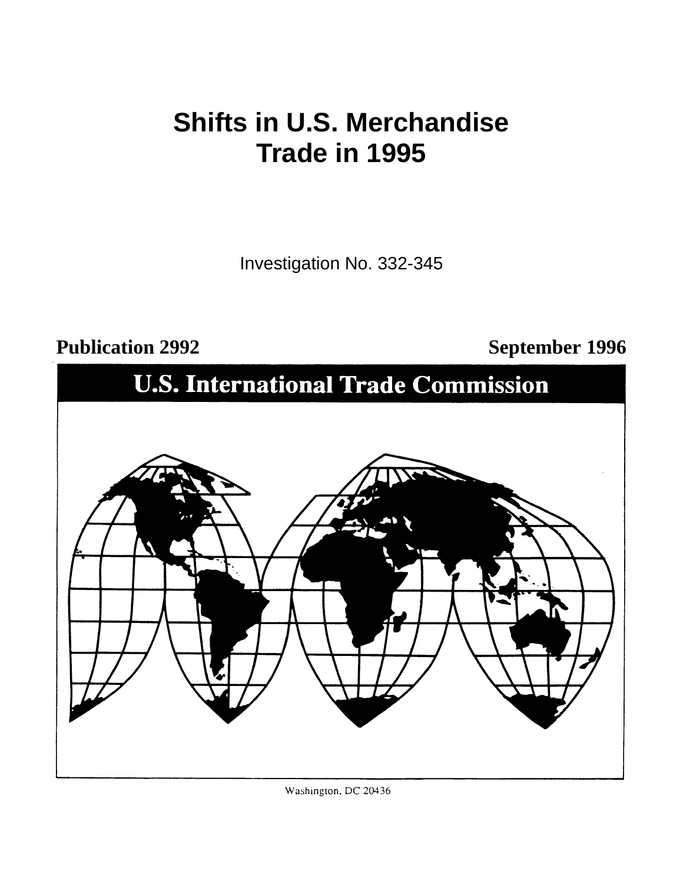# Shifts in U.S. Merchandise Trade in 1995

Investigation No. 332-345

**Publication 2992** **September 1996**

**U.S. International Trade Commission**

Washington, DC 20436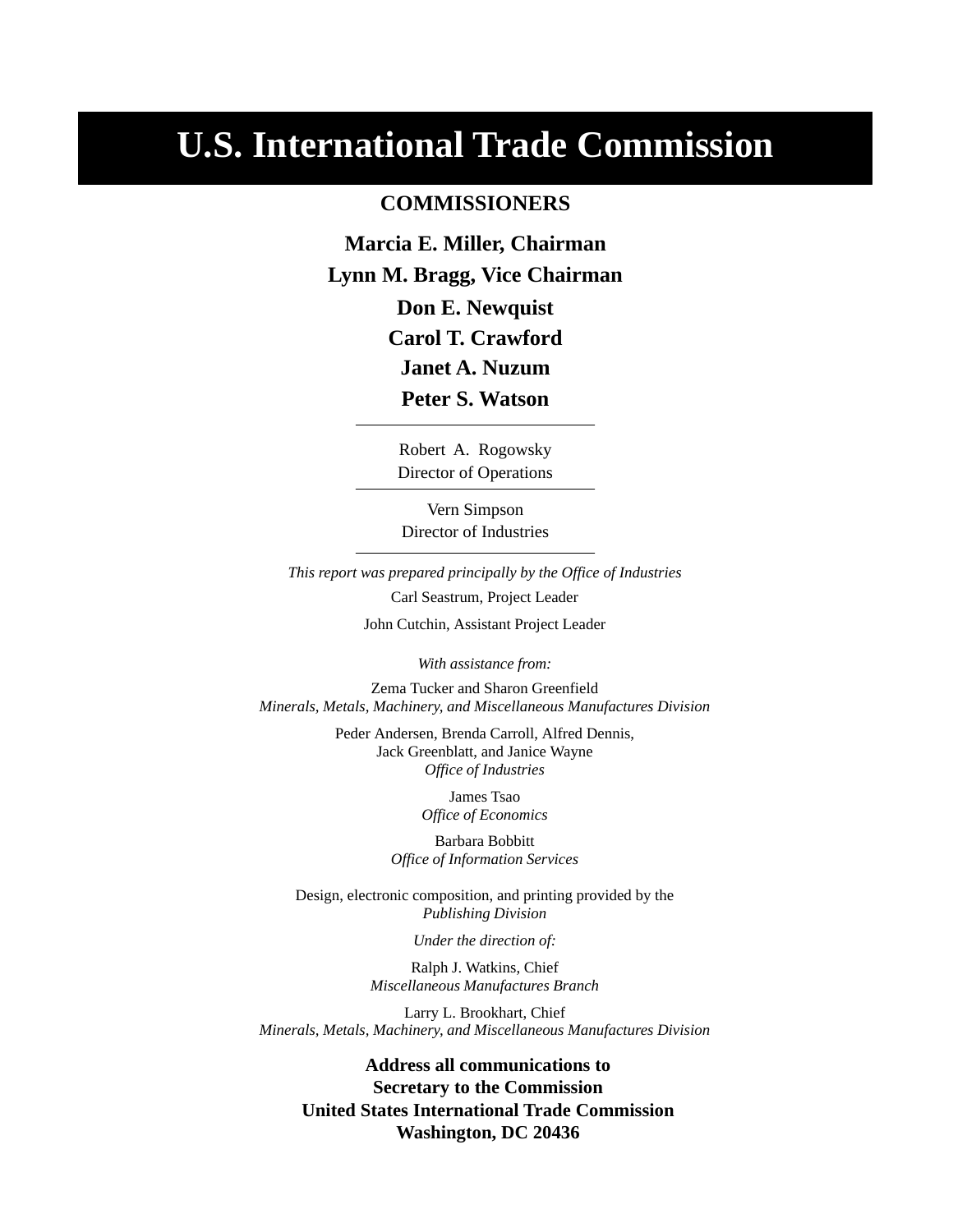# U.S. International Trade Commission

**COMMISSIONERS**

**Marcia E. Miller, Chairman**
**Lynn M. Bragg, Vice Chairman**
**Don E. Newquist**
**Carol T. Crawford**
**Janet A. Nuzum**
**Peter S. Watson**

---

Robert A. Rogowsky
Director of Operations

---

Vern Simpson
Director of Industries

---

*This report was prepared principally by the Office of Industries*

Carl Seastrum, Project Leader

John Cutchin, Assistant Project Leader

*With assistance from:*

Zema Tucker and Sharon Greenfield
*Minerals, Metals, Machinery, and Miscellaneous Manufactures Division*

Peder Andersen, Brenda Carroll, Alfred Dennis,
Jack Greenblatt, and Janice Wayne
*Office of Industries*

James Tsao
*Office of Economics*

Barbara Bobbitt
*Office of Information Services*

Design, electronic composition, and printing provided by the
*Publishing Division*

*Under the direction of:*

Ralph J. Watkins, Chief
*Miscellaneous Manufactures Branch*

Larry L. Brookhart, Chief
*Minerals, Metals, Machinery, and Miscellaneous Manufactures Division*

**Address all communications to**
**Secretary to the Commission**
**United States International Trade Commission**
**Washington, DC 20436**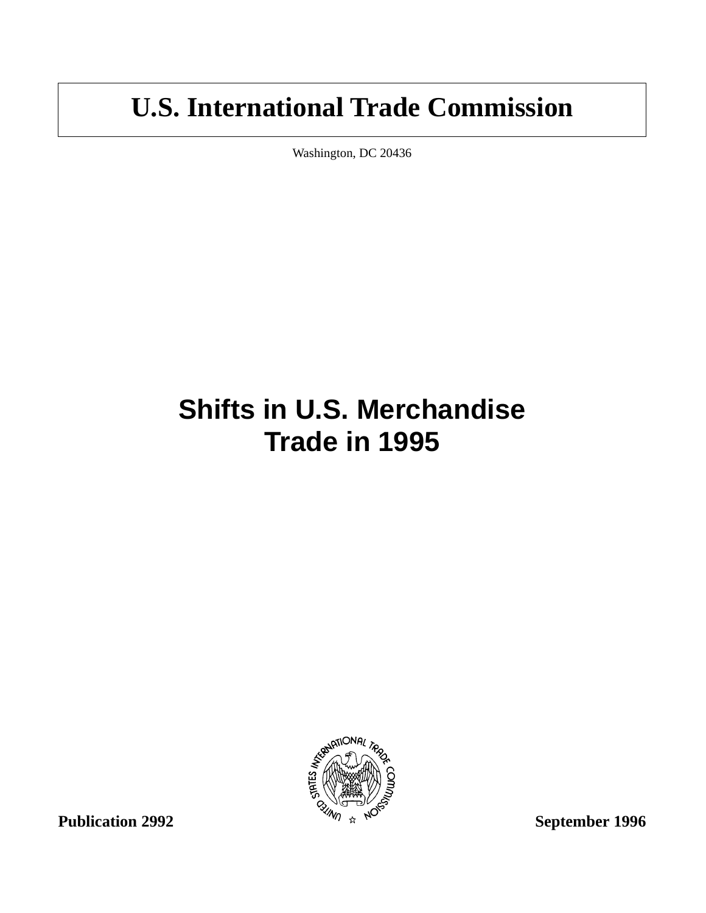# U.S. International Trade Commission

Washington, DC 20436

## Shifts in U.S. Merchandise Trade in 1995

**Publication 2992** **September 1996**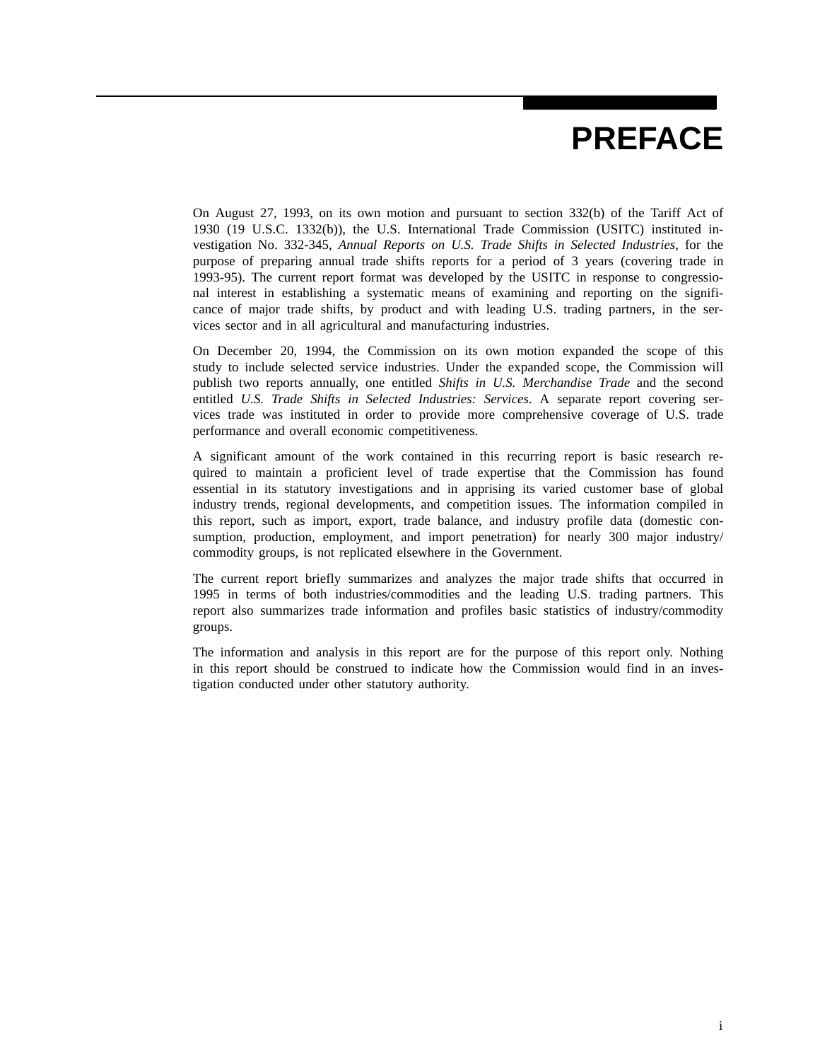# PREFACE

On August 27, 1993, on its own motion and pursuant to section 332(b) of the Tariff Act of 1930 (19 U.S.C. 1332(b)), the U.S. International Trade Commission (USITC) instituted investigation No. 332-345, *Annual Reports on U.S. Trade Shifts in Selected Industries*, for the purpose of preparing annual trade shifts reports for a period of 3 years (covering trade in 1993-95). The current report format was developed by the USITC in response to congressional interest in establishing a systematic means of examining and reporting on the significance of major trade shifts, by product and with leading U.S. trading partners, in the services sector and in all agricultural and manufacturing industries.

On December 20, 1994, the Commission on its own motion expanded the scope of this study to include selected service industries. Under the expanded scope, the Commission will publish two reports annually, one entitled *Shifts in U.S. Merchandise Trade* and the second entitled *U.S. Trade Shifts in Selected Industries: Services*. A separate report covering services trade was instituted in order to provide more comprehensive coverage of U.S. trade performance and overall economic competitiveness.

A significant amount of the work contained in this recurring report is basic research required to maintain a proficient level of trade expertise that the Commission has found essential in its statutory investigations and in apprising its varied customer base of global industry trends, regional developments, and competition issues. The information compiled in this report, such as import, export, trade balance, and industry profile data (domestic consumption, production, employment, and import penetration) for nearly 300 major industry/commodity groups, is not replicated elsewhere in the Government.

The current report briefly summarizes and analyzes the major trade shifts that occurred in 1995 in terms of both industries/commodities and the leading U.S. trading partners. This report also summarizes trade information and profiles basic statistics of industry/commodity groups.

The information and analysis in this report are for the purpose of this report only. Nothing in this report should be construed to indicate how the Commission would find in an investigation conducted under other statutory authority.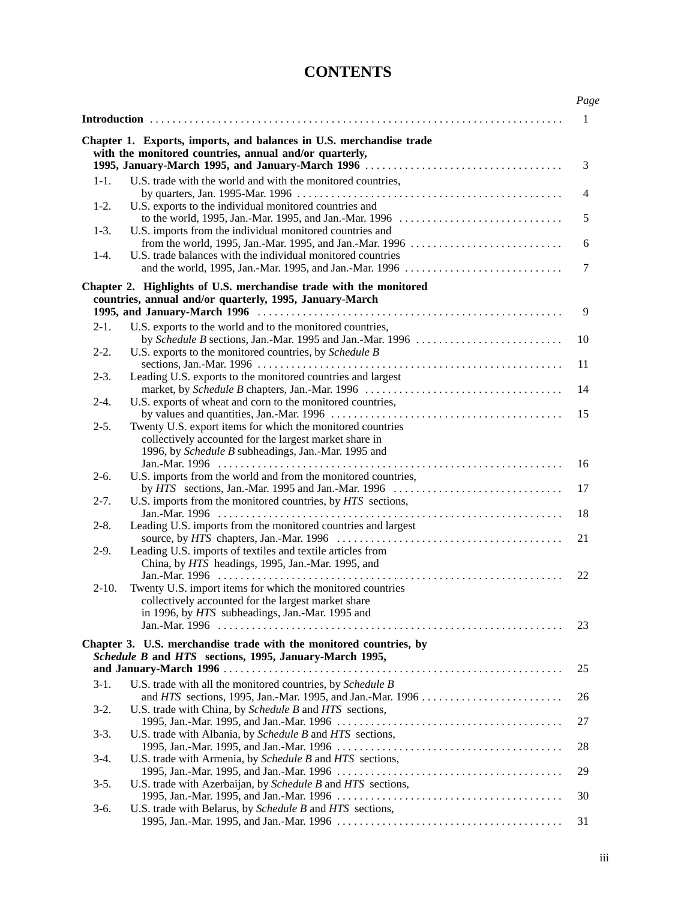# CONTENTS

| | | Page |
|---|---|---|
| **Introduction** | | 1 |
| **Chapter 1. Exports, imports, and balances in U.S. merchandise trade with the monitored countries, annual and/or quarterly, 1995, January-March 1995, and January-March 1996** | | 3 |
| 1-1. | U.S. trade with the world and with the monitored countries, by quarters, Jan. 1995-Mar. 1996 | 4 |
| 1-2. | U.S. exports to the individual monitored countries and to the world, 1995, Jan.-Mar. 1995, and Jan.-Mar. 1996 | 5 |
| 1-3. | U.S. imports from the individual monitored countries and from the world, 1995, Jan.-Mar. 1995, and Jan.-Mar. 1996 | 6 |
| 1-4. | U.S. trade balances with the individual monitored countries and the world, 1995, Jan.-Mar. 1995, and Jan.-Mar. 1996 | 7 |
| **Chapter 2. Highlights of U.S. merchandise trade with the monitored countries, annual and/or quarterly, 1995, January-March 1995, and January-March 1996** | | 9 |
| 2-1. | U.S. exports to the world and to the monitored countries, by *Schedule B* sections, Jan.-Mar. 1995 and Jan.-Mar. 1996 | 10 |
| 2-2. | U.S. exports to the monitored countries, by *Schedule B* sections, Jan.-Mar. 1996 | 11 |
| 2-3. | Leading U.S. exports to the monitored countries and largest market, by *Schedule B* chapters, Jan.-Mar. 1996 | 14 |
| 2-4. | U.S. exports of wheat and corn to the monitored countries, by values and quantities, Jan.-Mar. 1996 | 15 |
| 2-5. | Twenty U.S. export items for which the monitored countries collectively accounted for the largest market share in 1996, by *Schedule B* subheadings, Jan.-Mar. 1995 and Jan.-Mar. 1996 | 16 |
| 2-6. | U.S. imports from the world and from the monitored countries, by *HTS* sections, Jan.-Mar. 1995 and Jan.-Mar. 1996 | 17 |
| 2-7. | U.S. imports from the monitored countries, by *HTS* sections, Jan.-Mar. 1996 | 18 |
| 2-8. | Leading U.S. imports from the monitored countries and largest source, by *HTS* chapters, Jan.-Mar. 1996 | 21 |
| 2-9. | Leading U.S. imports of textiles and textile articles from China, by *HTS* headings, 1995, Jan.-Mar. 1995, and Jan.-Mar. 1996 | 22 |
| 2-10. | Twenty U.S. import items for which the monitored countries collectively accounted for the largest market share in 1996, by *HTS* subheadings, Jan.-Mar. 1995 and Jan.-Mar. 1996 | 23 |
| **Chapter 3. U.S. merchandise trade with the monitored countries, by *Schedule B* and *HTS* sections, 1995, January-March 1995, and January-March 1996** | | 25 |
| 3-1. | U.S. trade with all the monitored countries, by *Schedule B* and *HTS* sections, 1995, Jan.-Mar. 1995, and Jan.-Mar. 1996 | 26 |
| 3-2. | U.S. trade with China, by *Schedule B* and *HTS* sections, 1995, Jan.-Mar. 1995, and Jan.-Mar. 1996 | 27 |
| 3-3. | U.S. trade with Albania, by *Schedule B* and *HTS* sections, 1995, Jan.-Mar. 1995, and Jan.-Mar. 1996 | 28 |
| 3-4. | U.S. trade with Armenia, by *Schedule B* and *HTS* sections, 1995, Jan.-Mar. 1995, and Jan.-Mar. 1996 | 29 |
| 3-5. | U.S. trade with Azerbaijan, by *Schedule B* and *HTS* sections, 1995, Jan.-Mar. 1995, and Jan.-Mar. 1996 | 30 |
| 3-6. | U.S. trade with Belarus, by *Schedule B* and *HTS* sections, 1995, Jan.-Mar. 1995, and Jan.-Mar. 1996 | 31 |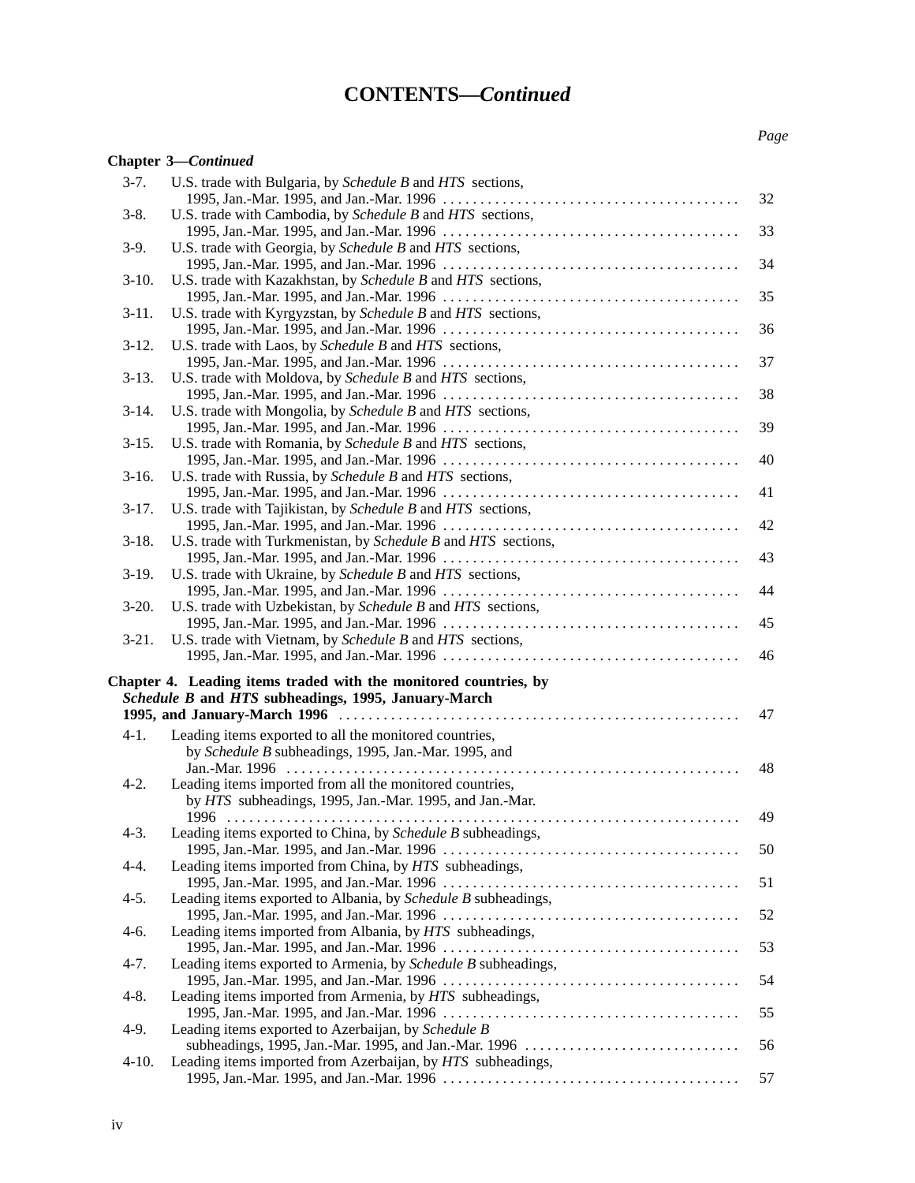# CONTENTS—*Continued*

| | | Page |
|---|---|---|
| **Chapter 3—*Continued*** | | |
| 3-7. | U.S. trade with Bulgaria, by *Schedule B* and *HTS* sections, 1995, Jan.-Mar. 1995, and Jan.-Mar. 1996 | 32 |
| 3-8. | U.S. trade with Cambodia, by *Schedule B* and *HTS* sections, 1995, Jan.-Mar. 1995, and Jan.-Mar. 1996 | 33 |
| 3-9. | U.S. trade with Georgia, by *Schedule B* and *HTS* sections, 1995, Jan.-Mar. 1995, and Jan.-Mar. 1996 | 34 |
| 3-10. | U.S. trade with Kazakhstan, by *Schedule B* and *HTS* sections, 1995, Jan.-Mar. 1995, and Jan.-Mar. 1996 | 35 |
| 3-11. | U.S. trade with Kyrgyzstan, by *Schedule B* and *HTS* sections, 1995, Jan.-Mar. 1995, and Jan.-Mar. 1996 | 36 |
| 3-12. | U.S. trade with Laos, by *Schedule B* and *HTS* sections, 1995, Jan.-Mar. 1995, and Jan.-Mar. 1996 | 37 |
| 3-13. | U.S. trade with Moldova, by *Schedule B* and *HTS* sections, 1995, Jan.-Mar. 1995, and Jan.-Mar. 1996 | 38 |
| 3-14. | U.S. trade with Mongolia, by *Schedule B* and *HTS* sections, 1995, Jan.-Mar. 1995, and Jan.-Mar. 1996 | 39 |
| 3-15. | U.S. trade with Romania, by *Schedule B* and *HTS* sections, 1995, Jan.-Mar. 1995, and Jan.-Mar. 1996 | 40 |
| 3-16. | U.S. trade with Russia, by *Schedule B* and *HTS* sections, 1995, Jan.-Mar. 1995, and Jan.-Mar. 1996 | 41 |
| 3-17. | U.S. trade with Tajikistan, by *Schedule B* and *HTS* sections, 1995, Jan.-Mar. 1995, and Jan.-Mar. 1996 | 42 |
| 3-18. | U.S. trade with Turkmenistan, by *Schedule B* and *HTS* sections, 1995, Jan.-Mar. 1995, and Jan.-Mar. 1996 | 43 |
| 3-19. | U.S. trade with Ukraine, by *Schedule B* and *HTS* sections, 1995, Jan.-Mar. 1995, and Jan.-Mar. 1996 | 44 |
| 3-20. | U.S. trade with Uzbekistan, by *Schedule B* and *HTS* sections, 1995, Jan.-Mar. 1995, and Jan.-Mar. 1996 | 45 |
| 3-21. | U.S. trade with Vietnam, by *Schedule B* and *HTS* sections, 1995, Jan.-Mar. 1995, and Jan.-Mar. 1996 | 46 |
| **Chapter 4. Leading items traded with the monitored countries, by *Schedule B* and *HTS* subheadings, 1995, January-March 1995, and January-March 1996** | | 47 |
| 4-1. | Leading items exported to all the monitored countries, by *Schedule B* subheadings, 1995, Jan.-Mar. 1995, and Jan.-Mar. 1996 | 48 |
| 4-2. | Leading items imported from all the monitored countries, by *HTS* subheadings, 1995, Jan.-Mar. 1995, and Jan.-Mar. 1996 | 49 |
| 4-3. | Leading items exported to China, by *Schedule B* subheadings, 1995, Jan.-Mar. 1995, and Jan.-Mar. 1996 | 50 |
| 4-4. | Leading items imported from China, by *HTS* subheadings, 1995, Jan.-Mar. 1995, and Jan.-Mar. 1996 | 51 |
| 4-5. | Leading items exported to Albania, by *Schedule B* subheadings, 1995, Jan.-Mar. 1995, and Jan.-Mar. 1996 | 52 |
| 4-6. | Leading items imported from Albania, by *HTS* subheadings, 1995, Jan.-Mar. 1995, and Jan.-Mar. 1996 | 53 |
| 4-7. | Leading items exported to Armenia, by *Schedule B* subheadings, 1995, Jan.-Mar. 1995, and Jan.-Mar. 1996 | 54 |
| 4-8. | Leading items imported from Armenia, by *HTS* subheadings, 1995, Jan.-Mar. 1995, and Jan.-Mar. 1996 | 55 |
| 4-9. | Leading items exported to Azerbaijan, by *Schedule B* subheadings, 1995, Jan.-Mar. 1995, and Jan.-Mar. 1996 | 56 |
| 4-10. | Leading items imported from Azerbaijan, by *HTS* subheadings, 1995, Jan.-Mar. 1995, and Jan.-Mar. 1996 | 57 |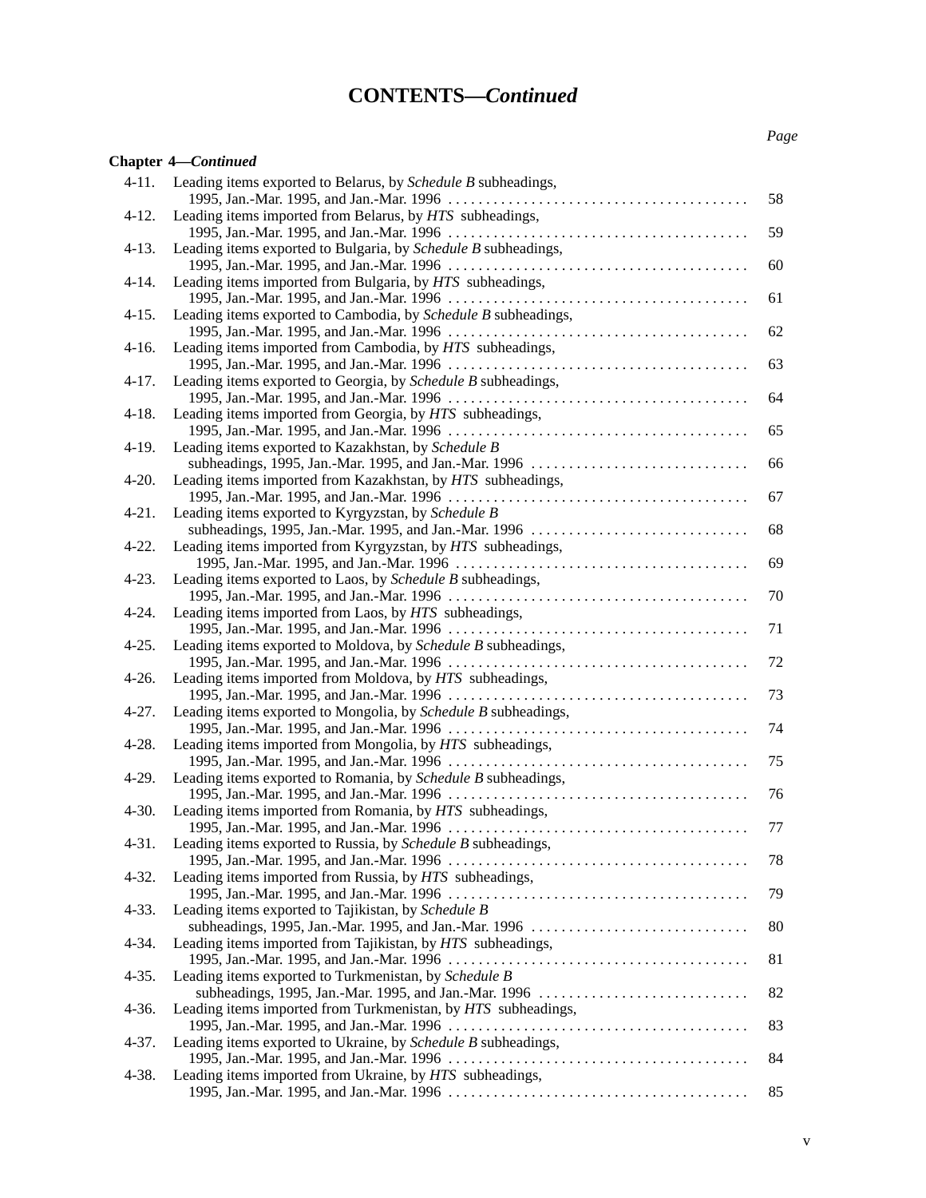# CONTENTS—*Continued*

| | | *Page* |
|---|---|---|
| **Chapter 4—*Continued*** | | |
| 4-11. | Leading items exported to Belarus, by *Schedule B* subheadings, 1995, Jan.-Mar. 1995, and Jan.-Mar. 1996 | 58 |
| 4-12. | Leading items imported from Belarus, by *HTS* subheadings, 1995, Jan.-Mar. 1995, and Jan.-Mar. 1996 | 59 |
| 4-13. | Leading items exported to Bulgaria, by *Schedule B* subheadings, 1995, Jan.-Mar. 1995, and Jan.-Mar. 1996 | 60 |
| 4-14. | Leading items imported from Bulgaria, by *HTS* subheadings, 1995, Jan.-Mar. 1995, and Jan.-Mar. 1996 | 61 |
| 4-15. | Leading items exported to Cambodia, by *Schedule B* subheadings, 1995, Jan.-Mar. 1995, and Jan.-Mar. 1996 | 62 |
| 4-16. | Leading items imported from Cambodia, by *HTS* subheadings, 1995, Jan.-Mar. 1995, and Jan.-Mar. 1996 | 63 |
| 4-17. | Leading items exported to Georgia, by *Schedule B* subheadings, 1995, Jan.-Mar. 1995, and Jan.-Mar. 1996 | 64 |
| 4-18. | Leading items imported from Georgia, by *HTS* subheadings, 1995, Jan.-Mar. 1995, and Jan.-Mar. 1996 | 65 |
| 4-19. | Leading items exported to Kazakhstan, by *Schedule B* subheadings, 1995, Jan.-Mar. 1995, and Jan.-Mar. 1996 | 66 |
| 4-20. | Leading items imported from Kazakhstan, by *HTS* subheadings, 1995, Jan.-Mar. 1995, and Jan.-Mar. 1996 | 67 |
| 4-21. | Leading items exported to Kyrgyzstan, by *Schedule B* subheadings, 1995, Jan.-Mar. 1995, and Jan.-Mar. 1996 | 68 |
| 4-22. | Leading items imported from Kyrgyzstan, by *HTS* subheadings, 1995, Jan.-Mar. 1995, and Jan.-Mar. 1996 | 69 |
| 4-23. | Leading items exported to Laos, by *Schedule B* subheadings, 1995, Jan.-Mar. 1995, and Jan.-Mar. 1996 | 70 |
| 4-24. | Leading items imported from Laos, by *HTS* subheadings, 1995, Jan.-Mar. 1995, and Jan.-Mar. 1996 | 71 |
| 4-25. | Leading items exported to Moldova, by *Schedule B* subheadings, 1995, Jan.-Mar. 1995, and Jan.-Mar. 1996 | 72 |
| 4-26. | Leading items imported from Moldova, by *HTS* subheadings, 1995, Jan.-Mar. 1995, and Jan.-Mar. 1996 | 73 |
| 4-27. | Leading items exported to Mongolia, by *Schedule B* subheadings, 1995, Jan.-Mar. 1995, and Jan.-Mar. 1996 | 74 |
| 4-28. | Leading items imported from Mongolia, by *HTS* subheadings, 1995, Jan.-Mar. 1995, and Jan.-Mar. 1996 | 75 |
| 4-29. | Leading items exported to Romania, by *Schedule B* subheadings, 1995, Jan.-Mar. 1995, and Jan.-Mar. 1996 | 76 |
| 4-30. | Leading items imported from Romania, by *HTS* subheadings, 1995, Jan.-Mar. 1995, and Jan.-Mar. 1996 | 77 |
| 4-31. | Leading items exported to Russia, by *Schedule B* subheadings, 1995, Jan.-Mar. 1995, and Jan.-Mar. 1996 | 78 |
| 4-32. | Leading items imported from Russia, by *HTS* subheadings, 1995, Jan.-Mar. 1995, and Jan.-Mar. 1996 | 79 |
| 4-33. | Leading items exported to Tajikistan, by *Schedule B* subheadings, 1995, Jan.-Mar. 1995, and Jan.-Mar. 1996 | 80 |
| 4-34. | Leading items imported from Tajikistan, by *HTS* subheadings, 1995, Jan.-Mar. 1995, and Jan.-Mar. 1996 | 81 |
| 4-35. | Leading items exported to Turkmenistan, by *Schedule B* subheadings, 1995, Jan.-Mar. 1995, and Jan.-Mar. 1996 | 82 |
| 4-36. | Leading items imported from Turkmenistan, by *HTS* subheadings, 1995, Jan.-Mar. 1995, and Jan.-Mar. 1996 | 83 |
| 4-37. | Leading items exported to Ukraine, by *Schedule B* subheadings, 1995, Jan.-Mar. 1995, and Jan.-Mar. 1996 | 84 |
| 4-38. | Leading items imported from Ukraine, by *HTS* subheadings, 1995, Jan.-Mar. 1995, and Jan.-Mar. 1996 | 85 |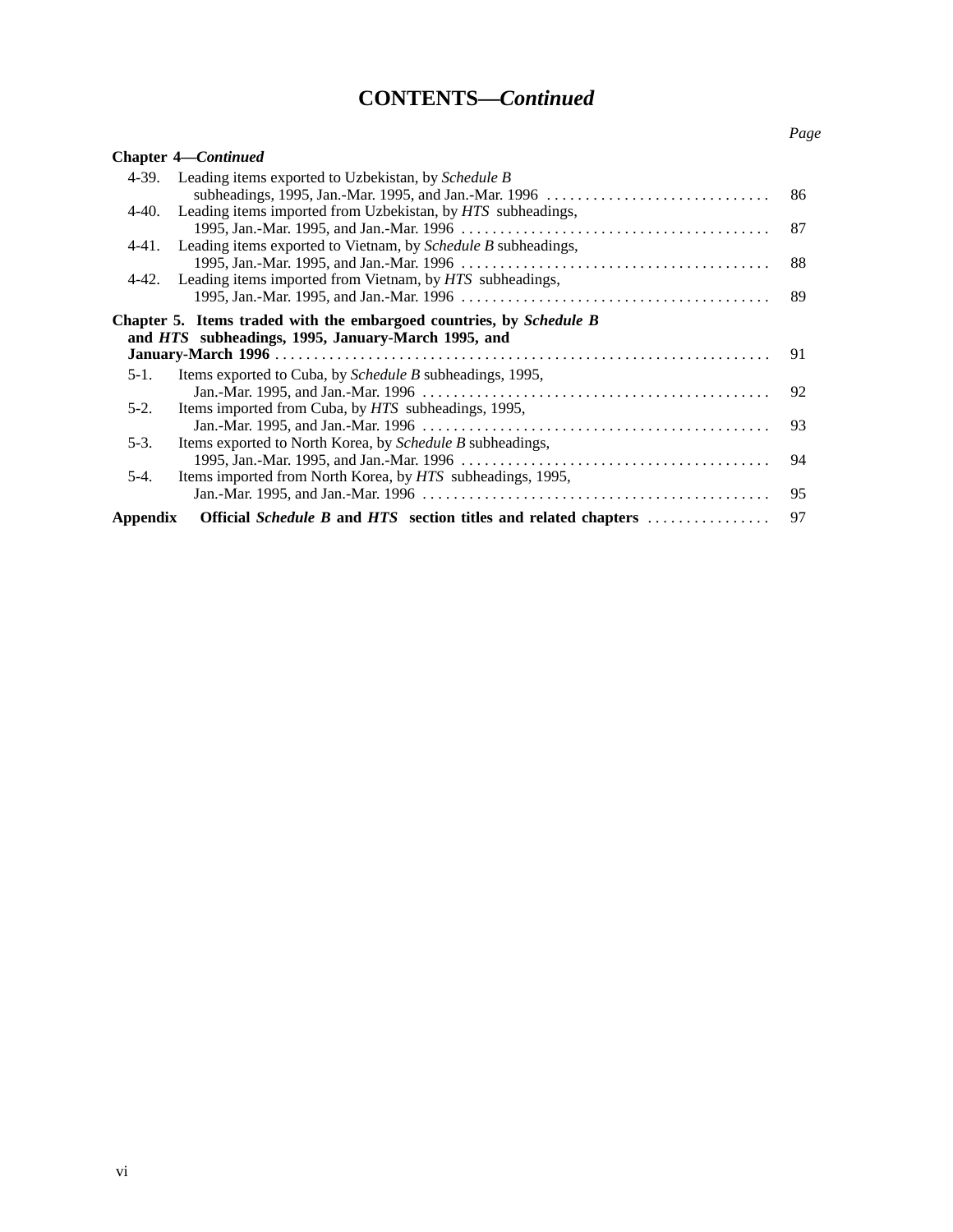# CONTENTS—*Continued*

| | | Page |
|---|---|---|
| **Chapter 4—*Continued*** | | |
| 4-39. | Leading items exported to Uzbekistan, by *Schedule B* subheadings, 1995, Jan.-Mar. 1995, and Jan.-Mar. 1996 | 86 |
| 4-40. | Leading items imported from Uzbekistan, by *HTS* subheadings, 1995, Jan.-Mar. 1995, and Jan.-Mar. 1996 | 87 |
| 4-41. | Leading items exported to Vietnam, by *Schedule B* subheadings, 1995, Jan.-Mar. 1995, and Jan.-Mar. 1996 | 88 |
| 4-42. | Leading items imported from Vietnam, by *HTS* subheadings, 1995, Jan.-Mar. 1995, and Jan.-Mar. 1996 | 89 |
| **Chapter 5. Items traded with the embargoed countries, by *Schedule B* and *HTS* subheadings, 1995, January-March 1995, and January-March 1996** | | 91 |
| 5-1. | Items exported to Cuba, by *Schedule B* subheadings, 1995, Jan.-Mar. 1995, and Jan.-Mar. 1996 | 92 |
| 5-2. | Items imported from Cuba, by *HTS* subheadings, 1995, Jan.-Mar. 1995, and Jan.-Mar. 1996 | 93 |
| 5-3. | Items exported to North Korea, by *Schedule B* subheadings, 1995, Jan.-Mar. 1995, and Jan.-Mar. 1996 | 94 |
| 5-4. | Items imported from North Korea, by *HTS* subheadings, 1995, Jan.-Mar. 1995, and Jan.-Mar. 1996 | 95 |
| **Appendix** | **Official *Schedule B* and *HTS* section titles and related chapters** | 97 |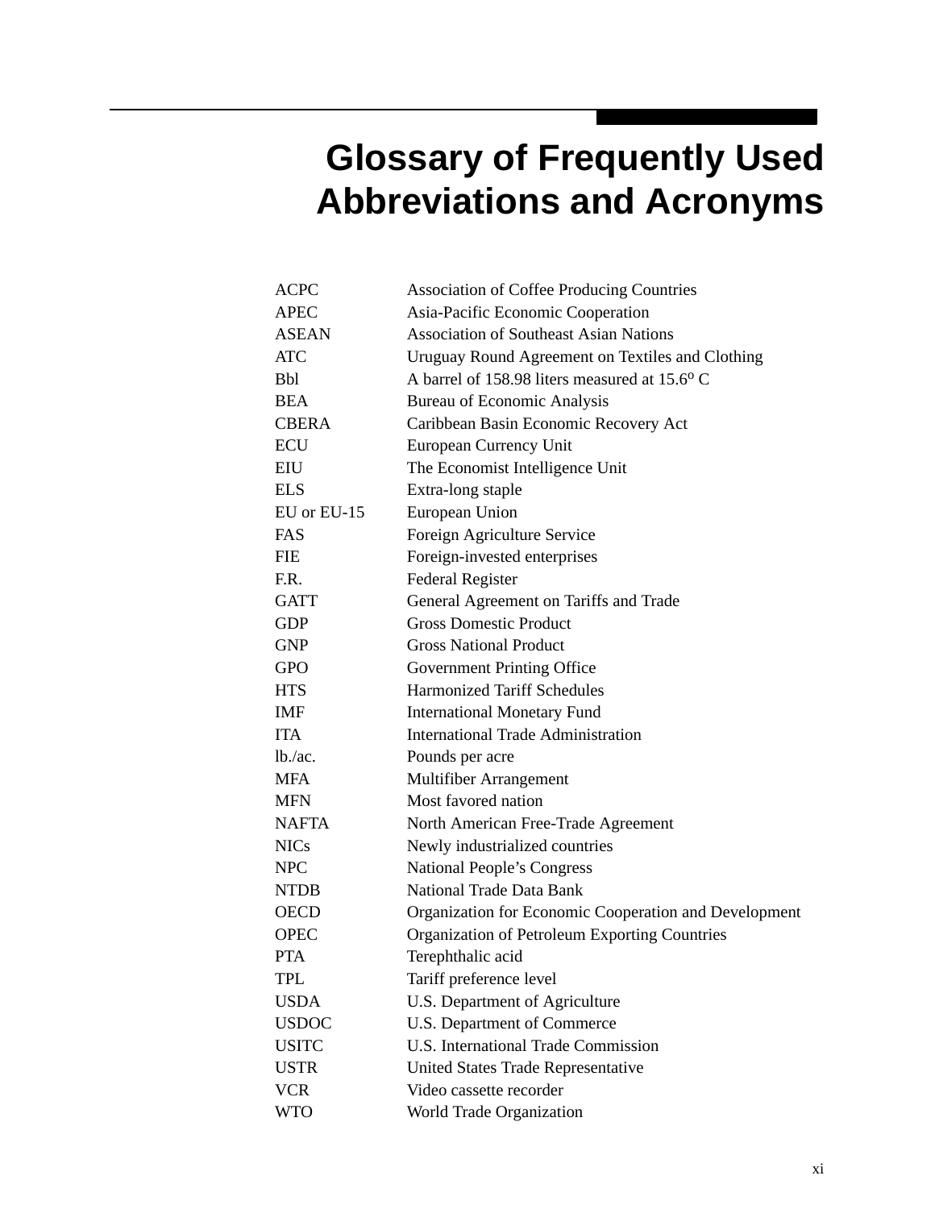# Glossary of Frequently Used Abbreviations and Acronyms

| | |
|---|---|
| ACPC | Association of Coffee Producing Countries |
| APEC | Asia-Pacific Economic Cooperation |
| ASEAN | Association of Southeast Asian Nations |
| ATC | Uruguay Round Agreement on Textiles and Clothing |
| Bbl | A barrel of 158.98 liters measured at 15.6$^{o}$ C |
| BEA | Bureau of Economic Analysis |
| CBERA | Caribbean Basin Economic Recovery Act |
| ECU | European Currency Unit |
| EIU | The Economist Intelligence Unit |
| ELS | Extra-long staple |
| EU or EU-15 | European Union |
| FAS | Foreign Agriculture Service |
| FIE | Foreign-invested enterprises |
| F.R. | Federal Register |
| GATT | General Agreement on Tariffs and Trade |
| GDP | Gross Domestic Product |
| GNP | Gross National Product |
| GPO | Government Printing Office |
| HTS | Harmonized Tariff Schedules |
| IMF | International Monetary Fund |
| ITA | International Trade Administration |
| lb./ac. | Pounds per acre |
| MFA | Multifiber Arrangement |
| MFN | Most favored nation |
| NAFTA | North American Free-Trade Agreement |
| NICs | Newly industrialized countries |
| NPC | National People's Congress |
| NTDB | National Trade Data Bank |
| OECD | Organization for Economic Cooperation and Development |
| OPEC | Organization of Petroleum Exporting Countries |
| PTA | Terephthalic acid |
| TPL | Tariff preference level |
| USDA | U.S. Department of Agriculture |
| USDOC | U.S. Department of Commerce |
| USITC | U.S. International Trade Commission |
| USTR | United States Trade Representative |
| VCR | Video cassette recorder |
| WTO | World Trade Organization |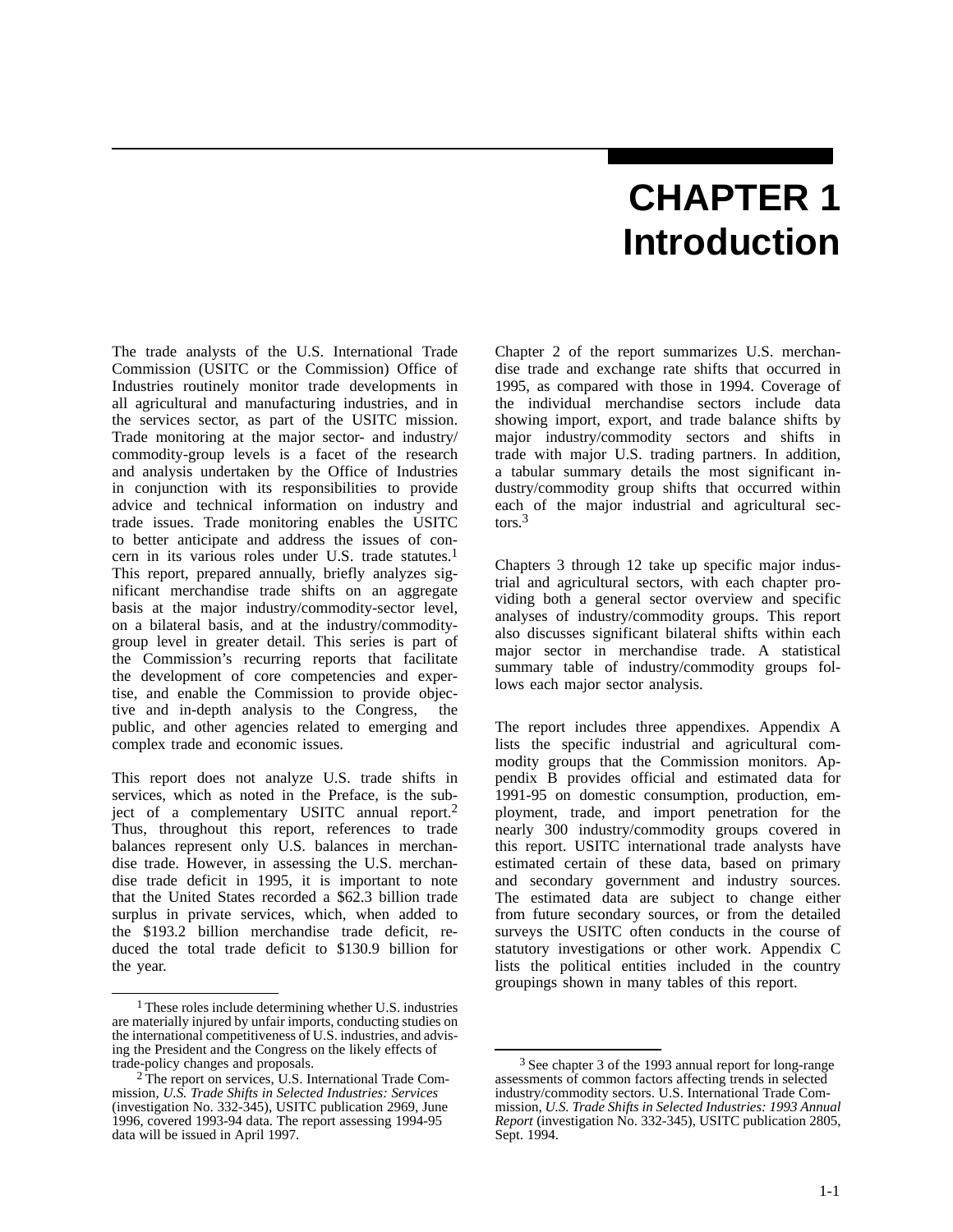# CHAPTER 1
# Introduction

The trade analysts of the U.S. International Trade Commission (USITC or the Commission) Office of Industries routinely monitor trade developments in all agricultural and manufacturing industries, and in the services sector, as part of the USITC mission. Trade monitoring at the major sector- and industry/commodity-group levels is a facet of the research and analysis undertaken by the Office of Industries in conjunction with its responsibilities to provide advice and technical information on industry and trade issues. Trade monitoring enables the USITC to better anticipate and address the issues of concern in its various roles under U.S. trade statutes.[1] This report, prepared annually, briefly analyzes significant merchandise trade shifts on an aggregate basis at the major industry/commodity-sector level, on a bilateral basis, and at the industry/commodity-group level in greater detail. This series is part of the Commission's recurring reports that facilitate the development of core competencies and expertise, and enable the Commission to provide objective and in-depth analysis to the Congress, the public, and other agencies related to emerging and complex trade and economic issues.

This report does not analyze U.S. trade shifts in services, which as noted in the Preface, is the subject of a complementary USITC annual report.[2] Thus, throughout this report, references to trade balances represent only U.S. balances in merchandise trade. However, in assessing the U.S. merchandise trade deficit in 1995, it is important to note that the United States recorded a $62.3 billion trade surplus in private services, which, when added to the $193.2 billion merchandise trade deficit, reduced the total trade deficit to $130.9 billion for the year.

Chapter 2 of the report summarizes U.S. merchandise trade and exchange rate shifts that occurred in 1995, as compared with those in 1994. Coverage of the individual merchandise sectors include data showing import, export, and trade balance shifts by major industry/commodity sectors and shifts in trade with major U.S. trading partners. In addition, a tabular summary details the most significant industry/commodity group shifts that occurred within each of the major industrial and agricultural sectors.[3]

Chapters 3 through 12 take up specific major industrial and agricultural sectors, with each chapter providing both a general sector overview and specific analyses of industry/commodity groups. This report also discusses significant bilateral shifts within each major sector in merchandise trade. A statistical summary table of industry/commodity groups follows each major sector analysis.

The report includes three appendixes. Appendix A lists the specific industrial and agricultural commodity groups that the Commission monitors. Appendix B provides official and estimated data for 1991-95 on domestic consumption, production, employment, trade, and import penetration for the nearly 300 industry/commodity groups covered in this report. USITC international trade analysts have estimated certain of these data, based on primary and secondary government and industry sources. The estimated data are subject to change either from future secondary sources, or from the detailed surveys the USITC often conducts in the course of statutory investigations or other work. Appendix C lists the political entities included in the country groupings shown in many tables of this report.

---

[1] These roles include determining whether U.S. industries are materially injured by unfair imports, conducting studies on the international competitiveness of U.S. industries, and advising the President and the Congress on the likely effects of trade-policy changes and proposals.

[2] The report on services, U.S. International Trade Commission, *U.S. Trade Shifts in Selected Industries: Services* (investigation No. 332-345), USITC publication 2969, June 1996, covered 1993-94 data. The report assessing 1994-95 data will be issued in April 1997.

[3] See chapter 3 of the 1993 annual report for long-range assessments of common factors affecting trends in selected industry/commodity sectors. U.S. International Trade Commission, *U.S. Trade Shifts in Selected Industries: 1993 Annual Report* (investigation No. 332-345), USITC publication 2805, Sept. 1994.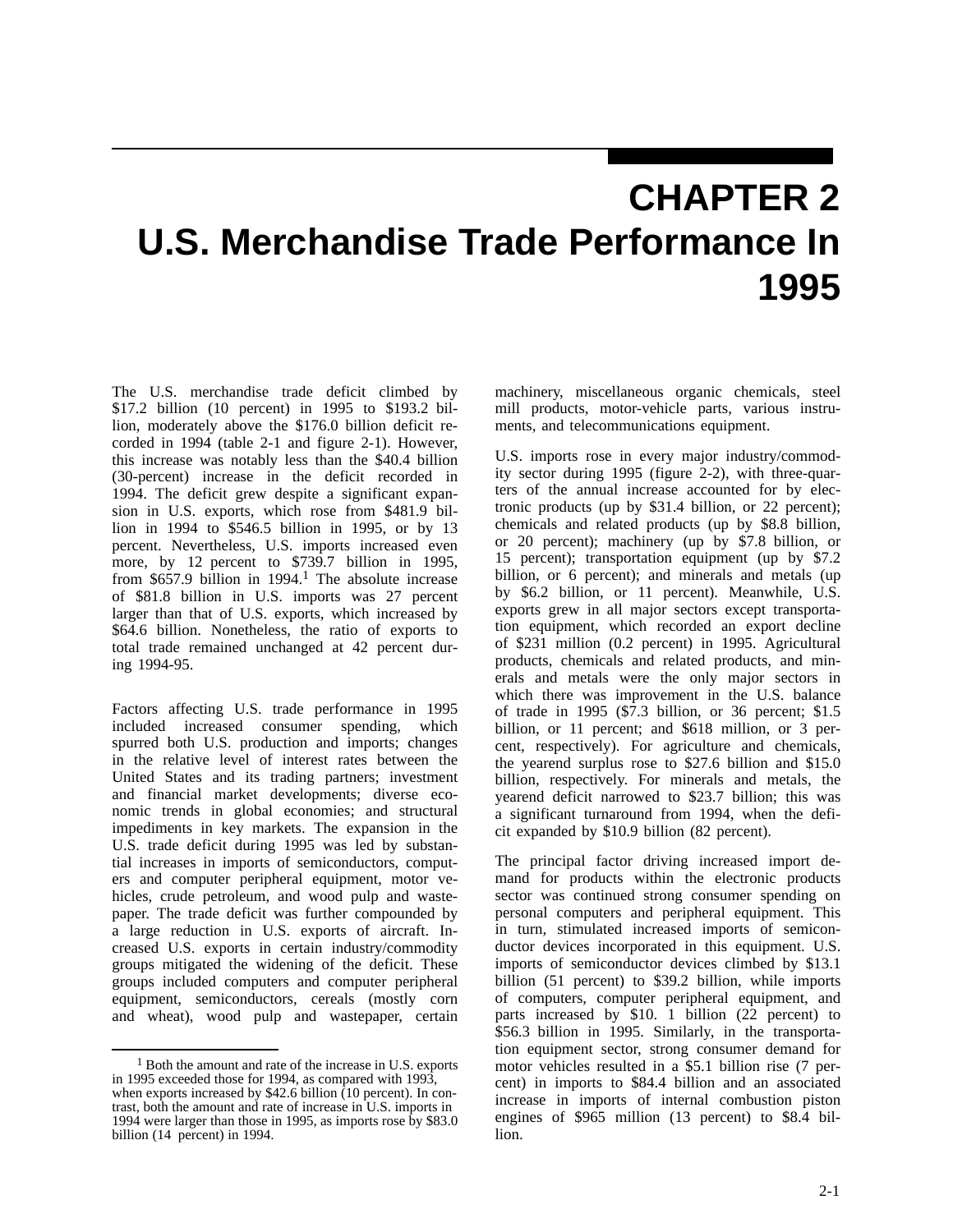# CHAPTER 2
# U.S. Merchandise Trade Performance In 1995

The U.S. merchandise trade deficit climbed by $17.2 billion (10 percent) in 1995 to $193.2 billion, moderately above the $176.0 billion deficit recorded in 1994 (table 2-1 and figure 2-1). However, this increase was notably less than the $40.4 billion (30-percent) increase in the deficit recorded in 1994. The deficit grew despite a significant expansion in U.S. exports, which rose from $481.9 billion in 1994 to $546.5 billion in 1995, or by 13 percent. Nevertheless, U.S. imports increased even more, by 12 percent to $739.7 billion in 1995, from $657.9 billion in 1994.[1] The absolute increase of $81.8 billion in U.S. imports was 27 percent larger than that of U.S. exports, which increased by $64.6 billion. Nonetheless, the ratio of exports to total trade remained unchanged at 42 percent during 1994-95.

Factors affecting U.S. trade performance in 1995 included increased consumer spending, which spurred both U.S. production and imports; changes in the relative level of interest rates between the United States and its trading partners; investment and financial market developments; diverse economic trends in global economies; and structural impediments in key markets. The expansion in the U.S. trade deficit during 1995 was led by substantial increases in imports of semiconductors, computers and computer peripheral equipment, motor vehicles, crude petroleum, and wood pulp and wastepaper. The trade deficit was further compounded by a large reduction in U.S. exports of aircraft. Increased U.S. exports in certain industry/commodity groups mitigated the widening of the deficit. These groups included computers and computer peripheral equipment, semiconductors, cereals (mostly corn and wheat), wood pulp and wastepaper, certain machinery, miscellaneous organic chemicals, steel mill products, motor-vehicle parts, various instruments, and telecommunications equipment.

U.S. imports rose in every major industry/commodity sector during 1995 (figure 2-2), with three-quarters of the annual increase accounted for by electronic products (up by $31.4 billion, or 22 percent); chemicals and related products (up by $8.8 billion, or 20 percent); machinery (up by $7.8 billion, or 15 percent); transportation equipment (up by $7.2 billion, or 6 percent); and minerals and metals (up by $6.2 billion, or 11 percent). Meanwhile, U.S. exports grew in all major sectors except transportation equipment, which recorded an export decline of $231 million (0.2 percent) in 1995. Agricultural products, chemicals and related products, and minerals and metals were the only major sectors in which there was improvement in the U.S. balance of trade in 1995 ($7.3 billion, or 36 percent; $1.5 billion, or 11 percent; and $618 million, or 3 percent, respectively). For agriculture and chemicals, the yearend surplus rose to $27.6 billion and $15.0 billion, respectively. For minerals and metals, the yearend deficit narrowed to $23.7 billion; this was a significant turnaround from 1994, when the deficit expanded by $10.9 billion (82 percent).

The principal factor driving increased import demand for products within the electronic products sector was continued strong consumer spending on personal computers and peripheral equipment. This in turn, stimulated increased imports of semiconductor devices incorporated in this equipment. U.S. imports of semiconductor devices climbed by $13.1 billion (51 percent) to $39.2 billion, while imports of computers, computer peripheral equipment, and parts increased by $10. 1 billion (22 percent) to $56.3 billion in 1995. Similarly, in the transportation equipment sector, strong consumer demand for motor vehicles resulted in a $5.1 billion rise (7 percent) in imports to $84.4 billion and an associated increase in imports of internal combustion piston engines of $965 million (13 percent) to $8.4 billion.

---

[1] Both the amount and rate of the increase in U.S. exports in 1995 exceeded those for 1994, as compared with 1993, when exports increased by $42.6 billion (10 percent). In contrast, both the amount and rate of increase in U.S. imports in 1994 were larger than those in 1995, as imports rose by $83.0 billion (14 percent) in 1994.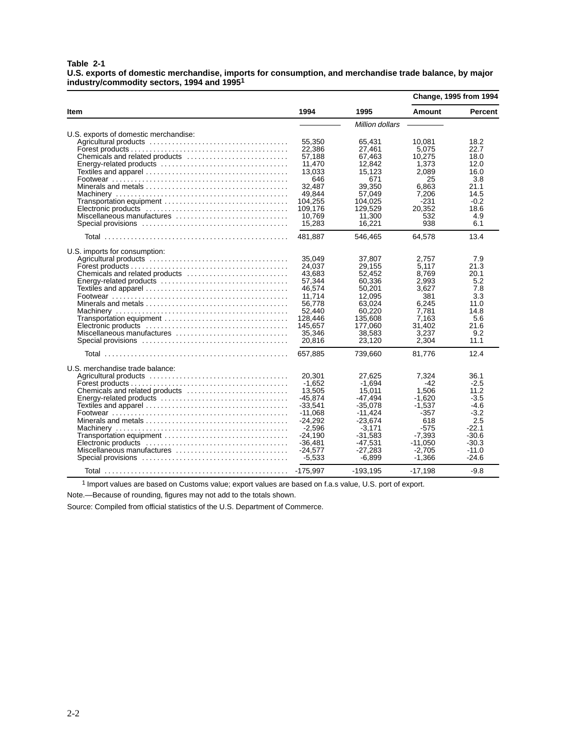**Table 2-1**
**U.S. exports of domestic merchandise, imports for consumption, and merchandise trade balance, by major industry/commodity sectors, 1994 and 1995[1]**

| Item | 1994 | 1995 | Change, 1995 from 1994 Amount | Change, 1995 from 1994 Percent |
|---|---|---|---|---|
| | | *Million dollars* | | |
| U.S. exports of domestic merchandise: | | | | |
| Agricultural products | 55,350 | 65,431 | 10,081 | 18.2 |
| Forest products | 22,386 | 27,461 | 5,075 | 22.7 |
| Chemicals and related products | 57,188 | 67,463 | 10,275 | 18.0 |
| Energy-related products | 11,470 | 12,842 | 1,373 | 12.0 |
| Textiles and apparel | 13,033 | 15,123 | 2,089 | 16.0 |
| Footwear | 646 | 671 | 25 | 3.8 |
| Minerals and metals | 32,487 | 39,350 | 6,863 | 21.1 |
| Machinery | 49,844 | 57,049 | 7,206 | 14.5 |
| Transportation equipment | 104,255 | 104,025 | -231 | -0.2 |
| Electronic products | 109,176 | 129,529 | 20,352 | 18.6 |
| Miscellaneous manufactures | 10,769 | 11,300 | 532 | 4.9 |
| Special provisions | 15,283 | 16,221 | 938 | 6.1 |
| Total | 481,887 | 546,465 | 64,578 | 13.4 |
| U.S. imports for consumption: | | | | |
| Agricultural products | 35,049 | 37,807 | 2,757 | 7.9 |
| Forest products | 24,037 | 29,155 | 5,117 | 21.3 |
| Chemicals and related products | 43,683 | 52,452 | 8,769 | 20.1 |
| Energy-related products | 57,344 | 60,336 | 2,993 | 5.2 |
| Textiles and apparel | 46,574 | 50,201 | 3,627 | 7.8 |
| Footwear | 11,714 | 12,095 | 381 | 3.3 |
| Minerals and metals | 56,778 | 63,024 | 6,245 | 11.0 |
| Machinery | 52,440 | 60,220 | 7,781 | 14.8 |
| Transportation equipment | 128,446 | 135,608 | 7,163 | 5.6 |
| Electronic products | 145,657 | 177,060 | 31,402 | 21.6 |
| Miscellaneous manufactures | 35,346 | 38,583 | 3,237 | 9.2 |
| Special provisions | 20,816 | 23,120 | 2,304 | 11.1 |
| Total | 657,885 | 739,660 | 81,776 | 12.4 |
| U.S. merchandise trade balance: | | | | |
| Agricultural products | 20,301 | 27,625 | 7,324 | 36.1 |
| Forest products | -1,652 | -1,694 | -42 | -2.5 |
| Chemicals and related products | 13,505 | 15,011 | 1,506 | 11.2 |
| Energy-related products | -45,874 | -47,494 | -1,620 | -3.5 |
| Textiles and apparel | -33,541 | -35,078 | -1,537 | -4.6 |
| Footwear | -11,068 | -11,424 | -357 | -3.2 |
| Minerals and metals | -24,292 | -23,674 | 618 | 2.5 |
| Machinery | -2,596 | -3,171 | -575 | -22.1 |
| Transportation equipment | -24,190 | -31,583 | -7,393 | -30.6 |
| Electronic products | -36,481 | -47,531 | -11,050 | -30.3 |
| Miscellaneous manufactures | -24,577 | -27,283 | -2,705 | -11.0 |
| Special provisions | -5,533 | -6,899 | -1,366 | -24.6 |
| Total | -175,997 | -193,195 | -17,198 | -9.8 |

[1] Import values are based on Customs value; export values are based on f.a.s value, U.S. port of export.

Note.—Because of rounding, figures may not add to the totals shown.

Source: Compiled from official statistics of the U.S. Department of Commerce.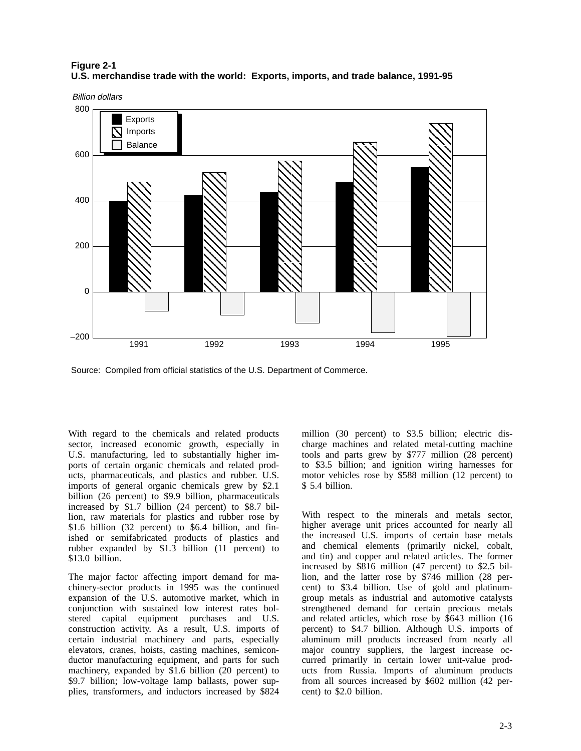**Figure 2-1**
**U.S. merchandise trade with the world: Exports, imports, and trade balance, 1991-95**

Source: Compiled from official statistics of the U.S. Department of Commerce.

With regard to the chemicals and related products sector, increased economic growth, especially in U.S. manufacturing, led to substantially higher imports of certain organic chemicals and related products, pharmaceuticals, and plastics and rubber. U.S. imports of general organic chemicals grew by $2.1 billion (26 percent) to $9.9 billion, pharmaceuticals increased by $1.7 billion (24 percent) to $8.7 billion, raw materials for plastics and rubber rose by $1.6 billion (32 percent) to $6.4 billion, and finished or semifabricated products of plastics and rubber expanded by $1.3 billion (11 percent) to $13.0 billion.

The major factor affecting import demand for machinery-sector products in 1995 was the continued expansion of the U.S. automotive market, which in conjunction with sustained low interest rates bolstered capital equipment purchases and U.S. construction activity. As a result, U.S. imports of certain industrial machinery and parts, especially elevators, cranes, hoists, casting machines, semiconductor manufacturing equipment, and parts for such machinery, expanded by $1.6 billion (20 percent) to $9.7 billion; low-voltage lamp ballasts, power supplies, transformers, and inductors increased by $824 million (30 percent) to $3.5 billion; electric discharge machines and related metal-cutting machine tools and parts grew by $777 million (28 percent) to $3.5 billion; and ignition wiring harnesses for motor vehicles rose by $588 million (12 percent) to $ 5.4 billion.

With respect to the minerals and metals sector, higher average unit prices accounted for nearly all the increased U.S. imports of certain base metals and chemical elements (primarily nickel, cobalt, and tin) and copper and related articles. The former increased by $816 million (47 percent) to $2.5 billion, and the latter rose by $746 million (28 percent) to $3.4 billion. Use of gold and platinum-group metals as industrial and automotive catalysts strengthened demand for certain precious metals and related articles, which rose by $643 million (16 percent) to $4.7 billion. Although U.S. imports of aluminum mill products increased from nearly all major country suppliers, the largest increase occurred primarily in certain lower unit-value products from Russia. Imports of aluminum products from all sources increased by $602 million (42 percent) to $2.0 billion.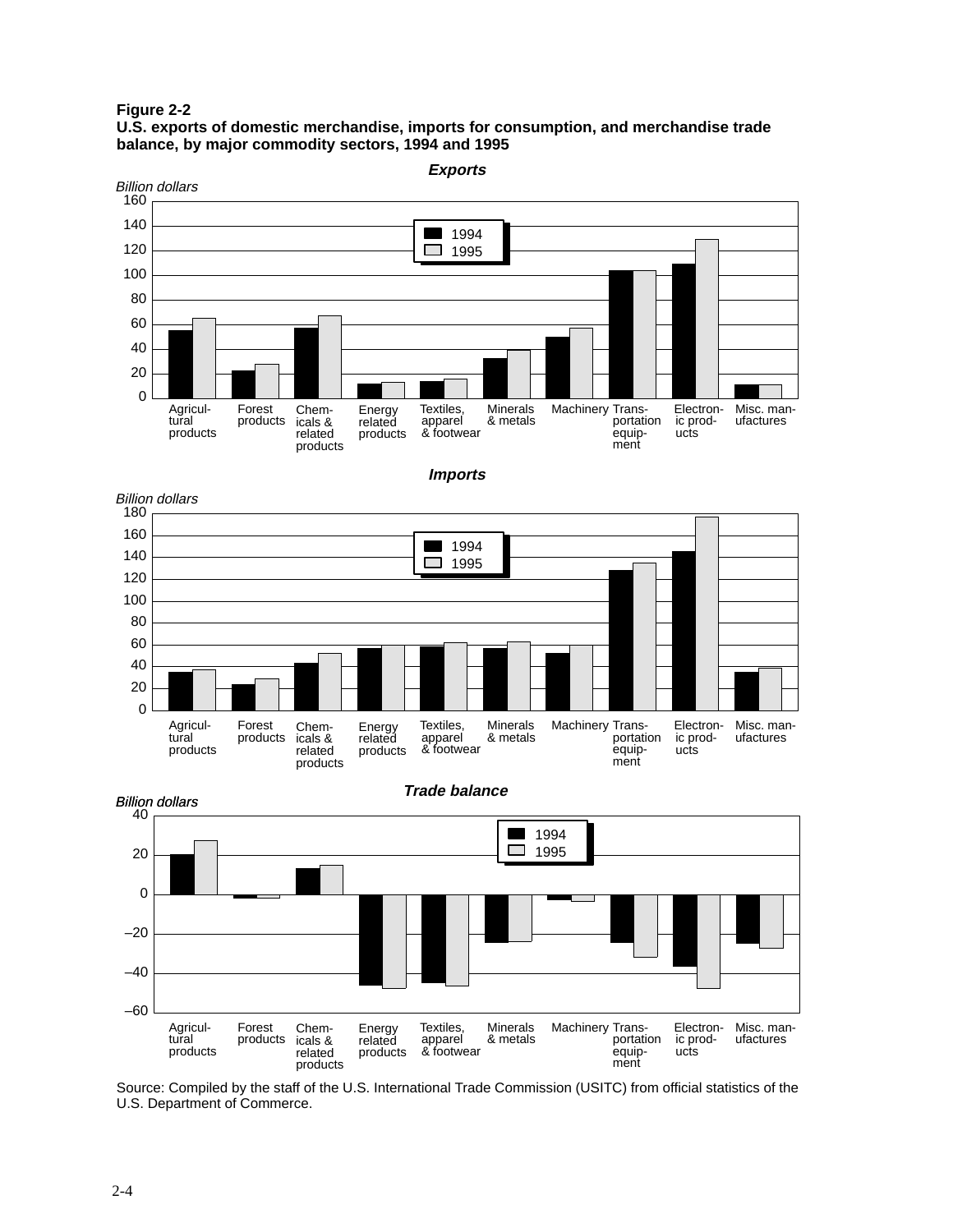**Figure 2-2**
**U.S. exports of domestic merchandise, imports for consumption, and merchandise trade balance, by major commodity sectors, 1994 and 1995**

***Exports***

*Billion dollars*

160
140
120
100
80
60
40
20
0

1994
1995

Agricultural products | Forest products | Chemicals & related products | Energy related products | Textiles, apparel & footwear | Minerals & metals | Machinery | Transportation equipment | Electronic products | Misc. manufactures

***Imports***

*Billion dollars*

180
160
140
120
100
80
60
40
20
0

1994
1995

Agricultural products | Forest products | Chemicals & related products | Energy related products | Textiles, apparel & footwear | Minerals & metals | Machinery | Transportation equipment | Electronic products | Misc. manufactures

***Trade balance***

*Billion dollars*

40
20
0
–20
–40
–60

1994
1995

Agricultural products | Forest products | Chemicals & related products | Energy related products | Textiles, apparel & footwear | Minerals & metals | Machinery | Transportation equipment | Electronic products | Misc. manufactures

Source: Compiled by the staff of the U.S. International Trade Commission (USITC) from official statistics of the U.S. Department of Commerce.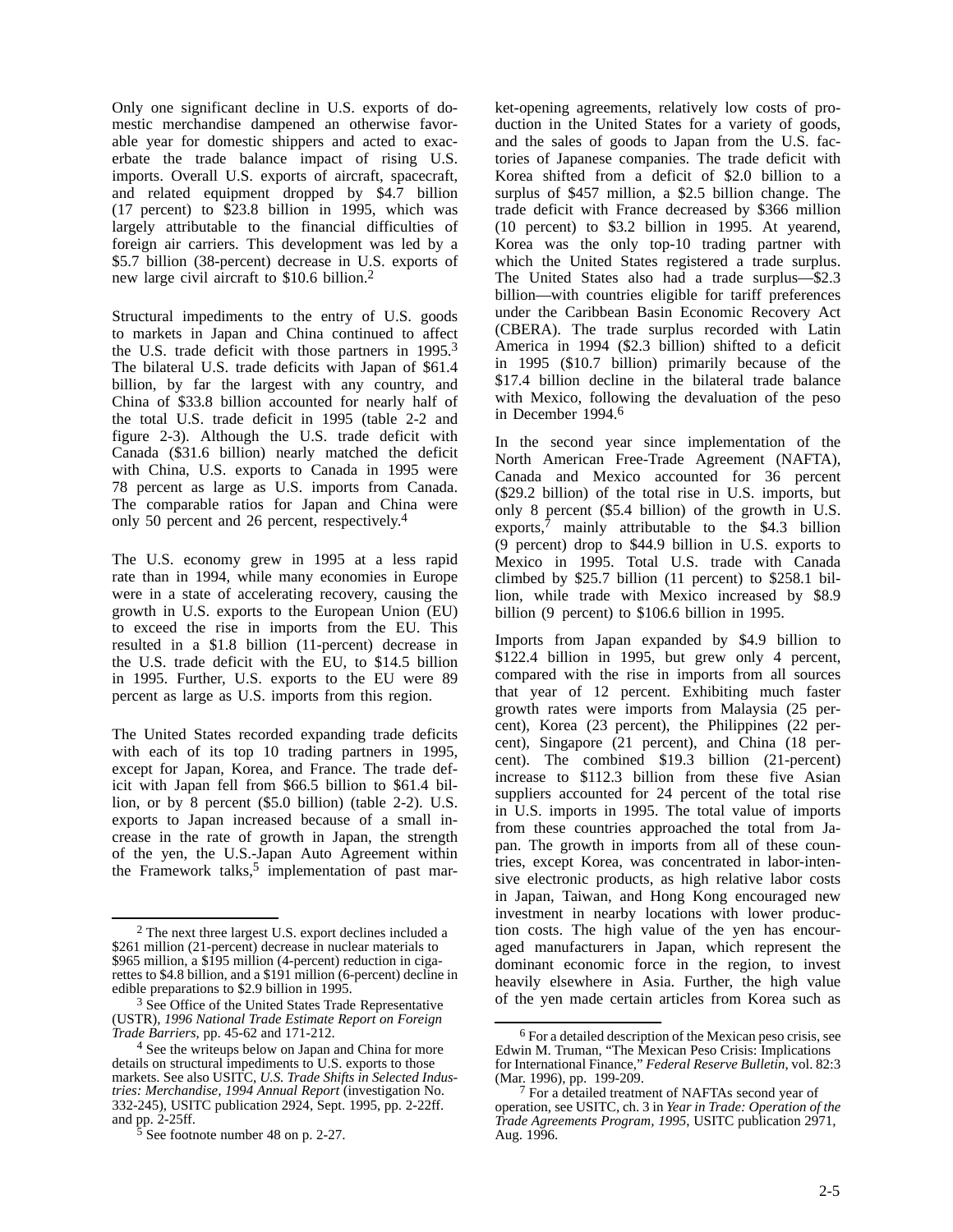Only one significant decline in U.S. exports of domestic merchandise dampened an otherwise favorable year for domestic shippers and acted to exacerbate the trade balance impact of rising U.S. imports. Overall U.S. exports of aircraft, spacecraft, and related equipment dropped by $4.7 billion (17 percent) to $23.8 billion in 1995, which was largely attributable to the financial difficulties of foreign air carriers. This development was led by a $5.7 billion (38-percent) decrease in U.S. exports of new large civil aircraft to $10.6 billion.[2]

Structural impediments to the entry of U.S. goods to markets in Japan and China continued to affect the U.S. trade deficit with those partners in 1995.[3] The bilateral U.S. trade deficits with Japan of $61.4 billion, by far the largest with any country, and China of $33.8 billion accounted for nearly half of the total U.S. trade deficit in 1995 (table 2-2 and figure 2-3). Although the U.S. trade deficit with Canada ($31.6 billion) nearly matched the deficit with China, U.S. exports to Canada in 1995 were 78 percent as large as U.S. imports from Canada. The comparable ratios for Japan and China were only 50 percent and 26 percent, respectively.[4]

The U.S. economy grew in 1995 at a less rapid rate than in 1994, while many economies in Europe were in a state of accelerating recovery, causing the growth in U.S. exports to the European Union (EU) to exceed the rise in imports from the EU. This resulted in a $1.8 billion (11-percent) decrease in the U.S. trade deficit with the EU, to $14.5 billion in 1995. Further, U.S. exports to the EU were 89 percent as large as U.S. imports from this region.

The United States recorded expanding trade deficits with each of its top 10 trading partners in 1995, except for Japan, Korea, and France. The trade deficit with Japan fell from $66.5 billion to $61.4 billion, or by 8 percent ($5.0 billion) (table 2-2). U.S. exports to Japan increased because of a small increase in the rate of growth in Japan, the strength of the yen, the U.S.-Japan Auto Agreement within the Framework talks,[5] implementation of past market-opening agreements, relatively low costs of production in the United States for a variety of goods, and the sales of goods to Japan from the U.S. factories of Japanese companies. The trade deficit with Korea shifted from a deficit of $2.0 billion to a surplus of $457 million, a $2.5 billion change. The trade deficit with France decreased by $366 million (10 percent) to $3.2 billion in 1995. At yearend, Korea was the only top-10 trading partner with which the United States registered a trade surplus. The United States also had a trade surplus—$2.3 billion—with countries eligible for tariff preferences under the Caribbean Basin Economic Recovery Act (CBERA). The trade surplus recorded with Latin America in 1994 ($2.3 billion) shifted to a deficit in 1995 ($10.7 billion) primarily because of the $17.4 billion decline in the bilateral trade balance with Mexico, following the devaluation of the peso in December 1994.[6]

In the second year since implementation of the North American Free-Trade Agreement (NAFTA), Canada and Mexico accounted for 36 percent ($29.2 billion) of the total rise in U.S. imports, but only 8 percent ($5.4 billion) of the growth in U.S. exports,[7] mainly attributable to the $4.3 billion (9 percent) drop to $44.9 billion in U.S. exports to Mexico in 1995. Total U.S. trade with Canada climbed by $25.7 billion (11 percent) to $258.1 billion, while trade with Mexico increased by $8.9 billion (9 percent) to $106.6 billion in 1995.

Imports from Japan expanded by $4.9 billion to $122.4 billion in 1995, but grew only 4 percent, compared with the rise in imports from all sources that year of 12 percent. Exhibiting much faster growth rates were imports from Malaysia (25 percent), Korea (23 percent), the Philippines (22 percent), Singapore (21 percent), and China (18 percent). The combined $19.3 billion (21-percent) increase to $112.3 billion from these five Asian suppliers accounted for 24 percent of the total rise in U.S. imports in 1995. The total value of imports from these countries approached the total from Japan. The growth in imports from all of these countries, except Korea, was concentrated in labor-intensive electronic products, as high relative labor costs in Japan, Taiwan, and Hong Kong encouraged new investment in nearby locations with lower production costs. The high value of the yen has encouraged manufacturers in Japan, which represent the dominant economic force in the region, to invest heavily elsewhere in Asia. Further, the high value of the yen made certain articles from Korea such as

---

[2] The next three largest U.S. export declines included a $261 million (21-percent) decrease in nuclear materials to $965 million, a $195 million (4-percent) reduction in cigarettes to $4.8 billion, and a $191 million (6-percent) decline in edible preparations to $2.9 billion in 1995.

[3] See Office of the United States Trade Representative (USTR), *1996 National Trade Estimate Report on Foreign Trade Barriers*, pp. 45-62 and 171-212.

[4] See the writeups below on Japan and China for more details on structural impediments to U.S. exports to those markets. See also USITC, *U.S. Trade Shifts in Selected Industries: Merchandise, 1994 Annual Report* (investigation No. 332-245), USITC publication 2924, Sept. 1995, pp. 2-22ff. and pp. 2-25ff.

[5] See footnote number 48 on p. 2-27.

[6] For a detailed description of the Mexican peso crisis, see Edwin M. Truman, "The Mexican Peso Crisis: Implications for International Finance," *Federal Reserve Bulletin*, vol. 82:3 (Mar. 1996), pp. 199-209.

[7] For a detailed treatment of NAFTAs second year of operation, see USITC, ch. 3 in *Year in Trade: Operation of the Trade Agreements Program, 1995*, USITC publication 2971, Aug. 1996.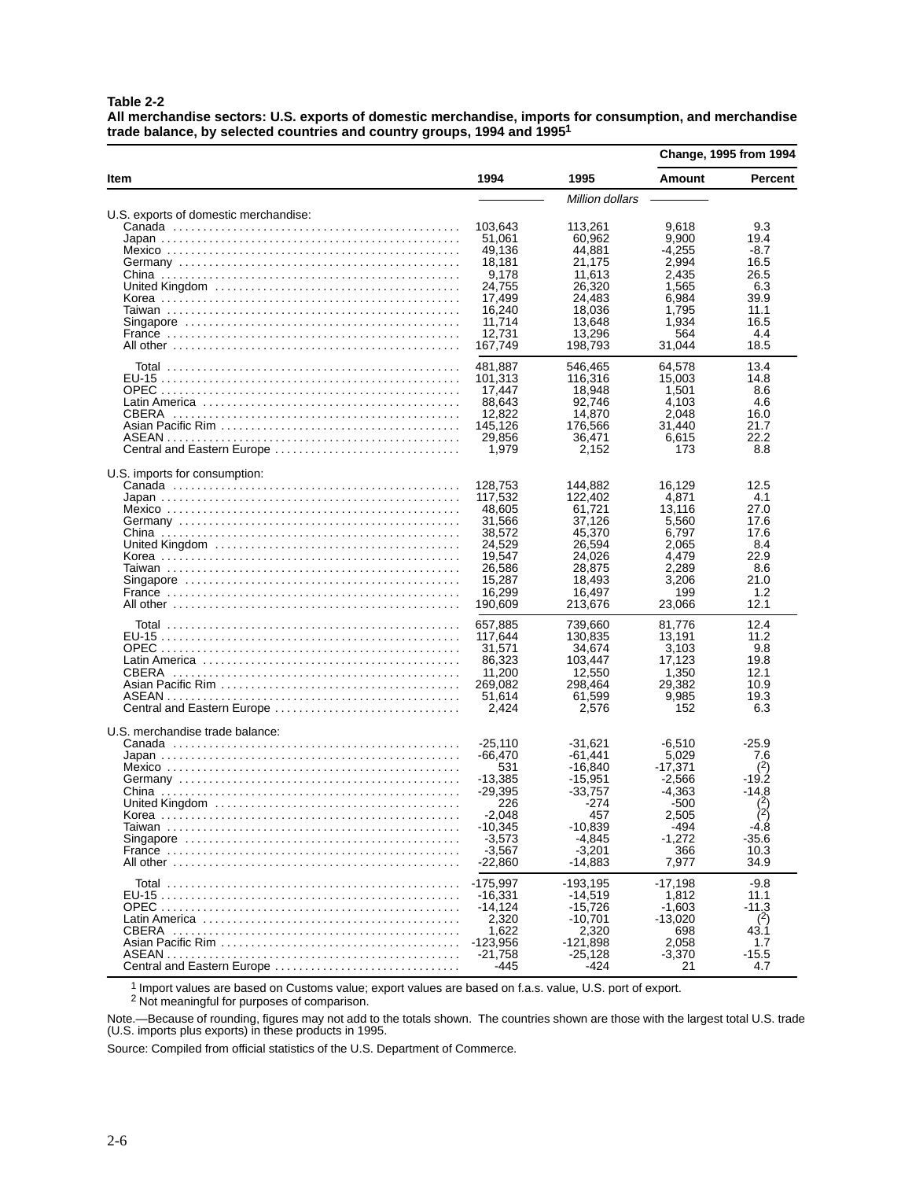**Table 2-2**
**All merchandise sectors: U.S. exports of domestic merchandise, imports for consumption, and merchandise trade balance, by selected countries and country groups, 1994 and 1995[1]**

| Item | 1994 | 1995 | Change, 1995 from 1994 Amount | Percent |
|---|---|---|---|---|
| | | *Million dollars* | | |
| U.S. exports of domestic merchandise: | | | | |
| Canada | 103,643 | 113,261 | 9,618 | 9.3 |
| Japan | 51,061 | 60,962 | 9,900 | 19.4 |
| Mexico | 49,136 | 44,881 | -4,255 | -8.7 |
| Germany | 18,181 | 21,175 | 2,994 | 16.5 |
| China | 9,178 | 11,613 | 2,435 | 26.5 |
| United Kingdom | 24,755 | 26,320 | 1,565 | 6.3 |
| Korea | 17,499 | 24,483 | 6,984 | 39.9 |
| Taiwan | 16,240 | 18,036 | 1,795 | 11.1 |
| Singapore | 11,714 | 13,648 | 1,934 | 16.5 |
| France | 12,731 | 13,296 | 564 | 4.4 |
| All other | 167,749 | 198,793 | 31,044 | 18.5 |
| Total | 481,887 | 546,465 | 64,578 | 13.4 |
| EU-15 | 101,313 | 116,316 | 15,003 | 14.8 |
| OPEC | 17,447 | 18,948 | 1,501 | 8.6 |
| Latin America | 88,643 | 92,746 | 4,103 | 4.6 |
| CBERA | 12,822 | 14,870 | 2,048 | 16.0 |
| Asian Pacific Rim | 145,126 | 176,566 | 31,440 | 21.7 |
| ASEAN | 29,856 | 36,471 | 6,615 | 22.2 |
| Central and Eastern Europe | 1,979 | 2,152 | 173 | 8.8 |
| U.S. imports for consumption: | | | | |
| Canada | 128,753 | 144,882 | 16,129 | 12.5 |
| Japan | 117,532 | 122,402 | 4,871 | 4.1 |
| Mexico | 48,605 | 61,721 | 13,116 | 27.0 |
| Germany | 31,566 | 37,126 | 5,560 | 17.6 |
| China | 38,572 | 45,370 | 6,797 | 17.6 |
| United Kingdom | 24,529 | 26,594 | 2,065 | 8.4 |
| Korea | 19,547 | 24,026 | 4,479 | 22.9 |
| Taiwan | 26,586 | 28,875 | 2,289 | 8.6 |
| Singapore | 15,287 | 18,493 | 3,206 | 21.0 |
| France | 16,299 | 16,497 | 199 | 1.2 |
| All other | 190,609 | 213,676 | 23,066 | 12.1 |
| Total | 657,885 | 739,660 | 81,776 | 12.4 |
| EU-15 | 117,644 | 130,835 | 13,191 | 11.2 |
| OPEC | 31,571 | 34,674 | 3,103 | 9.8 |
| Latin America | 86,323 | 103,447 | 17,123 | 19.8 |
| CBERA | 11,200 | 12,550 | 1,350 | 12.1 |
| Asian Pacific Rim | 269,082 | 298,464 | 29,382 | 10.9 |
| ASEAN | 51,614 | 61,599 | 9,985 | 19.3 |
| Central and Eastern Europe | 2,424 | 2,576 | 152 | 6.3 |
| U.S. merchandise trade balance: | | | | |
| Canada | -25,110 | -31,621 | -6,510 | -25.9 |
| Japan | -66,470 | -61,441 | 5,029 | 7.6 |
| Mexico | 531 | -16,840 | -17,371 | (2) |
| Germany | -13,385 | -15,951 | -2,566 | -19.2 |
| China | -29,395 | -33,757 | -4,363 | -14.8 |
| United Kingdom | 226 | -274 | -500 | (2) |
| Korea | -2,048 | 457 | 2,505 | (2) |
| Taiwan | -10,345 | -10,839 | -494 | -4.8 |
| Singapore | -3,573 | -4,845 | -1,272 | -35.6 |
| France | -3,567 | -3,201 | 366 | 10.3 |
| All other | -22,860 | -14,883 | 7,977 | 34.9 |
| Total | -175,997 | -193,195 | -17,198 | -9.8 |
| EU-15 | -16,331 | -14,519 | 1,812 | 11.1 |
| OPEC | -14,124 | -15,726 | -1,603 | -11.3 |
| Latin America | 2,320 | -10,701 | -13,020 | (2) |
| CBERA | 1,622 | 2,320 | 698 | 43.1 |
| Asian Pacific Rim | -123,956 | -121,898 | 2,058 | 1.7 |
| ASEAN | -21,758 | -25,128 | -3,370 | -15.5 |
| Central and Eastern Europe | -445 | -424 | 21 | 4.7 |

[1] Import values are based on Customs value; export values are based on f.a.s. value, U.S. port of export.
[2] Not meaningful for purposes of comparison.

Note.—Because of rounding, figures may not add to the totals shown. The countries shown are those with the largest total U.S. trade (U.S. imports plus exports) in these products in 1995.

Source: Compiled from official statistics of the U.S. Department of Commerce.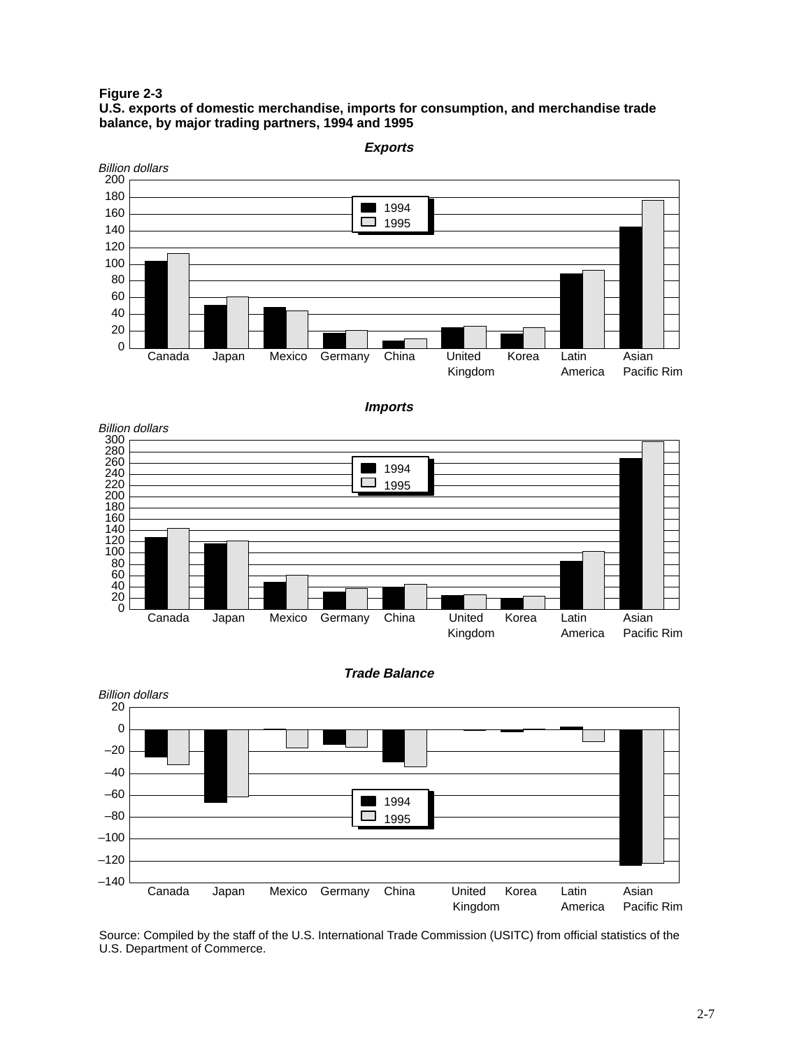**Figure 2-3**
**U.S. exports of domestic merchandise, imports for consumption, and merchandise trade balance, by major trading partners, 1994 and 1995**

***Exports***

*Billion dollars*

Legend: 1994, 1995

Canada, Japan, Mexico, Germany, China, United Kingdom, Korea, Latin America, Asian Pacific Rim

***Imports***

*Billion dollars*

Legend: 1994, 1995

Canada, Japan, Mexico, Germany, China, United Kingdom, Korea, Latin America, Asian Pacific Rim

***Trade Balance***

*Billion dollars*

Legend: 1994, 1995

Canada, Japan, Mexico, Germany, China, United Kingdom, Korea, Latin America, Asian Pacific Rim

Source: Compiled by the staff of the U.S. International Trade Commission (USITC) from official statistics of the U.S. Department of Commerce.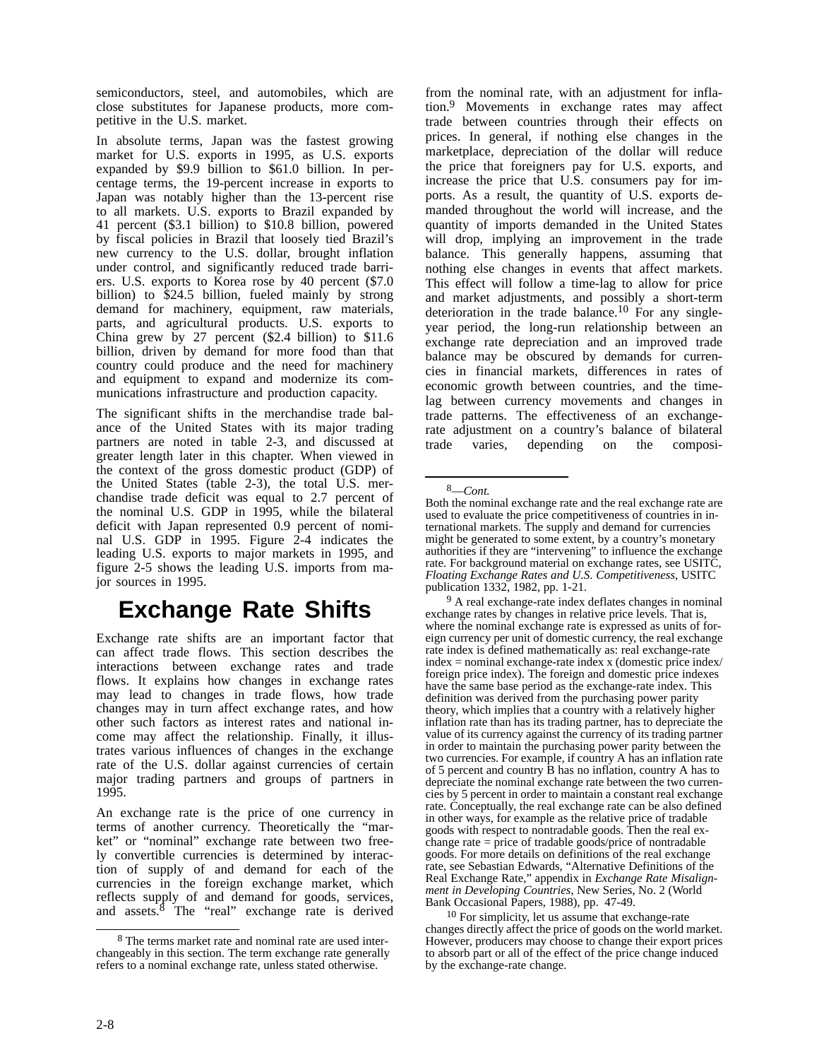semiconductors, steel, and automobiles, which are close substitutes for Japanese products, more competitive in the U.S. market.

In absolute terms, Japan was the fastest growing market for U.S. exports in 1995, as U.S. exports expanded by $9.9 billion to $61.0 billion. In percentage terms, the 19-percent increase in exports to Japan was notably higher than the 13-percent rise to all markets. U.S. exports to Brazil expanded by 41 percent ($3.1 billion) to $10.8 billion, powered by fiscal policies in Brazil that loosely tied Brazil's new currency to the U.S. dollar, brought inflation under control, and significantly reduced trade barriers. U.S. exports to Korea rose by 40 percent ($7.0 billion) to $24.5 billion, fueled mainly by strong demand for machinery, equipment, raw materials, parts, and agricultural products. U.S. exports to China grew by 27 percent ($2.4 billion) to $11.6 billion, driven by demand for more food than that country could produce and the need for machinery and equipment to expand and modernize its communications infrastructure and production capacity.

The significant shifts in the merchandise trade balance of the United States with its major trading partners are noted in table 2-3, and discussed at greater length later in this chapter. When viewed in the context of the gross domestic product (GDP) of the United States (table 2-3), the total U.S. merchandise trade deficit was equal to 2.7 percent of the nominal U.S. GDP in 1995, while the bilateral deficit with Japan represented 0.9 percent of nominal U.S. GDP in 1995. Figure 2-4 indicates the leading U.S. exports to major markets in 1995, and figure 2-5 shows the leading U.S. imports from major sources in 1995.

## Exchange Rate Shifts

Exchange rate shifts are an important factor that can affect trade flows. This section describes the interactions between exchange rates and trade flows. It explains how changes in exchange rates may lead to changes in trade flows, how trade changes may in turn affect exchange rates, and how other such factors as interest rates and national income may affect the relationship. Finally, it illustrates various influences of changes in the exchange rate of the U.S. dollar against currencies of certain major trading partners and groups of partners in 1995.

An exchange rate is the price of one currency in terms of another currency. Theoretically the "market" or "nominal" exchange rate between two freely convertible currencies is determined by interaction of supply of and demand for each of the currencies in the foreign exchange market, which reflects supply of and demand for goods, services, and assets.[8] The "real" exchange rate is derived from the nominal rate, with an adjustment for inflation.[9] Movements in exchange rates may affect trade between countries through their effects on prices. In general, if nothing else changes in the marketplace, depreciation of the dollar will reduce the price that foreigners pay for U.S. exports, and increase the price that U.S. consumers pay for imports. As a result, the quantity of U.S. exports demanded throughout the world will increase, and the quantity of imports demanded in the United States will drop, implying an improvement in the trade balance. This generally happens, assuming that nothing else changes in events that affect markets. This effect will follow a time-lag to allow for price and market adjustments, and possibly a short-term deterioration in the trade balance.[10] For any single-year period, the long-run relationship between an exchange rate depreciation and an improved trade balance may be obscured by demands for currencies in financial markets, differences in rates of economic growth between countries, and the time-lag between currency movements and changes in trade patterns. The effectiveness of an exchange-rate adjustment on a country's balance of bilateral trade varies, depending on the composi-

---

[8] The terms market rate and nominal rate are used interchangeably in this section. The term exchange rate generally refers to a nominal exchange rate, unless stated otherwise.

[8]—*Cont.*
Both the nominal exchange rate and the real exchange rate are used to evaluate the price competitiveness of countries in international markets. The supply and demand for currencies might be generated to some extent, by a country's monetary authorities if they are "intervening" to influence the exchange rate. For background material on exchange rates, see USITC, *Floating Exchange Rates and U.S. Competitiveness*, USITC publication 1332, 1982, pp. 1-21.

[9] A real exchange-rate index deflates changes in nominal exchange rates by changes in relative price levels. That is, where the nominal exchange rate is expressed as units of foreign currency per unit of domestic currency, the real exchange rate index is defined mathematically as: real exchange-rate index = nominal exchange-rate index x (domestic price index/ foreign price index). The foreign and domestic price indexes have the same base period as the exchange-rate index. This definition was derived from the purchasing power parity theory, which implies that a country with a relatively higher inflation rate than has its trading partner, has to depreciate the value of its currency against the currency of its trading partner in order to maintain the purchasing power parity between the two currencies. For example, if country A has an inflation rate of 5 percent and country B has no inflation, country A has to depreciate the nominal exchange rate between the two currencies by 5 percent in order to maintain a constant real exchange rate. Conceptually, the real exchange rate can be also defined in other ways, for example as the relative price of tradable goods with respect to nontradable goods. Then the real exchange rate = price of tradable goods/price of nontradable goods. For more details on definitions of the real exchange rate, see Sebastian Edwards, "Alternative Definitions of the Real Exchange Rate," appendix in *Exchange Rate Misalignment in Developing Countries*, New Series, No. 2 (World Bank Occasional Papers, 1988), pp. 47-49.

[10] For simplicity, let us assume that exchange-rate changes directly affect the price of goods on the world market. However, producers may choose to change their export prices to absorb part or all of the effect of the price change induced by the exchange-rate change.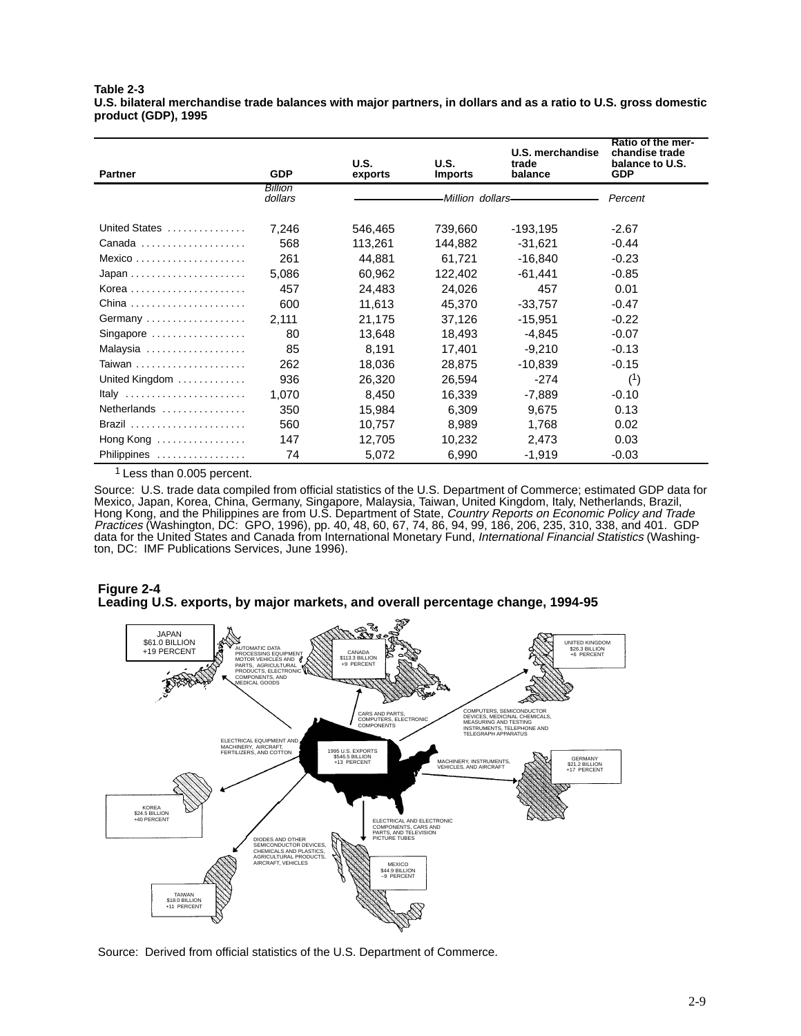**Table 2-3**
**U.S. bilateral merchandise trade balances with major partners, in dollars and as a ratio to U.S. gross domestic product (GDP), 1995**

| Partner | GDP | U.S. exports | U.S. Imports | U.S. merchandise trade balance | Ratio of the merchandise trade balance to U.S. GDP |
|---|---|---|---|---|---|
| | *Billion dollars* | *Million dollars* | | | *Percent* |
| United States | 7,246 | 546,465 | 739,660 | -193,195 | -2.67 |
| Canada | 568 | 113,261 | 144,882 | -31,621 | -0.44 |
| Mexico | 261 | 44,881 | 61,721 | -16,840 | -0.23 |
| Japan | 5,086 | 60,962 | 122,402 | -61,441 | -0.85 |
| Korea | 457 | 24,483 | 24,026 | 457 | 0.01 |
| China | 600 | 11,613 | 45,370 | -33,757 | -0.47 |
| Germany | 2,111 | 21,175 | 37,126 | -15,951 | -0.22 |
| Singapore | 80 | 13,648 | 18,493 | -4,845 | -0.07 |
| Malaysia | 85 | 8,191 | 17,401 | -9,210 | -0.13 |
| Taiwan | 262 | 18,036 | 28,875 | -10,839 | -0.15 |
| United Kingdom | 936 | 26,320 | 26,594 | -274 | ([1]) |
| Italy | 1,070 | 8,450 | 16,339 | -7,889 | -0.10 |
| Netherlands | 350 | 15,984 | 6,309 | 9,675 | 0.13 |
| Brazil | 560 | 10,757 | 8,989 | 1,768 | 0.02 |
| Hong Kong | 147 | 12,705 | 10,232 | 2,473 | 0.03 |
| Philippines | 74 | 5,072 | 6,990 | -1,919 | -0.03 |

[1] Less than 0.005 percent.

Source: U.S. trade data compiled from official statistics of the U.S. Department of Commerce; estimated GDP data for Mexico, Japan, Korea, China, Germany, Singapore, Malaysia, Taiwan, United Kingdom, Italy, Netherlands, Brazil, Hong Kong, and the Philippines are from U.S. Department of State, *Country Reports on Economic Policy and Trade Practices* (Washington, DC: GPO, 1996), pp. 40, 48, 60, 67, 74, 86, 94, 99, 186, 206, 235, 310, 338, and 401. GDP data for the United States and Canada from International Monetary Fund, *International Financial Statistics* (Washington, DC: IMF Publications Services, June 1996).

**Figure 2-4**
**Leading U.S. exports, by major markets, and overall percentage change, 1994-95**

1995 U.S. EXPORTS $546.5 BILLION +13 PERCENT

JAPAN $61.0 BILLION +19 PERCENT — AUTOMATIC DATA PROCESSING EQUIPMENT MOTOR VEHICLES AND PARTS, AGRICULTURAL PRODUCTS, ELECTRONIC COMPONENTS, AND MEDICAL GOODS

CANADA $113.3 BILLION +9 PERCENT — CARS AND PARTS, COMPUTERS, ELECTRONIC COMPONENTS

UNITED KINGDOM $26.3 BILLION +6 PERCENT — COMPUTERS, SEMICONDUCTOR DEVICES, MEDICINAL CHEMICALS, MEASURING AND TESTING INSTRUMENTS, TELEPHONE AND TELEGRAPH APPARATUS

KOREA $24.5 BILLION +40 PERCENT — ELECTRICAL EQUIPMENT AND MACHINERY, AIRCRAFT, FERTILIZERS, AND COTTON

GERMANY $21.2 BILLION +17 PERCENT — MACHINERY, INSTRUMENTS, VEHICLES, AND AIRCRAFT

MEXICO $44.9 BILLION −9 PERCENT — ELECTRICAL AND ELECTRONIC COMPONENTS, CARS AND PARTS, AND TELEVISION PICTURE TUBES

TAIWAN $18.0 BILLION +11 PERCENT — DIODES AND OTHER SEMICONDUCTOR DEVICES, CHEMICALS AND PLASTICS, AGRICULTURAL PRODUCTS, AIRCRAFT, VEHICLES

Source: Derived from official statistics of the U.S. Department of Commerce.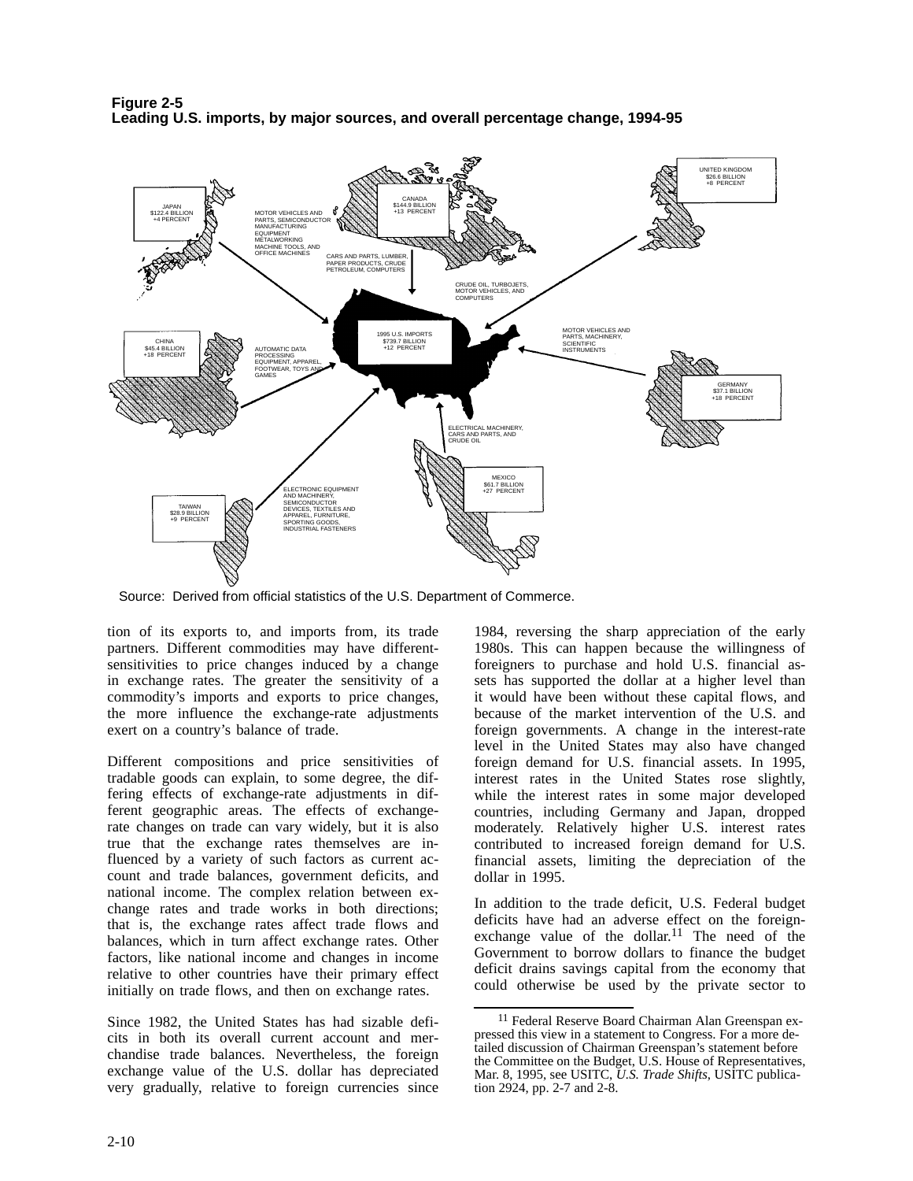**Figure 2-5**
**Leading U.S. imports, by major sources, and overall percentage change, 1994-95**

JAPAN
$122.4 BILLION
+4 PERCENT

MOTOR VEHICLES AND PARTS, SEMICONDUCTOR MANUFACTURING EQUIPMENT METALWORKING MACHINE TOOLS, AND OFFICE MACHINES

CANADA
$144.9 BILLION
+13 PERCENT

CARS AND PARTS, LUMBER, PAPER PRODUCTS, CRUDE PETROLEUM, COMPUTERS

UNITED KINGDOM
$26.6 BILLION
+8 PERCENT

CRUDE OIL, TURBOJETS, MOTOR VEHICLES, AND COMPUTERS

1995 U.S. IMPORTS
$739.7 BILLION
+12 PERCENT

CHINA
$45.4 BILLION
+18 PERCENT

AUTOMATIC DATA PROCESSING EQUIPMENT, APPAREL, FOOTWEAR, TOYS AND GAMES

MOTOR VEHICLES AND PARTS, MACHINERY, SCIENTIFIC INSTRUMENTS

GERMANY
$37.1 BILLION
+18 PERCENT

ELECTRICAL MACHINERY, CARS AND PARTS, AND CRUDE OIL

MEXICO
$61.7 BILLION
+27 PERCENT

TAIWAN
$28.9 BILLION
+9 PERCENT

ELECTRONIC EQUIPMENT AND MACHINERY, SEMICONDUCTOR DEVICES, TEXTILES AND APPAREL, FURNITURE, SPORTING GOODS, INDUSTRIAL FASTENERS

Source: Derived from official statistics of the U.S. Department of Commerce.

tion of its exports to, and imports from, its trade partners. Different commodities may have different-sensitivities to price changes induced by a change in exchange rates. The greater the sensitivity of a commodity's imports and exports to price changes, the more influence the exchange-rate adjustments exert on a country's balance of trade.

Different compositions and price sensitivities of tradable goods can explain, to some degree, the differing effects of exchange-rate adjustments in different geographic areas. The effects of exchange-rate changes on trade can vary widely, but it is also true that the exchange rates themselves are influenced by a variety of such factors as current account and trade balances, government deficits, and national income. The complex relation between exchange rates and trade works in both directions; that is, the exchange rates affect trade flows and balances, which in turn affect exchange rates. Other factors, like national income and changes in income relative to other countries have their primary effect initially on trade flows, and then on exchange rates.

Since 1982, the United States has had sizable deficits in both its overall current account and merchandise trade balances. Nevertheless, the foreign exchange value of the U.S. dollar has depreciated very gradually, relative to foreign currencies since 1984, reversing the sharp appreciation of the early 1980s. This can happen because the willingness of foreigners to purchase and hold U.S. financial assets has supported the dollar at a higher level than it would have been without these capital flows, and because of the market intervention of the U.S. and foreign governments. A change in the interest-rate level in the United States may also have changed foreign demand for U.S. financial assets. In 1995, interest rates in the United States rose slightly, while the interest rates in some major developed countries, including Germany and Japan, dropped moderately. Relatively higher U.S. interest rates contributed to increased foreign demand for U.S. financial assets, limiting the depreciation of the dollar in 1995.

In addition to the trade deficit, U.S. Federal budget deficits have had an adverse effect on the foreign-exchange value of the dollar.[11] The need of the Government to borrow dollars to finance the budget deficit drains savings capital from the economy that could otherwise be used by the private sector to

[11] Federal Reserve Board Chairman Alan Greenspan expressed this view in a statement to Congress. For a more detailed discussion of Chairman Greenspan's statement before the Committee on the Budget, U.S. House of Representatives, Mar. 8, 1995, see USITC, *U.S. Trade Shifts*, USITC publication 2924, pp. 2-7 and 2-8.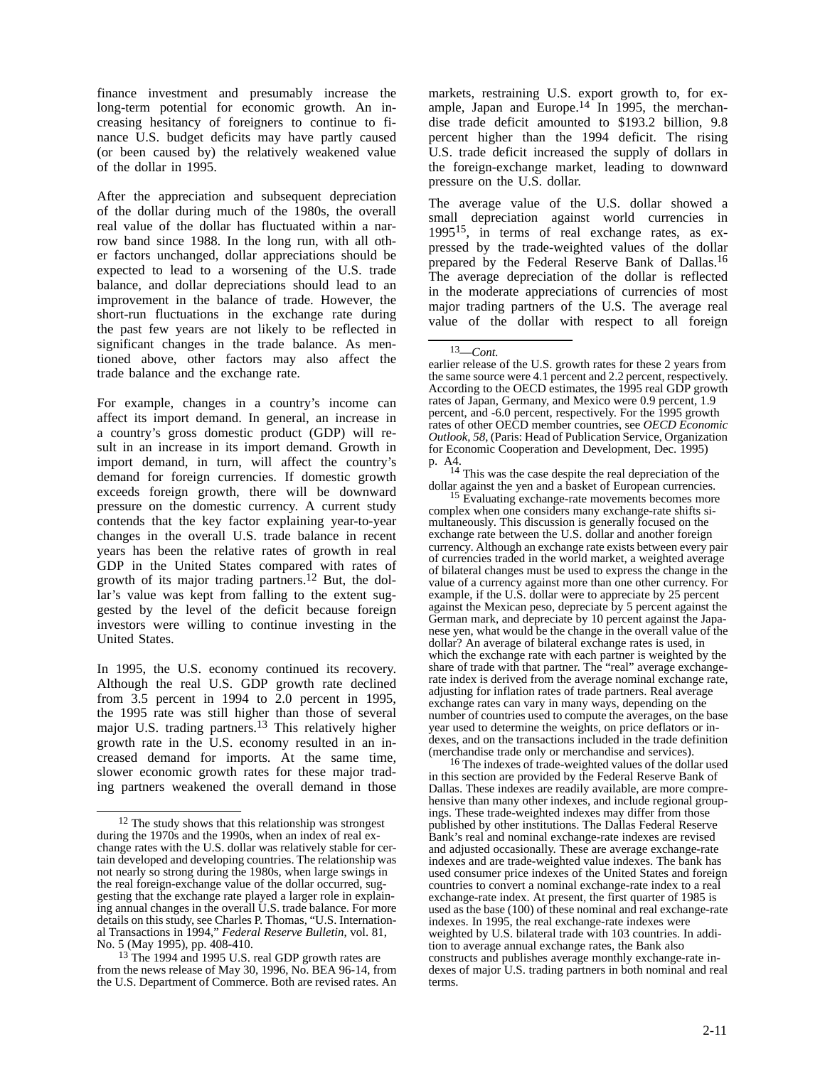finance investment and presumably increase the long-term potential for economic growth. An increasing hesitancy of foreigners to continue to finance U.S. budget deficits may have partly caused (or been caused by) the relatively weakened value of the dollar in 1995.

After the appreciation and subsequent depreciation of the dollar during much of the 1980s, the overall real value of the dollar has fluctuated within a narrow band since 1988. In the long run, with all other factors unchanged, dollar appreciations should be expected to lead to a worsening of the U.S. trade balance, and dollar depreciations should lead to an improvement in the balance of trade. However, the short-run fluctuations in the exchange rate during the past few years are not likely to be reflected in significant changes in the trade balance. As mentioned above, other factors may also affect the trade balance and the exchange rate.

For example, changes in a country's income can affect its import demand. In general, an increase in a country's gross domestic product (GDP) will result in an increase in its import demand. Growth in import demand, in turn, will affect the country's demand for foreign currencies. If domestic growth exceeds foreign growth, there will be downward pressure on the domestic currency. A current study contends that the key factor explaining year-to-year changes in the overall U.S. trade balance in recent years has been the relative rates of growth in real GDP in the United States compared with rates of growth of its major trading partners.[12] But, the dollar's value was kept from falling to the extent suggested by the level of the deficit because foreign investors were willing to continue investing in the United States.

In 1995, the U.S. economy continued its recovery. Although the real U.S. GDP growth rate declined from 3.5 percent in 1994 to 2.0 percent in 1995, the 1995 rate was still higher than those of several major U.S. trading partners.[13] This relatively higher growth rate in the U.S. economy resulted in an increased demand for imports. At the same time, slower economic growth rates for these major trading partners weakened the overall demand in those markets, restraining U.S. export growth to, for example, Japan and Europe.[14] In 1995, the merchandise trade deficit amounted to $193.2 billion, 9.8 percent higher than the 1994 deficit. The rising U.S. trade deficit increased the supply of dollars in the foreign-exchange market, leading to downward pressure on the U.S. dollar.

The average value of the U.S. dollar showed a small depreciation against world currencies in 1995[15], in terms of real exchange rates, as expressed by the trade-weighted values of the dollar prepared by the Federal Reserve Bank of Dallas.[16] The average depreciation of the dollar is reflected in the moderate appreciations of currencies of most major trading partners of the U.S. The average real value of the dollar with respect to all foreign

---

[12] The study shows that this relationship was strongest during the 1970s and the 1990s, when an index of real exchange rates with the U.S. dollar was relatively stable for certain developed and developing countries. The relationship was not nearly so strong during the 1980s, when large swings in the real foreign-exchange value of the dollar occurred, suggesting that the exchange rate played a larger role in explaining annual changes in the overall U.S. trade balance. For more details on this study, see Charles P. Thomas, "U.S. International Transactions in 1994," *Federal Reserve Bulletin*, vol. 81, No. 5 (May 1995), pp. 408-410.

[13] The 1994 and 1995 U.S. real GDP growth rates are from the news release of May 30, 1996, No. BEA 96-14, from the U.S. Department of Commerce. Both are revised rates. An earlier release of the U.S. growth rates for these 2 years from the same source were 4.1 percent and 2.2 percent, respectively. According to the OECD estimates, the 1995 real GDP growth rates of Japan, Germany, and Mexico were 0.9 percent, 1.9 percent, and -6.0 percent, respectively. For the 1995 growth rates of other OECD member countries, see *OECD Economic Outlook, 58*, (Paris: Head of Publication Service, Organization for Economic Cooperation and Development, Dec. 1995) p. A4.

[14] This was the case despite the real depreciation of the dollar against the yen and a basket of European currencies.

[15] Evaluating exchange-rate movements becomes more complex when one considers many exchange-rate shifts simultaneously. This discussion is generally focused on the exchange rate between the U.S. dollar and another foreign currency. Although an exchange rate exists between every pair of currencies traded in the world market, a weighted average of bilateral changes must be used to express the change in the value of a currency against more than one other currency. For example, if the U.S. dollar were to appreciate by 25 percent against the Mexican peso, depreciate by 5 percent against the German mark, and depreciate by 10 percent against the Japanese yen, what would be the change in the overall value of the dollar? An average of bilateral exchange rates is used, in which the exchange rate with each partner is weighted by the share of trade with that partner. The "real" average exchange-rate index is derived from the average nominal exchange rate, adjusting for inflation rates of trade partners. Real average exchange rates can vary in many ways, depending on the number of countries used to compute the averages, on the base year used to determine the weights, on price deflators or indexes, and on the transactions included in the trade definition (merchandise trade only or merchandise and services).

[16] The indexes of trade-weighted values of the dollar used in this section are provided by the Federal Reserve Bank of Dallas. These indexes are readily available, are more comprehensive than many other indexes, and include regional groupings. These trade-weighted indexes may differ from those published by other institutions. The Dallas Federal Reserve Bank's real and nominal exchange-rate indexes are revised and adjusted occasionally. These are average exchange-rate indexes and are trade-weighted value indexes. The bank has used consumer price indexes of the United States and foreign countries to convert a nominal exchange-rate index to a real exchange-rate index. At present, the first quarter of 1985 is used as the base (100) of these nominal and real exchange-rate indexes. In 1995, the real exchange-rate indexes were weighted by U.S. bilateral trade with 103 countries. In addition to average annual exchange rates, the Bank also constructs and publishes average monthly exchange-rate indexes of major U.S. trading partners in both nominal and real terms.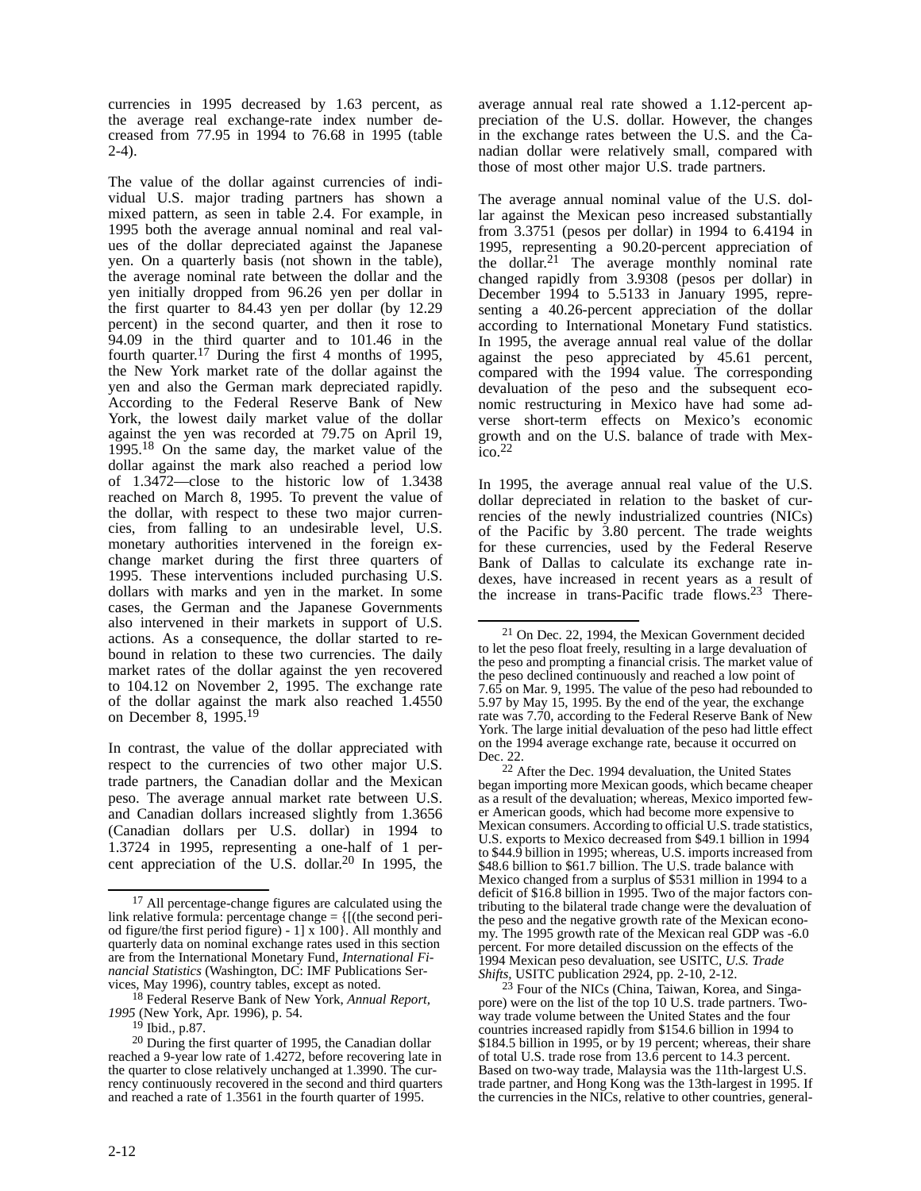currencies in 1995 decreased by 1.63 percent, as the average real exchange-rate index number decreased from 77.95 in 1994 to 76.68 in 1995 (table 2-4).

The value of the dollar against currencies of individual U.S. major trading partners has shown a mixed pattern, as seen in table 2.4. For example, in 1995 both the average annual nominal and real values of the dollar depreciated against the Japanese yen. On a quarterly basis (not shown in the table), the average nominal rate between the dollar and the yen initially dropped from 96.26 yen per dollar in the first quarter to 84.43 yen per dollar (by 12.29 percent) in the second quarter, and then it rose to 94.09 in the third quarter and to 101.46 in the fourth quarter.[17] During the first 4 months of 1995, the New York market rate of the dollar against the yen and also the German mark depreciated rapidly. According to the Federal Reserve Bank of New York, the lowest daily market value of the dollar against the yen was recorded at 79.75 on April 19, 1995.[18] On the same day, the market value of the dollar against the mark also reached a period low of 1.3472—close to the historic low of 1.3438 reached on March 8, 1995. To prevent the value of the dollar, with respect to these two major currencies, from falling to an undesirable level, U.S. monetary authorities intervened in the foreign exchange market during the first three quarters of 1995. These interventions included purchasing U.S. dollars with marks and yen in the market. In some cases, the German and the Japanese Governments also intervened in their markets in support of U.S. actions. As a consequence, the dollar started to rebound in relation to these two currencies. The daily market rates of the dollar against the yen recovered to 104.12 on November 2, 1995. The exchange rate of the dollar against the mark also reached 1.4550 on December 8, 1995.[19]

In contrast, the value of the dollar appreciated with respect to the currencies of two other major U.S. trade partners, the Canadian dollar and the Mexican peso. The average annual market rate between U.S. and Canadian dollars increased slightly from 1.3656 (Canadian dollars per U.S. dollar) in 1994 to 1.3724 in 1995, representing a one-half of 1 percent appreciation of the U.S. dollar.[20] In 1995, the average annual real rate showed a 1.12-percent appreciation of the U.S. dollar. However, the changes in the exchange rates between the U.S. and the Canadian dollar were relatively small, compared with those of most other major U.S. trade partners.

The average annual nominal value of the U.S. dollar against the Mexican peso increased substantially from 3.3751 (pesos per dollar) in 1994 to 6.4194 in 1995, representing a 90.20-percent appreciation of the dollar.[21] The average monthly nominal rate changed rapidly from 3.9308 (pesos per dollar) in December 1994 to 5.5133 in January 1995, representing a 40.26-percent appreciation of the dollar according to International Monetary Fund statistics. In 1995, the average annual real value of the dollar against the peso appreciated by 45.61 percent, compared with the 1994 value. The corresponding devaluation of the peso and the subsequent economic restructuring in Mexico have had some adverse short-term effects on Mexico's economic growth and on the U.S. balance of trade with Mexico.[22]

In 1995, the average annual real value of the U.S. dollar depreciated in relation to the basket of currencies of the newly industrialized countries (NICs) of the Pacific by 3.80 percent. The trade weights for these currencies, used by the Federal Reserve Bank of Dallas to calculate its exchange rate indexes, have increased in recent years as a result of the increase in trans-Pacific trade flows.[23] There-

---

[17] All percentage-change figures are calculated using the link relative formula: percentage change = {[(the second period figure/the first period figure) - 1] x 100}. All monthly and quarterly data on nominal exchange rates used in this section are from the International Monetary Fund, *International Financial Statistics* (Washington, DC: IMF Publications Services, May 1996), country tables, except as noted.

[18] Federal Reserve Bank of New York, *Annual Report, 1995* (New York, Apr. 1996), p. 54.

[19] Ibid., p.87.

[20] During the first quarter of 1995, the Canadian dollar reached a 9-year low rate of 1.4272, before recovering late in the quarter to close relatively unchanged at 1.3990. The currency continuously recovered in the second and third quarters and reached a rate of 1.3561 in the fourth quarter of 1995.

[21] On Dec. 22, 1994, the Mexican Government decided to let the peso float freely, resulting in a large devaluation of the peso and prompting a financial crisis. The market value of the peso declined continuously and reached a low point of 7.65 on Mar. 9, 1995. The value of the peso had rebounded to 5.97 by May 15, 1995. By the end of the year, the exchange rate was 7.70, according to the Federal Reserve Bank of New York. The large initial devaluation of the peso had little effect on the 1994 average exchange rate, because it occurred on Dec. 22.

[22] After the Dec. 1994 devaluation, the United States began importing more Mexican goods, which became cheaper as a result of the devaluation; whereas, Mexico imported fewer American goods, which had become more expensive to Mexican consumers. According to official U.S. trade statistics, U.S. exports to Mexico decreased from $49.1 billion in 1994 to $44.9 billion in 1995; whereas, U.S. imports increased from $48.6 billion to $61.7 billion. The U.S. trade balance with Mexico changed from a surplus of $531 million in 1994 to a deficit of $16.8 billion in 1995. Two of the major factors contributing to the bilateral trade change were the devaluation of the peso and the negative growth rate of the Mexican economy. The 1995 growth rate of the Mexican real GDP was -6.0 percent. For more detailed discussion on the effects of the 1994 Mexican peso devaluation, see USITC, *U.S. Trade Shifts*, USITC publication 2924, pp. 2-10, 2-12.

[23] Four of the NICs (China, Taiwan, Korea, and Singapore) were on the list of the top 10 U.S. trade partners. Two-way trade volume between the United States and the four countries increased rapidly from $154.6 billion in 1994 to $184.5 billion in 1995, or by 19 percent; whereas, their share of total U.S. trade rose from 13.6 percent to 14.3 percent. Based on two-way trade, Malaysia was the 11th-largest U.S. trade partner, and Hong Kong was the 13th-largest in 1995. If the currencies in the NICs, relative to other countries, general-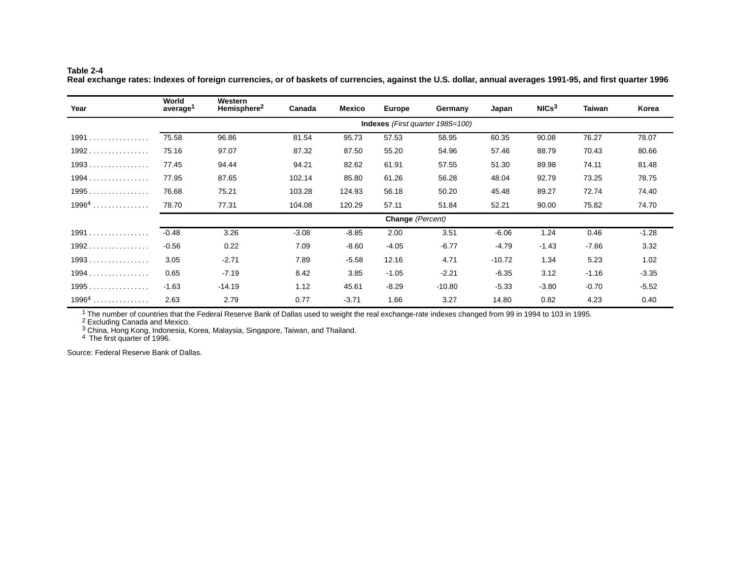**Table 2-4**
**Real exchange rates: Indexes of foreign currencies, or of baskets of currencies, against the U.S. dollar, annual averages 1991-95, and first quarter 1996**

| Year | World average[1] | Western Hemisphere[2] | Canada | Mexico | Europe | Germany | Japan | NICs[3] | Taiwan | Korea |
|---|---|---|---|---|---|---|---|---|---|---|
| | **Indexes** *(First quarter 1985=100)* | | | | | | | | | |
| 1991 | 75.58 | 96.86 | 81.54 | 95.73 | 57.53 | 58.95 | 60.35 | 90.08 | 76.27 | 78.07 |
| 1992 | 75.16 | 97.07 | 87.32 | 87.50 | 55.20 | 54.96 | 57.46 | 88.79 | 70.43 | 80.66 |
| 1993 | 77.45 | 94.44 | 94.21 | 82.62 | 61.91 | 57.55 | 51.30 | 89.98 | 74.11 | 81.48 |
| 1994 | 77.95 | 87.65 | 102.14 | 85.80 | 61.26 | 56.28 | 48.04 | 92.79 | 73.25 | 78.75 |
| 1995 | 76.68 | 75.21 | 103.28 | 124.93 | 56.18 | 50.20 | 45.48 | 89.27 | 72.74 | 74.40 |
| 1996[4] | 78.70 | 77.31 | 104.08 | 120.29 | 57.11 | 51.84 | 52.21 | 90.00 | 75.82 | 74.70 |
| | **Change** *(Percent)* | | | | | | | | | |
| 1991 | -0.48 | 3.26 | -3.08 | -8.85 | 2.00 | 3.51 | -6.06 | 1.24 | 0.46 | -1.28 |
| 1992 | -0.56 | 0.22 | 7.09 | -8.60 | -4.05 | -6.77 | -4.79 | -1.43 | -7.66 | 3.32 |
| 1993 | 3.05 | -2.71 | 7.89 | -5.58 | 12.16 | 4.71 | -10.72 | 1.34 | 5.23 | 1.02 |
| 1994 | 0.65 | -7.19 | 8.42 | 3.85 | -1.05 | -2.21 | -6.35 | 3.12 | -1.16 | -3.35 |
| 1995 | -1.63 | -14.19 | 1.12 | 45.61 | -8.29 | -10.80 | -5.33 | -3.80 | -0.70 | -5.52 |
| 1996[4] | 2.63 | 2.79 | 0.77 | -3.71 | 1.66 | 3.27 | 14.80 | 0.82 | 4.23 | 0.40 |

[1] The number of countries that the Federal Reserve Bank of Dallas used to weight the real exchange-rate indexes changed from 99 in 1994 to 103 in 1995.
[2] Excluding Canada and Mexico.
[3] China, Hong Kong, Indonesia, Korea, Malaysia, Singapore, Taiwan, and Thailand.
[4] The first quarter of 1996.

Source: Federal Reserve Bank of Dallas.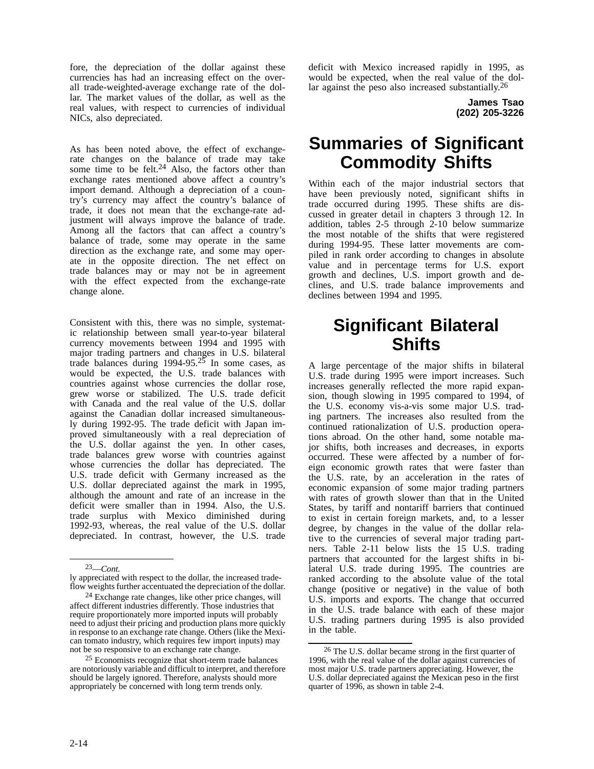fore, the depreciation of the dollar against these currencies has had an increasing effect on the overall trade-weighted-average exchange rate of the dollar. The market values of the dollar, as well as the real values, with respect to currencies of individual NICs, also depreciated.

As has been noted above, the effect of exchange-rate changes on the balance of trade may take some time to be felt.[24] Also, the factors other than exchange rates mentioned above affect a country's import demand. Although a depreciation of a country's currency may affect the country's balance of trade, it does not mean that the exchange-rate adjustment will always improve the balance of trade. Among all the factors that can affect a country's balance of trade, some may operate in the same direction as the exchange rate, and some may operate in the opposite direction. The net effect on trade balances may or may not be in agreement with the effect expected from the exchange-rate change alone.

Consistent with this, there was no simple, systematic relationship between small year-to-year bilateral currency movements between 1994 and 1995 with major trading partners and changes in U.S. bilateral trade balances during 1994-95.[25] In some cases, as would be expected, the U.S. trade balances with countries against whose currencies the dollar rose, grew worse or stabilized. The U.S. trade deficit with Canada and the real value of the U.S. dollar against the Canadian dollar increased simultaneously during 1992-95. The trade deficit with Japan improved simultaneously with a real depreciation of the U.S. dollar against the yen. In other cases, trade balances grew worse with countries against whose currencies the dollar has depreciated. The U.S. trade deficit with Germany increased as the U.S. dollar depreciated against the mark in 1995, although the amount and rate of an increase in the deficit were smaller than in 1994. Also, the U.S. trade surplus with Mexico diminished during 1992-93, whereas, the real value of the U.S. dollar depreciated. In contrast, however, the U.S. trade deficit with Mexico increased rapidly in 1995, as would be expected, when the real value of the dollar against the peso also increased substantially.[26]

**James Tsao**
**(202) 205-3226**

# Summaries of Significant Commodity Shifts

Within each of the major industrial sectors that have been previously noted, significant shifts in trade occurred during 1995. These shifts are discussed in greater detail in chapters 3 through 12. In addition, tables 2-5 through 2-10 below summarize the most notable of the shifts that were registered during 1994-95. These latter movements are compiled in rank order according to changes in absolute value and in percentage terms for U.S. export growth and declines, U.S. import growth and declines, and U.S. trade balance improvements and declines between 1994 and 1995.

# Significant Bilateral Shifts

A large percentage of the major shifts in bilateral U.S. trade during 1995 were import increases. Such increases generally reflected the more rapid expansion, though slowing in 1995 compared to 1994, of the U.S. economy vis-a-vis some major U.S. trading partners. The increases also resulted from the continued rationalization of U.S. production operations abroad. On the other hand, some notable major shifts, both increases and decreases, in exports occurred. These were affected by a number of foreign economic growth rates that were faster than the U.S. rate, by an acceleration in the rates of economic expansion of some major trading partners with rates of growth slower than that in the United States, by tariff and nontariff barriers that continued to exist in certain foreign markets, and, to a lesser degree, by changes in the value of the dollar relative to the currencies of several major trading partners. Table 2-11 below lists the 15 U.S. trading partners that accounted for the largest shifts in bilateral U.S. trade during 1995. The countries are ranked according to the absolute value of the total change (positive or negative) in the value of both U.S. imports and exports. The change that occurred in the U.S. trade balance with each of these major U.S. trading partners during 1995 is also provided in the table.

---

[23]—*Cont.*
ly appreciated with respect to the dollar, the increased trade-flow weights further accentuated the depreciation of the dollar.

[24] Exchange rate changes, like other price changes, will affect different industries differently. Those industries that require proportionately more imported inputs will probably need to adjust their pricing and production plans more quickly in response to an exchange rate change. Others (like the Mexican tomato industry, which requires few import inputs) may not be so responsive to an exchange rate change.

[25] Economists recognize that short-term trade balances are notoriously variable and difficult to interpret, and therefore should be largely ignored. Therefore, analysts should more appropriately be concerned with long term trends only.

[26] The U.S. dollar became strong in the first quarter of 1996, with the real value of the dollar against currencies of most major U.S. trade partners appreciating. However, the U.S. dollar depreciated against the Mexican peso in the first quarter of 1996, as shown in table 2-4.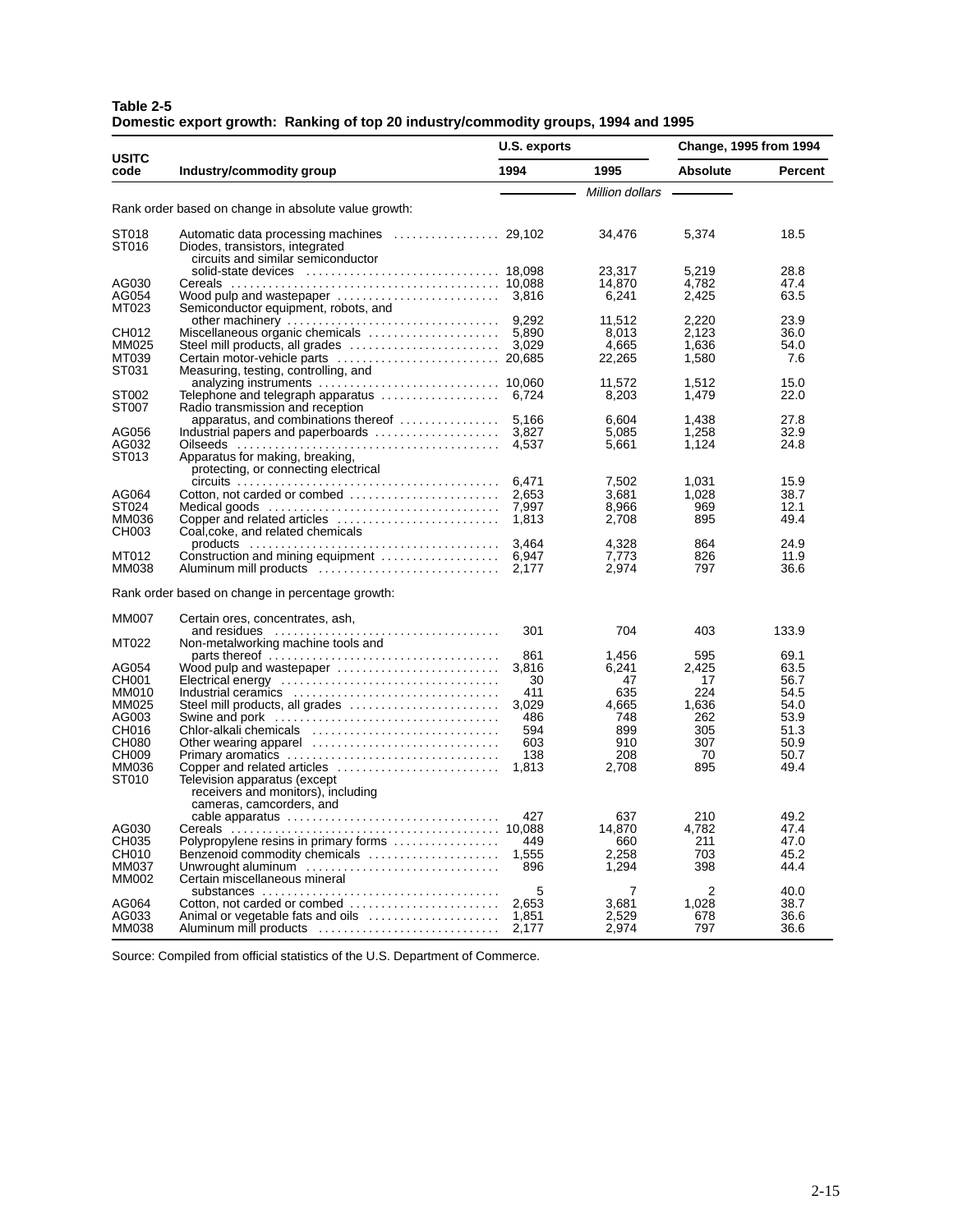**Table 2-5**
**Domestic export growth: Ranking of top 20 industry/commodity groups, 1994 and 1995**

| USITC code | Industry/commodity group | U.S. exports 1994 | U.S. exports 1995 | Change, 1995 from 1994 Absolute | Change, 1995 from 1994 Percent |
|---|---|---|---|---|---|
| | | | *Million dollars* | | |
| | *Rank order based on change in absolute value growth:* | | | | |
| ST018 | Automatic data processing machines | 29,102 | 34,476 | 5,374 | 18.5 |
| ST016 | Diodes, transistors, integrated circuits and similar semiconductor solid-state devices | 18,098 | 23,317 | 5,219 | 28.8 |
| AG030 | Cereals | 10,088 | 14,870 | 4,782 | 47.4 |
| AG054 | Wood pulp and wastepaper | 3,816 | 6,241 | 2,425 | 63.5 |
| MT023 | Semiconductor equipment, robots, and other machinery | 9,292 | 11,512 | 2,220 | 23.9 |
| CH012 | Miscellaneous organic chemicals | 5,890 | 8,013 | 2,123 | 36.0 |
| MM025 | Steel mill products, all grades | 3,029 | 4,665 | 1,636 | 54.0 |
| MT039 | Certain motor-vehicle parts | 20,685 | 22,265 | 1,580 | 7.6 |
| ST031 | Measuring, testing, controlling, and analyzing instruments | 10,060 | 11,572 | 1,512 | 15.0 |
| ST002 | Telephone and telegraph apparatus | 6,724 | 8,203 | 1,479 | 22.0 |
| ST007 | Radio transmission and reception apparatus, and combinations thereof | 5,166 | 6,604 | 1,438 | 27.8 |
| AG056 | Industrial papers and paperboards | 3,827 | 5,085 | 1,258 | 32.9 |
| AG032 | Oilseeds | 4,537 | 5,661 | 1,124 | 24.8 |
| ST013 | Apparatus for making, breaking, protecting, or connecting electrical circuits | 6,471 | 7,502 | 1,031 | 15.9 |
| AG064 | Cotton, not carded or combed | 2,653 | 3,681 | 1,028 | 38.7 |
| ST024 | Medical goods | 7,997 | 8,966 | 969 | 12.1 |
| MM036 | Copper and related articles | 1,813 | 2,708 | 895 | 49.4 |
| CH003 | Coal,coke, and related chemicals products | 3,464 | 4,328 | 864 | 24.9 |
| MT012 | Construction and mining equipment | 6,947 | 7,773 | 826 | 11.9 |
| MM038 | Aluminum mill products | 2,177 | 2,974 | 797 | 36.6 |
| | *Rank order based on change in percentage growth:* | | | | |
| MM007 | Certain ores, concentrates, ash, and residues | 301 | 704 | 403 | 133.9 |
| MT022 | Non-metalworking machine tools and parts thereof | 861 | 1,456 | 595 | 69.1 |
| AG054 | Wood pulp and wastepaper | 3,816 | 6,241 | 2,425 | 63.5 |
| CH001 | Electrical energy | 30 | 47 | 17 | 56.7 |
| MM010 | Industrial ceramics | 411 | 635 | 224 | 54.5 |
| MM025 | Steel mill products, all grades | 3,029 | 4,665 | 1,636 | 54.0 |
| AG003 | Swine and pork | 486 | 748 | 262 | 53.9 |
| CH016 | Chlor-alkali chemicals | 594 | 899 | 305 | 51.3 |
| CH080 | Other wearing apparel | 603 | 910 | 307 | 50.9 |
| CH009 | Primary aromatics | 138 | 208 | 70 | 50.7 |
| MM036 | Copper and related articles | 1,813 | 2,708 | 895 | 49.4 |
| ST010 | Television apparatus (except receivers and monitors), including cameras, camcorders, and cable apparatus | 427 | 637 | 210 | 49.2 |
| AG030 | Cereals | 10,088 | 14,870 | 4,782 | 47.4 |
| CH035 | Polypropylene resins in primary forms | 449 | 660 | 211 | 47.0 |
| CH010 | Benzenoid commodity chemicals | 1,555 | 2,258 | 703 | 45.2 |
| MM037 | Unwrought aluminum | 896 | 1,294 | 398 | 44.4 |
| MM002 | Certain miscellaneous mineral substances | 5 | 7 | 2 | 40.0 |
| AG064 | Cotton, not carded or combed | 2,653 | 3,681 | 1,028 | 38.7 |
| AG033 | Animal or vegetable fats and oils | 1,851 | 2,529 | 678 | 36.6 |
| MM038 | Aluminum mill products | 2,177 | 2,974 | 797 | 36.6 |

Source: Compiled from official statistics of the U.S. Department of Commerce.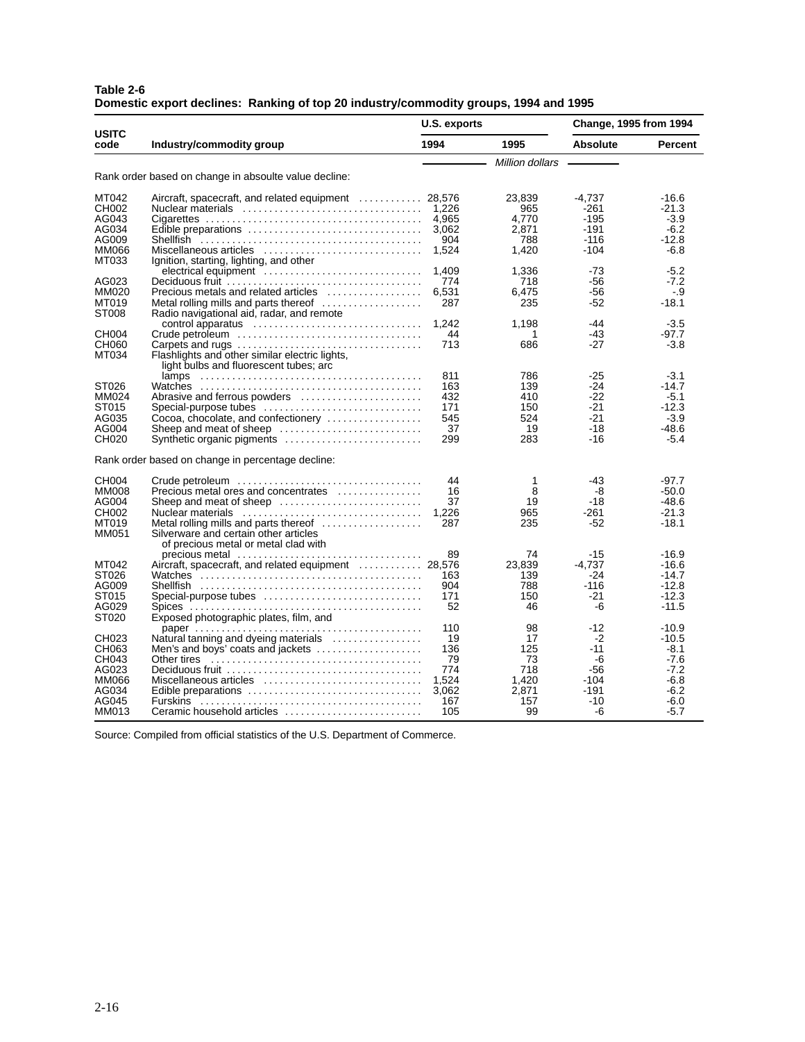**Table 2-6**
**Domestic export declines: Ranking of top 20 industry/commodity groups, 1994 and 1995**

| USITC code | Industry/commodity group | U.S. exports | | Change, 1995 from 1994 | |
|---|---|---|---|---|---|
| | | 1994 | 1995 | Absolute | Percent |
| | | *Million dollars* | | | |
| Rank order based on change in absoulte value decline: | | | | | |
| MT042 | Aircraft, spacecraft, and related equipment | 28,576 | 23,839 | -4,737 | -16.6 |
| CH002 | Nuclear materials | 1,226 | 965 | -261 | -21.3 |
| AG043 | Cigarettes | 4,965 | 4,770 | -195 | -3.9 |
| AG034 | Edible preparations | 3,062 | 2,871 | -191 | -6.2 |
| AG009 | Shellfish | 904 | 788 | -116 | -12.8 |
| MM066 | Miscellaneous articles | 1,524 | 1,420 | -104 | -6.8 |
| MT033 | Ignition, starting, lighting, and other electrical equipment | 1,409 | 1,336 | -73 | -5.2 |
| AG023 | Deciduous fruit | 774 | 718 | -56 | -7.2 |
| MM020 | Precious metals and related articles | 6,531 | 6,475 | -56 | -.9 |
| MT019 | Metal rolling mills and parts thereof | 287 | 235 | -52 | -18.1 |
| ST008 | Radio navigational aid, radar, and remote control apparatus | 1,242 | 1,198 | -44 | -3.5 |
| CH004 | Crude petroleum | 44 | 1 | -43 | -97.7 |
| CH060 | Carpets and rugs | 713 | 686 | -27 | -3.8 |
| MT034 | Flashlights and other similar electric lights, light bulbs and fluorescent tubes; arc lamps | 811 | 786 | -25 | -3.1 |
| ST026 | Watches | 163 | 139 | -24 | -14.7 |
| MM024 | Abrasive and ferrous powders | 432 | 410 | -22 | -5.1 |
| ST015 | Special-purpose tubes | 171 | 150 | -21 | -12.3 |
| AG035 | Cocoa, chocolate, and confectionery | 545 | 524 | -21 | -3.9 |
| AG004 | Sheep and meat of sheep | 37 | 19 | -18 | -48.6 |
| CH020 | Synthetic organic pigments | 299 | 283 | -16 | -5.4 |
| Rank order based on change in percentage decline: | | | | | |
| CH004 | Crude petroleum | 44 | 1 | -43 | -97.7 |
| MM008 | Precious metal ores and concentrates | 16 | 8 | -8 | -50.0 |
| AG004 | Sheep and meat of sheep | 37 | 19 | -18 | -48.6 |
| CH002 | Nuclear materials | 1,226 | 965 | -261 | -21.3 |
| MT019 | Metal rolling mills and parts thereof | 287 | 235 | -52 | -18.1 |
| MM051 | Silverware and certain other articles of precious metal or metal clad with precious metal | 89 | 74 | -15 | -16.9 |
| MT042 | Aircraft, spacecraft, and related equipment | 28,576 | 23,839 | -4,737 | -16.6 |
| ST026 | Watches | 163 | 139 | -24 | -14.7 |
| AG009 | Shellfish | 904 | 788 | -116 | -12.8 |
| ST015 | Special-purpose tubes | 171 | 150 | -21 | -12.3 |
| AG029 | Spices | 52 | 46 | -6 | -11.5 |
| ST020 | Exposed photographic plates, film, and paper | 110 | 98 | -12 | -10.9 |
| CH023 | Natural tanning and dyeing materials | 19 | 17 | -2 | -10.5 |
| CH063 | Men's and boys' coats and jackets | 136 | 125 | -11 | -8.1 |
| CH043 | Other tires | 79 | 73 | -6 | -7.6 |
| AG023 | Deciduous fruit | 774 | 718 | -56 | -7.2 |
| MM066 | Miscellaneous articles | 1,524 | 1,420 | -104 | -6.8 |
| AG034 | Edible preparations | 3,062 | 2,871 | -191 | -6.2 |
| AG045 | Furskins | 167 | 157 | -10 | -6.0 |
| MM013 | Ceramic household articles | 105 | 99 | -6 | -5.7 |

Source: Compiled from official statistics of the U.S. Department of Commerce.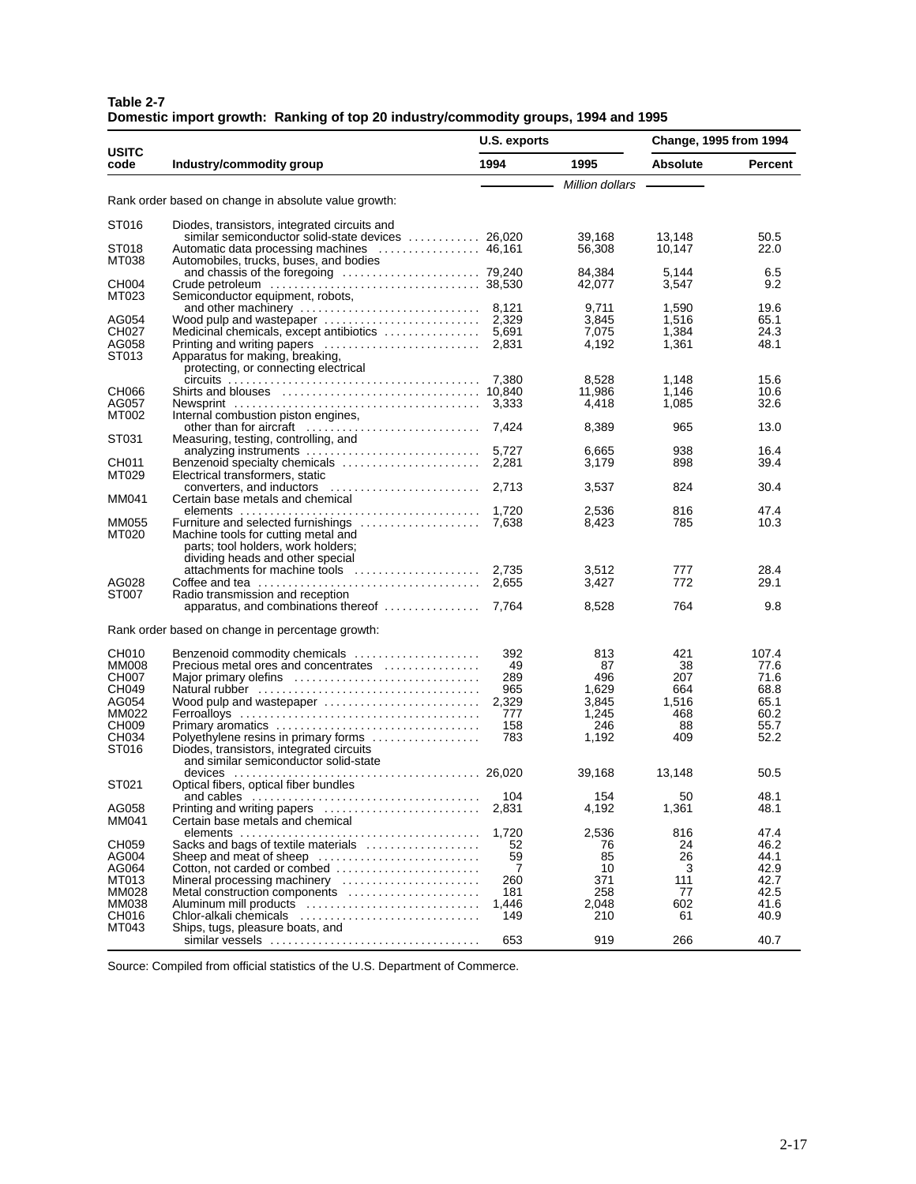**Table 2-7**
**Domestic import growth: Ranking of top 20 industry/commodity groups, 1994 and 1995**

| USITC code | Industry/commodity group | U.S. exports 1994 | U.S. exports 1995 | Change, 1995 from 1994 Absolute | Change, 1995 from 1994 Percent |
|---|---|---|---|---|---|
| | | *Million dollars* | | | |
| | Rank order based on change in absolute value growth: | | | | |
| ST016 | Diodes, transistors, integrated circuits and similar semiconductor solid-state devices | 26,020 | 39,168 | 13,148 | 50.5 |
| ST018 | Automatic data processing machines | 46,161 | 56,308 | 10,147 | 22.0 |
| MT038 | Automobiles, trucks, buses, and bodies and chassis of the foregoing | 79,240 | 84,384 | 5,144 | 6.5 |
| CH004 | Crude petroleum | 38,530 | 42,077 | 3,547 | 9.2 |
| MT023 | Semiconductor equipment, robots, and other machinery | 8,121 | 9,711 | 1,590 | 19.6 |
| AG054 | Wood pulp and wastepaper | 2,329 | 3,845 | 1,516 | 65.1 |
| CH027 | Medicinal chemicals, except antibiotics | 5,691 | 7,075 | 1,384 | 24.3 |
| AG058 | Printing and writing papers | 2,831 | 4,192 | 1,361 | 48.1 |
| ST013 | Apparatus for making, breaking, protecting, or connecting electrical circuits | 7,380 | 8,528 | 1,148 | 15.6 |
| CH066 | Shirts and blouses | 10,840 | 11,986 | 1,146 | 10.6 |
| AG057 | Newsprint | 3,333 | 4,418 | 1,085 | 32.6 |
| MT002 | Internal combustion piston engines, other than for aircraft | 7,424 | 8,389 | 965 | 13.0 |
| ST031 | Measuring, testing, controlling, and analyzing instruments | 5,727 | 6,665 | 938 | 16.4 |
| CH011 | Benzenoid specialty chemicals | 2,281 | 3,179 | 898 | 39.4 |
| MT029 | Electrical transformers, static converters, and inductors | 2,713 | 3,537 | 824 | 30.4 |
| MM041 | Certain base metals and chemical elements | 1,720 | 2,536 | 816 | 47.4 |
| MM055 | Furniture and selected furnishings | 7,638 | 8,423 | 785 | 10.3 |
| MT020 | Machine tools for cutting metal and parts; tool holders, work holders; dividing heads and other special attachments for machine tools | 2,735 | 3,512 | 777 | 28.4 |
| AG028 | Coffee and tea | 2,655 | 3,427 | 772 | 29.1 |
| ST007 | Radio transmission and reception apparatus, and combinations thereof | 7,764 | 8,528 | 764 | 9.8 |
| | Rank order based on change in percentage growth: | | | | |
| CH010 | Benzenoid commodity chemicals | 392 | 813 | 421 | 107.4 |
| MM008 | Precious metal ores and concentrates | 49 | 87 | 38 | 77.6 |
| CH007 | Major primary olefins | 289 | 496 | 207 | 71.6 |
| CH049 | Natural rubber | 965 | 1,629 | 664 | 68.8 |
| AG054 | Wood pulp and wastepaper | 2,329 | 3,845 | 1,516 | 65.1 |
| MM022 | Ferroalloys | 777 | 1,245 | 468 | 60.2 |
| CH009 | Primary aromatics | 158 | 246 | 88 | 55.7 |
| CH034 | Polyethylene resins in primary forms | 783 | 1,192 | 409 | 52.2 |
| ST016 | Diodes, transistors, integrated circuits and similar semiconductor solid-state devices | 26,020 | 39,168 | 13,148 | 50.5 |
| ST021 | Optical fibers, optical fiber bundles and cables | 104 | 154 | 50 | 48.1 |
| AG058 | Printing and writing papers | 2,831 | 4,192 | 1,361 | 48.1 |
| MM041 | Certain base metals and chemical elements | 1,720 | 2,536 | 816 | 47.4 |
| CH059 | Sacks and bags of textile materials | 52 | 76 | 24 | 46.2 |
| AG004 | Sheep and meat of sheep | 59 | 85 | 26 | 44.1 |
| AG064 | Cotton, not carded or combed | 7 | 10 | 3 | 42.9 |
| MT013 | Mineral processing machinery | 260 | 371 | 111 | 42.7 |
| MM028 | Metal construction components | 181 | 258 | 77 | 42.5 |
| MM038 | Aluminum mill products | 1,446 | 2,048 | 602 | 41.6 |
| CH016 | Chlor-alkali chemicals | 149 | 210 | 61 | 40.9 |
| MT043 | Ships, tugs, pleasure boats, and similar vessels | 653 | 919 | 266 | 40.7 |

Source: Compiled from official statistics of the U.S. Department of Commerce.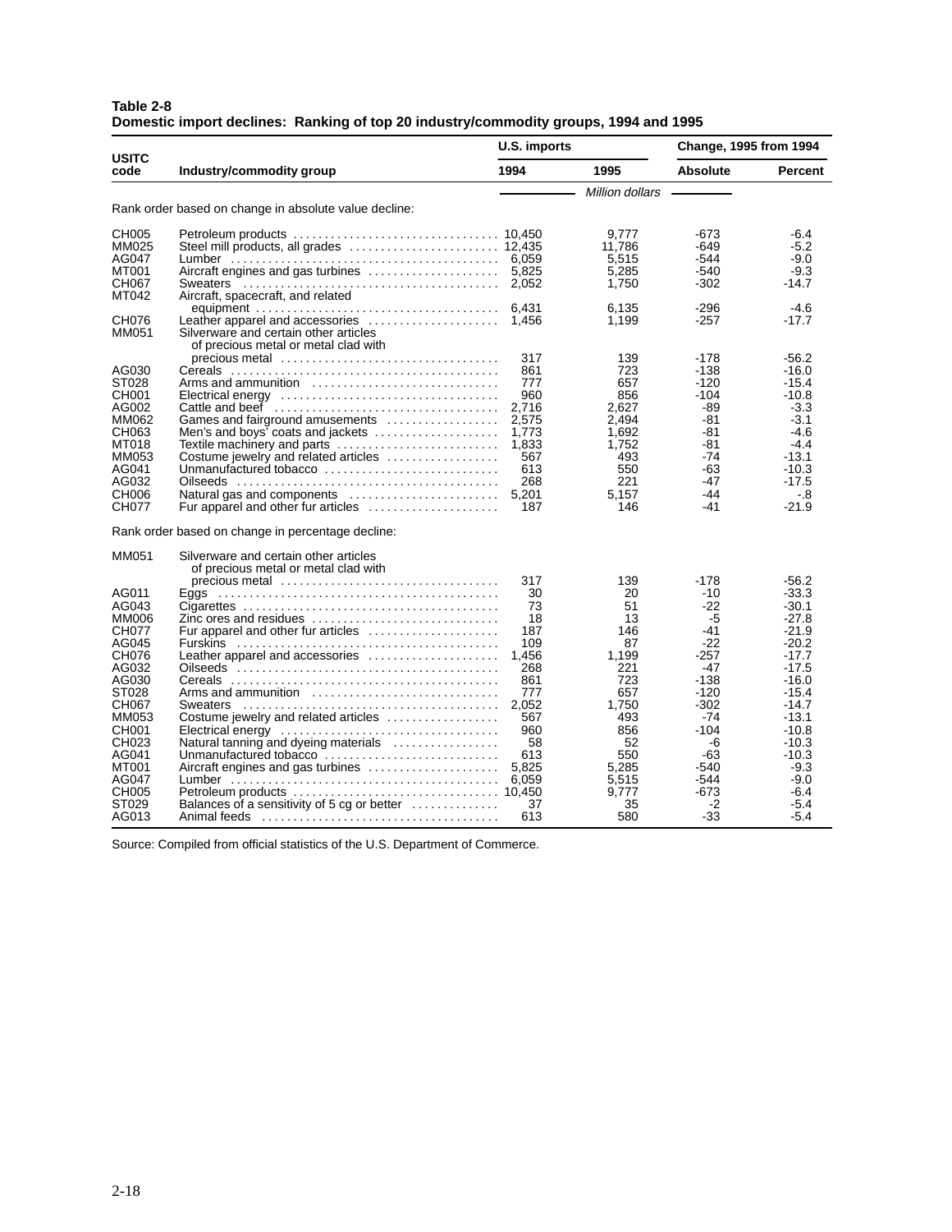**Table 2-8**
**Domestic import declines: Ranking of top 20 industry/commodity groups, 1994 and 1995**

| USITC code | Industry/commodity group | U.S. imports | | Change, 1995 from 1994 | |
|---|---|---|---|---|---|
| | | 1994 | 1995 | Absolute | Percent |
| | | *Million dollars* | | | |
| **Rank order based on change in absolute value decline:** | | | | | |
| CH005 | Petroleum products | 10,450 | 9,777 | -673 | -6.4 |
| MM025 | Steel mill products, all grades | 12,435 | 11,786 | -649 | -5.2 |
| AG047 | Lumber | 6,059 | 5,515 | -544 | -9.0 |
| MT001 | Aircraft engines and gas turbines | 5,825 | 5,285 | -540 | -9.3 |
| CH067 | Sweaters | 2,052 | 1,750 | -302 | -14.7 |
| MT042 | Aircraft, spacecraft, and related equipment | 6,431 | 6,135 | -296 | -4.6 |
| CH076 | Leather apparel and accessories | 1,456 | 1,199 | -257 | -17.7 |
| MM051 | Silverware and certain other articles of precious metal or metal clad with precious metal | 317 | 139 | -178 | -56.2 |
| AG030 | Cereals | 861 | 723 | -138 | -16.0 |
| ST028 | Arms and ammunition | 777 | 657 | -120 | -15.4 |
| CH001 | Electrical energy | 960 | 856 | -104 | -10.8 |
| AG002 | Cattle and beef | 2,716 | 2,627 | -89 | -3.3 |
| MM062 | Games and fairground amusements | 2,575 | 2,494 | -81 | -3.1 |
| CH063 | Men's and boys' coats and jackets | 1,773 | 1,692 | -81 | -4.6 |
| MT018 | Textile machinery and parts | 1,833 | 1,752 | -81 | -4.4 |
| MM053 | Costume jewelry and related articles | 567 | 493 | -74 | -13.1 |
| AG041 | Unmanufactured tobacco | 613 | 550 | -63 | -10.3 |
| AG032 | Oilseeds | 268 | 221 | -47 | -17.5 |
| CH006 | Natural gas and components | 5,201 | 5,157 | -44 | -.8 |
| CH077 | Fur apparel and other fur articles | 187 | 146 | -41 | -21.9 |
| **Rank order based on change in percentage decline:** | | | | | |
| MM051 | Silverware and certain other articles of precious metal or metal clad with precious metal | 317 | 139 | -178 | -56.2 |
| AG011 | Eggs | 30 | 20 | -10 | -33.3 |
| AG043 | Cigarettes | 73 | 51 | -22 | -30.1 |
| MM006 | Zinc ores and residues | 18 | 13 | -5 | -27.8 |
| CH077 | Fur apparel and other fur articles | 187 | 146 | -41 | -21.9 |
| AG045 | Furskins | 109 | 87 | -22 | -20.2 |
| CH076 | Leather apparel and accessories | 1,456 | 1,199 | -257 | -17.7 |
| AG032 | Oilseeds | 268 | 221 | -47 | -17.5 |
| AG030 | Cereals | 861 | 723 | -138 | -16.0 |
| ST028 | Arms and ammunition | 777 | 657 | -120 | -15.4 |
| CH067 | Sweaters | 2,052 | 1,750 | -302 | -14.7 |
| MM053 | Costume jewelry and related articles | 567 | 493 | -74 | -13.1 |
| CH001 | Electrical energy | 960 | 856 | -104 | -10.8 |
| CH023 | Natural tanning and dyeing materials | 58 | 52 | -6 | -10.3 |
| AG041 | Unmanufactured tobacco | 613 | 550 | -63 | -10.3 |
| MT001 | Aircraft engines and gas turbines | 5,825 | 5,285 | -540 | -9.3 |
| AG047 | Lumber | 6,059 | 5,515 | -544 | -9.0 |
| CH005 | Petroleum products | 10,450 | 9,777 | -673 | -6.4 |
| ST029 | Balances of a sensitivity of 5 cg or better | 37 | 35 | -2 | -5.4 |
| AG013 | Animal feeds | 613 | 580 | -33 | -5.4 |

Source: Compiled from official statistics of the U.S. Department of Commerce.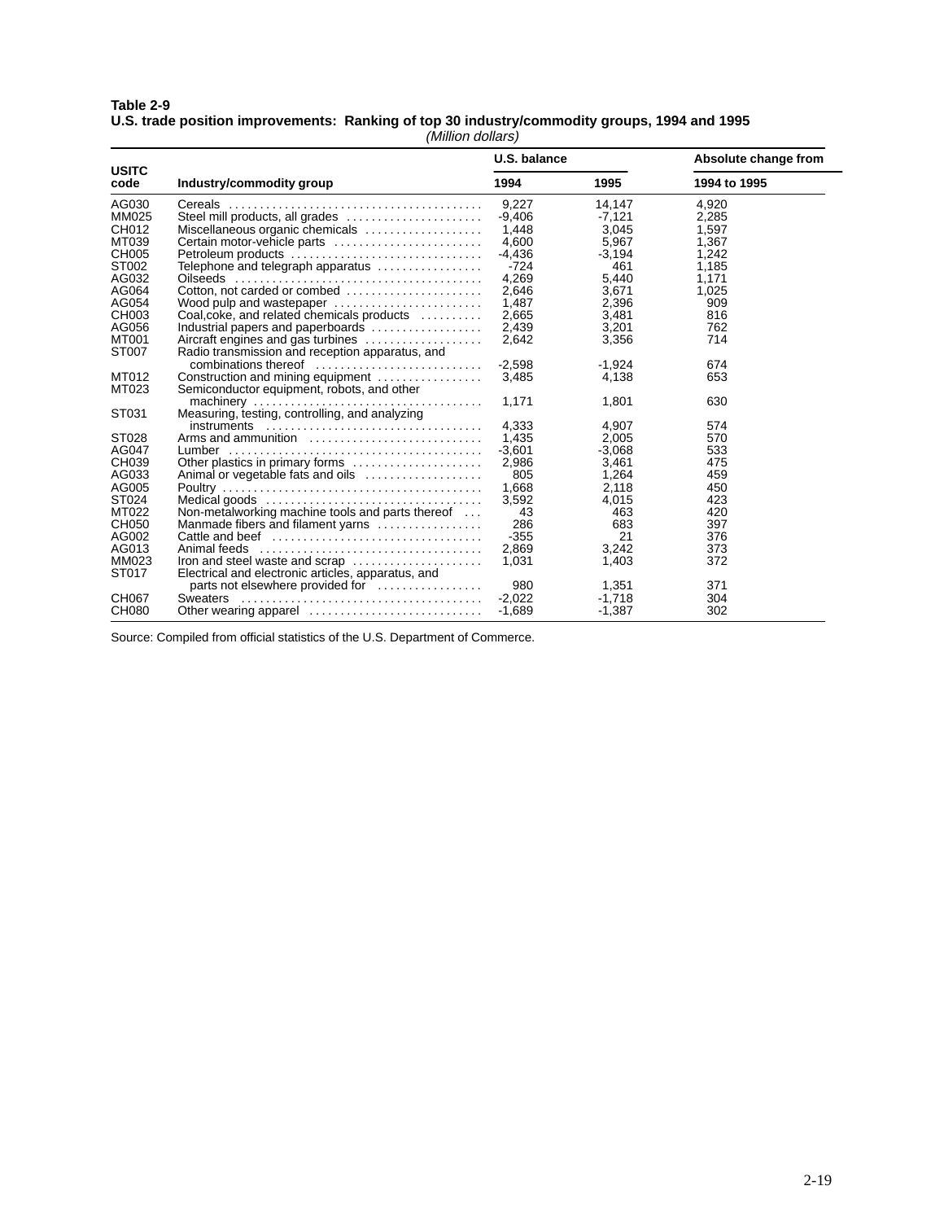**Table 2-9**
**U.S. trade position improvements: Ranking of top 30 industry/commodity groups, 1994 and 1995**
*(Million dollars)*

| USITC code | Industry/commodity group | U.S. balance | | Absolute change from |
|---|---|---|---|---|
| | | 1994 | 1995 | 1994 to 1995 |
| AG030 | Cereals | 9,227 | 14,147 | 4,920 |
| MM025 | Steel mill products, all grades | -9,406 | -7,121 | 2,285 |
| CH012 | Miscellaneous organic chemicals | 1,448 | 3,045 | 1,597 |
| MT039 | Certain motor-vehicle parts | 4,600 | 5,967 | 1,367 |
| CH005 | Petroleum products | -4,436 | -3,194 | 1,242 |
| ST002 | Telephone and telegraph apparatus | -724 | 461 | 1,185 |
| AG032 | Oilseeds | 4,269 | 5,440 | 1,171 |
| AG064 | Cotton, not carded or combed | 2,646 | 3,671 | 1,025 |
| AG054 | Wood pulp and wastepaper | 1,487 | 2,396 | 909 |
| CH003 | Coal,coke, and related chemicals products | 2,665 | 3,481 | 816 |
| AG056 | Industrial papers and paperboards | 2,439 | 3,201 | 762 |
| MT001 | Aircraft engines and gas turbines | 2,642 | 3,356 | 714 |
| ST007 | Radio transmission and reception apparatus, and combinations thereof | -2,598 | -1,924 | 674 |
| MT012 | Construction and mining equipment | 3,485 | 4,138 | 653 |
| MT023 | Semiconductor equipment, robots, and other machinery | 1,171 | 1,801 | 630 |
| ST031 | Measuring, testing, controlling, and analyzing instruments | 4,333 | 4,907 | 574 |
| ST028 | Arms and ammunition | 1,435 | 2,005 | 570 |
| AG047 | Lumber | -3,601 | -3,068 | 533 |
| CH039 | Other plastics in primary forms | 2,986 | 3,461 | 475 |
| AG033 | Animal or vegetable fats and oils | 805 | 1,264 | 459 |
| AG005 | Poultry | 1,668 | 2,118 | 450 |
| ST024 | Medical goods | 3,592 | 4,015 | 423 |
| MT022 | Non-metalworking machine tools and parts thereof | 43 | 463 | 420 |
| CH050 | Manmade fibers and filament yarns | 286 | 683 | 397 |
| AG002 | Cattle and beef | -355 | 21 | 376 |
| AG013 | Animal feeds | 2,869 | 3,242 | 373 |
| MM023 | Iron and steel waste and scrap | 1,031 | 1,403 | 372 |
| ST017 | Electrical and electronic articles, apparatus, and parts not elsewhere provided for | 980 | 1,351 | 371 |
| CH067 | Sweaters | -2,022 | -1,718 | 304 |
| CH080 | Other wearing apparel | -1,689 | -1,387 | 302 |

Source: Compiled from official statistics of the U.S. Department of Commerce.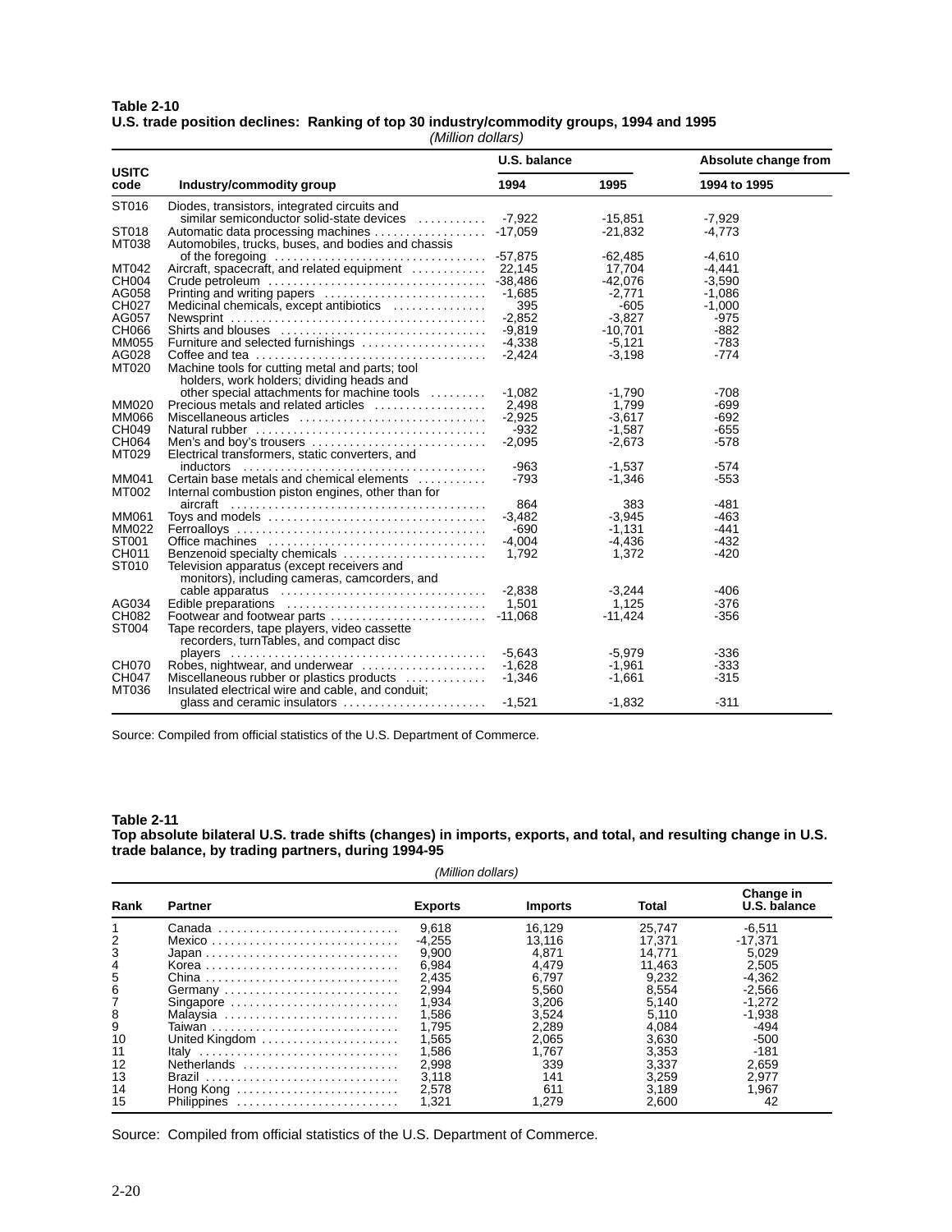**Table 2-10**
**U.S. trade position declines: Ranking of top 30 industry/commodity groups, 1994 and 1995**
*(Million dollars)*

| USITC code | Industry/commodity group | U.S. balance 1994 | U.S. balance 1995 | Absolute change from 1994 to 1995 |
|---|---|---|---|---|
| ST016 | Diodes, transistors, integrated circuits and similar semiconductor solid-state devices | -7,922 | -15,851 | -7,929 |
| ST018 | Automatic data processing machines | -17,059 | -21,832 | -4,773 |
| MT038 | Automobiles, trucks, buses, and bodies and chassis of the foregoing | -57,875 | -62,485 | -4,610 |
| MT042 | Aircraft, spacecraft, and related equipment | 22,145 | 17,704 | -4,441 |
| CH004 | Crude petroleum | -38,486 | -42,076 | -3,590 |
| AG058 | Printing and writing papers | -1,685 | -2,771 | -1,086 |
| CH027 | Medicinal chemicals, except antibiotics | 395 | -605 | -1,000 |
| AG057 | Newsprint | -2,852 | -3,827 | -975 |
| CH066 | Shirts and blouses | -9,819 | -10,701 | -882 |
| MM055 | Furniture and selected furnishings | -4,338 | -5,121 | -783 |
| AG028 | Coffee and tea | -2,424 | -3,198 | -774 |
| MT020 | Machine tools for cutting metal and parts; tool holders, work holders; dividing heads and other special attachments for machine tools | -1,082 | -1,790 | -708 |
| MM020 | Precious metals and related articles | 2,498 | 1,799 | -699 |
| MM066 | Miscellaneous articles | -2,925 | -3,617 | -692 |
| CH049 | Natural rubber | -932 | -1,587 | -655 |
| CH064 | Men's and boy's trousers | -2,095 | -2,673 | -578 |
| MT029 | Electrical transformers, static converters, and inductors | -963 | -1,537 | -574 |
| MM041 | Certain base metals and chemical elements | -793 | -1,346 | -553 |
| MT002 | Internal combustion piston engines, other than for aircraft | 864 | 383 | -481 |
| MM061 | Toys and models | -3,482 | -3,945 | -463 |
| MM022 | Ferroalloys | -690 | -1,131 | -441 |
| ST001 | Office machines | -4,004 | -4,436 | -432 |
| CH011 | Benzenoid specialty chemicals | 1,792 | 1,372 | -420 |
| ST010 | Television apparatus (except receivers and monitors), including cameras, camcorders, and cable apparatus | -2,838 | -3,244 | -406 |
| AG034 | Edible preparations | 1,501 | 1,125 | -376 |
| CH082 | Footwear and footwear parts | -11,068 | -11,424 | -356 |
| ST004 | Tape recorders, tape players, video cassette recorders, turnTables, and compact disc players | -5,643 | -5,979 | -336 |
| CH070 | Robes, nightwear, and underwear | -1,628 | -1,961 | -333 |
| CH047 | Miscellaneous rubber or plastics products | -1,346 | -1,661 | -315 |
| MT036 | Insulated electrical wire and cable, and conduit; glass and ceramic insulators | -1,521 | -1,832 | -311 |

Source: Compiled from official statistics of the U.S. Department of Commerce.

**Table 2-11**
**Top absolute bilateral U.S. trade shifts (changes) in imports, exports, and total, and resulting change in U.S. trade balance, by trading partners, during 1994-95**
*(Million dollars)*

| Rank | Partner | Exports | Imports | Total | Change in U.S. balance |
|---|---|---|---|---|---|
| 1 | Canada | 9,618 | 16,129 | 25,747 | -6,511 |
| 2 | Mexico | -4,255 | 13,116 | 17,371 | -17,371 |
| 3 | Japan | 9,900 | 4,871 | 14,771 | 5,029 |
| 4 | Korea | 6,984 | 4,479 | 11,463 | 2,505 |
| 5 | China | 2,435 | 6,797 | 9,232 | -4,362 |
| 6 | Germany | 2,994 | 5,560 | 8,554 | -2,566 |
| 7 | Singapore | 1,934 | 3,206 | 5,140 | -1,272 |
| 8 | Malaysia | 1,586 | 3,524 | 5,110 | -1,938 |
| 9 | Taiwan | 1,795 | 2,289 | 4,084 | -494 |
| 10 | United Kingdom | 1,565 | 2,065 | 3,630 | -500 |
| 11 | Italy | 1,586 | 1,767 | 3,353 | -181 |
| 12 | Netherlands | 2,998 | 339 | 3,337 | 2,659 |
| 13 | Brazil | 3,118 | 141 | 3,259 | 2,977 |
| 14 | Hong Kong | 2,578 | 611 | 3,189 | 1,967 |
| 15 | Philippines | 1,321 | 1,279 | 2,600 | 42 |

Source: Compiled from official statistics of the U.S. Department of Commerce.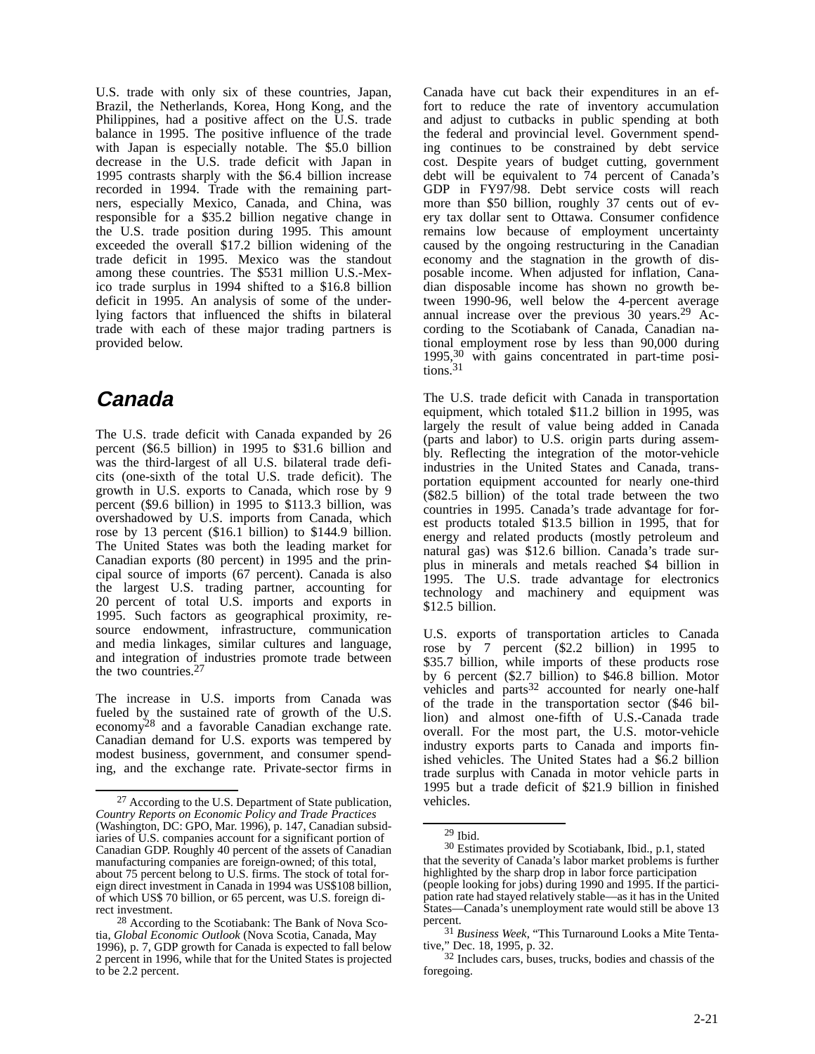U.S. trade with only six of these countries, Japan, Brazil, the Netherlands, Korea, Hong Kong, and the Philippines, had a positive affect on the U.S. trade balance in 1995. The positive influence of the trade with Japan is especially notable. The $5.0 billion decrease in the U.S. trade deficit with Japan in 1995 contrasts sharply with the $6.4 billion increase recorded in 1994. Trade with the remaining partners, especially Mexico, Canada, and China, was responsible for a $35.2 billion negative change in the U.S. trade position during 1995. This amount exceeded the overall $17.2 billion widening of the trade deficit in 1995. Mexico was the standout among these countries. The $531 million U.S.-Mexico trade surplus in 1994 shifted to a $16.8 billion deficit in 1995. An analysis of some of the underlying factors that influenced the shifts in bilateral trade with each of these major trading partners is provided below.

## Canada

The U.S. trade deficit with Canada expanded by 26 percent ($6.5 billion) in 1995 to $31.6 billion and was the third-largest of all U.S. bilateral trade deficits (one-sixth of the total U.S. trade deficit). The growth in U.S. exports to Canada, which rose by 9 percent ($9.6 billion) in 1995 to $113.3 billion, was overshadowed by U.S. imports from Canada, which rose by 13 percent ($16.1 billion) to $144.9 billion. The United States was both the leading market for Canadian exports (80 percent) in 1995 and the principal source of imports (67 percent). Canada is also the largest U.S. trading partner, accounting for 20 percent of total U.S. imports and exports in 1995. Such factors as geographical proximity, resource endowment, infrastructure, communication and media linkages, similar cultures and language, and integration of industries promote trade between the two countries.[27]

The increase in U.S. imports from Canada was fueled by the sustained rate of growth of the U.S. economy[28] and a favorable Canadian exchange rate. Canadian demand for U.S. exports was tempered by modest business, government, and consumer spending, and the exchange rate. Private-sector firms in Canada have cut back their expenditures in an effort to reduce the rate of inventory accumulation and adjust to cutbacks in public spending at both the federal and provincial level. Government spending continues to be constrained by debt service cost. Despite years of budget cutting, government debt will be equivalent to 74 percent of Canada's GDP in FY97/98. Debt service costs will reach more than $50 billion, roughly 37 cents out of every tax dollar sent to Ottawa. Consumer confidence remains low because of employment uncertainty caused by the ongoing restructuring in the Canadian economy and the stagnation in the growth of disposable income. When adjusted for inflation, Canadian disposable income has shown no growth between 1990-96, well below the 4-percent average annual increase over the previous 30 years.[29] According to the Scotiabank of Canada, Canadian national employment rose by less than 90,000 during 1995,[30] with gains concentrated in part-time positions.[31]

The U.S. trade deficit with Canada in transportation equipment, which totaled $11.2 billion in 1995, was largely the result of value being added in Canada (parts and labor) to U.S. origin parts during assembly. Reflecting the integration of the motor-vehicle industries in the United States and Canada, transportation equipment accounted for nearly one-third ($82.5 billion) of the total trade between the two countries in 1995. Canada's trade advantage for forest products totaled $13.5 billion in 1995, that for energy and related products (mostly petroleum and natural gas) was $12.6 billion. Canada's trade surplus in minerals and metals reached $4 billion in 1995. The U.S. trade advantage for electronics technology and machinery and equipment was $12.5 billion.

U.S. exports of transportation articles to Canada rose by 7 percent ($2.2 billion) in 1995 to $35.7 billion, while imports of these products rose by 6 percent ($2.7 billion) to $46.8 billion. Motor vehicles and parts[32] accounted for nearly one-half of the trade in the transportation sector ($46 billion) and almost one-fifth of U.S.-Canada trade overall. For the most part, the U.S. motor-vehicle industry exports parts to Canada and imports finished vehicles. The United States had a $6.2 billion trade surplus with Canada in motor vehicle parts in 1995 but a trade deficit of $21.9 billion in finished vehicles.

---

[27] According to the U.S. Department of State publication, *Country Reports on Economic Policy and Trade Practices* (Washington, DC: GPO, Mar. 1996), p. 147, Canadian subsidiaries of U.S. companies account for a significant portion of Canadian GDP. Roughly 40 percent of the assets of Canadian manufacturing companies are foreign-owned; of this total, about 75 percent belong to U.S. firms. The stock of total foreign direct investment in Canada in 1994 was US$108 billion, of which US$ 70 billion, or 65 percent, was U.S. foreign direct investment.

[28] According to the Scotiabank: The Bank of Nova Scotia, *Global Economic Outlook* (Nova Scotia, Canada, May 1996), p. 7, GDP growth for Canada is expected to fall below 2 percent in 1996, while that for the United States is projected to be 2.2 percent.

[29] Ibid.

[30] Estimates provided by Scotiabank, Ibid., p.1, stated that the severity of Canada's labor market problems is further highlighted by the sharp drop in labor force participation (people looking for jobs) during 1990 and 1995. If the participation rate had stayed relatively stable—as it has in the United States—Canada's unemployment rate would still be above 13 percent.

[31] *Business Week*, "This Turnaround Looks a Mite Tentative," Dec. 18, 1995, p. 32.

[32] Includes cars, buses, trucks, bodies and chassis of the foregoing.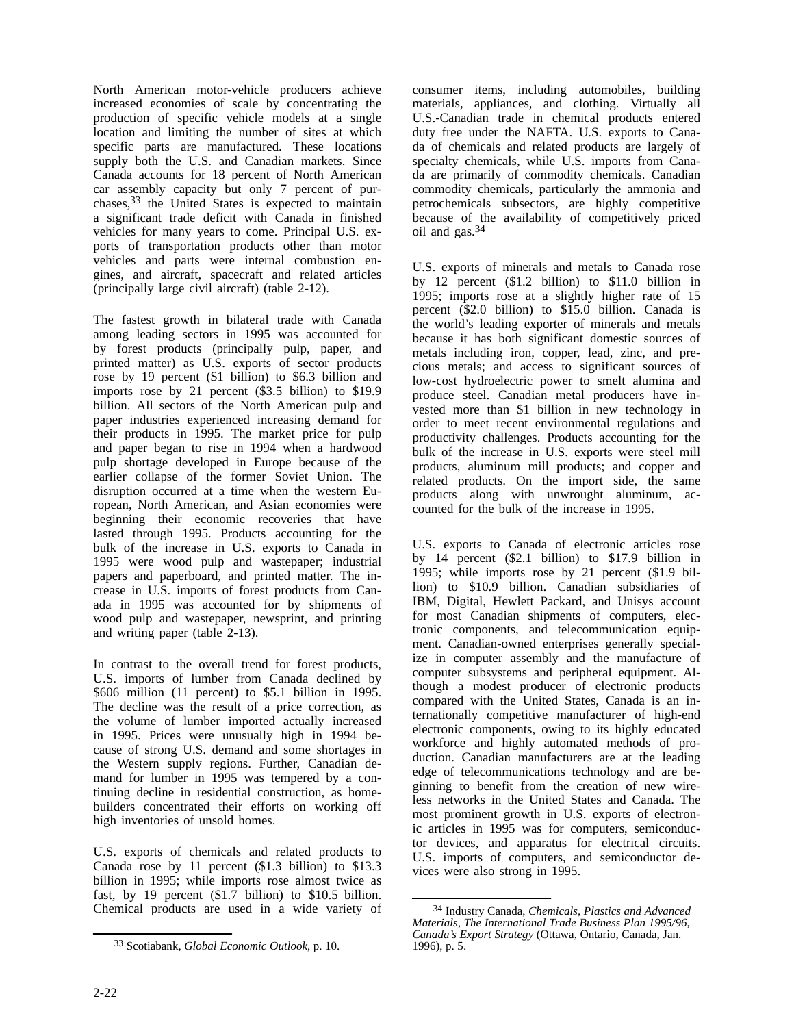North American motor-vehicle producers achieve increased economies of scale by concentrating the production of specific vehicle models at a single location and limiting the number of sites at which specific parts are manufactured. These locations supply both the U.S. and Canadian markets. Since Canada accounts for 18 percent of North American car assembly capacity but only 7 percent of purchases,[33] the United States is expected to maintain a significant trade deficit with Canada in finished vehicles for many years to come. Principal U.S. exports of transportation products other than motor vehicles and parts were internal combustion engines, and aircraft, spacecraft and related articles (principally large civil aircraft) (table 2-12).

The fastest growth in bilateral trade with Canada among leading sectors in 1995 was accounted for by forest products (principally pulp, paper, and printed matter) as U.S. exports of sector products rose by 19 percent ($1 billion) to $6.3 billion and imports rose by 21 percent ($3.5 billion) to $19.9 billion. All sectors of the North American pulp and paper industries experienced increasing demand for their products in 1995. The market price for pulp and paper began to rise in 1994 when a hardwood pulp shortage developed in Europe because of the earlier collapse of the former Soviet Union. The disruption occurred at a time when the western European, North American, and Asian economies were beginning their economic recoveries that have lasted through 1995. Products accounting for the bulk of the increase in U.S. exports to Canada in 1995 were wood pulp and wastepaper; industrial papers and paperboard, and printed matter. The increase in U.S. imports of forest products from Canada in 1995 was accounted for by shipments of wood pulp and wastepaper, newsprint, and printing and writing paper (table 2-13).

In contrast to the overall trend for forest products, U.S. imports of lumber from Canada declined by $606 million (11 percent) to $5.1 billion in 1995. The decline was the result of a price correction, as the volume of lumber imported actually increased in 1995. Prices were unusually high in 1994 because of strong U.S. demand and some shortages in the Western supply regions. Further, Canadian demand for lumber in 1995 was tempered by a continuing decline in residential construction, as homebuilders concentrated their efforts on working off high inventories of unsold homes.

U.S. exports of chemicals and related products to Canada rose by 11 percent ($1.3 billion) to $13.3 billion in 1995; while imports rose almost twice as fast, by 19 percent ($1.7 billion) to $10.5 billion. Chemical products are used in a wide variety of consumer items, including automobiles, building materials, appliances, and clothing. Virtually all U.S.-Canadian trade in chemical products entered duty free under the NAFTA. U.S. exports to Canada of chemicals and related products are largely of specialty chemicals, while U.S. imports from Canada are primarily of commodity chemicals. Canadian commodity chemicals, particularly the ammonia and petrochemicals subsectors, are highly competitive because of the availability of competitively priced oil and gas.[34]

U.S. exports of minerals and metals to Canada rose by 12 percent ($1.2 billion) to $11.0 billion in 1995; imports rose at a slightly higher rate of 15 percent ($2.0 billion) to $15.0 billion. Canada is the world's leading exporter of minerals and metals because it has both significant domestic sources of metals including iron, copper, lead, zinc, and precious metals; and access to significant sources of low-cost hydroelectric power to smelt alumina and produce steel. Canadian metal producers have invested more than $1 billion in new technology in order to meet recent environmental regulations and productivity challenges. Products accounting for the bulk of the increase in U.S. exports were steel mill products, aluminum mill products; and copper and related products. On the import side, the same products along with unwrought aluminum, accounted for the bulk of the increase in 1995.

U.S. exports to Canada of electronic articles rose by 14 percent ($2.1 billion) to $17.9 billion in 1995; while imports rose by 21 percent ($1.9 billion) to $10.9 billion. Canadian subsidiaries of IBM, Digital, Hewlett Packard, and Unisys account for most Canadian shipments of computers, electronic components, and telecommunication equipment. Canadian-owned enterprises generally specialize in computer assembly and the manufacture of computer subsystems and peripheral equipment. Although a modest producer of electronic products compared with the United States, Canada is an internationally competitive manufacturer of high-end electronic components, owing to its highly educated workforce and highly automated methods of production. Canadian manufacturers are at the leading edge of telecommunications technology and are beginning to benefit from the creation of new wireless networks in the United States and Canada. The most prominent growth in U.S. exports of electronic articles in 1995 was for computers, semiconductor devices, and apparatus for electrical circuits. U.S. imports of computers, and semiconductor devices were also strong in 1995.

---

[33] Scotiabank, *Global Economic Outlook*, p. 10.

[34] Industry Canada, *Chemicals, Plastics and Advanced Materials, The International Trade Business Plan 1995/96, Canada's Export Strategy* (Ottawa, Ontario, Canada, Jan. 1996), p. 5.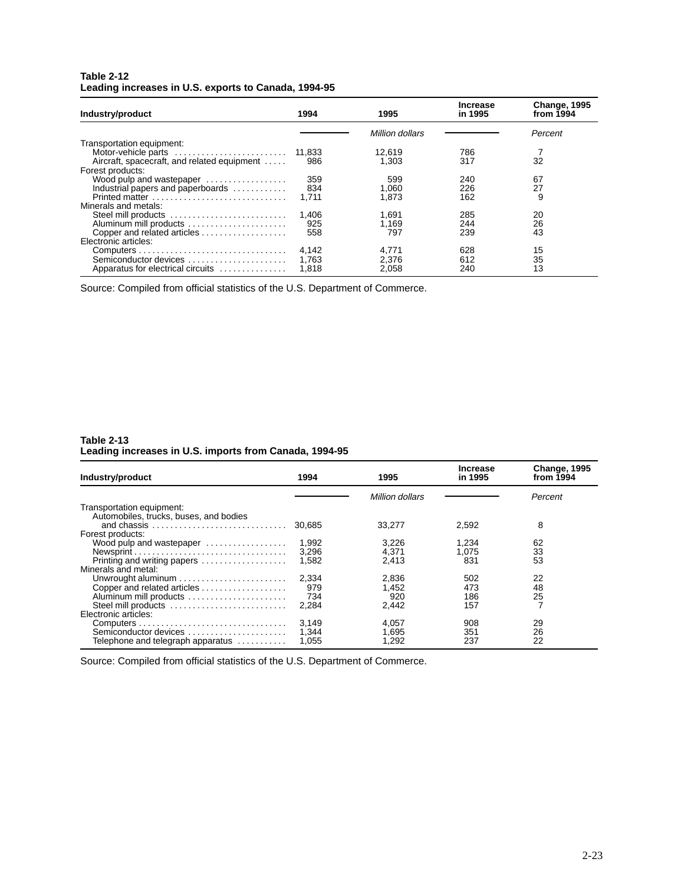**Table 2-12**
**Leading increases in U.S. exports to Canada, 1994-95**

| Industry/product | 1994 | 1995 | Increase in 1995 | Change, 1995 from 1994 |
|---|---|---|---|---|
| | | *Million dollars* | | *Percent* |
| Transportation equipment: | | | | |
| Motor-vehicle parts | 11,833 | 12,619 | 786 | 7 |
| Aircraft, spacecraft, and related equipment | 986 | 1,303 | 317 | 32 |
| Forest products: | | | | |
| Wood pulp and wastepaper | 359 | 599 | 240 | 67 |
| Industrial papers and paperboards | 834 | 1,060 | 226 | 27 |
| Printed matter | 1,711 | 1,873 | 162 | 9 |
| Minerals and metals: | | | | |
| Steel mill products | 1,406 | 1,691 | 285 | 20 |
| Aluminum mill products | 925 | 1,169 | 244 | 26 |
| Copper and related articles | 558 | 797 | 239 | 43 |
| Electronic articles: | | | | |
| Computers | 4,142 | 4,771 | 628 | 15 |
| Semiconductor devices | 1,763 | 2,376 | 612 | 35 |
| Apparatus for electrical circuits | 1,818 | 2,058 | 240 | 13 |

Source: Compiled from official statistics of the U.S. Department of Commerce.

**Table 2-13**
**Leading increases in U.S. imports from Canada, 1994-95**

| Industry/product | 1994 | 1995 | Increase in 1995 | Change, 1995 from 1994 |
|---|---|---|---|---|
| | | *Million dollars* | | *Percent* |
| Transportation equipment: | | | | |
| Automobiles, trucks, buses, and bodies and chassis | 30,685 | 33,277 | 2,592 | 8 |
| Forest products: | | | | |
| Wood pulp and wastepaper | 1,992 | 3,226 | 1,234 | 62 |
| Newsprint | 3,296 | 4,371 | 1,075 | 33 |
| Printing and writing papers | 1,582 | 2,413 | 831 | 53 |
| Minerals and metal: | | | | |
| Unwrought aluminum | 2,334 | 2,836 | 502 | 22 |
| Copper and related articles | 979 | 1,452 | 473 | 48 |
| Aluminum mill products | 734 | 920 | 186 | 25 |
| Steel mill products | 2,284 | 2,442 | 157 | 7 |
| Electronic articles: | | | | |
| Computers | 3,149 | 4,057 | 908 | 29 |
| Semiconductor devices | 1,344 | 1,695 | 351 | 26 |
| Telephone and telegraph apparatus | 1,055 | 1,292 | 237 | 22 |

Source: Compiled from official statistics of the U.S. Department of Commerce.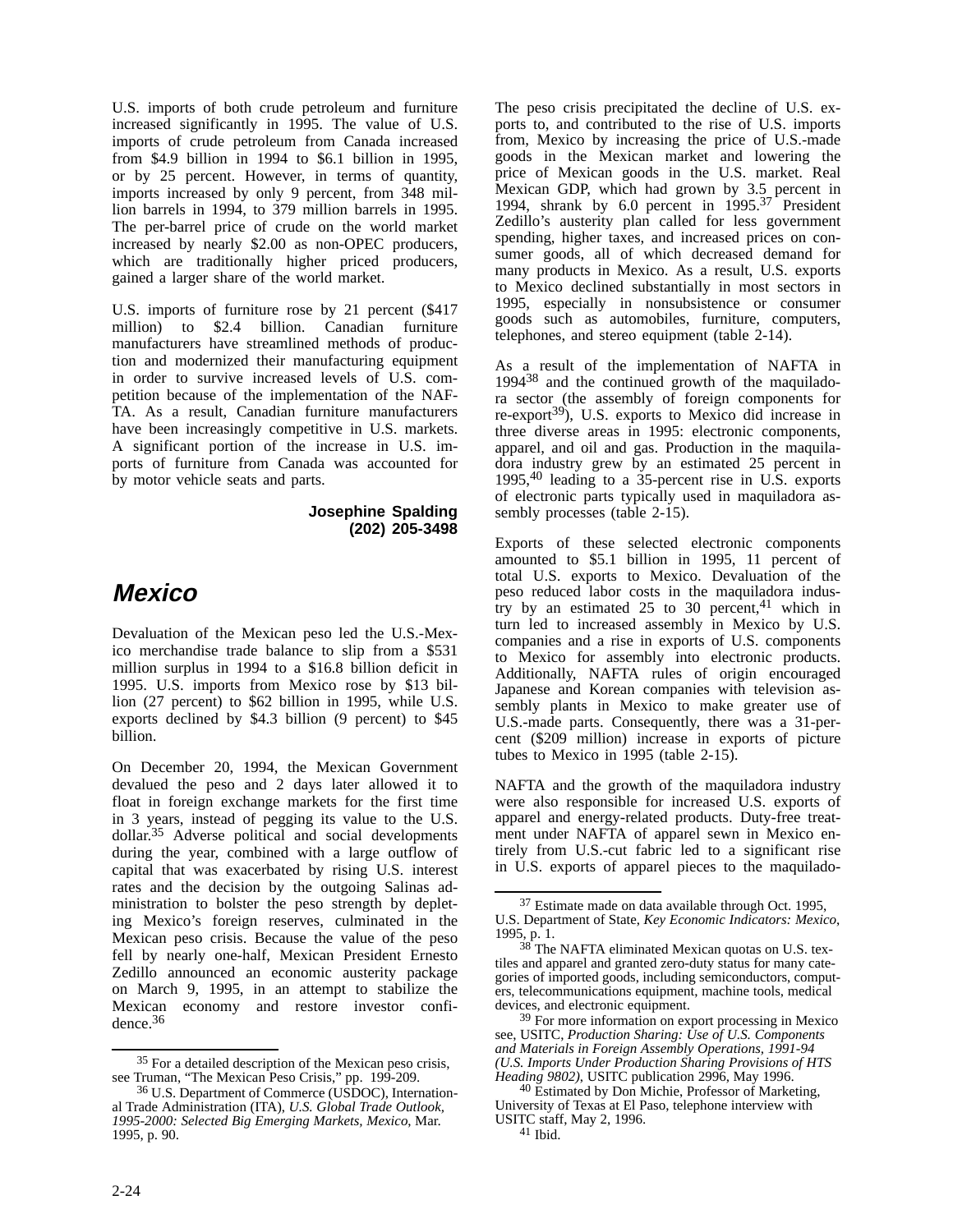U.S. imports of both crude petroleum and furniture increased significantly in 1995. The value of U.S. imports of crude petroleum from Canada increased from $4.9 billion in 1994 to $6.1 billion in 1995, or by 25 percent. However, in terms of quantity, imports increased by only 9 percent, from 348 million barrels in 1994, to 379 million barrels in 1995. The per-barrel price of crude on the world market increased by nearly $2.00 as non-OPEC producers, which are traditionally higher priced producers, gained a larger share of the world market.

U.S. imports of furniture rose by 21 percent ($417 million) to $2.4 billion. Canadian furniture manufacturers have streamlined methods of production and modernized their manufacturing equipment in order to survive increased levels of U.S. competition because of the implementation of the NAFTA. As a result, Canadian furniture manufacturers have been increasingly competitive in U.S. markets. A significant portion of the increase in U.S. imports of furniture from Canada was accounted for by motor vehicle seats and parts.

**Josephine Spalding**
**(202) 205-3498**

## *Mexico*

Devaluation of the Mexican peso led the U.S.-Mexico merchandise trade balance to slip from a $531 million surplus in 1994 to a $16.8 billion deficit in 1995. U.S. imports from Mexico rose by $13 billion (27 percent) to $62 billion in 1995, while U.S. exports declined by $4.3 billion (9 percent) to $45 billion.

On December 20, 1994, the Mexican Government devalued the peso and 2 days later allowed it to float in foreign exchange markets for the first time in 3 years, instead of pegging its value to the U.S. dollar.[35] Adverse political and social developments during the year, combined with a large outflow of capital that was exacerbated by rising U.S. interest rates and the decision by the outgoing Salinas administration to bolster the peso strength by depleting Mexico's foreign reserves, culminated in the Mexican peso crisis. Because the value of the peso fell by nearly one-half, Mexican President Ernesto Zedillo announced an economic austerity package on March 9, 1995, in an attempt to stabilize the Mexican economy and restore investor confidence.[36]

The peso crisis precipitated the decline of U.S. exports to, and contributed to the rise of U.S. imports from, Mexico by increasing the price of U.S.-made goods in the Mexican market and lowering the price of Mexican goods in the U.S. market. Real Mexican GDP, which had grown by 3.5 percent in 1994, shrank by 6.0 percent in 1995.[37] President Zedillo's austerity plan called for less government spending, higher taxes, and increased prices on consumer goods, all of which decreased demand for many products in Mexico. As a result, U.S. exports to Mexico declined substantially in most sectors in 1995, especially in nonsubsistence or consumer goods such as automobiles, furniture, computers, telephones, and stereo equipment (table 2-14).

As a result of the implementation of NAFTA in 1994[38] and the continued growth of the maquiladora sector (the assembly of foreign components for re-export[39]), U.S. exports to Mexico did increase in three diverse areas in 1995: electronic components, apparel, and oil and gas. Production in the maquiladora industry grew by an estimated 25 percent in 1995,[40] leading to a 35-percent rise in U.S. exports of electronic parts typically used in maquiladora assembly processes (table 2-15).

Exports of these selected electronic components amounted to $5.1 billion in 1995, 11 percent of total U.S. exports to Mexico. Devaluation of the peso reduced labor costs in the maquiladora industry by an estimated 25 to 30 percent,[41] which in turn led to increased assembly in Mexico by U.S. companies and a rise in exports of U.S. components to Mexico for assembly into electronic products. Additionally, NAFTA rules of origin encouraged Japanese and Korean companies with television assembly plants in Mexico to make greater use of U.S.-made parts. Consequently, there was a 31-percent ($209 million) increase in exports of picture tubes to Mexico in 1995 (table 2-15).

NAFTA and the growth of the maquiladora industry were also responsible for increased U.S. exports of apparel and energy-related products. Duty-free treatment under NAFTA of apparel sewn in Mexico entirely from U.S.-cut fabric led to a significant rise in U.S. exports of apparel pieces to the maquilado-

---

[35] For a detailed description of the Mexican peso crisis, see Truman, "The Mexican Peso Crisis," pp. 199-209.

[36] U.S. Department of Commerce (USDOC), International Trade Administration (ITA), *U.S. Global Trade Outlook, 1995-2000: Selected Big Emerging Markets, Mexico*, Mar. 1995, p. 90.

[37] Estimate made on data available through Oct. 1995, U.S. Department of State, *Key Economic Indicators: Mexico*, 1995, p. 1.

[38] The NAFTA eliminated Mexican quotas on U.S. textiles and apparel and granted zero-duty status for many categories of imported goods, including semiconductors, computers, telecommunications equipment, machine tools, medical devices, and electronic equipment.

[39] For more information on export processing in Mexico see, USITC, *Production Sharing: Use of U.S. Components and Materials in Foreign Assembly Operations, 1991-94 (U.S. Imports Under Production Sharing Provisions of HTS Heading 9802)*, USITC publication 2996, May 1996.

[40] Estimated by Don Michie, Professor of Marketing, University of Texas at El Paso, telephone interview with USITC staff, May 2, 1996.

[41] Ibid.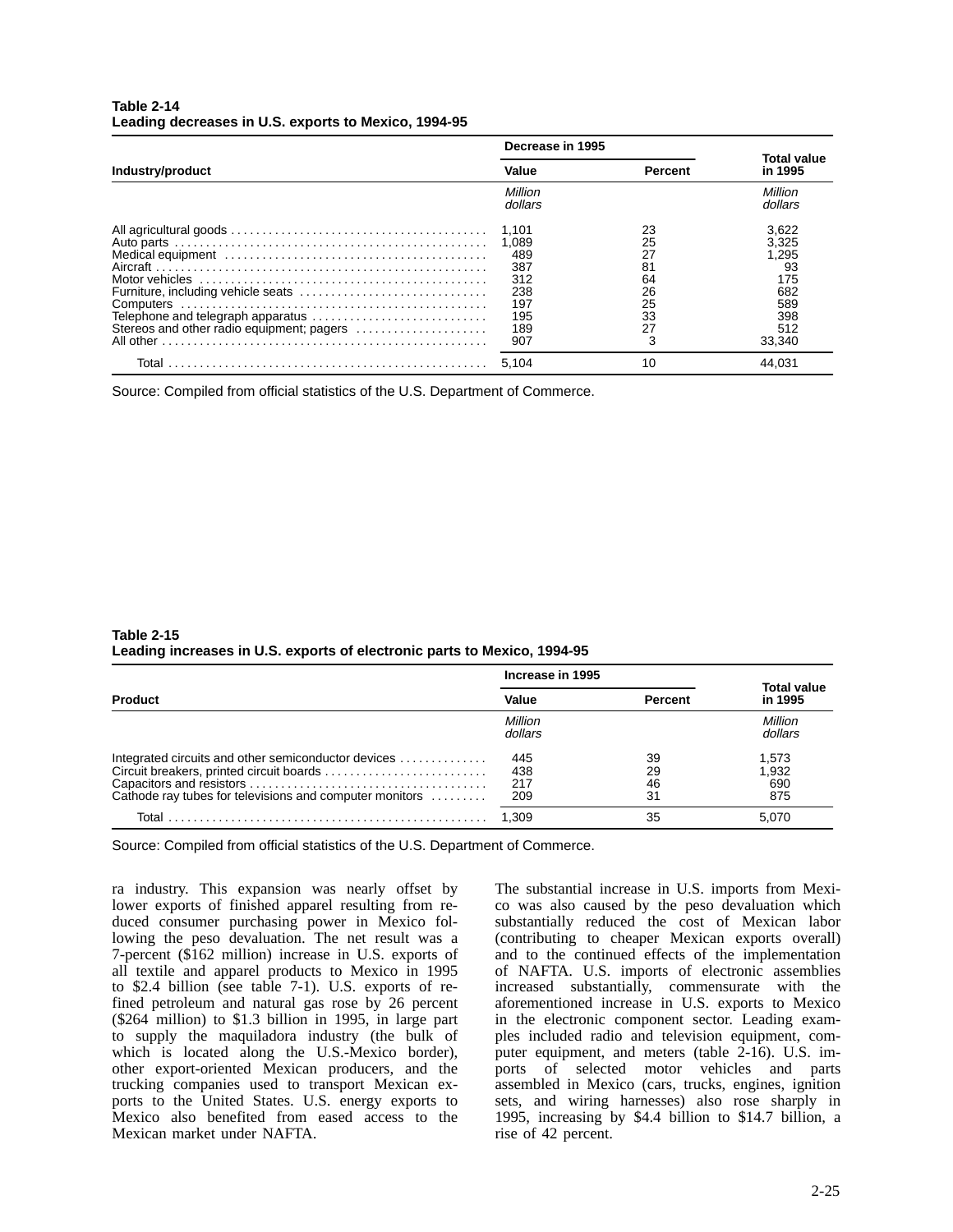**Table 2-14**
**Leading decreases in U.S. exports to Mexico, 1994-95**

| Industry/product | Decrease in 1995 | | Total value in 1995 |
|---|---|---|---|
| | Value | Percent | |
| | *Million dollars* | | *Million dollars* |
| All agricultural goods | 1,101 | 23 | 3,622 |
| Auto parts | 1,089 | 25 | 3,325 |
| Medical equipment | 489 | 27 | 1,295 |
| Aircraft | 387 | 81 | 93 |
| Motor vehicles | 312 | 64 | 175 |
| Furniture, including vehicle seats | 238 | 26 | 682 |
| Computers | 197 | 25 | 589 |
| Telephone and telegraph apparatus | 195 | 33 | 398 |
| Stereos and other radio equipment; pagers | 189 | 27 | 512 |
| All other | 907 | 3 | 33,340 |
| Total | 5,104 | 10 | 44,031 |

Source: Compiled from official statistics of the U.S. Department of Commerce.

**Table 2-15**
**Leading increases in U.S. exports of electronic parts to Mexico, 1994-95**

| Product | Increase in 1995 | | Total value in 1995 |
|---|---|---|---|
| | Value | Percent | |
| | *Million dollars* | | *Million dollars* |
| Integrated circuits and other semiconductor devices | 445 | 39 | 1,573 |
| Circuit breakers, printed circuit boards | 438 | 29 | 1,932 |
| Capacitors and resistors | 217 | 46 | 690 |
| Cathode ray tubes for televisions and computer monitors | 209 | 31 | 875 |
| Total | 1,309 | 35 | 5,070 |

Source: Compiled from official statistics of the U.S. Department of Commerce.

ra industry. This expansion was nearly offset by lower exports of finished apparel resulting from reduced consumer purchasing power in Mexico following the peso devaluation. The net result was a 7-percent ($162 million) increase in U.S. exports of all textile and apparel products to Mexico in 1995 to $2.4 billion (see table 7-1). U.S. exports of refined petroleum and natural gas rose by 26 percent ($264 million) to $1.3 billion in 1995, in large part to supply the maquiladora industry (the bulk of which is located along the U.S.-Mexico border), other export-oriented Mexican producers, and the trucking companies used to transport Mexican exports to the United States. U.S. energy exports to Mexico also benefited from eased access to the Mexican market under NAFTA.

The substantial increase in U.S. imports from Mexico was also caused by the peso devaluation which substantially reduced the cost of Mexican labor (contributing to cheaper Mexican exports overall) and to the continued effects of the implementation of NAFTA. U.S. imports of electronic assemblies increased substantially, commensurate with the aforementioned increase in U.S. exports to Mexico in the electronic component sector. Leading examples included radio and television equipment, computer equipment, and meters (table 2-16). U.S. imports of selected motor vehicles and parts assembled in Mexico (cars, trucks, engines, ignition sets, and wiring harnesses) also rose sharply in 1995, increasing by $4.4 billion to $14.7 billion, a rise of 42 percent.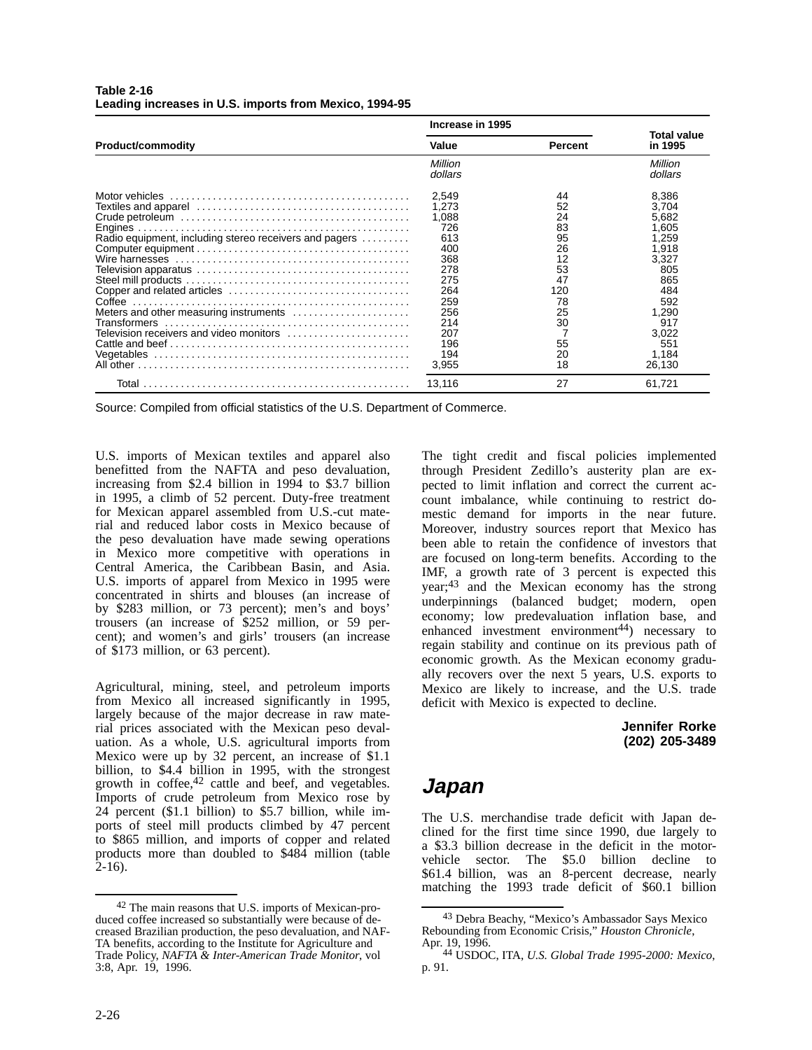**Table 2-16**
**Leading increases in U.S. imports from Mexico, 1994-95**

| Product/commodity | Increase in 1995 | | Total value in 1995 |
|---|---|---|---|
| | Value | Percent | |
| | *Million dollars* | | *Million dollars* |
| Motor vehicles | 2,549 | 44 | 8,386 |
| Textiles and apparel | 1,273 | 52 | 3,704 |
| Crude petroleum | 1,088 | 24 | 5,682 |
| Engines | 726 | 83 | 1,605 |
| Radio equipment, including stereo receivers and pagers | 613 | 95 | 1,259 |
| Computer equipment | 400 | 26 | 1,918 |
| Wire harnesses | 368 | 12 | 3,327 |
| Television apparatus | 278 | 53 | 805 |
| Steel mill products | 275 | 47 | 865 |
| Copper and related articles | 264 | 120 | 484 |
| Coffee | 259 | 78 | 592 |
| Meters and other measuring instruments | 256 | 25 | 1,290 |
| Transformers | 214 | 30 | 917 |
| Television receivers and video monitors | 207 | 7 | 3,022 |
| Cattle and beef | 196 | 55 | 551 |
| Vegetables | 194 | 20 | 1,184 |
| All other | 3,955 | 18 | 26,130 |
| Total | 13,116 | 27 | 61,721 |

Source: Compiled from official statistics of the U.S. Department of Commerce.

U.S. imports of Mexican textiles and apparel also benefitted from the NAFTA and peso devaluation, increasing from $2.4 billion in 1994 to $3.7 billion in 1995, a climb of 52 percent. Duty-free treatment for Mexican apparel assembled from U.S.-cut material and reduced labor costs in Mexico because of the peso devaluation have made sewing operations in Mexico more competitive with operations in Central America, the Caribbean Basin, and Asia. U.S. imports of apparel from Mexico in 1995 were concentrated in shirts and blouses (an increase of by $283 million, or 73 percent); men's and boys' trousers (an increase of $252 million, or 59 percent); and women's and girls' trousers (an increase of $173 million, or 63 percent).

Agricultural, mining, steel, and petroleum imports from Mexico all increased significantly in 1995, largely because of the major decrease in raw material prices associated with the Mexican peso devaluation. As a whole, U.S. agricultural imports from Mexico were up by 32 percent, an increase of $1.1 billion, to $4.4 billion in 1995, with the strongest growth in coffee,[42] cattle and beef, and vegetables. Imports of crude petroleum from Mexico rose by 24 percent ($1.1 billion) to $5.7 billion, while imports of steel mill products climbed by 47 percent to $865 million, and imports of copper and related products more than doubled to $484 million (table 2-16).

The tight credit and fiscal policies implemented through President Zedillo's austerity plan are expected to limit inflation and correct the current account imbalance, while continuing to restrict domestic demand for imports in the near future. Moreover, industry sources report that Mexico has been able to retain the confidence of investors that are focused on long-term benefits. According to the IMF, a growth rate of 3 percent is expected this year;[43] and the Mexican economy has the strong underpinnings (balanced budget; modern, open economy; low predevaluation inflation base, and enhanced investment environment[44]) necessary to regain stability and continue on its previous path of economic growth. As the Mexican economy gradually recovers over the next 5 years, U.S. exports to Mexico are likely to increase, and the U.S. trade deficit with Mexico is expected to decline.

**Jennifer Rorke**
**(202) 205-3489**

## *Japan*

The U.S. merchandise trade deficit with Japan declined for the first time since 1990, due largely to a $3.3 billion decrease in the deficit in the motor-vehicle sector. The $5.0 billion decline to $61.4 billion, was an 8-percent decrease, nearly matching the 1993 trade deficit of $60.1 billion

---

[42] The main reasons that U.S. imports of Mexican-produced coffee increased so substantially were because of decreased Brazilian production, the peso devaluation, and NAFTA benefits, according to the Institute for Agriculture and Trade Policy, *NAFTA & Inter-American Trade Monitor*, vol 3:8, Apr. 19, 1996.

[43] Debra Beachy, "Mexico's Ambassador Says Mexico Rebounding from Economic Crisis," *Houston Chronicle*, Apr. 19, 1996.

[44] USDOC, ITA, *U.S. Global Trade 1995-2000: Mexico*, p. 91.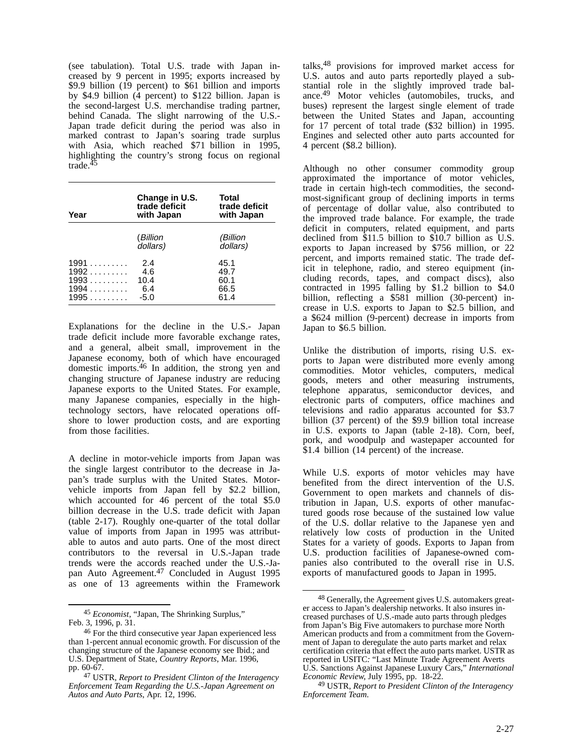(see tabulation). Total U.S. trade with Japan increased by 9 percent in 1995; exports increased by $9.9 billion (19 percent) to $61 billion and imports by $4.9 billion (4 percent) to $122 billion. Japan is the second-largest U.S. merchandise trading partner, behind Canada. The slight narrowing of the U.S.-Japan trade deficit during the period was also in marked contrast to Japan's soaring trade surplus with Asia, which reached $71 billion in 1995, highlighting the country's strong focus on regional trade.[45]

| Year | Change in U.S. trade deficit with Japan | Total trade deficit with Japan |
|---|---|---|
| | (*Billion dollars)* | *(Billion dollars)* |
| 1991 | 2.4 | 45.1 |
| 1992 | 4.6 | 49.7 |
| 1993 | 10.4 | 60.1 |
| 1994 | 6.4 | 66.5 |
| 1995 | -5.0 | 61.4 |

Explanations for the decline in the U.S.- Japan trade deficit include more favorable exchange rates, and a general, albeit small, improvement in the Japanese economy, both of which have encouraged domestic imports.[46] In addition, the strong yen and changing structure of Japanese industry are reducing Japanese exports to the United States. For example, many Japanese companies, especially in the high-technology sectors, have relocated operations offshore to lower production costs, and are exporting from those facilities.

A decline in motor-vehicle imports from Japan was the single largest contributor to the decrease in Japan's trade surplus with the United States. Motor-vehicle imports from Japan fell by $2.2 billion, which accounted for 46 percent of the total $5.0 billion decrease in the U.S. trade deficit with Japan (table 2-17). Roughly one-quarter of the total dollar value of imports from Japan in 1995 was attributable to autos and auto parts. One of the most direct contributors to the reversal in U.S.-Japan trade trends were the accords reached under the U.S.-Japan Auto Agreement.[47] Concluded in August 1995 as one of 13 agreements within the Framework talks,[48] provisions for improved market access for U.S. autos and auto parts reportedly played a substantial role in the slightly improved trade balance.[49] Motor vehicles (automobiles, trucks, and buses) represent the largest single element of trade between the United States and Japan, accounting for 17 percent of total trade ($32 billion) in 1995. Engines and selected other auto parts accounted for 4 percent ($8.2 billion).

Although no other consumer commodity group approximated the importance of motor vehicles, trade in certain high-tech commodities, the second-most-significant group of declining imports in terms of percentage of dollar value, also contributed to the improved trade balance. For example, the trade deficit in computers, related equipment, and parts declined from $11.5 billion to $10.7 billion as U.S. exports to Japan increased by $756 million, or 22 percent, and imports remained static. The trade deficit in telephone, radio, and stereo equipment (including records, tapes, and compact discs), also contracted in 1995 falling by $1.2 billion to $4.0 billion, reflecting a $581 million (30-percent) increase in U.S. exports to Japan to $2.5 billion, and a $624 million (9-percent) decrease in imports from Japan to $6.5 billion.

Unlike the distribution of imports, rising U.S. exports to Japan were distributed more evenly among commodities. Motor vehicles, computers, medical goods, meters and other measuring instruments, telephone apparatus, semiconductor devices, and electronic parts of computers, office machines and televisions and radio apparatus accounted for $3.7 billion (37 percent) of the $9.9 billion total increase in U.S. exports to Japan (table 2-18). Corn, beef, pork, and woodpulp and wastepaper accounted for $1.4 billion (14 percent) of the increase.

While U.S. exports of motor vehicles may have benefited from the direct intervention of the U.S. Government to open markets and channels of distribution in Japan, U.S. exports of other manufactured goods rose because of the sustained low value of the U.S. dollar relative to the Japanese yen and relatively low costs of production in the United States for a variety of goods. Exports to Japan from U.S. production facilities of Japanese-owned companies also contributed to the overall rise in U.S. exports of manufactured goods to Japan in 1995.

---

[45] *Economist*, "Japan, The Shrinking Surplus," Feb. 3, 1996, p. 31.

[46] For the third consecutive year Japan experienced less than 1-percent annual economic growth. For discussion of the changing structure of the Japanese economy see Ibid.; and U.S. Department of State, *Country Reports*, Mar. 1996, pp. 60-67.

[47] USTR, *Report to President Clinton of the Interagency Enforcement Team Regarding the U.S.-Japan Agreement on Autos and Auto Parts*, Apr. 12, 1996.

[48] Generally, the Agreement gives U.S. automakers greater access to Japan's dealership networks. It also insures increased purchases of U.S.-made auto parts through pledges from Japan's Big Five automakers to purchase more North American products and from a commitment from the Government of Japan to deregulate the auto parts market and relax certification criteria that effect the auto parts market. USTR as reported in USITC: "Last Minute Trade Agreement Averts U.S. Sanctions Against Japanese Luxury Cars," *International Economic Review*, July 1995, pp. 18-22.

[49] USTR, *Report to President Clinton of the Interagency Enforcement Team*.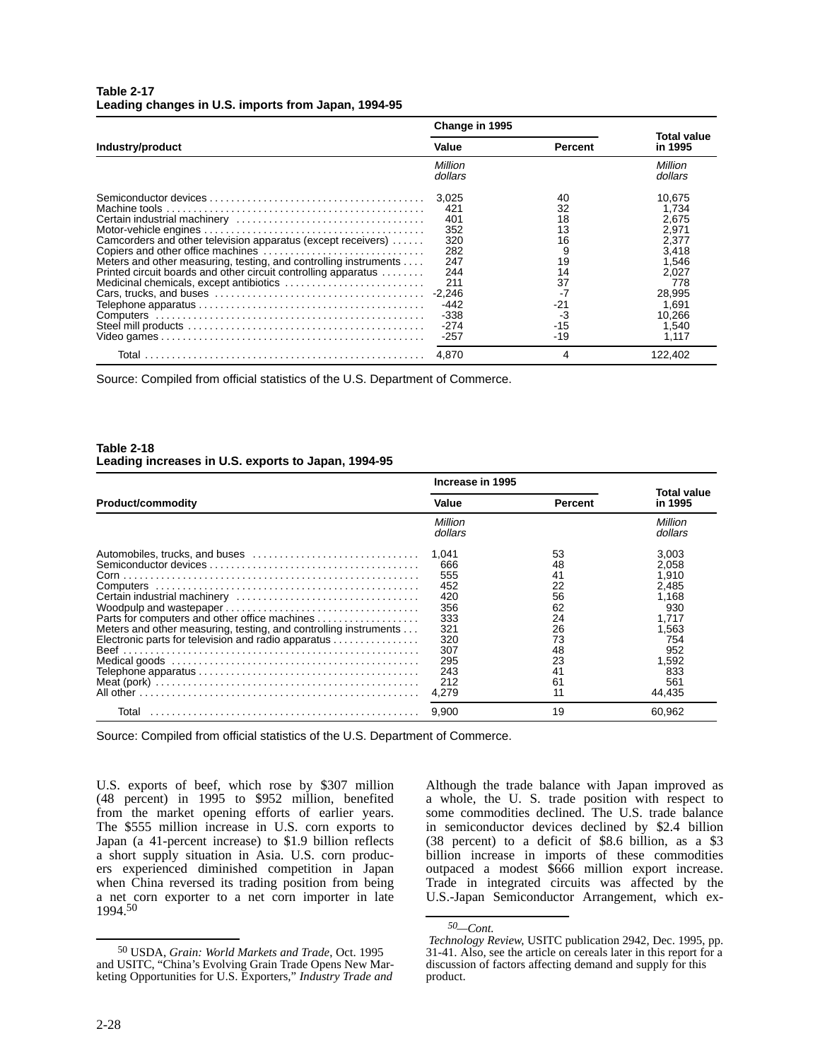**Table 2-17**
**Leading changes in U.S. imports from Japan, 1994-95**

| Industry/product | Change in 1995 | | Total value in 1995 |
|---|---|---|---|
| | Value | Percent | |
| | *Million dollars* | | *Million dollars* |
| Semiconductor devices | 3,025 | 40 | 10,675 |
| Machine tools | 421 | 32 | 1,734 |
| Certain industrial machinery | 401 | 18 | 2,675 |
| Motor-vehicle engines | 352 | 13 | 2,971 |
| Camcorders and other television apparatus (except receivers) | 320 | 16 | 2,377 |
| Copiers and other office machines | 282 | 9 | 3,418 |
| Meters and other measuring, testing, and controlling instruments | 247 | 19 | 1,546 |
| Printed circuit boards and other circuit controlling apparatus | 244 | 14 | 2,027 |
| Medicinal chemicals, except antibiotics | 211 | 37 | 778 |
| Cars, trucks, and buses | -2,246 | -7 | 28,995 |
| Telephone apparatus | -442 | -21 | 1,691 |
| Computers | -338 | -3 | 10,266 |
| Steel mill products | -274 | -15 | 1,540 |
| Video games | -257 | -19 | 1,117 |
| Total | 4,870 | 4 | 122,402 |

Source: Compiled from official statistics of the U.S. Department of Commerce.

**Table 2-18**
**Leading increases in U.S. exports to Japan, 1994-95**

| Product/commodity | Increase in 1995 | | Total value in 1995 |
|---|---|---|---|
| | Value | Percent | |
| | *Million dollars* | | *Million dollars* |
| Automobiles, trucks, and buses | 1,041 | 53 | 3,003 |
| Semiconductor devices | 666 | 48 | 2,058 |
| Corn | 555 | 41 | 1,910 |
| Computers | 452 | 22 | 2,485 |
| Certain industrial machinery | 420 | 56 | 1,168 |
| Woodpulp and wastepaper | 356 | 62 | 930 |
| Parts for computers and other office machines | 333 | 24 | 1,717 |
| Meters and other measuring, testing, and controlling instruments | 321 | 26 | 1,563 |
| Electronic parts for television and radio apparatus | 320 | 73 | 754 |
| Beef | 307 | 48 | 952 |
| Medical goods | 295 | 23 | 1,592 |
| Telephone apparatus | 243 | 41 | 833 |
| Meat (pork) | 212 | 61 | 561 |
| All other | 4,279 | 11 | 44,435 |
| Total | 9,900 | 19 | 60,962 |

Source: Compiled from official statistics of the U.S. Department of Commerce.

U.S. exports of beef, which rose by $307 million (48 percent) in 1995 to $952 million, benefited from the market opening efforts of earlier years. The $555 million increase in U.S. corn exports to Japan (a 41-percent increase) to $1.9 billion reflects a short supply situation in Asia. U.S. corn producers experienced diminished competition in Japan when China reversed its trading position from being a net corn exporter to a net corn importer in late 1994.[50]

Although the trade balance with Japan improved as a whole, the U. S. trade position with respect to some commodities declined. The U.S. trade balance in semiconductor devices declined by $2.4 billion (38 percent) to a deficit of $8.6 billion, as a $3 billion increase in imports of these commodities outpaced a modest $666 million export increase. Trade in integrated circuits was affected by the U.S.-Japan Semiconductor Arrangement, which ex-

[50] USDA, *Grain: World Markets and Trade*, Oct. 1995 and USITC, "China's Evolving Grain Trade Opens New Marketing Opportunities for U.S. Exporters," *Industry Trade and Technology Review*, USITC publication 2942, Dec. 1995, pp. 31-41. Also, see the article on cereals later in this report for a discussion of factors affecting demand and supply for this product.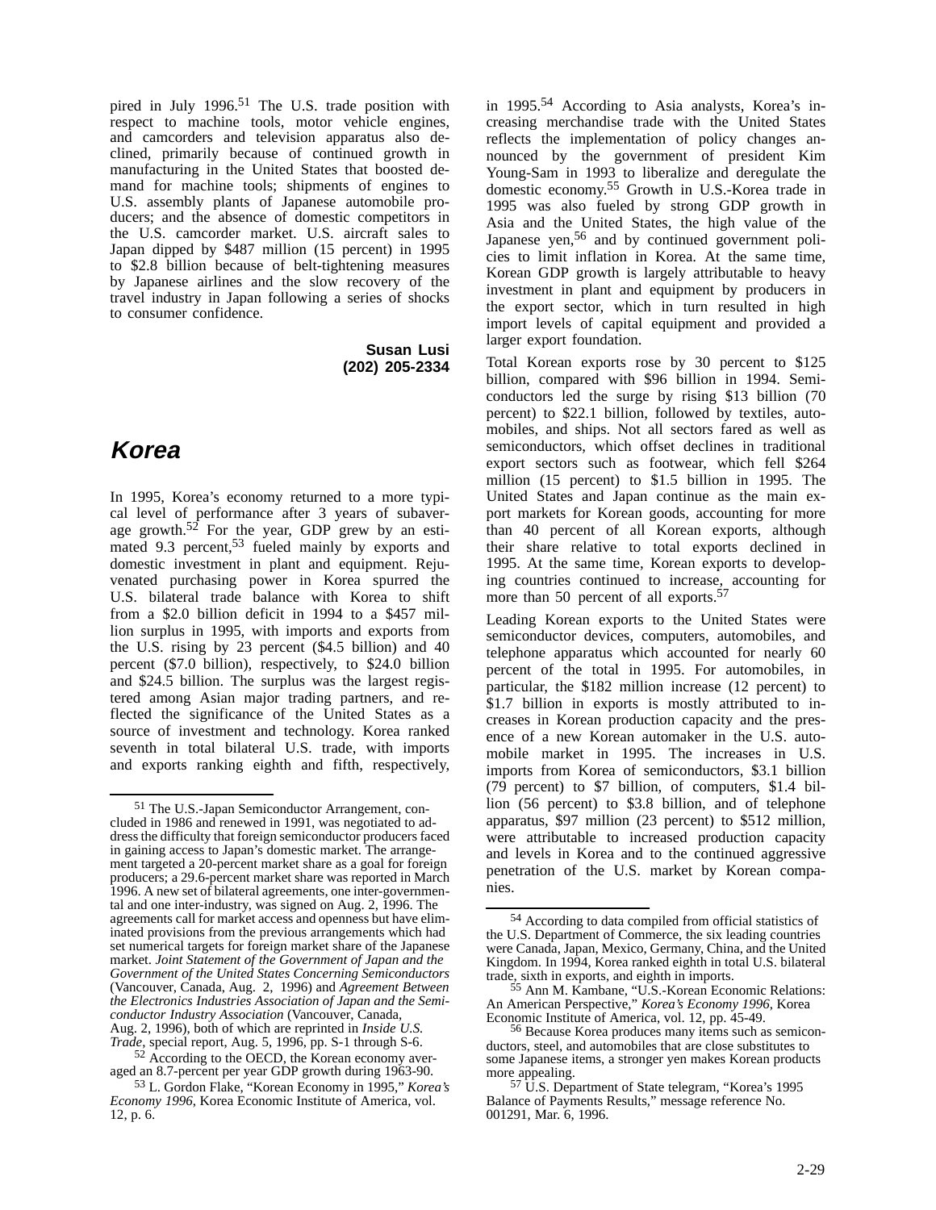pired in July 1996.[51] The U.S. trade position with respect to machine tools, motor vehicle engines, and camcorders and television apparatus also declined, primarily because of continued growth in manufacturing in the United States that boosted demand for machine tools; shipments of engines to U.S. assembly plants of Japanese automobile producers; and the absence of domestic competitors in the U.S. camcorder market. U.S. aircraft sales to Japan dipped by $487 million (15 percent) in 1995 to $2.8 billion because of belt-tightening measures by Japanese airlines and the slow recovery of the travel industry in Japan following a series of shocks to consumer confidence.

**Susan Lusi**
**(202) 205-2334**

## Korea

In 1995, Korea's economy returned to a more typical level of performance after 3 years of subaverage growth.[52] For the year, GDP grew by an estimated 9.3 percent,[53] fueled mainly by exports and domestic investment in plant and equipment. Rejuvenated purchasing power in Korea spurred the U.S. bilateral trade balance with Korea to shift from a $2.0 billion deficit in 1994 to a $457 million surplus in 1995, with imports and exports from the U.S. rising by 23 percent ($4.5 billion) and 40 percent ($7.0 billion), respectively, to $24.0 billion and $24.5 billion. The surplus was the largest registered among Asian major trading partners, and reflected the significance of the United States as a source of investment and technology. Korea ranked seventh in total bilateral U.S. trade, with imports and exports ranking eighth and fifth, respectively, in 1995.[54] According to Asia analysts, Korea's increasing merchandise trade with the United States reflects the implementation of policy changes announced by the government of president Kim Young-Sam in 1993 to liberalize and deregulate the domestic economy.[55] Growth in U.S.-Korea trade in 1995 was also fueled by strong GDP growth in Asia and the United States, the high value of the Japanese yen,[56] and by continued government policies to limit inflation in Korea. At the same time, Korean GDP growth is largely attributable to heavy investment in plant and equipment by producers in the export sector, which in turn resulted in high import levels of capital equipment and provided a larger export foundation.

Total Korean exports rose by 30 percent to $125 billion, compared with $96 billion in 1994. Semiconductors led the surge by rising $13 billion (70 percent) to $22.1 billion, followed by textiles, automobiles, and ships. Not all sectors fared as well as semiconductors, which offset declines in traditional export sectors such as footwear, which fell $264 million (15 percent) to $1.5 billion in 1995. The United States and Japan continue as the main export markets for Korean goods, accounting for more than 40 percent of all Korean exports, although their share relative to total exports declined in 1995. At the same time, Korean exports to developing countries continued to increase, accounting for more than 50 percent of all exports.[57]

Leading Korean exports to the United States were semiconductor devices, computers, automobiles, and telephone apparatus which accounted for nearly 60 percent of the total in 1995. For automobiles, in particular, the $182 million increase (12 percent) to $1.7 billion in exports is mostly attributed to increases in Korean production capacity and the presence of a new Korean automaker in the U.S. automobile market in 1995. The increases in U.S. imports from Korea of semiconductors, $3.1 billion (79 percent) to $7 billion, of computers, $1.4 billion (56 percent) to $3.8 billion, and of telephone apparatus, $97 million (23 percent) to $512 million, were attributable to increased production capacity and levels in Korea and to the continued aggressive penetration of the U.S. market by Korean companies.

---

[51] The U.S.-Japan Semiconductor Arrangement, concluded in 1986 and renewed in 1991, was negotiated to address the difficulty that foreign semiconductor producers faced in gaining access to Japan's domestic market. The arrangement targeted a 20-percent market share as a goal for foreign producers; a 29.6-percent market share was reported in March 1996. A new set of bilateral agreements, one inter-governmental and one inter-industry, was signed on Aug. 2, 1996. The agreements call for market access and openness but have eliminated provisions from the previous arrangements which had set numerical targets for foreign market share of the Japanese market. *Joint Statement of the Government of Japan and the Government of the United States Concerning Semiconductors* (Vancouver, Canada, Aug. 2, 1996) and *Agreement Between the Electronics Industries Association of Japan and the Semiconductor Industry Association* (Vancouver, Canada, Aug. 2, 1996), both of which are reprinted in *Inside U.S. Trade*, special report, Aug. 5, 1996, pp. S-1 through S-6.

[52] According to the OECD, the Korean economy averaged an 8.7-percent per year GDP growth during 1963-90.

[53] L. Gordon Flake, "Korean Economy in 1995," *Korea's Economy 1996*, Korea Economic Institute of America, vol. 12, p. 6.

[54] According to data compiled from official statistics of the U.S. Department of Commerce, the six leading countries were Canada, Japan, Mexico, Germany, China, and the United Kingdom. In 1994, Korea ranked eighth in total U.S. bilateral trade, sixth in exports, and eighth in imports.

[55] Ann M. Kambane, "U.S.-Korean Economic Relations: An American Perspective," *Korea's Economy 1996*, Korea Economic Institute of America, vol. 12, pp. 45-49.

[56] Because Korea produces many items such as semiconductors, steel, and automobiles that are close substitutes to some Japanese items, a stronger yen makes Korean products more appealing.

[57] U.S. Department of State telegram, "Korea's 1995 Balance of Payments Results," message reference No. 001291, Mar. 6, 1996.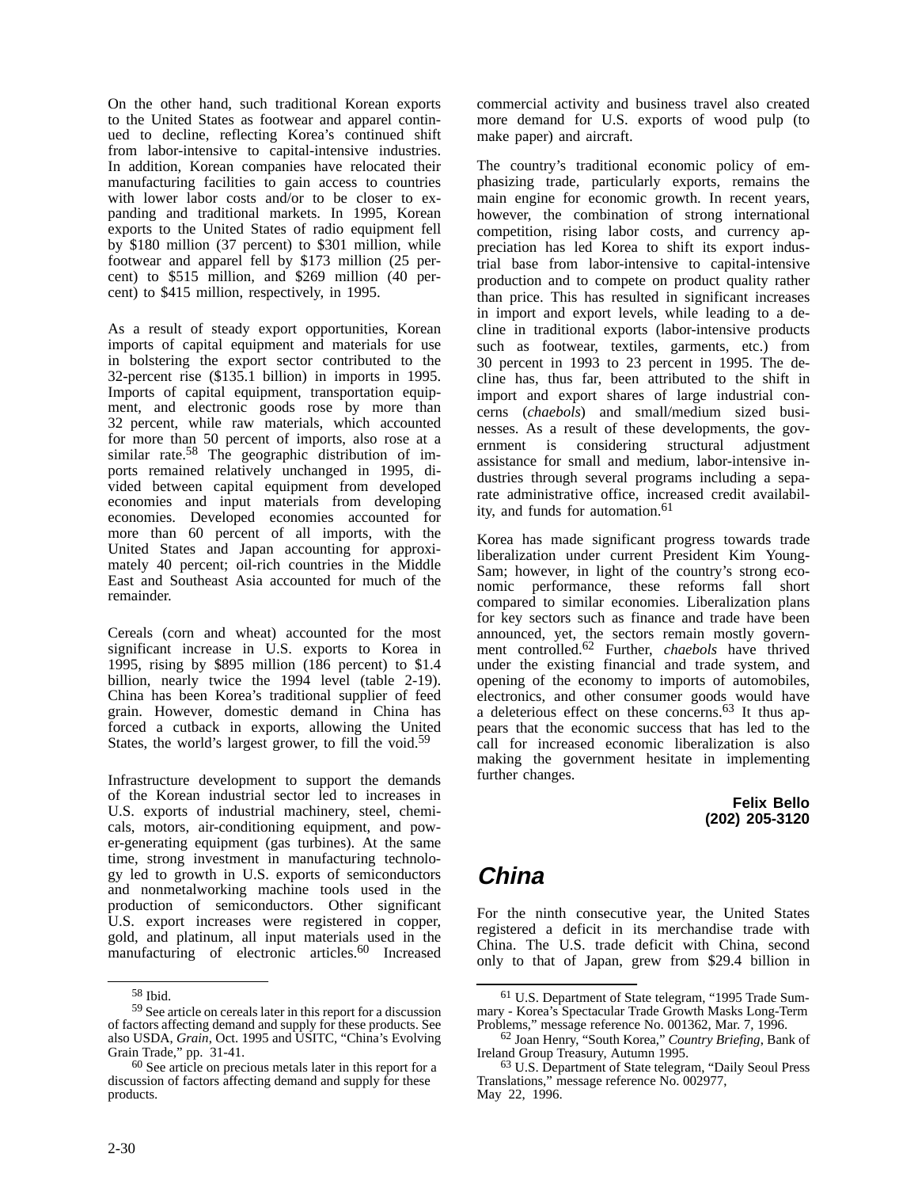On the other hand, such traditional Korean exports to the United States as footwear and apparel continued to decline, reflecting Korea's continued shift from labor-intensive to capital-intensive industries. In addition, Korean companies have relocated their manufacturing facilities to gain access to countries with lower labor costs and/or to be closer to expanding and traditional markets. In 1995, Korean exports to the United States of radio equipment fell by $180 million (37 percent) to $301 million, while footwear and apparel fell by $173 million (25 percent) to $515 million, and $269 million (40 percent) to $415 million, respectively, in 1995.

As a result of steady export opportunities, Korean imports of capital equipment and materials for use in bolstering the export sector contributed to the 32-percent rise ($135.1 billion) in imports in 1995. Imports of capital equipment, transportation equipment, and electronic goods rose by more than 32 percent, while raw materials, which accounted for more than 50 percent of imports, also rose at a similar rate.[58] The geographic distribution of imports remained relatively unchanged in 1995, divided between capital equipment from developed economies and input materials from developing economies. Developed economies accounted for more than 60 percent of all imports, with the United States and Japan accounting for approximately 40 percent; oil-rich countries in the Middle East and Southeast Asia accounted for much of the remainder.

Cereals (corn and wheat) accounted for the most significant increase in U.S. exports to Korea in 1995, rising by $895 million (186 percent) to $1.4 billion, nearly twice the 1994 level (table 2-19). China has been Korea's traditional supplier of feed grain. However, domestic demand in China has forced a cutback in exports, allowing the United States, the world's largest grower, to fill the void.[59]

Infrastructure development to support the demands of the Korean industrial sector led to increases in U.S. exports of industrial machinery, steel, chemicals, motors, air-conditioning equipment, and power-generating equipment (gas turbines). At the same time, strong investment in manufacturing technology led to growth in U.S. exports of semiconductors and nonmetalworking machine tools used in the production of semiconductors. Other significant U.S. export increases were registered in copper, gold, and platinum, all input materials used in the manufacturing of electronic articles.[60] Increased commercial activity and business travel also created more demand for U.S. exports of wood pulp (to make paper) and aircraft.

The country's traditional economic policy of emphasizing trade, particularly exports, remains the main engine for economic growth. In recent years, however, the combination of strong international competition, rising labor costs, and currency appreciation has led Korea to shift its export industrial base from labor-intensive to capital-intensive production and to compete on product quality rather than price. This has resulted in significant increases in import and export levels, while leading to a decline in traditional exports (labor-intensive products such as footwear, textiles, garments, etc.) from 30 percent in 1993 to 23 percent in 1995. The decline has, thus far, been attributed to the shift in import and export shares of large industrial concerns (*chaebols*) and small/medium sized businesses. As a result of these developments, the government is considering structural adjustment assistance for small and medium, labor-intensive industries through several programs including a separate administrative office, increased credit availability, and funds for automation.[61]

Korea has made significant progress towards trade liberalization under current President Kim Young-Sam; however, in light of the country's strong economic performance, these reforms fall short compared to similar economies. Liberalization plans for key sectors such as finance and trade have been announced, yet, the sectors remain mostly government controlled.[62] Further, *chaebols* have thrived under the existing financial and trade system, and opening of the economy to imports of automobiles, electronics, and other consumer goods would have a deleterious effect on these concerns.[63] It thus appears that the economic success that has led to the call for increased economic liberalization is also making the government hesitate in implementing further changes.

**Felix Bello**
**(202) 205-3120**

## China

For the ninth consecutive year, the United States registered a deficit in its merchandise trade with China. The U.S. trade deficit with China, second only to that of Japan, grew from $29.4 billion in

---

[58] Ibid.

[59] See article on cereals later in this report for a discussion of factors affecting demand and supply for these products. See also USDA, *Grain*, Oct. 1995 and USITC, "China's Evolving Grain Trade," pp. 31-41.

[60] See article on precious metals later in this report for a discussion of factors affecting demand and supply for these products.

[61] U.S. Department of State telegram, "1995 Trade Summary - Korea's Spectacular Trade Growth Masks Long-Term Problems," message reference No. 001362, Mar. 7, 1996.

[62] Joan Henry, "South Korea," *Country Briefing*, Bank of Ireland Group Treasury, Autumn 1995.

[63] U.S. Department of State telegram, "Daily Seoul Press Translations," message reference No. 002977, May 22, 1996.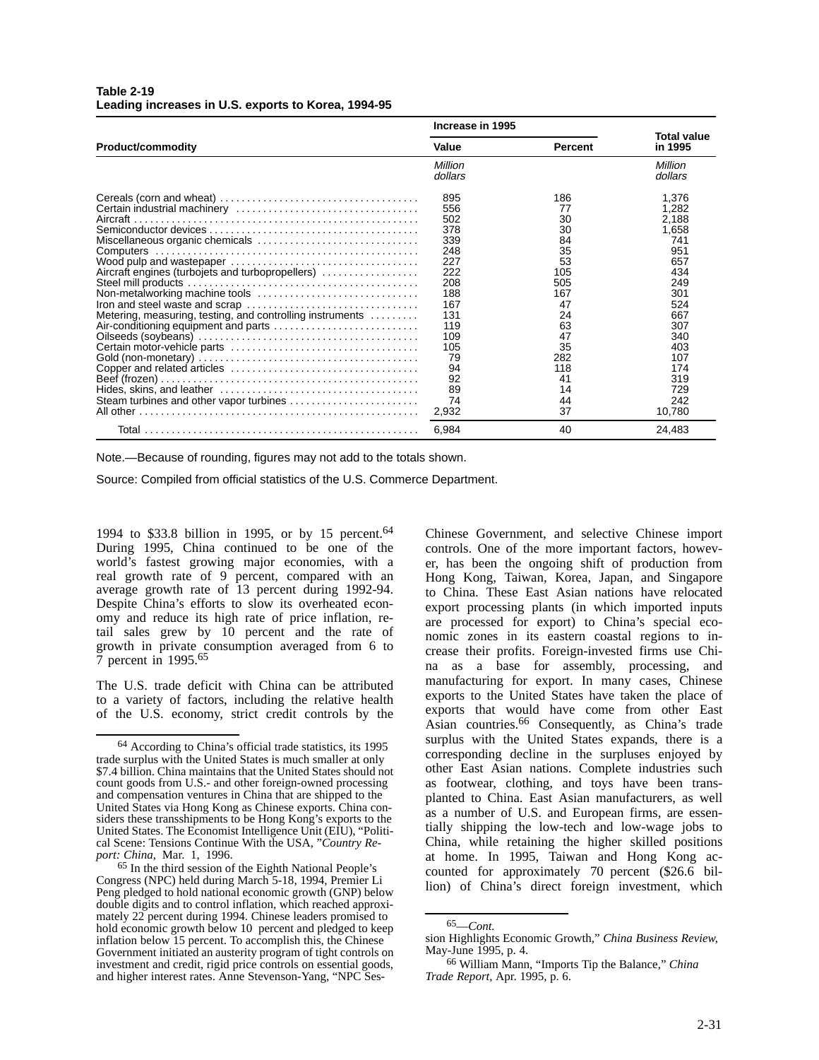**Table 2-19**
**Leading increases in U.S. exports to Korea, 1994-95**

| Product/commodity | Increase in 1995 | | Total value in 1995 |
|---|---|---|---|
| | Value | Percent | |
| | *Million dollars* | | *Million dollars* |
| Cereals (corn and wheat) | 895 | 186 | 1,376 |
| Certain industrial machinery | 556 | 77 | 1,282 |
| Aircraft | 502 | 30 | 2,188 |
| Semiconductor devices | 378 | 30 | 1,658 |
| Miscellaneous organic chemicals | 339 | 84 | 741 |
| Computers | 248 | 35 | 951 |
| Wood pulp and wastepaper | 227 | 53 | 657 |
| Aircraft engines (turbojets and turbopropellers) | 222 | 105 | 434 |
| Steel mill products | 208 | 505 | 249 |
| Non-metalworking machine tools | 188 | 167 | 301 |
| Iron and steel waste and scrap | 167 | 47 | 524 |
| Metering, measuring, testing, and controlling instruments | 131 | 24 | 667 |
| Air-conditioning equipment and parts | 119 | 63 | 307 |
| Oilseeds (soybeans) | 109 | 47 | 340 |
| Certain motor-vehicle parts | 105 | 35 | 403 |
| Gold (non-monetary) | 79 | 282 | 107 |
| Copper and related articles | 94 | 118 | 174 |
| Beef (frozen) | 92 | 41 | 319 |
| Hides, skins, and leather | 89 | 14 | 729 |
| Steam turbines and other vapor turbines | 74 | 44 | 242 |
| All other | 2,932 | 37 | 10,780 |
| Total | 6,984 | 40 | 24,483 |

Note.—Because of rounding, figures may not add to the totals shown.

Source: Compiled from official statistics of the U.S. Commerce Department.

1994 to $33.8 billion in 1995, or by 15 percent.[64] During 1995, China continued to be one of the world's fastest growing major economies, with a real growth rate of 9 percent, compared with an average growth rate of 13 percent during 1992-94. Despite China's efforts to slow its overheated economy and reduce its high rate of price inflation, retail sales grew by 10 percent and the rate of growth in private consumption averaged from 6 to 7 percent in 1995.[65]

The U.S. trade deficit with China can be attributed to a variety of factors, including the relative health of the U.S. economy, strict credit controls by the Chinese Government, and selective Chinese import controls. One of the more important factors, however, has been the ongoing shift of production from Hong Kong, Taiwan, Korea, Japan, and Singapore to China. These East Asian nations have relocated export processing plants (in which imported inputs are processed for export) to China's special economic zones in its eastern coastal regions to increase their profits. Foreign-invested firms use China as a base for assembly, processing, and manufacturing for export. In many cases, Chinese exports to the United States have taken the place of exports that would have come from other East Asian countries.[66] Consequently, as China's trade surplus with the United States expands, there is a corresponding decline in the surpluses enjoyed by other East Asian nations. Complete industries such as footwear, clothing, and toys have been transplanted to China. East Asian manufacturers, as well as a number of U.S. and European firms, are essentially shipping the low-tech and low-wage jobs to China, while retaining the higher skilled positions at home. In 1995, Taiwan and Hong Kong accounted for approximately 70 percent ($26.6 billion) of China's direct foreign investment, which

---

[64] According to China's official trade statistics, its 1995 trade surplus with the United States is much smaller at only $7.4 billion. China maintains that the United States should not count goods from U.S.- and other foreign-owned processing and compensation ventures in China that are shipped to the United States via Hong Kong as Chinese exports. China considers these transshipments to be Hong Kong's exports to the United States. The Economist Intelligence Unit (EIU), "Political Scene: Tensions Continue With the USA, "*Country Report: China*, Mar. 1, 1996.

[65] In the third session of the Eighth National People's Congress (NPC) held during March 5-18, 1994, Premier Li Peng pledged to hold national economic growth (GNP) below double digits and to control inflation, which reached approximately 22 percent during 1994. Chinese leaders promised to hold economic growth below 10 percent and pledged to keep inflation below 15 percent. To accomplish this, the Chinese Government initiated an austerity program of tight controls on investment and credit, rigid price controls on essential goods, and higher interest rates. Anne Stevenson-Yang, "NPC Session Highlights Economic Growth," *China Business Review*, May-June 1995, p. 4.

[66] William Mann, "Imports Tip the Balance," *China Trade Report*, Apr. 1995, p. 6.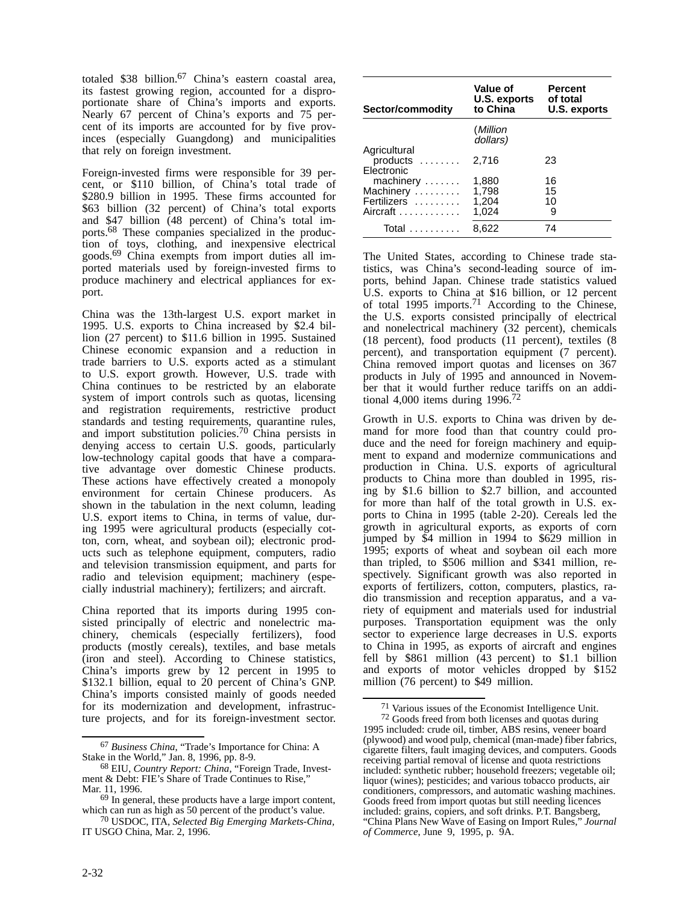totaled $38 billion.[67] China's eastern coastal area, its fastest growing region, accounted for a disproportionate share of China's imports and exports. Nearly 67 percent of China's exports and 75 percent of its imports are accounted for by five provinces (especially Guangdong) and municipalities that rely on foreign investment.

Foreign-invested firms were responsible for 39 percent, or $110 billion, of China's total trade of $280.9 billion in 1995. These firms accounted for $63 billion (32 percent) of China's total exports and $47 billion (48 percent) of China's total imports.[68] These companies specialized in the production of toys, clothing, and inexpensive electrical goods.[69] China exempts from import duties all imported materials used by foreign-invested firms to produce machinery and electrical appliances for export.

China was the 13th-largest U.S. export market in 1995. U.S. exports to China increased by $2.4 billion (27 percent) to $11.6 billion in 1995. Sustained Chinese economic expansion and a reduction in trade barriers to U.S. exports acted as a stimulant to U.S. export growth. However, U.S. trade with China continues to be restricted by an elaborate system of import controls such as quotas, licensing and registration requirements, restrictive product standards and testing requirements, quarantine rules, and import substitution policies.[70] China persists in denying access to certain U.S. goods, particularly low-technology capital goods that have a comparative advantage over domestic Chinese products. These actions have effectively created a monopoly environment for certain Chinese producers. As shown in the tabulation in the next column, leading U.S. export items to China, in terms of value, during 1995 were agricultural products (especially cotton, corn, wheat, and soybean oil); electronic products such as telephone equipment, computers, radio and television transmission equipment, and parts for radio and television equipment; machinery (especially industrial machinery); fertilizers; and aircraft.

China reported that its imports during 1995 consisted principally of electric and nonelectric machinery, chemicals (especially fertilizers), food products (mostly cereals), textiles, and base metals (iron and steel). According to Chinese statistics, China's imports grew by 12 percent in 1995 to $132.1 billion, equal to 20 percent of China's GNP. China's imports consisted mainly of goods needed for its modernization and development, infrastructure projects, and for its foreign-investment sector.

| Sector/commodity | Value of U.S. exports to China | Percent of total U.S. exports |
|---|---|---|
| | *(Million dollars)* | |
| Agricultural products | 2,716 | 23 |
| Electronic machinery | 1,880 | 16 |
| Machinery | 1,798 | 15 |
| Fertilizers | 1,204 | 10 |
| Aircraft | 1,024 | 9 |
| Total | 8,622 | 74 |

The United States, according to Chinese trade statistics, was China's second-leading source of imports, behind Japan. Chinese trade statistics valued U.S. exports to China at $16 billion, or 12 percent of total 1995 imports.[71] According to the Chinese, the U.S. exports consisted principally of electrical and nonelectrical machinery (32 percent), chemicals (18 percent), food products (11 percent), textiles (8 percent), and transportation equipment (7 percent). China removed import quotas and licenses on 367 products in July of 1995 and announced in November that it would further reduce tariffs on an additional 4,000 items during 1996.[72]

Growth in U.S. exports to China was driven by demand for more food than that country could produce and the need for foreign machinery and equipment to expand and modernize communications and production in China. U.S. exports of agricultural products to China more than doubled in 1995, rising by $1.6 billion to $2.7 billion, and accounted for more than half of the total growth in U.S. exports to China in 1995 (table 2-20). Cereals led the growth in agricultural exports, as exports of corn jumped by $4 million in 1994 to $629 million in 1995; exports of wheat and soybean oil each more than tripled, to $506 million and $341 million, respectively. Significant growth was also reported in exports of fertilizers, cotton, computers, plastics, radio transmission and reception apparatus, and a variety of equipment and materials used for industrial purposes. Transportation equipment was the only sector to experience large decreases in U.S. exports to China in 1995, as exports of aircraft and engines fell by $861 million (43 percent) to $1.1 billion and exports of motor vehicles dropped by $152 million (76 percent) to $49 million.

---

[67] *Business China*, "Trade's Importance for China: A Stake in the World," Jan. 8, 1996, pp. 8-9.

[68] EIU, *Country Report: China*, "Foreign Trade, Investment & Debt: FIE's Share of Trade Continues to Rise," Mar. 11, 1996.

[69] In general, these products have a large import content, which can run as high as 50 percent of the product's value.

[70] USDOC, ITA, *Selected Big Emerging Markets-China*, IT USGO China, Mar. 2, 1996.

[71] Various issues of the Economist Intelligence Unit.

[72] Goods freed from both licenses and quotas during 1995 included: crude oil, timber, ABS resins, veneer board (plywood) and wood pulp, chemical (man-made) fiber fabrics, cigarette filters, fault imaging devices, and computers. Goods receiving partial removal of license and quota restrictions included: synthetic rubber; household freezers; vegetable oil; liquor (wines); pesticides; and various tobacco products, air conditioners, compressors, and automatic washing machines. Goods freed from import quotas but still needing licences included: grains, copiers, and soft drinks. P.T. Bangsberg, "China Plans New Wave of Easing on Import Rules," *Journal of Commerce*, June 9, 1995, p. 9A.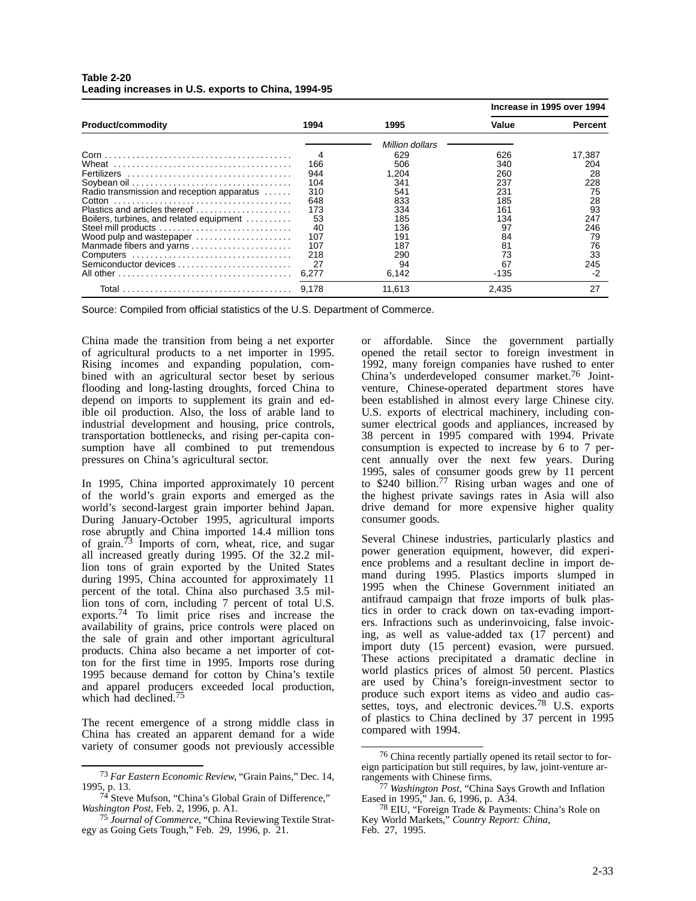**Table 2-20**
**Leading increases in U.S. exports to China, 1994-95**

| Product/commodity | 1994 | 1995 | Increase in 1995 over 1994 Value | Increase in 1995 over 1994 Percent |
|---|---|---|---|---|
| | | *Million dollars* | | |
| Corn | 4 | 629 | 626 | 17,387 |
| Wheat | 166 | 506 | 340 | 204 |
| Fertilizers | 944 | 1,204 | 260 | 28 |
| Soybean oil | 104 | 341 | 237 | 228 |
| Radio transmission and reception apparatus | 310 | 541 | 231 | 75 |
| Cotton | 648 | 833 | 185 | 28 |
| Plastics and articles thereof | 173 | 334 | 161 | 93 |
| Boilers, turbines, and related equipment | 53 | 185 | 134 | 247 |
| Steel mill products | 40 | 136 | 97 | 246 |
| Wood pulp and wastepaper | 107 | 191 | 84 | 79 |
| Manmade fibers and yarns | 107 | 187 | 81 | 76 |
| Computers | 218 | 290 | 73 | 33 |
| Semiconductor devices | 27 | 94 | 67 | 245 |
| All other | 6,277 | 6,142 | -135 | -2 |
| Total | 9,178 | 11,613 | 2,435 | 27 |

Source: Compiled from official statistics of the U.S. Department of Commerce.

China made the transition from being a net exporter of agricultural products to a net importer in 1995. Rising incomes and expanding population, combined with an agricultural sector beset by serious flooding and long-lasting droughts, forced China to depend on imports to supplement its grain and edible oil production. Also, the loss of arable land to industrial development and housing, price controls, transportation bottlenecks, and rising per-capita consumption have all combined to put tremendous pressures on China's agricultural sector.

In 1995, China imported approximately 10 percent of the world's grain exports and emerged as the world's second-largest grain importer behind Japan. During January-October 1995, agricultural imports rose abruptly and China imported 14.4 million tons of grain.[73] Imports of corn, wheat, rice, and sugar all increased greatly during 1995. Of the 32.2 million tons of grain exported by the United States during 1995, China accounted for approximately 11 percent of the total. China also purchased 3.5 million tons of corn, including 7 percent of total U.S. exports.[74] To limit price rises and increase the availability of grains, price controls were placed on the sale of grain and other important agricultural products. China also became a net importer of cotton for the first time in 1995. Imports rose during 1995 because demand for cotton by China's textile and apparel producers exceeded local production, which had declined.[75]

The recent emergence of a strong middle class in China has created an apparent demand for a wide variety of consumer goods not previously accessible or affordable. Since the government partially opened the retail sector to foreign investment in 1992, many foreign companies have rushed to enter China's underdeveloped consumer market.[76] Joint-venture, Chinese-operated department stores have been established in almost every large Chinese city. U.S. exports of electrical machinery, including consumer electrical goods and appliances, increased by 38 percent in 1995 compared with 1994. Private consumption is expected to increase by 6 to 7 percent annually over the next few years. During 1995, sales of consumer goods grew by 11 percent to $240 billion.[77] Rising urban wages and one of the highest private savings rates in Asia will also drive demand for more expensive higher quality consumer goods.

Several Chinese industries, particularly plastics and power generation equipment, however, did experience problems and a resultant decline in import demand during 1995. Plastics imports slumped in 1995 when the Chinese Government initiated an antifraud campaign that froze imports of bulk plastics in order to crack down on tax-evading importers. Infractions such as underinvoicing, false invoicing, as well as value-added tax (17 percent) and import duty (15 percent) evasion, were pursued. These actions precipitated a dramatic decline in world plastics prices of almost 50 percent. Plastics are used by China's foreign-investment sector to produce such export items as video and audio cassettes, toys, and electronic devices.[78] U.S. exports of plastics to China declined by 37 percent in 1995 compared with 1994.

[73] *Far Eastern Economic Review*, "Grain Pains," Dec. 14, 1995, p. 13.

[74] Steve Mufson, "China's Global Grain of Difference," *Washington Post*, Feb. 2, 1996, p. A1.

[75] *Journal of Commerce*, "China Reviewing Textile Strategy as Going Gets Tough," Feb. 29, 1996, p. 21.

[76] China recently partially opened its retail sector to foreign participation but still requires, by law, joint-venture arrangements with Chinese firms.

[77] *Washington Post*, "China Says Growth and Inflation Eased in 1995," Jan. 6, 1996, p. A34.

[78] EIU, "Foreign Trade & Payments: China's Role on Key World Markets," *Country Report: China*, Feb. 27, 1995.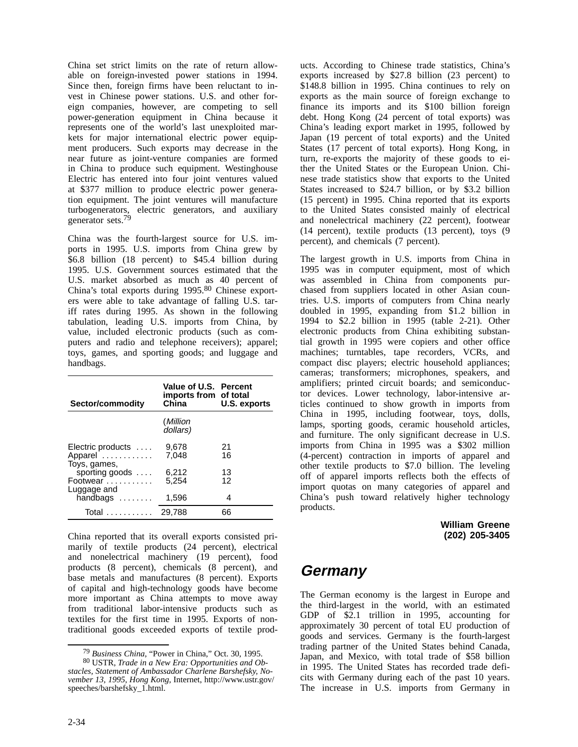China set strict limits on the rate of return allowable on foreign-invested power stations in 1994. Since then, foreign firms have been reluctant to invest in Chinese power stations. U.S. and other foreign companies, however, are competing to sell power-generation equipment in China because it represents one of the world's last unexploited markets for major international electric power equipment producers. Such exports may decrease in the near future as joint-venture companies are formed in China to produce such equipment. Westinghouse Electric has entered into four joint ventures valued at $377 million to produce electric power generation equipment. The joint ventures will manufacture turbogenerators, electric generators, and auxiliary generator sets.[79]

China was the fourth-largest source for U.S. imports in 1995. U.S. imports from China grew by $6.8 billion (18 percent) to $45.4 billion during 1995. U.S. Government sources estimated that the U.S. market absorbed as much as 40 percent of China's total exports during 1995.[80] Chinese exporters were able to take advantage of falling U.S. tariff rates during 1995. As shown in the following tabulation, leading U.S. imports from China, by value, included electronic products (such as computers and radio and telephone receivers); apparel; toys, games, and sporting goods; and luggage and handbags.

| Sector/commodity | Value of U.S. imports from China | Percent of total U.S. exports |
|---|---|---|
| | (*Million dollars*) | |
| Electric products | 9,678 | 21 |
| Apparel | 7,048 | 16 |
| Toys, games, sporting goods | 6,212 | 13 |
| Footwear | 5,254 | 12 |
| Luggage and handbags | 1,596 | 4 |
| Total | 29,788 | 66 |

China reported that its overall exports consisted primarily of textile products (24 percent), electrical and nonelectrical machinery (19 percent), food products (8 percent), chemicals (8 percent), and base metals and manufactures (8 percent). Exports of capital and high-technology goods have become more important as China attempts to move away from traditional labor-intensive products such as textiles for the first time in 1995. Exports of nontraditional goods exceeded exports of textile products. According to Chinese trade statistics, China's exports increased by $27.8 billion (23 percent) to $148.8 billion in 1995. China continues to rely on exports as the main source of foreign exchange to finance its imports and its $100 billion foreign debt. Hong Kong (24 percent of total exports) was China's leading export market in 1995, followed by Japan (19 percent of total exports) and the United States (17 percent of total exports). Hong Kong, in turn, re-exports the majority of these goods to either the United States or the European Union. Chinese trade statistics show that exports to the United States increased to $24.7 billion, or by $3.2 billion (15 percent) in 1995. China reported that its exports to the United States consisted mainly of electrical and nonelectrical machinery (22 percent), footwear (14 percent), textile products (13 percent), toys (9 percent), and chemicals (7 percent).

The largest growth in U.S. imports from China in 1995 was in computer equipment, most of which was assembled in China from components purchased from suppliers located in other Asian countries. U.S. imports of computers from China nearly doubled in 1995, expanding from $1.2 billion in 1994 to $2.2 billion in 1995 (table 2-21). Other electronic products from China exhibiting substantial growth in 1995 were copiers and other office machines; turntables, tape recorders, VCRs, and compact disc players; electric household appliances; cameras; transformers; microphones, speakers, and amplifiers; printed circuit boards; and semiconductor devices. Lower technology, labor-intensive articles continued to show growth in imports from China in 1995, including footwear, toys, dolls, lamps, sporting goods, ceramic household articles, and furniture. The only significant decrease in U.S. imports from China in 1995 was a $302 million (4-percent) contraction in imports of apparel and other textile products to $7.0 billion. The leveling off of apparel imports reflects both the effects of import quotas on many categories of apparel and China's push toward relatively higher technology products.

**William Greene**
**(202) 205-3405**

## Germany

The German economy is the largest in Europe and the third-largest in the world, with an estimated GDP of $2.1 trillion in 1995, accounting for approximately 30 percent of total EU production of goods and services. Germany is the fourth-largest trading partner of the United States behind Canada, Japan, and Mexico, with total trade of $58 billion in 1995. The United States has recorded trade deficits with Germany during each of the past 10 years. The increase in U.S. imports from Germany in

[79] *Business China*, "Power in China," Oct. 30, 1995.
[80] USTR, *Trade in a New Era: Opportunities and Obstacles, Statement of Ambassador Charlene Barshefsky, November 13, 1995, Hong Kong*, Internet, http://www.ustr.gov/speeches/barshefsky_1.html.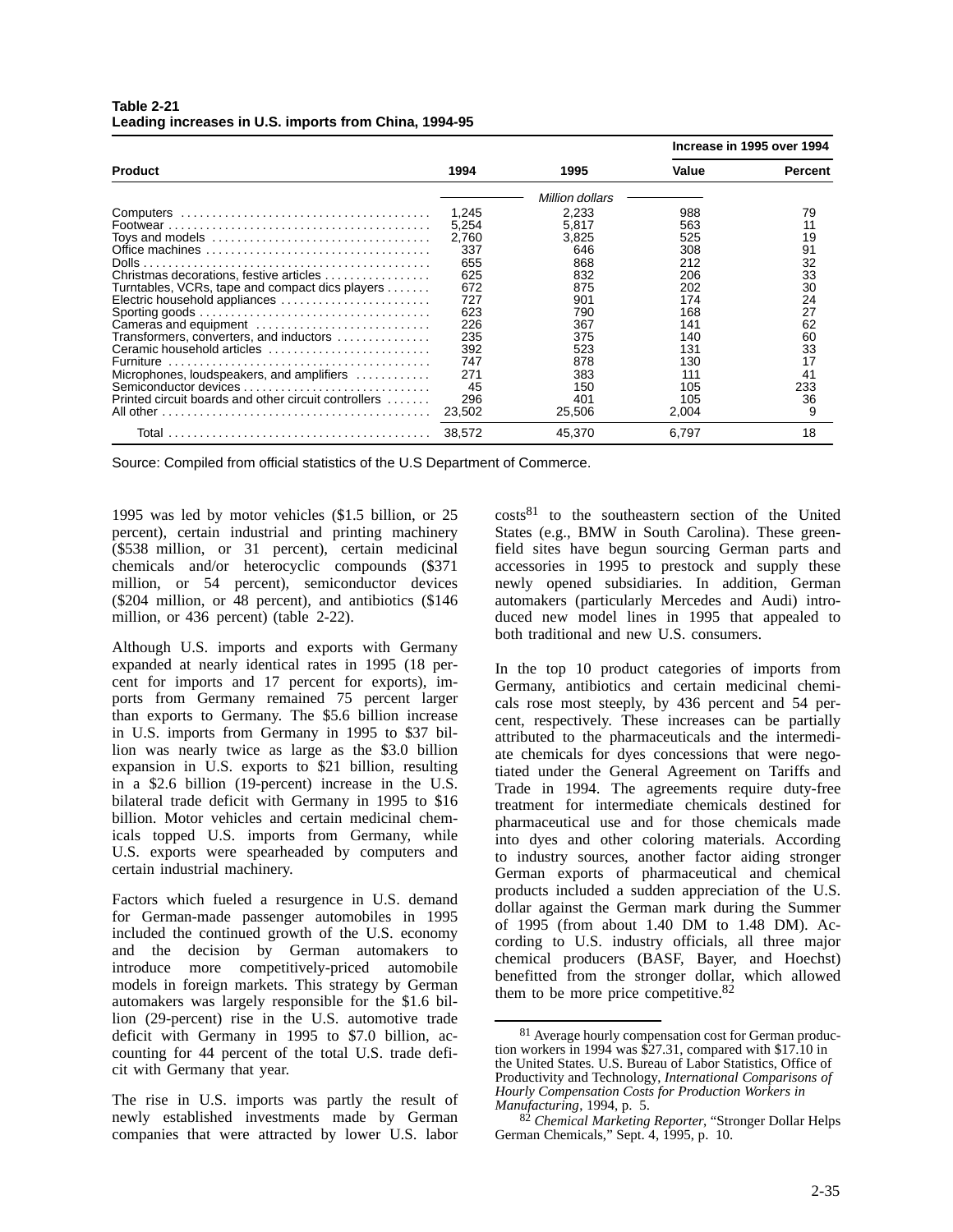**Table 2-21**
**Leading increases in U.S. imports from China, 1994-95**

| Product | 1994 | 1995 | Increase in 1995 over 1994 | |
|---|---|---|---|---|
| | | | Value | Percent |
| | | Million dollars | | |
| Computers | 1,245 | 2,233 | 988 | 79 |
| Footwear | 5,254 | 5,817 | 563 | 11 |
| Toys and models | 2,760 | 3,825 | 525 | 19 |
| Office machines | 337 | 646 | 308 | 91 |
| Dolls | 655 | 868 | 212 | 32 |
| Christmas decorations, festive articles | 625 | 832 | 206 | 33 |
| Turntables, VCRs, tape and compact dics players | 672 | 875 | 202 | 30 |
| Electric household appliances | 727 | 901 | 174 | 24 |
| Sporting goods | 623 | 790 | 168 | 27 |
| Cameras and equipment | 226 | 367 | 141 | 62 |
| Transformers, converters, and inductors | 235 | 375 | 140 | 60 |
| Ceramic household articles | 392 | 523 | 131 | 33 |
| Furniture | 747 | 878 | 130 | 17 |
| Microphones, loudspeakers, and amplifiers | 271 | 383 | 111 | 41 |
| Semiconductor devices | 45 | 150 | 105 | 233 |
| Printed circuit boards and other circuit controllers | 296 | 401 | 105 | 36 |
| All other | 23,502 | 25,506 | 2,004 | 9 |
| Total | 38,572 | 45,370 | 6,797 | 18 |

Source: Compiled from official statistics of the U.S Department of Commerce.

1995 was led by motor vehicles ($1.5 billion, or 25 percent), certain industrial and printing machinery ($538 million, or 31 percent), certain medicinal chemicals and/or heterocyclic compounds ($371 million, or 54 percent), semiconductor devices ($204 million, or 48 percent), and antibiotics ($146 million, or 436 percent) (table 2-22).

Although U.S. imports and exports with Germany expanded at nearly identical rates in 1995 (18 percent for imports and 17 percent for exports), imports from Germany remained 75 percent larger than exports to Germany. The $5.6 billion increase in U.S. imports from Germany in 1995 to $37 billion was nearly twice as large as the $3.0 billion expansion in U.S. exports to $21 billion, resulting in a $2.6 billion (19-percent) increase in the U.S. bilateral trade deficit with Germany in 1995 to $16 billion. Motor vehicles and certain medicinal chemicals topped U.S. imports from Germany, while U.S. exports were spearheaded by computers and certain industrial machinery.

Factors which fueled a resurgence in U.S. demand for German-made passenger automobiles in 1995 included the continued growth of the U.S. economy and the decision by German automakers to introduce more competitively-priced automobile models in foreign markets. This strategy by German automakers was largely responsible for the $1.6 billion (29-percent) rise in the U.S. automotive trade deficit with Germany in 1995 to $7.0 billion, accounting for 44 percent of the total U.S. trade deficit with Germany that year.

The rise in U.S. imports was partly the result of newly established investments made by German companies that were attracted by lower U.S. labor costs[81] to the southeastern section of the United States (e.g., BMW in South Carolina). These greenfield sites have begun sourcing German parts and accessories in 1995 to prestock and supply these newly opened subsidiaries. In addition, German automakers (particularly Mercedes and Audi) introduced new model lines in 1995 that appealed to both traditional and new U.S. consumers.

In the top 10 product categories of imports from Germany, antibiotics and certain medicinal chemicals rose most steeply, by 436 percent and 54 percent, respectively. These increases can be partially attributed to the pharmaceuticals and the intermediate chemicals for dyes concessions that were negotiated under the General Agreement on Tariffs and Trade in 1994. The agreements require duty-free treatment for intermediate chemicals destined for pharmaceutical use and for those chemicals made into dyes and other coloring materials. According to industry sources, another factor aiding stronger German exports of pharmaceutical and chemical products included a sudden appreciation of the U.S. dollar against the German mark during the Summer of 1995 (from about 1.40 DM to 1.48 DM). According to U.S. industry officials, all three major chemical producers (BASF, Bayer, and Hoechst) benefitted from the stronger dollar, which allowed them to be more price competitive.[82]

[81] Average hourly compensation cost for German production workers in 1994 was $27.31, compared with $17.10 in the United States. U.S. Bureau of Labor Statistics, Office of Productivity and Technology, *International Comparisons of Hourly Compensation Costs for Production Workers in Manufacturing*, 1994, p. 5.

[82] *Chemical Marketing Reporter*, "Stronger Dollar Helps German Chemicals," Sept. 4, 1995, p. 10.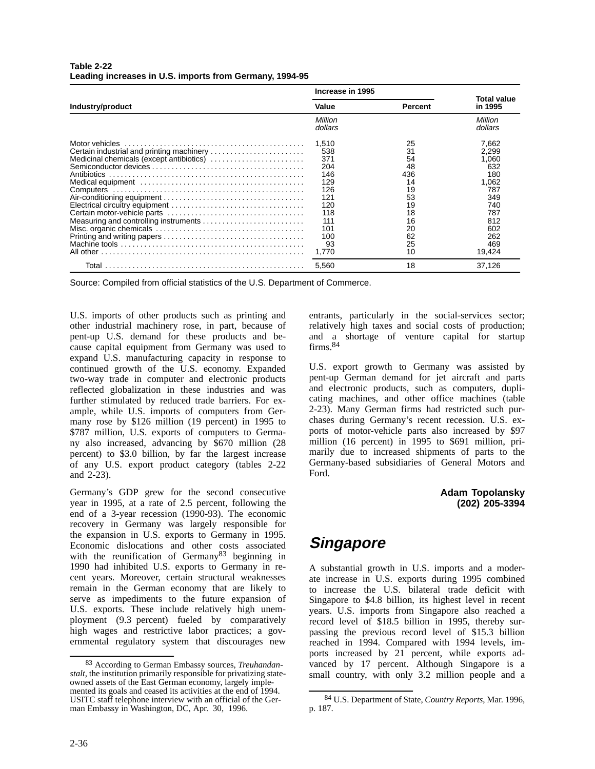**Table 2-22**
**Leading increases in U.S. imports from Germany, 1994-95**

| Industry/product | Increase in 1995 | | Total value in 1995 |
|---|---|---|---|
| | Value | Percent | |
| | *Million dollars* | | *Million dollars* |
| Motor vehicles | 1,510 | 25 | 7,662 |
| Certain industrial and printing machinery | 538 | 31 | 2,299 |
| Medicinal chemicals (except antibiotics) | 371 | 54 | 1,060 |
| Semiconductor devices | 204 | 48 | 632 |
| Antibiotics | 146 | 436 | 180 |
| Medical equipment | 129 | 14 | 1,062 |
| Computers | 126 | 19 | 787 |
| Air-conditioning equipment | 121 | 53 | 349 |
| Electrical circuitry equipment | 120 | 19 | 740 |
| Certain motor-vehicle parts | 118 | 18 | 787 |
| Measuring and controlling instruments | 111 | 16 | 812 |
| Misc. organic chemicals | 101 | 20 | 602 |
| Printing and writing papers | 100 | 62 | 262 |
| Machine tools | 93 | 25 | 469 |
| All other | 1,770 | 10 | 19,424 |
| Total | 5,560 | 18 | 37,126 |

Source: Compiled from official statistics of the U.S. Department of Commerce.

U.S. imports of other products such as printing and other industrial machinery rose, in part, because of pent-up U.S. demand for these products and because capital equipment from Germany was used to expand U.S. manufacturing capacity in response to continued growth of the U.S. economy. Expanded two-way trade in computer and electronic products reflected globalization in these industries and was further stimulated by reduced trade barriers. For example, while U.S. imports of computers from Germany rose by $126 million (19 percent) in 1995 to $787 million, U.S. exports of computers to Germany also increased, advancing by $670 million (28 percent) to $3.0 billion, by far the largest increase of any U.S. export product category (tables 2-22 and 2-23).

Germany's GDP grew for the second consecutive year in 1995, at a rate of 2.5 percent, following the end of a 3-year recession (1990-93). The economic recovery in Germany was largely responsible for the expansion in U.S. exports to Germany in 1995. Economic dislocations and other costs associated with the reunification of Germany[83] beginning in 1990 had inhibited U.S. exports to Germany in recent years. Moreover, certain structural weaknesses remain in the German economy that are likely to serve as impediments to the future expansion of U.S. exports. These include relatively high unemployment (9.3 percent) fueled by comparatively high wages and restrictive labor practices; a governmental regulatory system that discourages new entrants, particularly in the social-services sector; relatively high taxes and social costs of production; and a shortage of venture capital for startup firms.[84]

U.S. export growth to Germany was assisted by pent-up German demand for jet aircraft and parts and electronic products, such as computers, duplicating machines, and other office machines (table 2-23). Many German firms had restricted such purchases during Germany's recent recession. U.S. exports of motor-vehicle parts also increased by $97 million (16 percent) in 1995 to $691 million, primarily due to increased shipments of parts to the Germany-based subsidiaries of General Motors and Ford.

**Adam Topolansky**
**(202) 205-3394**

## Singapore

A substantial growth in U.S. imports and a moderate increase in U.S. exports during 1995 combined to increase the U.S. bilateral trade deficit with Singapore to $4.8 billion, its highest level in recent years. U.S. imports from Singapore also reached a record level of $18.5 billion in 1995, thereby surpassing the previous record level of $15.3 billion reached in 1994. Compared with 1994 levels, imports increased by 21 percent, while exports advanced by 17 percent. Although Singapore is a small country, with only 3.2 million people and a

[83] According to German Embassy sources, *Treuhandanstalt*, the institution primarily responsible for privatizing state-owned assets of the East German economy, largely implemented its goals and ceased its activities at the end of 1994. USITC staff telephone interview with an official of the German Embassy in Washington, DC, Apr. 30, 1996.

[84] U.S. Department of State, *Country Reports*, Mar. 1996, p. 187.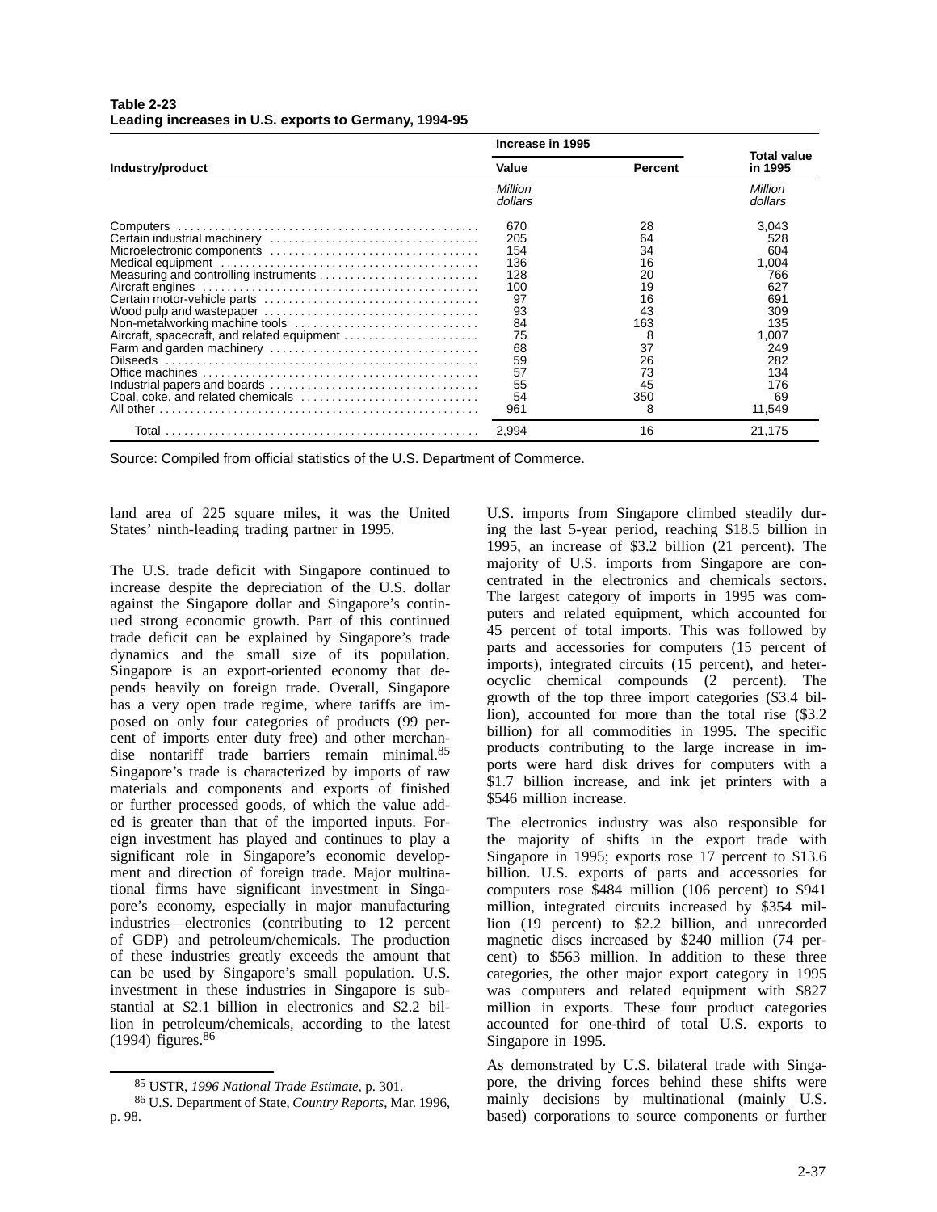**Table 2-23**
**Leading increases in U.S. exports to Germany, 1994-95**

| Industry/product | Increase in 1995 | | Total value in 1995 |
|---|---|---|---|
| | Value | Percent | |
| | *Million dollars* | | *Million dollars* |
| Computers | 670 | 28 | 3,043 |
| Certain industrial machinery | 205 | 64 | 528 |
| Microelectronic components | 154 | 34 | 604 |
| Medical equipment | 136 | 16 | 1,004 |
| Measuring and controlling instruments | 128 | 20 | 766 |
| Aircraft engines | 100 | 19 | 627 |
| Certain motor-vehicle parts | 97 | 16 | 691 |
| Wood pulp and wastepaper | 93 | 43 | 309 |
| Non-metalworking machine tools | 84 | 163 | 135 |
| Aircraft, spacecraft, and related equipment | 75 | 8 | 1,007 |
| Farm and garden machinery | 68 | 37 | 249 |
| Oilseeds | 59 | 26 | 282 |
| Office machines | 57 | 73 | 134 |
| Industrial papers and boards | 55 | 45 | 176 |
| Coal, coke, and related chemicals | 54 | 350 | 69 |
| All other | 961 | 8 | 11,549 |
| Total | 2,994 | 16 | 21,175 |

Source: Compiled from official statistics of the U.S. Department of Commerce.

land area of 225 square miles, it was the United States' ninth-leading trading partner in 1995.

The U.S. trade deficit with Singapore continued to increase despite the depreciation of the U.S. dollar against the Singapore dollar and Singapore's continued strong economic growth. Part of this continued trade deficit can be explained by Singapore's trade dynamics and the small size of its population. Singapore is an export-oriented economy that depends heavily on foreign trade. Overall, Singapore has a very open trade regime, where tariffs are imposed on only four categories of products (99 percent of imports enter duty free) and other merchandise nontariff trade barriers remain minimal.[85] Singapore's trade is characterized by imports of raw materials and components and exports of finished or further processed goods, of which the value added is greater than that of the imported inputs. Foreign investment has played and continues to play a significant role in Singapore's economic development and direction of foreign trade. Major multinational firms have significant investment in Singapore's economy, especially in major manufacturing industries—electronics (contributing to 12 percent of GDP) and petroleum/chemicals. The production of these industries greatly exceeds the amount that can be used by Singapore's small population. U.S. investment in these industries in Singapore is substantial at $2.1 billion in electronics and $2.2 billion in petroleum/chemicals, according to the latest (1994) figures.[86]

U.S. imports from Singapore climbed steadily during the last 5-year period, reaching $18.5 billion in 1995, an increase of $3.2 billion (21 percent). The majority of U.S. imports from Singapore are concentrated in the electronics and chemicals sectors. The largest category of imports in 1995 was computers and related equipment, which accounted for 45 percent of total imports. This was followed by parts and accessories for computers (15 percent of imports), integrated circuits (15 percent), and heterocyclic chemical compounds (2 percent). The growth of the top three import categories ($3.4 billion), accounted for more than the total rise ($3.2 billion) for all commodities in 1995. The specific products contributing to the large increase in imports were hard disk drives for computers with a $1.7 billion increase, and ink jet printers with a $546 million increase.

The electronics industry was also responsible for the majority of shifts in the export trade with Singapore in 1995; exports rose 17 percent to $13.6 billion. U.S. exports of parts and accessories for computers rose $484 million (106 percent) to $941 million, integrated circuits increased by $354 million (19 percent) to $2.2 billion, and unrecorded magnetic discs increased by $240 million (74 percent) to $563 million. In addition to these three categories, the other major export category in 1995 was computers and related equipment with $827 million in exports. These four product categories accounted for one-third of total U.S. exports to Singapore in 1995.

As demonstrated by U.S. bilateral trade with Singapore, the driving forces behind these shifts were mainly decisions by multinational (mainly U.S. based) corporations to source components or further

[85] USTR, *1996 National Trade Estimate*, p. 301.

[86] U.S. Department of State, *Country Reports*, Mar. 1996, p. 98.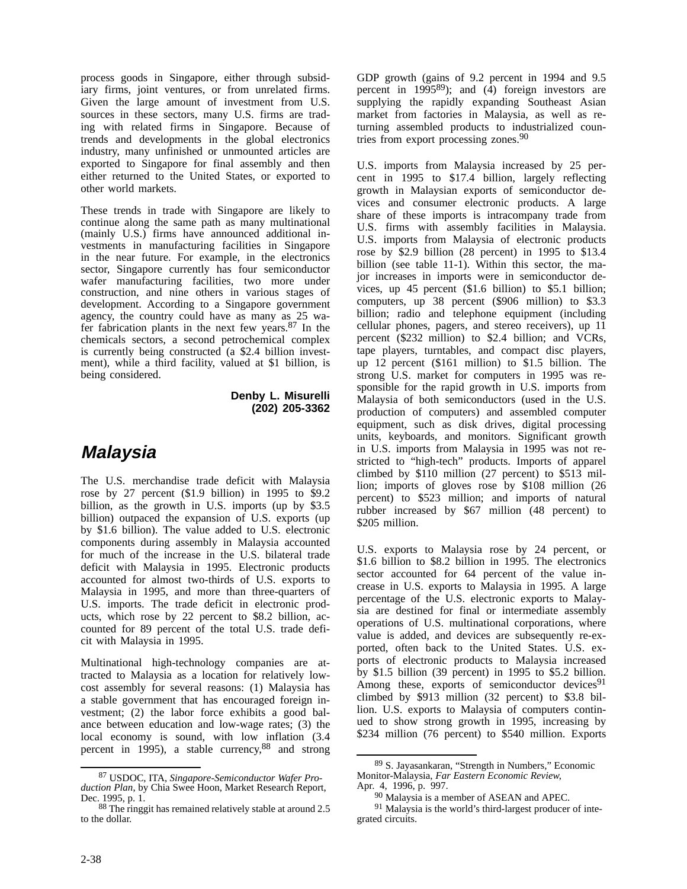process goods in Singapore, either through subsidiary firms, joint ventures, or from unrelated firms. Given the large amount of investment from U.S. sources in these sectors, many U.S. firms are trading with related firms in Singapore. Because of trends and developments in the global electronics industry, many unfinished or unmounted articles are exported to Singapore for final assembly and then either returned to the United States, or exported to other world markets.

These trends in trade with Singapore are likely to continue along the same path as many multinational (mainly U.S.) firms have announced additional investments in manufacturing facilities in Singapore in the near future. For example, in the electronics sector, Singapore currently has four semiconductor wafer manufacturing facilities, two more under construction, and nine others in various stages of development. According to a Singapore government agency, the country could have as many as 25 wafer fabrication plants in the next few years.[87] In the chemicals sectors, a second petrochemical complex is currently being constructed (a $2.4 billion investment), while a third facility, valued at $1 billion, is being considered.

**Denby L. Misurelli**
**(202) 205-3362**

## Malaysia

The U.S. merchandise trade deficit with Malaysia rose by 27 percent ($1.9 billion) in 1995 to $9.2 billion, as the growth in U.S. imports (up by $3.5 billion) outpaced the expansion of U.S. exports (up by $1.6 billion). The value added to U.S. electronic components during assembly in Malaysia accounted for much of the increase in the U.S. bilateral trade deficit with Malaysia in 1995. Electronic products accounted for almost two-thirds of U.S. exports to Malaysia in 1995, and more than three-quarters of U.S. imports. The trade deficit in electronic products, which rose by 22 percent to $8.2 billion, accounted for 89 percent of the total U.S. trade deficit with Malaysia in 1995.

Multinational high-technology companies are attracted to Malaysia as a location for relatively low-cost assembly for several reasons: (1) Malaysia has a stable government that has encouraged foreign investment; (2) the labor force exhibits a good balance between education and low-wage rates; (3) the local economy is sound, with low inflation (3.4 percent in 1995), a stable currency,[88] and strong GDP growth (gains of 9.2 percent in 1994 and 9.5 percent in 1995[89]); and (4) foreign investors are supplying the rapidly expanding Southeast Asian market from factories in Malaysia, as well as returning assembled products to industrialized countries from export processing zones.[90]

U.S. imports from Malaysia increased by 25 percent in 1995 to $17.4 billion, largely reflecting growth in Malaysian exports of semiconductor devices and consumer electronic products. A large share of these imports is intracompany trade from U.S. firms with assembly facilities in Malaysia. U.S. imports from Malaysia of electronic products rose by $2.9 billion (28 percent) in 1995 to $13.4 billion (see table 11-1). Within this sector, the major increases in imports were in semiconductor devices, up 45 percent ($1.6 billion) to $5.1 billion; computers, up 38 percent ($906 million) to $3.3 billion; radio and telephone equipment (including cellular phones, pagers, and stereo receivers), up 11 percent ($232 million) to $2.4 billion; and VCRs, tape players, turntables, and compact disc players, up 12 percent ($161 million) to $1.5 billion. The strong U.S. market for computers in 1995 was responsible for the rapid growth in U.S. imports from Malaysia of both semiconductors (used in the U.S. production of computers) and assembled computer equipment, such as disk drives, digital processing units, keyboards, and monitors. Significant growth in U.S. imports from Malaysia in 1995 was not restricted to "high-tech" products. Imports of apparel climbed by $110 million (27 percent) to $513 million; imports of gloves rose by $108 million (26 percent) to $523 million; and imports of natural rubber increased by $67 million (48 percent) to $205 million.

U.S. exports to Malaysia rose by 24 percent, or $1.6 billion to $8.2 billion in 1995. The electronics sector accounted for 64 percent of the value increase in U.S. exports to Malaysia in 1995. A large percentage of the U.S. electronic exports to Malaysia are destined for final or intermediate assembly operations of U.S. multinational corporations, where value is added, and devices are subsequently re-exported, often back to the United States. U.S. exports of electronic products to Malaysia increased by $1.5 billion (39 percent) in 1995 to $5.2 billion. Among these, exports of semiconductor devices[91] climbed by $913 million (32 percent) to $3.8 billion. U.S. exports to Malaysia of computers continued to show strong growth in 1995, increasing by $234 million (76 percent) to $540 million. Exports

---

[87] USDOC, ITA, *Singapore-Semiconductor Wafer Production Plan*, by Chia Swee Hoon, Market Research Report, Dec. 1995, p. 1.

[88] The ringgit has remained relatively stable at around 2.5 to the dollar.

[89] S. Jayasankaran, "Strength in Numbers," Economic Monitor-Malaysia, *Far Eastern Economic Review*, Apr. 4, 1996, p. 997.

[90] Malaysia is a member of ASEAN and APEC.

[91] Malaysia is the world's third-largest producer of integrated circuits.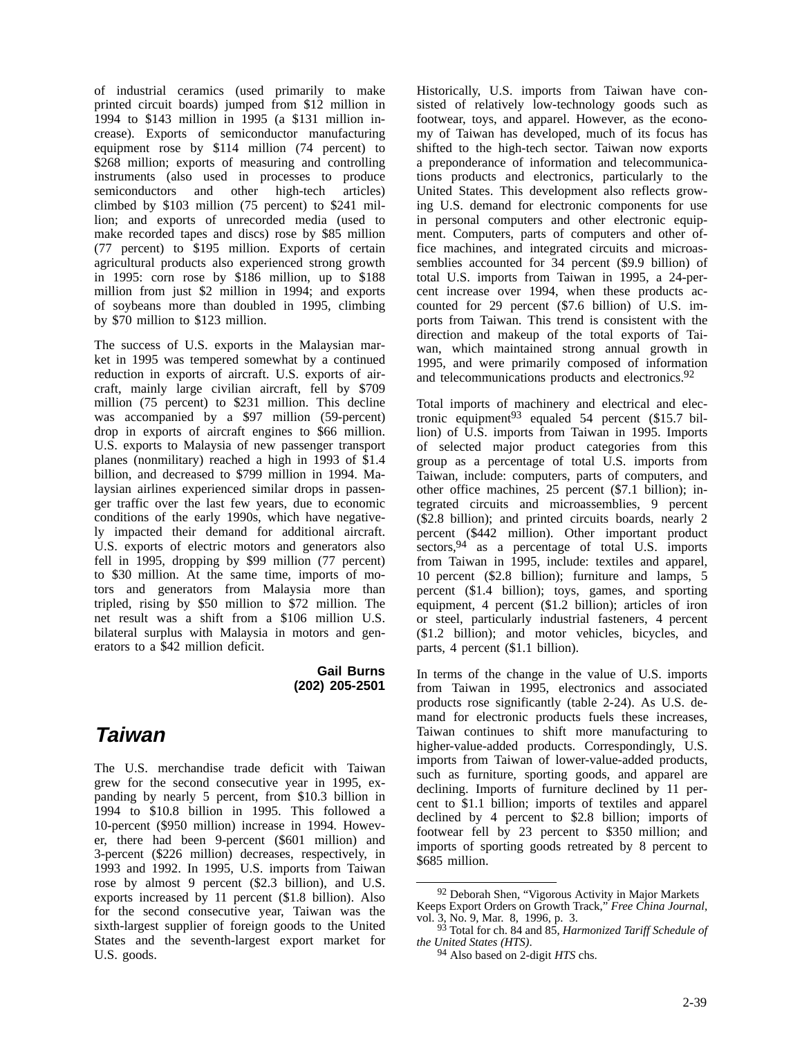of industrial ceramics (used primarily to make printed circuit boards) jumped from $12 million in 1994 to $143 million in 1995 (a $131 million increase). Exports of semiconductor manufacturing equipment rose by $114 million (74 percent) to $268 million; exports of measuring and controlling instruments (also used in processes to produce semiconductors and other high-tech articles) climbed by $103 million (75 percent) to $241 million; and exports of unrecorded media (used to make recorded tapes and discs) rose by $85 million (77 percent) to $195 million. Exports of certain agricultural products also experienced strong growth in 1995: corn rose by $186 million, up to $188 million from just $2 million in 1994; and exports of soybeans more than doubled in 1995, climbing by $70 million to $123 million.

The success of U.S. exports in the Malaysian market in 1995 was tempered somewhat by a continued reduction in exports of aircraft. U.S. exports of aircraft, mainly large civilian aircraft, fell by $709 million (75 percent) to $231 million. This decline was accompanied by a $97 million (59-percent) drop in exports of aircraft engines to $66 million. U.S. exports to Malaysia of new passenger transport planes (nonmilitary) reached a high in 1993 of $1.4 billion, and decreased to $799 million in 1994. Malaysian airlines experienced similar drops in passenger traffic over the last few years, due to economic conditions of the early 1990s, which have negatively impacted their demand for additional aircraft. U.S. exports of electric motors and generators also fell in 1995, dropping by $99 million (77 percent) to $30 million. At the same time, imports of motors and generators from Malaysia more than tripled, rising by $50 million to $72 million. The net result was a shift from a $106 million U.S. bilateral surplus with Malaysia in motors and generators to a $42 million deficit.

**Gail Burns**
**(202) 205-2501**

## Taiwan

The U.S. merchandise trade deficit with Taiwan grew for the second consecutive year in 1995, expanding by nearly 5 percent, from $10.3 billion in 1994 to $10.8 billion in 1995. This followed a 10-percent ($950 million) increase in 1994. However, there had been 9-percent ($601 million) and 3-percent ($226 million) decreases, respectively, in 1993 and 1992. In 1995, U.S. imports from Taiwan rose by almost 9 percent ($2.3 billion), and U.S. exports increased by 11 percent ($1.8 billion). Also for the second consecutive year, Taiwan was the sixth-largest supplier of foreign goods to the United States and the seventh-largest export market for U.S. goods.

Historically, U.S. imports from Taiwan have consisted of relatively low-technology goods such as footwear, toys, and apparel. However, as the economy of Taiwan has developed, much of its focus has shifted to the high-tech sector. Taiwan now exports a preponderance of information and telecommunications products and electronics, particularly to the United States. This development also reflects growing U.S. demand for electronic components for use in personal computers and other electronic equipment. Computers, parts of computers and other office machines, and integrated circuits and microassemblies accounted for 34 percent ($9.9 billion) of total U.S. imports from Taiwan in 1995, a 24-percent increase over 1994, when these products accounted for 29 percent ($7.6 billion) of U.S. imports from Taiwan. This trend is consistent with the direction and makeup of the total exports of Taiwan, which maintained strong annual growth in 1995, and were primarily composed of information and telecommunications products and electronics.[92]

Total imports of machinery and electrical and electronic equipment[93] equaled 54 percent ($15.7 billion) of U.S. imports from Taiwan in 1995. Imports of selected major product categories from this group as a percentage of total U.S. imports from Taiwan, include: computers, parts of computers, and other office machines, 25 percent ($7.1 billion); integrated circuits and microassemblies, 9 percent ($2.8 billion); and printed circuits boards, nearly 2 percent ($442 million). Other important product sectors,[94] as a percentage of total U.S. imports from Taiwan in 1995, include: textiles and apparel, 10 percent ($2.8 billion); furniture and lamps, 5 percent ($1.4 billion); toys, games, and sporting equipment, 4 percent ($1.2 billion); articles of iron or steel, particularly industrial fasteners, 4 percent ($1.2 billion); and motor vehicles, bicycles, and parts, 4 percent ($1.1 billion).

In terms of the change in the value of U.S. imports from Taiwan in 1995, electronics and associated products rose significantly (table 2-24). As U.S. demand for electronic products fuels these increases, Taiwan continues to shift more manufacturing to higher-value-added products. Correspondingly, U.S. imports from Taiwan of lower-value-added products, such as furniture, sporting goods, and apparel are declining. Imports of furniture declined by 11 percent to $1.1 billion; imports of textiles and apparel declined by 4 percent to $2.8 billion; imports of footwear fell by 23 percent to $350 million; and imports of sporting goods retreated by 8 percent to $685 million.

---

[92] Deborah Shen, "Vigorous Activity in Major Markets Keeps Export Orders on Growth Track," *Free China Journal*, vol. 3, No. 9, Mar. 8, 1996, p. 3.

[93] Total for ch. 84 and 85, *Harmonized Tariff Schedule of the United States (HTS)*.

[94] Also based on 2-digit *HTS* chs.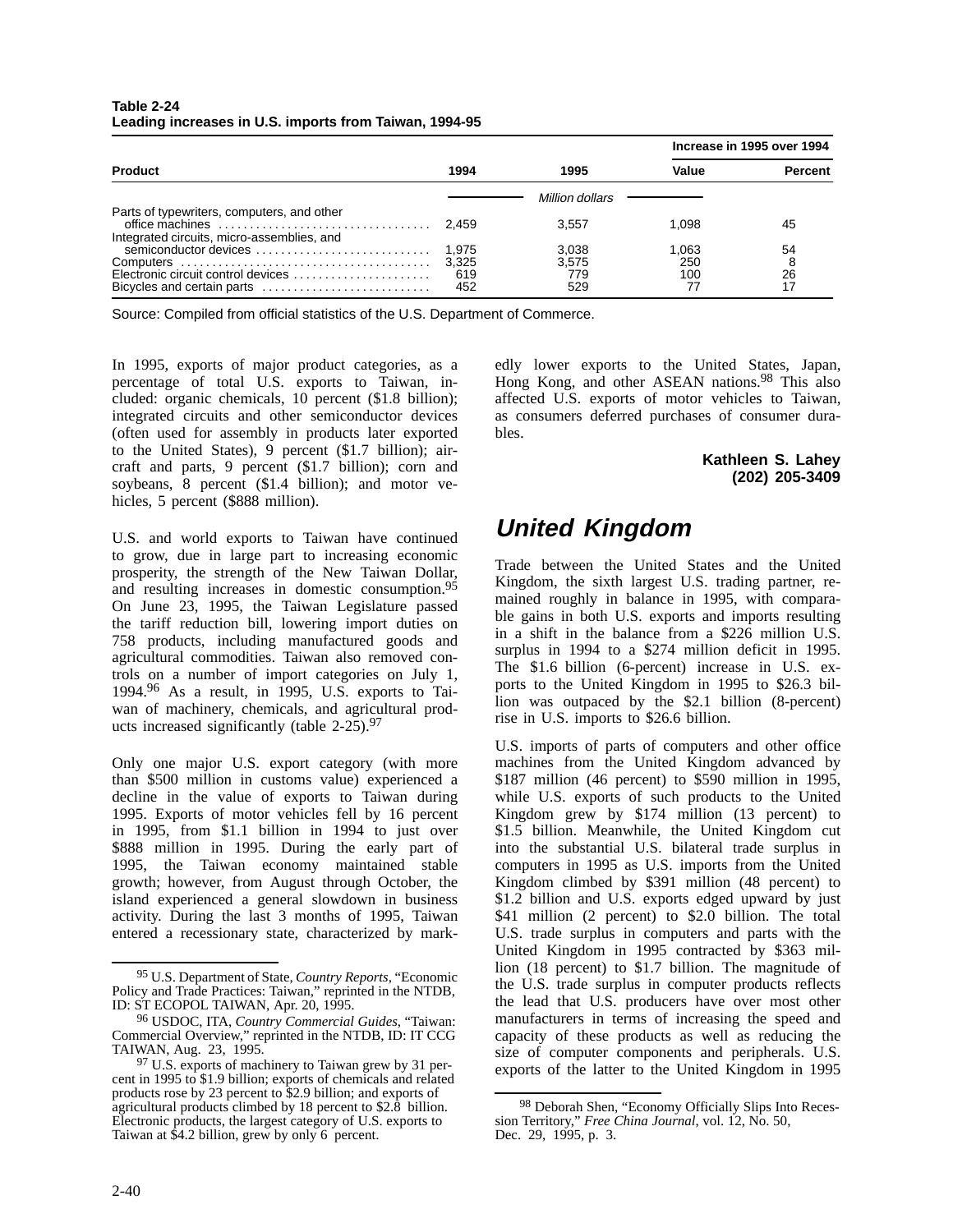**Table 2-24**
**Leading increases in U.S. imports from Taiwan, 1994-95**

| Product | 1994 | 1995 | Increase in 1995 over 1994 | |
|---|---|---|---|---|
| | | | Value | Percent |
| | Million dollars | | | |
| Parts of typewriters, computers, and other office machines | 2,459 | 3,557 | 1,098 | 45 |
| Integrated circuits, micro-assemblies, and semiconductor devices | 1,975 | 3,038 | 1,063 | 54 |
| Computers | 3,325 | 3,575 | 250 | 8 |
| Electronic circuit control devices | 619 | 779 | 100 | 26 |
| Bicycles and certain parts | 452 | 529 | 77 | 17 |

Source: Compiled from official statistics of the U.S. Department of Commerce.

In 1995, exports of major product categories, as a percentage of total U.S. exports to Taiwan, included: organic chemicals, 10 percent ($1.8 billion); integrated circuits and other semiconductor devices (often used for assembly in products later exported to the United States), 9 percent ($1.7 billion); aircraft and parts, 9 percent ($1.7 billion); corn and soybeans, 8 percent ($1.4 billion); and motor vehicles, 5 percent ($888 million).

U.S. and world exports to Taiwan have continued to grow, due in large part to increasing economic prosperity, the strength of the New Taiwan Dollar, and resulting increases in domestic consumption.[95] On June 23, 1995, the Taiwan Legislature passed the tariff reduction bill, lowering import duties on 758 products, including manufactured goods and agricultural commodities. Taiwan also removed controls on a number of import categories on July 1, 1994.[96] As a result, in 1995, U.S. exports to Taiwan of machinery, chemicals, and agricultural products increased significantly (table 2-25).[97]

Only one major U.S. export category (with more than $500 million in customs value) experienced a decline in the value of exports to Taiwan during 1995. Exports of motor vehicles fell by 16 percent in 1995, from $1.1 billion in 1994 to just over $888 million in 1995. During the early part of 1995, the Taiwan economy maintained stable growth; however, from August through October, the island experienced a general slowdown in business activity. During the last 3 months of 1995, Taiwan entered a recessionary state, characterized by markedly lower exports to the United States, Japan, Hong Kong, and other ASEAN nations.[98] This also affected U.S. exports of motor vehicles to Taiwan, as consumers deferred purchases of consumer durables.

**Kathleen S. Lahey**
**(202) 205-3409**

## United Kingdom

Trade between the United States and the United Kingdom, the sixth largest U.S. trading partner, remained roughly in balance in 1995, with comparable gains in both U.S. exports and imports resulting in a shift in the balance from a $226 million U.S. surplus in 1994 to a $274 million deficit in 1995. The $1.6 billion (6-percent) increase in U.S. exports to the United Kingdom in 1995 to $26.3 billion was outpaced by the $2.1 billion (8-percent) rise in U.S. imports to $26.6 billion.

U.S. imports of parts of computers and other office machines from the United Kingdom advanced by $187 million (46 percent) to $590 million in 1995, while U.S. exports of such products to the United Kingdom grew by $174 million (13 percent) to $1.5 billion. Meanwhile, the United Kingdom cut into the substantial U.S. bilateral trade surplus in computers in 1995 as U.S. imports from the United Kingdom climbed by $391 million (48 percent) to $1.2 billion and U.S. exports edged upward by just $41 million (2 percent) to $2.0 billion. The total U.S. trade surplus in computers and parts with the United Kingdom in 1995 contracted by $363 million (18 percent) to $1.7 billion. The magnitude of the U.S. trade surplus in computer products reflects the lead that U.S. producers have over most other manufacturers in terms of increasing the speed and capacity of these products as well as reducing the size of computer components and peripherals. U.S. exports of the latter to the United Kingdom in 1995

---

[95] U.S. Department of State, *Country Reports*, "Economic Policy and Trade Practices: Taiwan," reprinted in the NTDB, ID: ST ECOPOL TAIWAN, Apr. 20, 1995.

[96] USDOC, ITA, *Country Commercial Guides*, "Taiwan: Commercial Overview," reprinted in the NTDB, ID: IT CCG TAIWAN, Aug. 23, 1995.

[97] U.S. exports of machinery to Taiwan grew by 31 percent in 1995 to $1.9 billion; exports of chemicals and related products rose by 23 percent to $2.9 billion; and exports of agricultural products climbed by 18 percent to $2.8 billion. Electronic products, the largest category of U.S. exports to Taiwan at $4.2 billion, grew by only 6 percent.

[98] Deborah Shen, "Economy Officially Slips Into Recession Territory," *Free China Journal*, vol. 12, No. 50, Dec. 29, 1995, p. 3.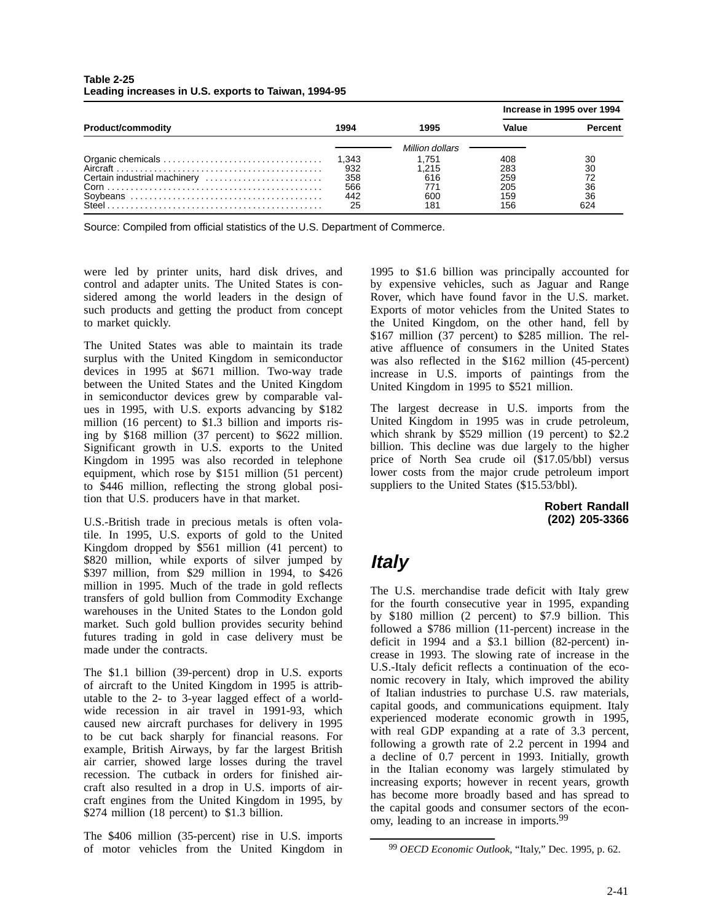**Table 2-25**
**Leading increases in U.S. exports to Taiwan, 1994-95**

| Product/commodity | 1994 | 1995 | Increase in 1995 over 1994 | |
|---|---|---|---|---|
| | | | Value | Percent |
| | Million dollars | | | |
| Organic chemicals | 1,343 | 1,751 | 408 | 30 |
| Aircraft | 932 | 1,215 | 283 | 30 |
| Certain industrial machinery | 358 | 616 | 259 | 72 |
| Corn | 566 | 771 | 205 | 36 |
| Soybeans | 442 | 600 | 159 | 36 |
| Steel | 25 | 181 | 156 | 624 |

Source: Compiled from official statistics of the U.S. Department of Commerce.

were led by printer units, hard disk drives, and control and adapter units. The United States is considered among the world leaders in the design of such products and getting the product from concept to market quickly.

The United States was able to maintain its trade surplus with the United Kingdom in semiconductor devices in 1995 at $671 million. Two-way trade between the United States and the United Kingdom in semiconductor devices grew by comparable values in 1995, with U.S. exports advancing by $182 million (16 percent) to $1.3 billion and imports rising by $168 million (37 percent) to $622 million. Significant growth in U.S. exports to the United Kingdom in 1995 was also recorded in telephone equipment, which rose by $151 million (51 percent) to $446 million, reflecting the strong global position that U.S. producers have in that market.

U.S.-British trade in precious metals is often volatile. In 1995, U.S. exports of gold to the United Kingdom dropped by $561 million (41 percent) to $820 million, while exports of silver jumped by $397 million, from $29 million in 1994, to $426 million in 1995. Much of the trade in gold reflects transfers of gold bullion from Commodity Exchange warehouses in the United States to the London gold market. Such gold bullion provides security behind futures trading in gold in case delivery must be made under the contracts.

The $1.1 billion (39-percent) drop in U.S. exports of aircraft to the United Kingdom in 1995 is attributable to the 2- to 3-year lagged effect of a worldwide recession in air travel in 1991-93, which caused new aircraft purchases for delivery in 1995 to be cut back sharply for financial reasons. For example, British Airways, by far the largest British air carrier, showed large losses during the travel recession. The cutback in orders for finished aircraft also resulted in a drop in U.S. imports of aircraft engines from the United Kingdom in 1995, by $274 million (18 percent) to $1.3 billion.

The $406 million (35-percent) rise in U.S. imports of motor vehicles from the United Kingdom in 1995 to $1.6 billion was principally accounted for by expensive vehicles, such as Jaguar and Range Rover, which have found favor in the U.S. market. Exports of motor vehicles from the United States to the United Kingdom, on the other hand, fell by $167 million (37 percent) to $285 million. The relative affluence of consumers in the United States was also reflected in the $162 million (45-percent) increase in U.S. imports of paintings from the United Kingdom in 1995 to $521 million.

The largest decrease in U.S. imports from the United Kingdom in 1995 was in crude petroleum, which shrank by $529 million (19 percent) to $2.2 billion. This decline was due largely to the higher price of North Sea crude oil ($17.05/bbl) versus lower costs from the major crude petroleum import suppliers to the United States ($15.53/bbl).

**Robert Randall**
**(202) 205-3366**

## *Italy*

The U.S. merchandise trade deficit with Italy grew for the fourth consecutive year in 1995, expanding by $180 million (2 percent) to $7.9 billion. This followed a $786 million (11-percent) increase in the deficit in 1994 and a $3.1 billion (82-percent) increase in 1993. The slowing rate of increase in the U.S.-Italy deficit reflects a continuation of the economic recovery in Italy, which improved the ability of Italian industries to purchase U.S. raw materials, capital goods, and communications equipment. Italy experienced moderate economic growth in 1995, with real GDP expanding at a rate of 3.3 percent, following a growth rate of 2.2 percent in 1994 and a decline of 0.7 percent in 1993. Initially, growth in the Italian economy was largely stimulated by increasing exports; however in recent years, growth has become more broadly based and has spread to the capital goods and consumer sectors of the economy, leading to an increase in imports.[99]

[99] *OECD Economic Outlook*, "Italy," Dec. 1995, p. 62.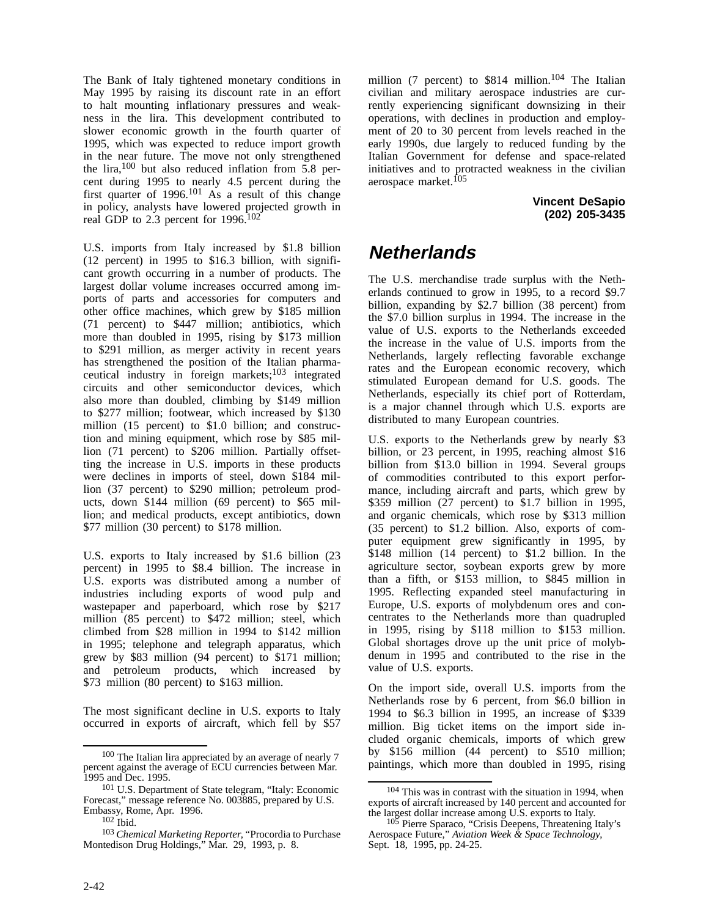The Bank of Italy tightened monetary conditions in May 1995 by raising its discount rate in an effort to halt mounting inflationary pressures and weakness in the lira. This development contributed to slower economic growth in the fourth quarter of 1995, which was expected to reduce import growth in the near future. The move not only strengthened the lira,[100] but also reduced inflation from 5.8 percent during 1995 to nearly 4.5 percent during the first quarter of 1996.[101] As a result of this change in policy, analysts have lowered projected growth in real GDP to 2.3 percent for 1996.[102]

U.S. imports from Italy increased by $1.8 billion (12 percent) in 1995 to $16.3 billion, with significant growth occurring in a number of products. The largest dollar volume increases occurred among imports of parts and accessories for computers and other office machines, which grew by $185 million (71 percent) to $447 million; antibiotics, which more than doubled in 1995, rising by $173 million to $291 million, as merger activity in recent years has strengthened the position of the Italian pharmaceutical industry in foreign markets;[103] integrated circuits and other semiconductor devices, which also more than doubled, climbing by $149 million to $277 million; footwear, which increased by $130 million (15 percent) to $1.0 billion; and construction and mining equipment, which rose by $85 million (71 percent) to $206 million. Partially offsetting the increase in U.S. imports in these products were declines in imports of steel, down $184 million (37 percent) to $290 million; petroleum products, down $144 million (69 percent) to $65 million; and medical products, except antibiotics, down $77 million (30 percent) to $178 million.

U.S. exports to Italy increased by $1.6 billion (23 percent) in 1995 to $8.4 billion. The increase in U.S. exports was distributed among a number of industries including exports of wood pulp and wastepaper and paperboard, which rose by $217 million (85 percent) to $472 million; steel, which climbed from $28 million in 1994 to $142 million in 1995; telephone and telegraph apparatus, which grew by $83 million (94 percent) to $171 million; and petroleum products, which increased by $73 million (80 percent) to $163 million.

The most significant decline in U.S. exports to Italy occurred in exports of aircraft, which fell by $57 million (7 percent) to $814 million.[104] The Italian civilian and military aerospace industries are currently experiencing significant downsizing in their operations, with declines in production and employment of 20 to 30 percent from levels reached in the early 1990s, due largely to reduced funding by the Italian Government for defense and space-related initiatives and to protracted weakness in the civilian aerospace market.[105]

**Vincent DeSapio**
**(202) 205-3435**

## Netherlands

The U.S. merchandise trade surplus with the Netherlands continued to grow in 1995, to a record $9.7 billion, expanding by $2.7 billion (38 percent) from the $7.0 billion surplus in 1994. The increase in the value of U.S. exports to the Netherlands exceeded the increase in the value of U.S. imports from the Netherlands, largely reflecting favorable exchange rates and the European economic recovery, which stimulated European demand for U.S. goods. The Netherlands, especially its chief port of Rotterdam, is a major channel through which U.S. exports are distributed to many European countries.

U.S. exports to the Netherlands grew by nearly $3 billion, or 23 percent, in 1995, reaching almost $16 billion from $13.0 billion in 1994. Several groups of commodities contributed to this export performance, including aircraft and parts, which grew by $359 million (27 percent) to $1.7 billion in 1995, and organic chemicals, which rose by $313 million (35 percent) to $1.2 billion. Also, exports of computer equipment grew significantly in 1995, by $148 million (14 percent) to $1.2 billion. In the agriculture sector, soybean exports grew by more than a fifth, or $153 million, to $845 million in 1995. Reflecting expanded steel manufacturing in Europe, U.S. exports of molybdenum ores and concentrates to the Netherlands more than quadrupled in 1995, rising by $118 million to $153 million. Global shortages drove up the unit price of molybdenum in 1995 and contributed to the rise in the value of U.S. exports.

On the import side, overall U.S. imports from the Netherlands rose by 6 percent, from $6.0 billion in 1994 to $6.3 billion in 1995, an increase of $339 million. Big ticket items on the import side included organic chemicals, imports of which grew by $156 million (44 percent) to $510 million; paintings, which more than doubled in 1995, rising

---

[100] The Italian lira appreciated by an average of nearly 7 percent against the average of ECU currencies between Mar. 1995 and Dec. 1995.

[101] U.S. Department of State telegram, "Italy: Economic Forecast," message reference No. 003885, prepared by U.S. Embassy, Rome, Apr. 1996.

[102] Ibid.

[103] *Chemical Marketing Reporter*, "Procordia to Purchase Montedison Drug Holdings," Mar. 29, 1993, p. 8.

[104] This was in contrast with the situation in 1994, when exports of aircraft increased by 140 percent and accounted for the largest dollar increase among U.S. exports to Italy.

[105] Pierre Sparaco, "Crisis Deepens, Threatening Italy's Aerospace Future," *Aviation Week & Space Technology*, Sept. 18, 1995, pp. 24-25.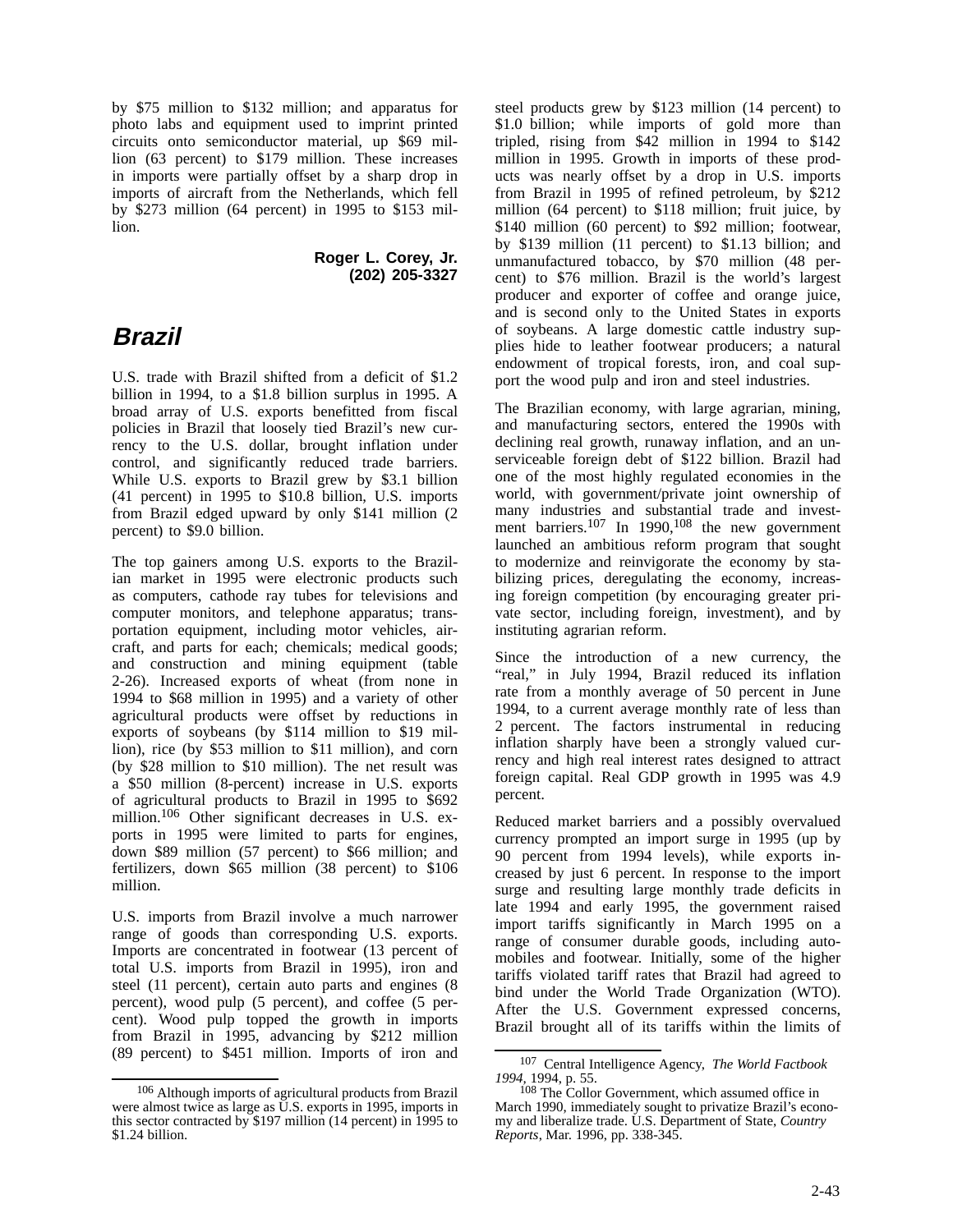by $75 million to $132 million; and apparatus for photo labs and equipment used to imprint printed circuits onto semiconductor material, up $69 million (63 percent) to $179 million. These increases in imports were partially offset by a sharp drop in imports of aircraft from the Netherlands, which fell by $273 million (64 percent) in 1995 to $153 million.

**Roger L. Corey, Jr.**
**(202) 205-3327**

## *Brazil*

U.S. trade with Brazil shifted from a deficit of $1.2 billion in 1994, to a $1.8 billion surplus in 1995. A broad array of U.S. exports benefitted from fiscal policies in Brazil that loosely tied Brazil's new currency to the U.S. dollar, brought inflation under control, and significantly reduced trade barriers. While U.S. exports to Brazil grew by $3.1 billion (41 percent) in 1995 to $10.8 billion, U.S. imports from Brazil edged upward by only $141 million (2 percent) to $9.0 billion.

The top gainers among U.S. exports to the Brazilian market in 1995 were electronic products such as computers, cathode ray tubes for televisions and computer monitors, and telephone apparatus; transportation equipment, including motor vehicles, aircraft, and parts for each; chemicals; medical goods; and construction and mining equipment (table 2-26). Increased exports of wheat (from none in 1994 to $68 million in 1995) and a variety of other agricultural products were offset by reductions in exports of soybeans (by $114 million to $19 million), rice (by $53 million to $11 million), and corn (by $28 million to $10 million). The net result was a $50 million (8-percent) increase in U.S. exports of agricultural products to Brazil in 1995 to $692 million.[106] Other significant decreases in U.S. exports in 1995 were limited to parts for engines, down $89 million (57 percent) to $66 million; and fertilizers, down $65 million (38 percent) to $106 million.

U.S. imports from Brazil involve a much narrower range of goods than corresponding U.S. exports. Imports are concentrated in footwear (13 percent of total U.S. imports from Brazil in 1995), iron and steel (11 percent), certain auto parts and engines (8 percent), wood pulp (5 percent), and coffee (5 percent). Wood pulp topped the growth in imports from Brazil in 1995, advancing by $212 million (89 percent) to $451 million. Imports of iron and steel products grew by $123 million (14 percent) to $1.0 billion; while imports of gold more than tripled, rising from $42 million in 1994 to $142 million in 1995. Growth in imports of these products was nearly offset by a drop in U.S. imports from Brazil in 1995 of refined petroleum, by $212 million (64 percent) to $118 million; fruit juice, by $140 million (60 percent) to $92 million; footwear, by $139 million (11 percent) to $1.13 billion; and unmanufactured tobacco, by $70 million (48 percent) to $76 million. Brazil is the world's largest producer and exporter of coffee and orange juice, and is second only to the United States in exports of soybeans. A large domestic cattle industry supplies hide to leather footwear producers; a natural endowment of tropical forests, iron, and coal support the wood pulp and iron and steel industries.

The Brazilian economy, with large agrarian, mining, and manufacturing sectors, entered the 1990s with declining real growth, runaway inflation, and an unserviceable foreign debt of $122 billion. Brazil had one of the most highly regulated economies in the world, with government/private joint ownership of many industries and substantial trade and investment barriers.[107] In 1990,[108] the new government launched an ambitious reform program that sought to modernize and reinvigorate the economy by stabilizing prices, deregulating the economy, increasing foreign competition (by encouraging greater private sector, including foreign, investment), and by instituting agrarian reform.

Since the introduction of a new currency, the "real," in July 1994, Brazil reduced its inflation rate from a monthly average of 50 percent in June 1994, to a current average monthly rate of less than 2 percent. The factors instrumental in reducing inflation sharply have been a strongly valued currency and high real interest rates designed to attract foreign capital. Real GDP growth in 1995 was 4.9 percent.

Reduced market barriers and a possibly overvalued currency prompted an import surge in 1995 (up by 90 percent from 1994 levels), while exports increased by just 6 percent. In response to the import surge and resulting large monthly trade deficits in late 1994 and early 1995, the government raised import tariffs significantly in March 1995 on a range of consumer durable goods, including automobiles and footwear. Initially, some of the higher tariffs violated tariff rates that Brazil had agreed to bind under the World Trade Organization (WTO). After the U.S. Government expressed concerns, Brazil brought all of its tariffs within the limits of

---

[106] Although imports of agricultural products from Brazil were almost twice as large as U.S. exports in 1995, imports in this sector contracted by $197 million (14 percent) in 1995 to $1.24 billion.

[107] Central Intelligence Agency, *The World Factbook 1994*, 1994, p. 55.

[108] The Collor Government, which assumed office in March 1990, immediately sought to privatize Brazil's economy and liberalize trade. U.S. Department of State, *Country Reports*, Mar. 1996, pp. 338-345.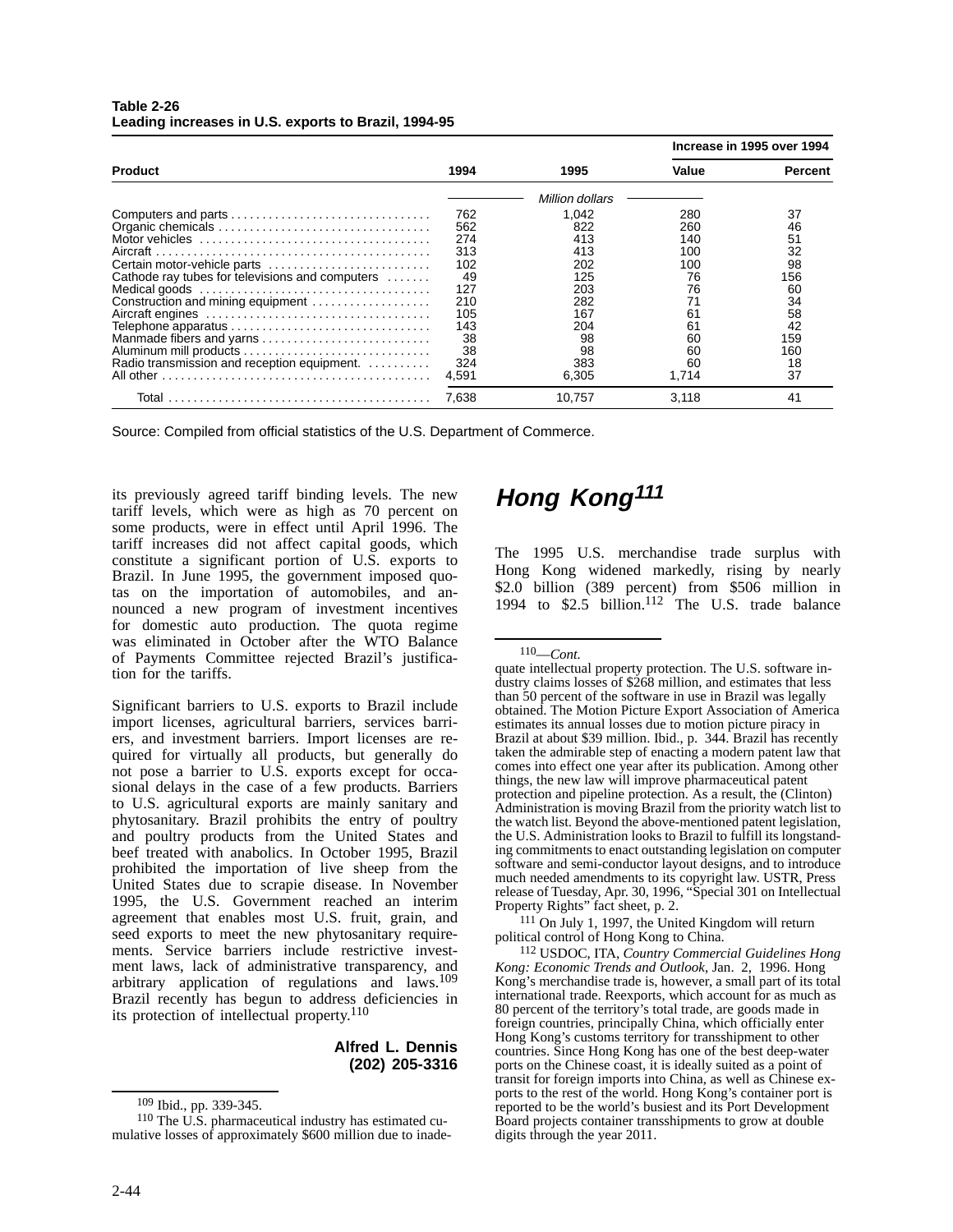**Table 2-26**
**Leading increases in U.S. exports to Brazil, 1994-95**

| Product | 1994 | 1995 | Increase in 1995 over 1994 | |
|---|---|---|---|---|
| | | | Value | Percent |
| | Million dollars | | | |
| Computers and parts | 762 | 1,042 | 280 | 37 |
| Organic chemicals | 562 | 822 | 260 | 46 |
| Motor vehicles | 274 | 413 | 140 | 51 |
| Aircraft | 313 | 413 | 100 | 32 |
| Certain motor-vehicle parts | 102 | 202 | 100 | 98 |
| Cathode ray tubes for televisions and computers | 49 | 125 | 76 | 156 |
| Medical goods | 127 | 203 | 76 | 60 |
| Construction and mining equipment | 210 | 282 | 71 | 34 |
| Aircraft engines | 105 | 167 | 61 | 58 |
| Telephone apparatus | 143 | 204 | 61 | 42 |
| Manmade fibers and yarns | 38 | 98 | 60 | 159 |
| Aluminum mill products | 38 | 98 | 60 | 160 |
| Radio transmission and reception equipment. | 324 | 383 | 60 | 18 |
| All other | 4,591 | 6,305 | 1,714 | 37 |
| Total | 7,638 | 10,757 | 3,118 | 41 |

Source: Compiled from official statistics of the U.S. Department of Commerce.

its previously agreed tariff binding levels. The new tariff levels, which were as high as 70 percent on some products, were in effect until April 1996. The tariff increases did not affect capital goods, which constitute a significant portion of U.S. exports to Brazil. In June 1995, the government imposed quotas on the importation of automobiles, and announced a new program of investment incentives for domestic auto production. The quota regime was eliminated in October after the WTO Balance of Payments Committee rejected Brazil's justification for the tariffs.

Significant barriers to U.S. exports to Brazil include import licenses, agricultural barriers, services barriers, and investment barriers. Import licenses are required for virtually all products, but generally do not pose a barrier to U.S. exports except for occasional delays in the case of a few products. Barriers to U.S. agricultural exports are mainly sanitary and phytosanitary. Brazil prohibits the entry of poultry and poultry products from the United States and beef treated with anabolics. In October 1995, Brazil prohibited the importation of live sheep from the United States due to scrapie disease. In November 1995, the U.S. Government reached an interim agreement that enables most U.S. fruit, grain, and seed exports to meet the new phytosanitary requirements. Service barriers include restrictive investment laws, lack of administrative transparency, and arbitrary application of regulations and laws.[109] Brazil recently has begun to address deficiencies in its protection of intellectual property.[110]

**Alfred L. Dennis**
**(202) 205-3316**

[109] Ibid., pp. 339-345.

[110] The U.S. pharmaceutical industry has estimated cumulative losses of approximately $600 million due to inadequate intellectual property protection. The U.S. software industry claims losses of $268 million, and estimates that less than 50 percent of the software in use in Brazil was legally obtained. The Motion Picture Export Association of America estimates its annual losses due to motion picture piracy in Brazil at about $39 million. Ibid., p. 344. Brazil has recently taken the admirable step of enacting a modern patent law that comes into effect one year after its publication. Among other things, the new law will improve pharmaceutical patent protection and pipeline protection. As a result, the (Clinton) Administration is moving Brazil from the priority watch list to the watch list. Beyond the above-mentioned patent legislation, the U.S. Administration looks to Brazil to fulfill its longstanding commitments to enact outstanding legislation on computer software and semi-conductor layout designs, and to introduce much needed amendments to its copyright law. USTR, Press release of Tuesday, Apr. 30, 1996, "Special 301 on Intellectual Property Rights" fact sheet, p. 2.

## *Hong Kong*[111]

The 1995 U.S. merchandise trade surplus with Hong Kong widened markedly, rising by nearly $2.0 billion (389 percent) from $506 million in 1994 to $2.5 billion.[112] The U.S. trade balance

[111] On July 1, 1997, the United Kingdom will return political control of Hong Kong to China.

[112] USDOC, ITA, *Country Commercial Guidelines Hong Kong: Economic Trends and Outlook*, Jan. 2, 1996. Hong Kong's merchandise trade is, however, a small part of its total international trade. Reexports, which account for as much as 80 percent of the territory's total trade, are goods made in foreign countries, principally China, which officially enter Hong Kong's customs territory for transshipment to other countries. Since Hong Kong has one of the best deep-water ports on the Chinese coast, it is ideally suited as a point of transit for foreign imports into China, as well as Chinese exports to the rest of the world. Hong Kong's container port is reported to be the world's busiest and its Port Development Board projects container transshipments to grow at double digits through the year 2011.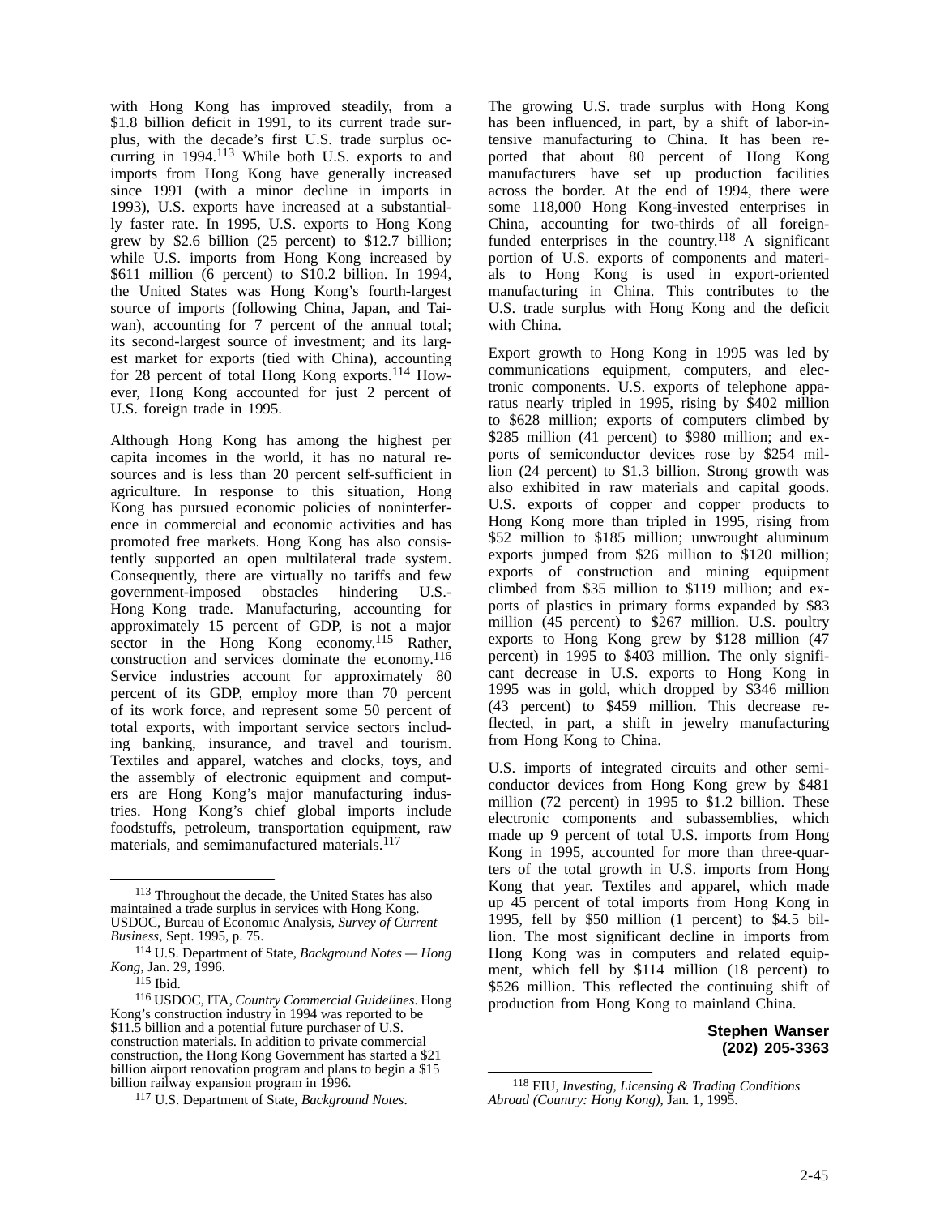with Hong Kong has improved steadily, from a $1.8 billion deficit in 1991, to its current trade surplus, with the decade's first U.S. trade surplus occurring in 1994.[113] While both U.S. exports to and imports from Hong Kong have generally increased since 1991 (with a minor decline in imports in 1993), U.S. exports have increased at a substantially faster rate. In 1995, U.S. exports to Hong Kong grew by $2.6 billion (25 percent) to $12.7 billion; while U.S. imports from Hong Kong increased by $611 million (6 percent) to $10.2 billion. In 1994, the United States was Hong Kong's fourth-largest source of imports (following China, Japan, and Taiwan), accounting for 7 percent of the annual total; its second-largest source of investment; and its largest market for exports (tied with China), accounting for 28 percent of total Hong Kong exports.[114] However, Hong Kong accounted for just 2 percent of U.S. foreign trade in 1995.

Although Hong Kong has among the highest per capita incomes in the world, it has no natural resources and is less than 20 percent self-sufficient in agriculture. In response to this situation, Hong Kong has pursued economic policies of noninterference in commercial and economic activities and has promoted free markets. Hong Kong has also consistently supported an open multilateral trade system. Consequently, there are virtually no tariffs and few government-imposed obstacles hindering U.S.-Hong Kong trade. Manufacturing, accounting for approximately 15 percent of GDP, is not a major sector in the Hong Kong economy.[115] Rather, construction and services dominate the economy.[116] Service industries account for approximately 80 percent of its GDP, employ more than 70 percent of its work force, and represent some 50 percent of total exports, with important service sectors including banking, insurance, and travel and tourism. Textiles and apparel, watches and clocks, toys, and the assembly of electronic equipment and computers are Hong Kong's major manufacturing industries. Hong Kong's chief global imports include foodstuffs, petroleum, transportation equipment, raw materials, and semimanufactured materials.[117]

The growing U.S. trade surplus with Hong Kong has been influenced, in part, by a shift of labor-intensive manufacturing to China. It has been reported that about 80 percent of Hong Kong manufacturers have set up production facilities across the border. At the end of 1994, there were some 118,000 Hong Kong-invested enterprises in China, accounting for two-thirds of all foreign-funded enterprises in the country.[118] A significant portion of U.S. exports of components and materials to Hong Kong is used in export-oriented manufacturing in China. This contributes to the U.S. trade surplus with Hong Kong and the deficit with China.

Export growth to Hong Kong in 1995 was led by communications equipment, computers, and electronic components. U.S. exports of telephone apparatus nearly tripled in 1995, rising by $402 million to $628 million; exports of computers climbed by $285 million (41 percent) to $980 million; and exports of semiconductor devices rose by $254 million (24 percent) to $1.3 billion. Strong growth was also exhibited in raw materials and capital goods. U.S. exports of copper and copper products to Hong Kong more than tripled in 1995, rising from $52 million to $185 million; unwrought aluminum exports jumped from $26 million to $120 million; exports of construction and mining equipment climbed from $35 million to $119 million; and exports of plastics in primary forms expanded by $83 million (45 percent) to $267 million. U.S. poultry exports to Hong Kong grew by $128 million (47 percent) in 1995 to $403 million. The only significant decrease in U.S. exports to Hong Kong in 1995 was in gold, which dropped by $346 million (43 percent) to $459 million. This decrease reflected, in part, a shift in jewelry manufacturing from Hong Kong to China.

U.S. imports of integrated circuits and other semiconductor devices from Hong Kong grew by $481 million (72 percent) in 1995 to $1.2 billion. These electronic components and subassemblies, which made up 9 percent of total U.S. imports from Hong Kong in 1995, accounted for more than three-quarters of the total growth in U.S. imports from Hong Kong that year. Textiles and apparel, which made up 45 percent of total imports from Hong Kong in 1995, fell by $50 million (1 percent) to $4.5 billion. The most significant decline in imports from Hong Kong was in computers and related equipment, which fell by $114 million (18 percent) to $526 million. This reflected the continuing shift of production from Hong Kong to mainland China.

**Stephen Wanser**
**(202) 205-3363**

---

[113] Throughout the decade, the United States has also maintained a trade surplus in services with Hong Kong. USDOC, Bureau of Economic Analysis, *Survey of Current Business*, Sept. 1995, p. 75.

[114] U.S. Department of State, *Background Notes — Hong Kong*, Jan. 29, 1996.

[115] Ibid.

[116] USDOC, ITA, *Country Commercial Guidelines*. Hong Kong's construction industry in 1994 was reported to be $11.5 billion and a potential future purchaser of U.S. construction materials. In addition to private commercial construction, the Hong Kong Government has started a $21 billion airport renovation program and plans to begin a $15 billion railway expansion program in 1996.

[117] U.S. Department of State, *Background Notes*.

[118] EIU, *Investing, Licensing & Trading Conditions Abroad (Country: Hong Kong)*, Jan. 1, 1995.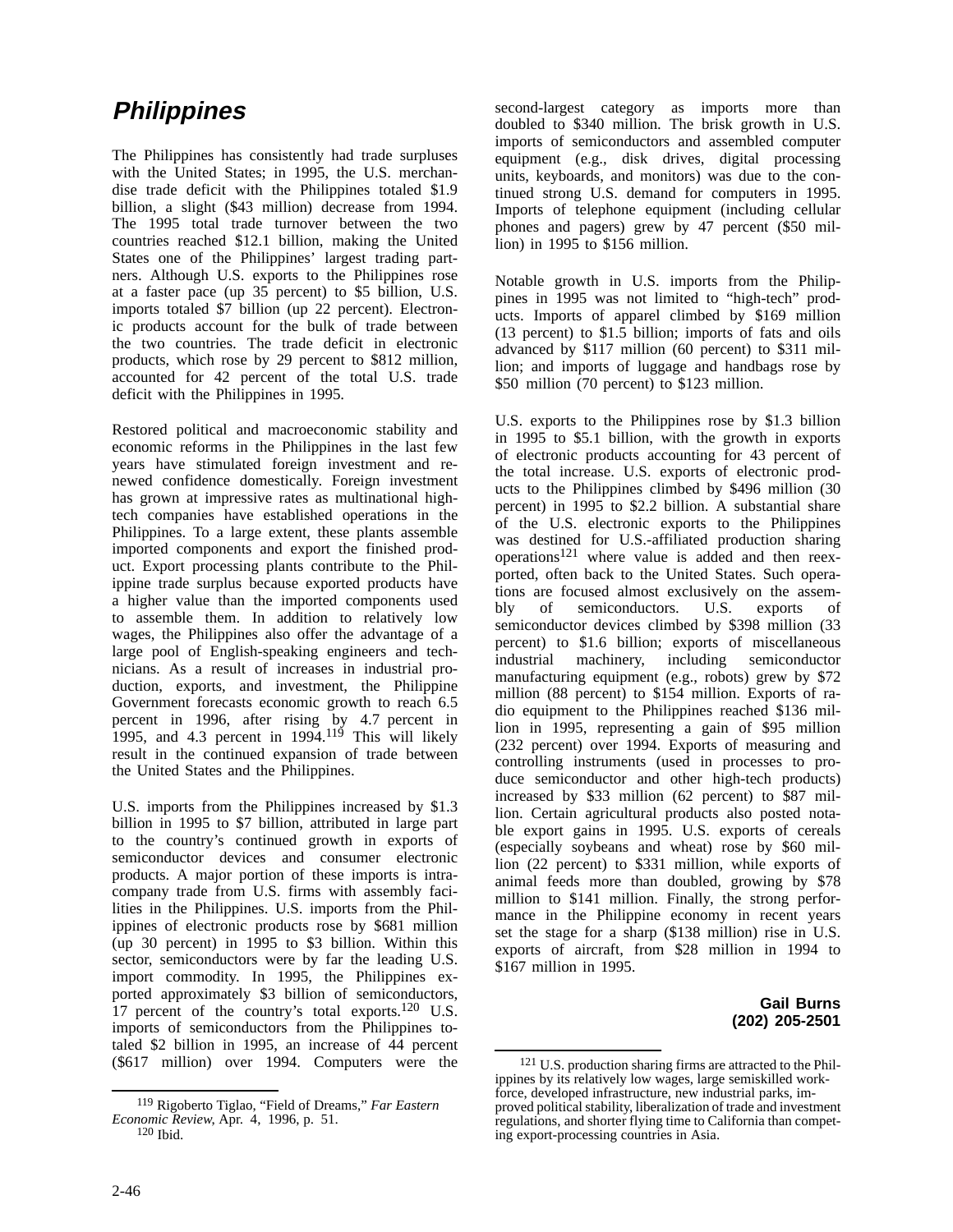## *Philippines*

The Philippines has consistently had trade surpluses with the United States; in 1995, the U.S. merchandise trade deficit with the Philippines totaled $1.9 billion, a slight ($43 million) decrease from 1994. The 1995 total trade turnover between the two countries reached $12.1 billion, making the United States one of the Philippines' largest trading partners. Although U.S. exports to the Philippines rose at a faster pace (up 35 percent) to $5 billion, U.S. imports totaled $7 billion (up 22 percent). Electronic products account for the bulk of trade between the two countries. The trade deficit in electronic products, which rose by 29 percent to $812 million, accounted for 42 percent of the total U.S. trade deficit with the Philippines in 1995.

Restored political and macroeconomic stability and economic reforms in the Philippines in the last few years have stimulated foreign investment and renewed confidence domestically. Foreign investment has grown at impressive rates as multinational high-tech companies have established operations in the Philippines. To a large extent, these plants assemble imported components and export the finished product. Export processing plants contribute to the Philippine trade surplus because exported products have a higher value than the imported components used to assemble them. In addition to relatively low wages, the Philippines also offer the advantage of a large pool of English-speaking engineers and technicians. As a result of increases in industrial production, exports, and investment, the Philippine Government forecasts economic growth to reach 6.5 percent in 1996, after rising by 4.7 percent in 1995, and 4.3 percent in 1994.[119] This will likely result in the continued expansion of trade between the United States and the Philippines.

U.S. imports from the Philippines increased by $1.3 billion in 1995 to $7 billion, attributed in large part to the country's continued growth in exports of semiconductor devices and consumer electronic products. A major portion of these imports is intra-company trade from U.S. firms with assembly facilities in the Philippines. U.S. imports from the Philippines of electronic products rose by $681 million (up 30 percent) in 1995 to $3 billion. Within this sector, semiconductors were by far the leading U.S. import commodity. In 1995, the Philippines exported approximately $3 billion of semiconductors, 17 percent of the country's total exports.[120] U.S. imports of semiconductors from the Philippines totaled $2 billion in 1995, an increase of 44 percent ($617 million) over 1994. Computers were the second-largest category as imports more than doubled to $340 million. The brisk growth in U.S. imports of semiconductors and assembled computer equipment (e.g., disk drives, digital processing units, keyboards, and monitors) was due to the continued strong U.S. demand for computers in 1995. Imports of telephone equipment (including cellular phones and pagers) grew by 47 percent ($50 million) in 1995 to $156 million.

Notable growth in U.S. imports from the Philippines in 1995 was not limited to "high-tech" products. Imports of apparel climbed by $169 million (13 percent) to $1.5 billion; imports of fats and oils advanced by $117 million (60 percent) to $311 million; and imports of luggage and handbags rose by $50 million (70 percent) to $123 million.

U.S. exports to the Philippines rose by $1.3 billion in 1995 to $5.1 billion, with the growth in exports of electronic products accounting for 43 percent of the total increase. U.S. exports of electronic products to the Philippines climbed by $496 million (30 percent) in 1995 to $2.2 billion. A substantial share of the U.S. electronic exports to the Philippines was destined for U.S.-affiliated production sharing operations[121] where value is added and then reexported, often back to the United States. Such operations are focused almost exclusively on the assembly of semiconductors. U.S. exports of semiconductor devices climbed by $398 million (33 percent) to $1.6 billion; exports of miscellaneous industrial machinery, including semiconductor manufacturing equipment (e.g., robots) grew by $72 million (88 percent) to $154 million. Exports of radio equipment to the Philippines reached $136 million in 1995, representing a gain of $95 million (232 percent) over 1994. Exports of measuring and controlling instruments (used in processes to produce semiconductor and other high-tech products) increased by $33 million (62 percent) to $87 million. Certain agricultural products also posted notable export gains in 1995. U.S. exports of cereals (especially soybeans and wheat) rose by $60 million (22 percent) to $331 million, while exports of animal feeds more than doubled, growing by $78 million to $141 million. Finally, the strong performance in the Philippine economy in recent years set the stage for a sharp ($138 million) rise in U.S. exports of aircraft, from $28 million in 1994 to $167 million in 1995.

**Gail Burns**
**(202) 205-2501**

---

[119] Rigoberto Tiglao, "Field of Dreams," *Far Eastern Economic Review*, Apr. 4, 1996, p. 51.

[120] Ibid.

[121] U.S. production sharing firms are attracted to the Philippines by its relatively low wages, large semiskilled workforce, developed infrastructure, new industrial parks, improved political stability, liberalization of trade and investment regulations, and shorter flying time to California than competing export-processing countries in Asia.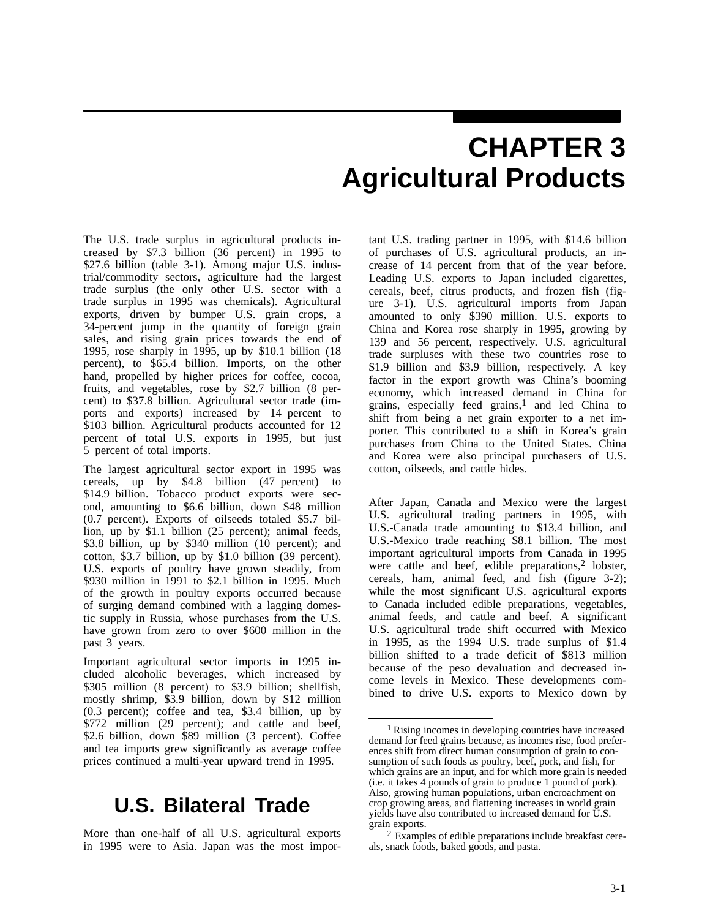# CHAPTER 3
# Agricultural Products

The U.S. trade surplus in agricultural products increased by $7.3 billion (36 percent) in 1995 to $27.6 billion (table 3-1). Among major U.S. industrial/commodity sectors, agriculture had the largest trade surplus (the only other U.S. sector with a trade surplus in 1995 was chemicals). Agricultural exports, driven by bumper U.S. grain crops, a 34-percent jump in the quantity of foreign grain sales, and rising grain prices towards the end of 1995, rose sharply in 1995, up by $10.1 billion (18 percent), to $65.4 billion. Imports, on the other hand, propelled by higher prices for coffee, cocoa, fruits, and vegetables, rose by $2.7 billion (8 percent) to $37.8 billion. Agricultural sector trade (imports and exports) increased by 14 percent to $103 billion. Agricultural products accounted for 12 percent of total U.S. exports in 1995, but just 5 percent of total imports.

The largest agricultural sector export in 1995 was cereals, up by $4.8 billion (47 percent) to $14.9 billion. Tobacco product exports were second, amounting to $6.6 billion, down $48 million (0.7 percent). Exports of oilseeds totaled $5.7 billion, up by $1.1 billion (25 percent); animal feeds, $3.8 billion, up by $340 million (10 percent); and cotton, $3.7 billion, up by $1.0 billion (39 percent). U.S. exports of poultry have grown steadily, from $930 million in 1991 to $2.1 billion in 1995. Much of the growth in poultry exports occurred because of surging demand combined with a lagging domestic supply in Russia, whose purchases from the U.S. have grown from zero to over $600 million in the past 3 years.

Important agricultural sector imports in 1995 included alcoholic beverages, which increased by $305 million (8 percent) to $3.9 billion; shellfish, mostly shrimp, $3.9 billion, down by $12 million (0.3 percent); coffee and tea, $3.4 billion, up by $772 million (29 percent); and cattle and beef, $2.6 billion, down $89 million (3 percent). Coffee and tea imports grew significantly as average coffee prices continued a multi-year upward trend in 1995.

## U.S. Bilateral Trade

More than one-half of all U.S. agricultural exports in 1995 were to Asia. Japan was the most important U.S. trading partner in 1995, with $14.6 billion of purchases of U.S. agricultural products, an increase of 14 percent from that of the year before. Leading U.S. exports to Japan included cigarettes, cereals, beef, citrus products, and frozen fish (figure 3-1). U.S. agricultural imports from Japan amounted to only $390 million. U.S. exports to China and Korea rose sharply in 1995, growing by 139 and 56 percent, respectively. U.S. agricultural trade surpluses with these two countries rose to $1.9 billion and $3.9 billion, respectively. A key factor in the export growth was China's booming economy, which increased demand in China for grains, especially feed grains,[1] and led China to shift from being a net grain exporter to a net importer. This contributed to a shift in Korea's grain purchases from China to the United States. China and Korea were also principal purchasers of U.S. cotton, oilseeds, and cattle hides.

After Japan, Canada and Mexico were the largest U.S. agricultural trading partners in 1995, with U.S.-Canada trade amounting to $13.4 billion, and U.S.-Mexico trade reaching $8.1 billion. The most important agricultural imports from Canada in 1995 were cattle and beef, edible preparations,[2] lobster, cereals, ham, animal feed, and fish (figure 3-2); while the most significant U.S. agricultural exports to Canada included edible preparations, vegetables, animal feeds, and cattle and beef. A significant U.S. agricultural trade shift occurred with Mexico in 1995, as the 1994 U.S. trade surplus of $1.4 billion shifted to a trade deficit of $813 million because of the peso devaluation and decreased income levels in Mexico. These developments combined to drive U.S. exports to Mexico down by

---

[1] Rising incomes in developing countries have increased demand for feed grains because, as incomes rise, food preferences shift from direct human consumption of grain to consumption of such foods as poultry, beef, pork, and fish, for which grains are an input, and for which more grain is needed (i.e. it takes 4 pounds of grain to produce 1 pound of pork). Also, growing human populations, urban encroachment on crop growing areas, and flattening increases in world grain yields have also contributed to increased demand for U.S. grain exports.

[2] Examples of edible preparations include breakfast cereals, snack foods, baked goods, and pasta.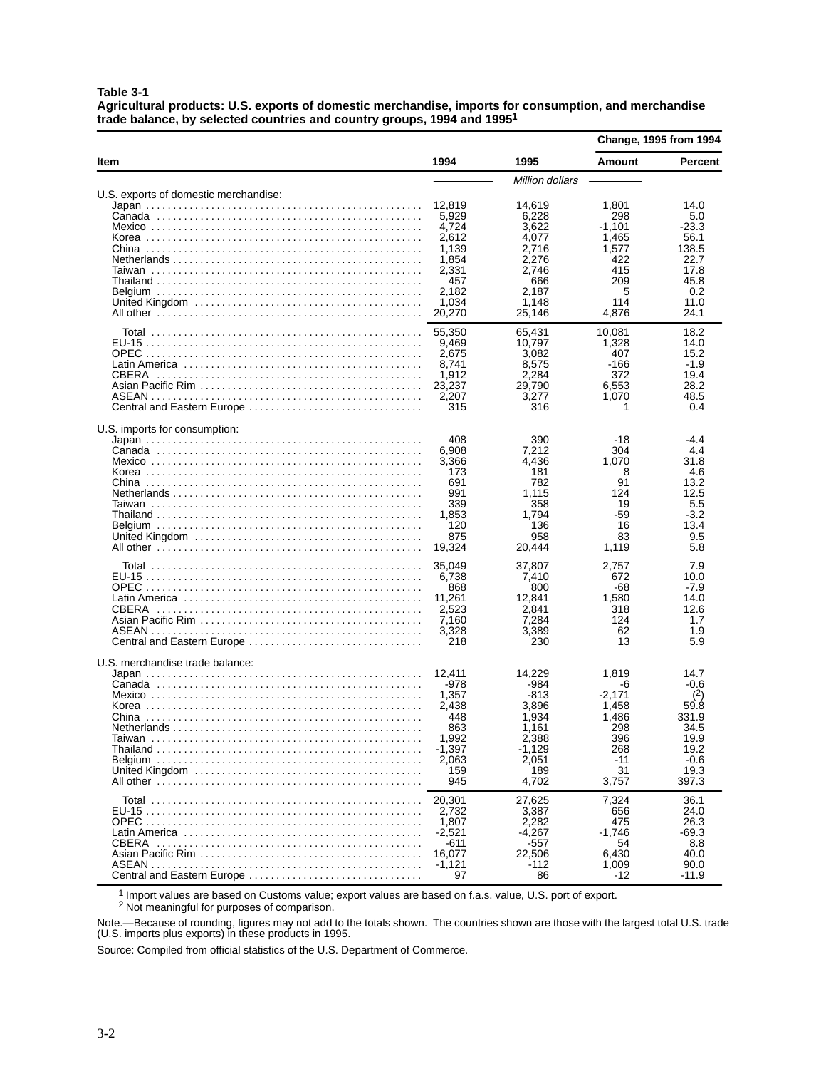**Table 3-1**
**Agricultural products: U.S. exports of domestic merchandise, imports for consumption, and merchandise trade balance, by selected countries and country groups, 1994 and 1995[1]**

| Item | 1994 | 1995 | Change, 1995 from 1994 | |
|---|---|---|---|---|
| | | | Amount | Percent |
| | *Million dollars* | | | |
| U.S. exports of domestic merchandise: | | | | |
| Japan | 12,819 | 14,619 | 1,801 | 14.0 |
| Canada | 5,929 | 6,228 | 298 | 5.0 |
| Mexico | 4,724 | 3,622 | -1,101 | -23.3 |
| Korea | 2,612 | 4,077 | 1,465 | 56.1 |
| China | 1,139 | 2,716 | 1,577 | 138.5 |
| Netherlands | 1,854 | 2,276 | 422 | 22.7 |
| Taiwan | 2,331 | 2,746 | 415 | 17.8 |
| Thailand | 457 | 666 | 209 | 45.8 |
| Belgium | 2,182 | 2,187 | 5 | 0.2 |
| United Kingdom | 1,034 | 1,148 | 114 | 11.0 |
| All other | 20,270 | 25,146 | 4,876 | 24.1 |
| Total | 55,350 | 65,431 | 10,081 | 18.2 |
| EU-15 | 9,469 | 10,797 | 1,328 | 14.0 |
| OPEC | 2,675 | 3,082 | 407 | 15.2 |
| Latin America | 8,741 | 8,575 | -166 | -1.9 |
| CBERA | 1,912 | 2,284 | 372 | 19.4 |
| Asian Pacific Rim | 23,237 | 29,790 | 6,553 | 28.2 |
| ASEAN | 2,207 | 3,277 | 1,070 | 48.5 |
| Central and Eastern Europe | 315 | 316 | 1 | 0.4 |
| U.S. imports for consumption: | | | | |
| Japan | 408 | 390 | -18 | -4.4 |
| Canada | 6,908 | 7,212 | 304 | 4.4 |
| Mexico | 3,366 | 4,436 | 1,070 | 31.8 |
| Korea | 173 | 181 | 8 | 4.6 |
| China | 691 | 782 | 91 | 13.2 |
| Netherlands | 991 | 1,115 | 124 | 12.5 |
| Taiwan | 339 | 358 | 19 | 5.5 |
| Thailand | 1,853 | 1,794 | -59 | -3.2 |
| Belgium | 120 | 136 | 16 | 13.4 |
| United Kingdom | 875 | 958 | 83 | 9.5 |
| All other | 19,324 | 20,444 | 1,119 | 5.8 |
| Total | 35,049 | 37,807 | 2,757 | 7.9 |
| EU-15 | 6,738 | 7,410 | 672 | 10.0 |
| OPEC | 868 | 800 | -68 | -7.9 |
| Latin America | 11,261 | 12,841 | 1,580 | 14.0 |
| CBERA | 2,523 | 2,841 | 318 | 12.6 |
| Asian Pacific Rim | 7,160 | 7,284 | 124 | 1.7 |
| ASEAN | 3,328 | 3,389 | 62 | 1.9 |
| Central and Eastern Europe | 218 | 230 | 13 | 5.9 |
| U.S. merchandise trade balance: | | | | |
| Japan | 12,411 | 14,229 | 1,819 | 14.7 |
| Canada | -978 | -984 | -6 | -0.6 |
| Mexico | 1,357 | -813 | -2,171 | [2] |
| Korea | 2,438 | 3,896 | 1,458 | 59.8 |
| China | 448 | 1,934 | 1,486 | 331.9 |
| Netherlands | 863 | 1,161 | 298 | 34.5 |
| Taiwan | 1,992 | 2,388 | 396 | 19.9 |
| Thailand | -1,397 | -1,129 | 268 | 19.2 |
| Belgium | 2,063 | 2,051 | -11 | -0.6 |
| United Kingdom | 159 | 189 | 31 | 19.3 |
| All other | 945 | 4,702 | 3,757 | 397.3 |
| Total | 20,301 | 27,625 | 7,324 | 36.1 |
| EU-15 | 2,732 | 3,387 | 656 | 24.0 |
| OPEC | 1,807 | 2,282 | 475 | 26.3 |
| Latin America | -2,521 | -4,267 | -1,746 | -69.3 |
| CBERA | -611 | -557 | 54 | 8.8 |
| Asian Pacific Rim | 16,077 | 22,506 | 6,430 | 40.0 |
| ASEAN | -1,121 | -112 | 1,009 | 90.0 |
| Central and Eastern Europe | 97 | 86 | -12 | -11.9 |

[1] Import values are based on Customs value; export values are based on f.a.s. value, U.S. port of export.
[2] Not meaningful for purposes of comparison.

Note.—Because of rounding, figures may not add to the totals shown. The countries shown are those with the largest total U.S. trade (U.S. imports plus exports) in these products in 1995.

Source: Compiled from official statistics of the U.S. Department of Commerce.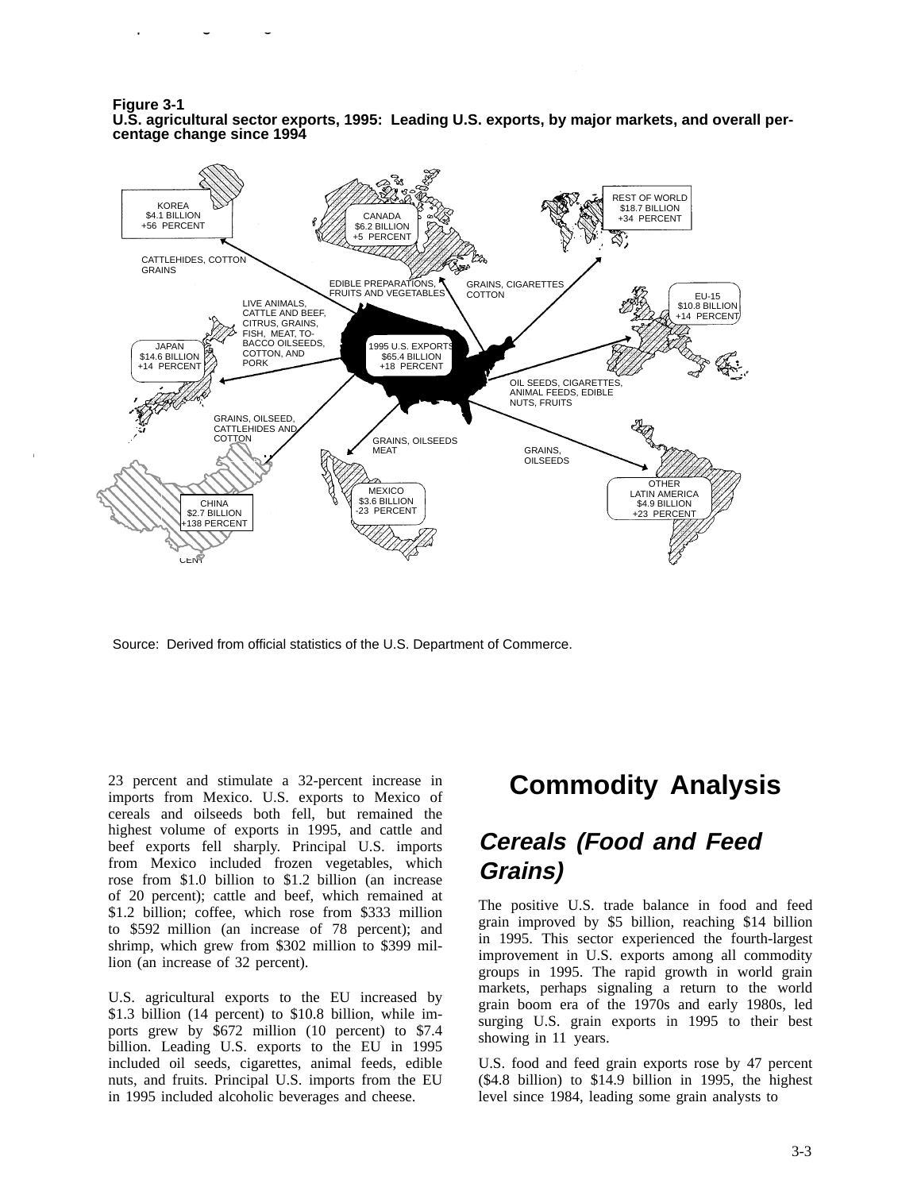**Figure 3-1**
**U.S. agricultural sector exports, 1995: Leading U.S. exports, by major markets, and overall percentage change since 1994**

1995 U.S. EXPORTS
$65.4 BILLION
+18 PERCENT

KOREA
$4.1 BILLION
+56 PERCENT
CATTLEHIDES, COTTON GRAINS

CANADA
$6.2 BILLION
+5 PERCENT
EDIBLE PREPARATIONS, FRUITS AND VEGETABLES

REST OF WORLD
$18.7 BILLION
+34 PERCENT
GRAINS, CIGARETTES COTTON

EU-15
$10.8 BILLION
+14 PERCENT
OIL SEEDS, CIGARETTES, ANIMAL FEEDS, EDIBLE NUTS, FRUITS

JAPAN
$14.6 BILLION
+14 PERCENT
LIVE ANIMALS, CATTLE AND BEEF, CITRUS, GRAINS, FISH, MEAT, TOBACCO OILSEEDS, COTTON, AND PORK

CHINA
$2.7 BILLION
+138 PERCENT
GRAINS, OILSEED, CATTLEHIDES AND COTTON

MEXICO
$3.6 BILLION
-23 PERCENT
GRAINS, OILSEEDS MEAT

OTHER LATIN AMERICA
$4.9 BILLION
+23 PERCENT
GRAINS, OILSEEDS

Source: Derived from official statistics of the U.S. Department of Commerce.

23 percent and stimulate a 32-percent increase in imports from Mexico. U.S. exports to Mexico of cereals and oilseeds both fell, but remained the highest volume of exports in 1995, and cattle and beef exports fell sharply. Principal U.S. imports from Mexico included frozen vegetables, which rose from $1.0 billion to $1.2 billion (an increase of 20 percent); cattle and beef, which remained at $1.2 billion; coffee, which rose from $333 million to $592 million (an increase of 78 percent); and shrimp, which grew from $302 million to $399 million (an increase of 32 percent).

U.S. agricultural exports to the EU increased by $1.3 billion (14 percent) to $10.8 billion, while imports grew by $672 million (10 percent) to $7.4 billion. Leading U.S. exports to the EU in 1995 included oil seeds, cigarettes, animal feeds, edible nuts, and fruits. Principal U.S. imports from the EU in 1995 included alcoholic beverages and cheese.

# Commodity Analysis

## *Cereals (Food and Feed Grains)*

The positive U.S. trade balance in food and feed grain improved by $5 billion, reaching $14 billion in 1995. This sector experienced the fourth-largest improvement in U.S. exports among all commodity groups in 1995. The rapid growth in world grain markets, perhaps signaling a return to the world grain boom era of the 1970s and early 1980s, led surging U.S. grain exports in 1995 to their best showing in 11 years.

U.S. food and feed grain exports rose by 47 percent ($4.8 billion) to $14.9 billion in 1995, the highest level since 1984, leading some grain analysts to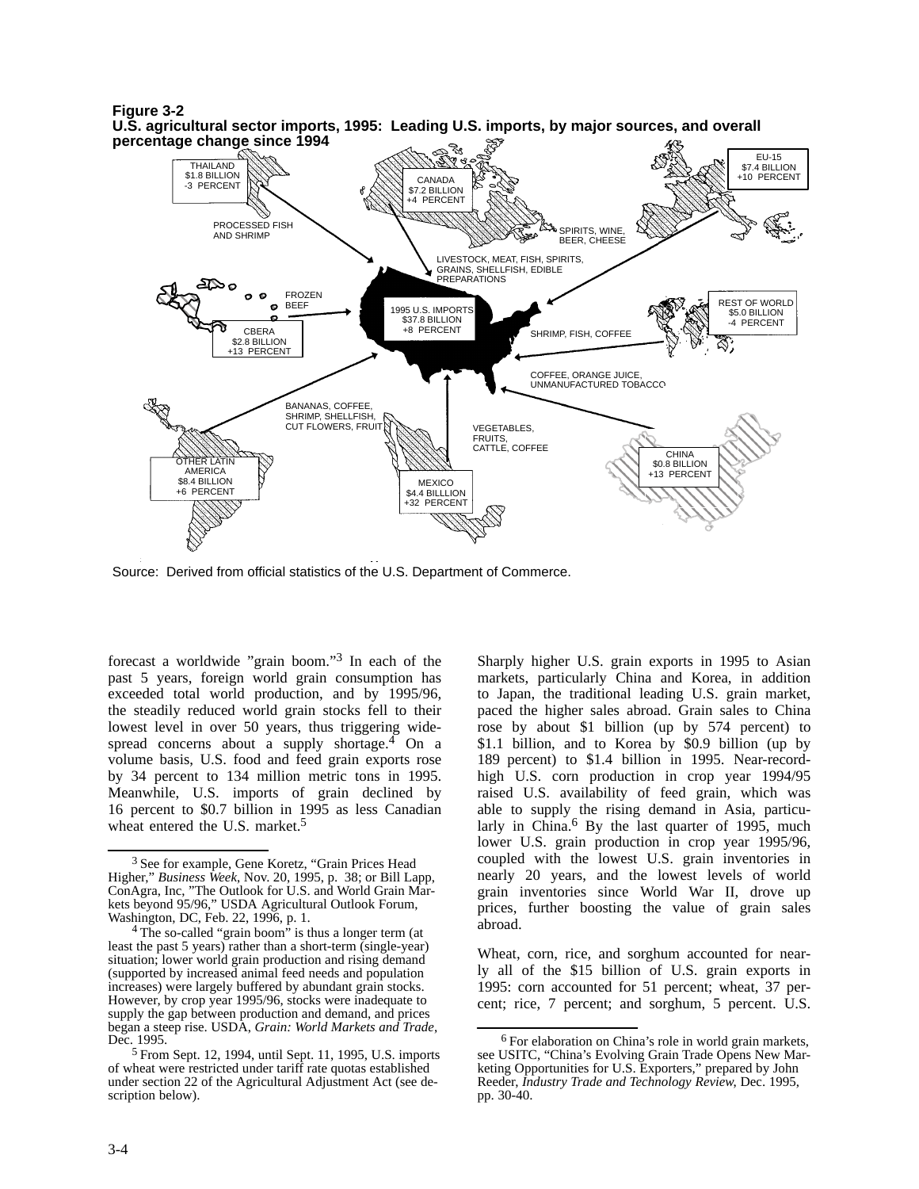**Figure 3-2**
**U.S. agricultural sector imports, 1995: Leading U.S. imports, by major sources, and overall percentage change since 1994**

THAILAND $1.8 BILLION -3 PERCENT — PROCESSED FISH AND SHRIMP

CANADA $7.2 BILLION +4 PERCENT — LIVESTOCK, MEAT, FISH, SPIRITS, GRAINS, SHELLFISH, EDIBLE PREPARATIONS

EU-15 $7.4 BILLION +10 PERCENT — SPIRITS, WINE, BEER, CHEESE

CBERA $2.8 BILLION +13 PERCENT — FROZEN BEEF

1995 U.S. IMPORTS $37.8 BILLION +8 PERCENT

REST OF WORLD $5.0 BILLION -4 PERCENT — SHRIMP, FISH, COFFEE

CHINA $0.8 BILLION +13 PERCENT — COFFEE, ORANGE JUICE, UNMANUFACTURED TOBACCO

OTHER LATIN AMERICA $8.4 BILLION +6 PERCENT — BANANAS, COFFEE, SHRIMP, SHELLFISH, CUT FLOWERS, FRUIT

MEXICO $4.4 BILLLION +32 PERCENT — VEGETABLES, FRUITS, CATTLE, COFFEE

Source: Derived from official statistics of the U.S. Department of Commerce.

forecast a worldwide "grain boom."[3] In each of the past 5 years, foreign world grain consumption has exceeded total world production, and by 1995/96, the steadily reduced world grain stocks fell to their lowest level in over 50 years, thus triggering widespread concerns about a supply shortage.[4] On a volume basis, U.S. food and feed grain exports rose by 34 percent to 134 million metric tons in 1995. Meanwhile, U.S. imports of grain declined by 16 percent to $0.7 billion in 1995 as less Canadian wheat entered the U.S. market.[5]

Sharply higher U.S. grain exports in 1995 to Asian markets, particularly China and Korea, in addition to Japan, the traditional leading U.S. grain market, paced the higher sales abroad. Grain sales to China rose by about $1 billion (up by 574 percent) to $1.1 billion, and to Korea by $0.9 billion (up by 189 percent) to $1.4 billion in 1995. Near-record-high U.S. corn production in crop year 1994/95 raised U.S. availability of feed grain, which was able to supply the rising demand in Asia, particularly in China.[6] By the last quarter of 1995, much lower U.S. grain production in crop year 1995/96, coupled with the lowest U.S. grain inventories in nearly 20 years, and the lowest levels of world grain inventories since World War II, drove up prices, further boosting the value of grain sales abroad.

Wheat, corn, rice, and sorghum accounted for nearly all of the $15 billion of U.S. grain exports in 1995: corn accounted for 51 percent; wheat, 37 percent; rice, 7 percent; and sorghum, 5 percent. U.S.

---

[3] See for example, Gene Koretz, "Grain Prices Head Higher," *Business Week*, Nov. 20, 1995, p. 38; or Bill Lapp, ConAgra, Inc, "The Outlook for U.S. and World Grain Markets beyond 95/96," USDA Agricultural Outlook Forum, Washington, DC, Feb. 22, 1996, p. 1.

[4] The so-called "grain boom" is thus a longer term (at least the past 5 years) rather than a short-term (single-year) situation; lower world grain production and rising demand (supported by increased animal feed needs and population increases) were largely buffered by abundant grain stocks. However, by crop year 1995/96, stocks were inadequate to supply the gap between production and demand, and prices began a steep rise. USDA, *Grain: World Markets and Trade*, Dec. 1995.

[5] From Sept. 12, 1994, until Sept. 11, 1995, U.S. imports of wheat were restricted under tariff rate quotas established under section 22 of the Agricultural Adjustment Act (see description below).

[6] For elaboration on China's role in world grain markets, see USITC, "China's Evolving Grain Trade Opens New Marketing Opportunities for U.S. Exporters," prepared by John Reeder, *Industry Trade and Technology Review,* Dec. 1995, pp. 30-40.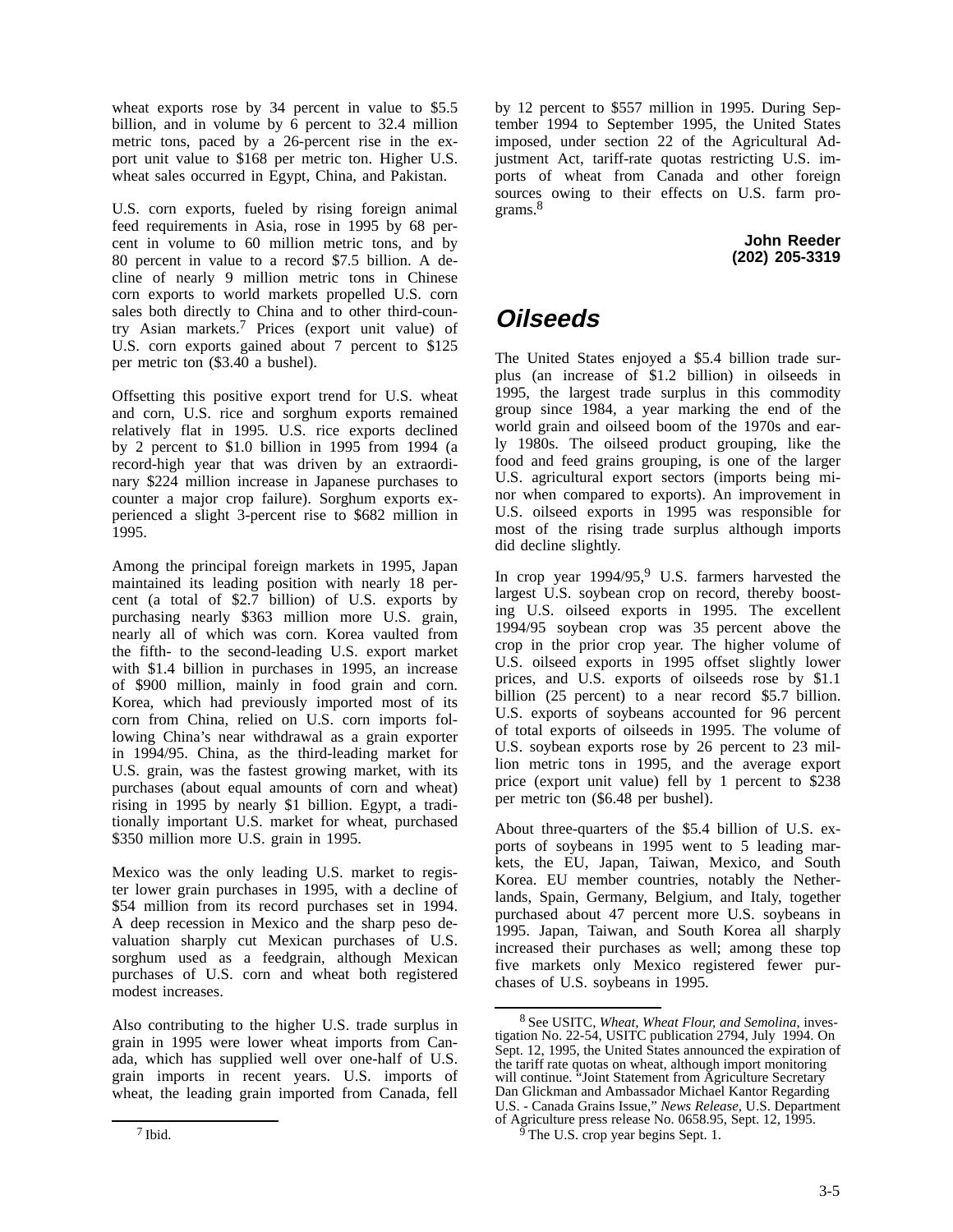wheat exports rose by 34 percent in value to $5.5 billion, and in volume by 6 percent to 32.4 million metric tons, paced by a 26-percent rise in the export unit value to $168 per metric ton. Higher U.S. wheat sales occurred in Egypt, China, and Pakistan.

U.S. corn exports, fueled by rising foreign animal feed requirements in Asia, rose in 1995 by 68 percent in volume to 60 million metric tons, and by 80 percent in value to a record $7.5 billion. A decline of nearly 9 million metric tons in Chinese corn exports to world markets propelled U.S. corn sales both directly to China and to other third-country Asian markets.[7] Prices (export unit value) of U.S. corn exports gained about 7 percent to $125 per metric ton ($3.40 a bushel).

Offsetting this positive export trend for U.S. wheat and corn, U.S. rice and sorghum exports remained relatively flat in 1995. U.S. rice exports declined by 2 percent to $1.0 billion in 1995 from 1994 (a record-high year that was driven by an extraordinary $224 million increase in Japanese purchases to counter a major crop failure). Sorghum exports experienced a slight 3-percent rise to $682 million in 1995.

Among the principal foreign markets in 1995, Japan maintained its leading position with nearly 18 percent (a total of $2.7 billion) of U.S. exports by purchasing nearly $363 million more U.S. grain, nearly all of which was corn. Korea vaulted from the fifth- to the second-leading U.S. export market with $1.4 billion in purchases in 1995, an increase of $900 million, mainly in food grain and corn. Korea, which had previously imported most of its corn from China, relied on U.S. corn imports following China's near withdrawal as a grain exporter in 1994/95. China, as the third-leading market for U.S. grain, was the fastest growing market, with its purchases (about equal amounts of corn and wheat) rising in 1995 by nearly $1 billion. Egypt, a traditionally important U.S. market for wheat, purchased $350 million more U.S. grain in 1995.

Mexico was the only leading U.S. market to register lower grain purchases in 1995, with a decline of $54 million from its record purchases set in 1994. A deep recession in Mexico and the sharp peso devaluation sharply cut Mexican purchases of U.S. sorghum used as a feedgrain, although Mexican purchases of U.S. corn and wheat both registered modest increases.

Also contributing to the higher U.S. trade surplus in grain in 1995 were lower wheat imports from Canada, which has supplied well over one-half of U.S. grain imports in recent years. U.S. imports of wheat, the leading grain imported from Canada, fell by 12 percent to $557 million in 1995. During September 1994 to September 1995, the United States imposed, under section 22 of the Agricultural Adjustment Act, tariff-rate quotas restricting U.S. imports of wheat from Canada and other foreign sources owing to their effects on U.S. farm programs.[8]

**John Reeder**
**(202) 205-3319**

## Oilseeds

The United States enjoyed a $5.4 billion trade surplus (an increase of $1.2 billion) in oilseeds in 1995, the largest trade surplus in this commodity group since 1984, a year marking the end of the world grain and oilseed boom of the 1970s and early 1980s. The oilseed product grouping, like the food and feed grains grouping, is one of the larger U.S. agricultural export sectors (imports being minor when compared to exports). An improvement in U.S. oilseed exports in 1995 was responsible for most of the rising trade surplus although imports did decline slightly.

In crop year 1994/95,[9] U.S. farmers harvested the largest U.S. soybean crop on record, thereby boosting U.S. oilseed exports in 1995. The excellent 1994/95 soybean crop was 35 percent above the crop in the prior crop year. The higher volume of U.S. oilseed exports in 1995 offset slightly lower prices, and U.S. exports of oilseeds rose by $1.1 billion (25 percent) to a near record $5.7 billion. U.S. exports of soybeans accounted for 96 percent of total exports of oilseeds in 1995. The volume of U.S. soybean exports rose by 26 percent to 23 million metric tons in 1995, and the average export price (export unit value) fell by 1 percent to $238 per metric ton ($6.48 per bushel).

About three-quarters of the $5.4 billion of U.S. exports of soybeans in 1995 went to 5 leading markets, the EU, Japan, Taiwan, Mexico, and South Korea. EU member countries, notably the Netherlands, Spain, Germany, Belgium, and Italy, together purchased about 47 percent more U.S. soybeans in 1995. Japan, Taiwan, and South Korea all sharply increased their purchases as well; among these top five markets only Mexico registered fewer purchases of U.S. soybeans in 1995.

---

[7] Ibid.

[8] See USITC, *Wheat, Wheat Flour, and Semolina*, investigation No. 22-54, USITC publication 2794, July 1994. On Sept. 12, 1995, the United States announced the expiration of the tariff rate quotas on wheat, although import monitoring will continue. "Joint Statement from Agriculture Secretary Dan Glickman and Ambassador Michael Kantor Regarding U.S. - Canada Grains Issue," *News Release*, U.S. Department of Agriculture press release No. 0658.95, Sept. 12, 1995.

[9] The U.S. crop year begins Sept. 1.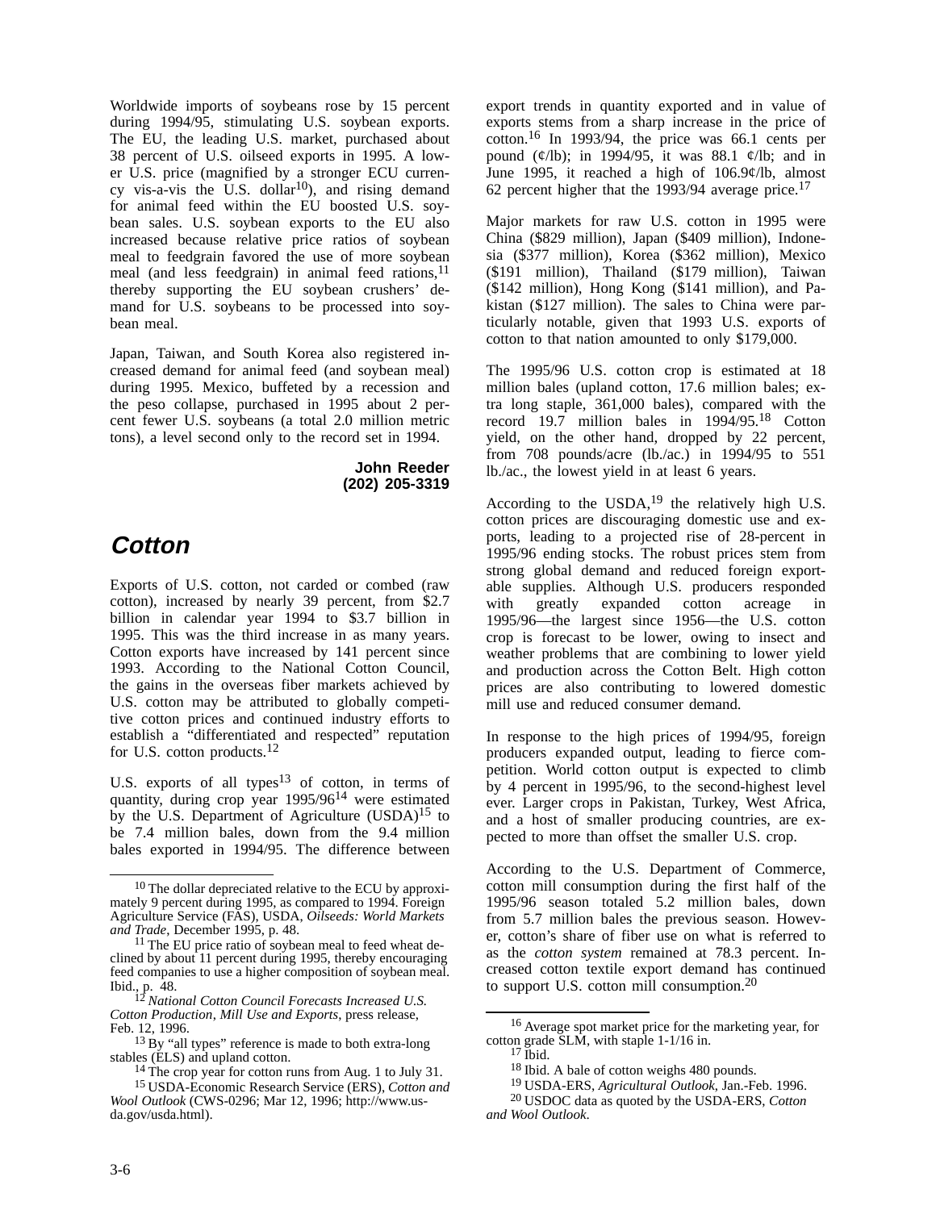Worldwide imports of soybeans rose by 15 percent during 1994/95, stimulating U.S. soybean exports. The EU, the leading U.S. market, purchased about 38 percent of U.S. oilseed exports in 1995. A lower U.S. price (magnified by a stronger ECU currency vis-a-vis the U.S. dollar[10]), and rising demand for animal feed within the EU boosted U.S. soybean sales. U.S. soybean exports to the EU also increased because relative price ratios of soybean meal to feedgrain favored the use of more soybean meal (and less feedgrain) in animal feed rations,[11] thereby supporting the EU soybean crushers' demand for U.S. soybeans to be processed into soybean meal.

Japan, Taiwan, and South Korea also registered increased demand for animal feed (and soybean meal) during 1995. Mexico, buffeted by a recession and the peso collapse, purchased in 1995 about 2 percent fewer U.S. soybeans (a total 2.0 million metric tons), a level second only to the record set in 1994.

**John Reeder**
**(202) 205-3319**

## Cotton

Exports of U.S. cotton, not carded or combed (raw cotton), increased by nearly 39 percent, from $2.7 billion in calendar year 1994 to $3.7 billion in 1995. This was the third increase in as many years. Cotton exports have increased by 141 percent since 1993. According to the National Cotton Council, the gains in the overseas fiber markets achieved by U.S. cotton may be attributed to globally competitive cotton prices and continued industry efforts to establish a "differentiated and respected" reputation for U.S. cotton products.[12]

U.S. exports of all types[13] of cotton, in terms of quantity, during crop year 1995/96[14] were estimated by the U.S. Department of Agriculture (USDA)[15] to be 7.4 million bales, down from the 9.4 million bales exported in 1994/95. The difference between export trends in quantity exported and in value of exports stems from a sharp increase in the price of cotton.[16] In 1993/94, the price was 66.1 cents per pound (¢/lb); in 1994/95, it was 88.1 ¢/lb; and in June 1995, it reached a high of 106.9¢/lb, almost 62 percent higher that the 1993/94 average price.[17]

Major markets for raw U.S. cotton in 1995 were China ($829 million), Japan ($409 million), Indonesia ($377 million), Korea ($362 million), Mexico ($191 million), Thailand ($179 million), Taiwan ($142 million), Hong Kong ($141 million), and Pakistan ($127 million). The sales to China were particularly notable, given that 1993 U.S. exports of cotton to that nation amounted to only $179,000.

The 1995/96 U.S. cotton crop is estimated at 18 million bales (upland cotton, 17.6 million bales; extra long staple, 361,000 bales), compared with the record 19.7 million bales in 1994/95.[18] Cotton yield, on the other hand, dropped by 22 percent, from 708 pounds/acre (lb./ac.) in 1994/95 to 551 lb./ac., the lowest yield in at least 6 years.

According to the USDA,[19] the relatively high U.S. cotton prices are discouraging domestic use and exports, leading to a projected rise of 28-percent in 1995/96 ending stocks. The robust prices stem from strong global demand and reduced foreign exportable supplies. Although U.S. producers responded with greatly expanded cotton acreage in 1995/96—the largest since 1956—the U.S. cotton crop is forecast to be lower, owing to insect and weather problems that are combining to lower yield and production across the Cotton Belt. High cotton prices are also contributing to lowered domestic mill use and reduced consumer demand.

In response to the high prices of 1994/95, foreign producers expanded output, leading to fierce competition. World cotton output is expected to climb by 4 percent in 1995/96, to the second-highest level ever. Larger crops in Pakistan, Turkey, West Africa, and a host of smaller producing countries, are expected to more than offset the smaller U.S. crop.

According to the U.S. Department of Commerce, cotton mill consumption during the first half of the 1995/96 season totaled 5.2 million bales, down from 5.7 million bales the previous season. However, cotton's share of fiber use on what is referred to as the *cotton system* remained at 78.3 percent. Increased cotton textile export demand has continued to support U.S. cotton mill consumption.[20]

---

[10] The dollar depreciated relative to the ECU by approximately 9 percent during 1995, as compared to 1994. Foreign Agriculture Service (FAS), USDA, *Oilseeds: World Markets and Trade*, December 1995, p. 48.

[11] The EU price ratio of soybean meal to feed wheat declined by about 11 percent during 1995, thereby encouraging feed companies to use a higher composition of soybean meal. Ibid., p. 48.

[12] *National Cotton Council Forecasts Increased U.S. Cotton Production, Mill Use and Exports*, press release, Feb. 12, 1996.

[13] By "all types" reference is made to both extra-long stables (ELS) and upland cotton.

[14] The crop year for cotton runs from Aug. 1 to July 31.

[15] USDA-Economic Research Service (ERS), *Cotton and Wool Outlook* (CWS-0296; Mar 12, 1996; http://www.usda.gov/usda.html).

[16] Average spot market price for the marketing year, for cotton grade SLM, with staple 1-1/16 in.

[17] Ibid.

[18] Ibid. A bale of cotton weighs 480 pounds.

[19] USDA-ERS, *Agricultural Outlook*, Jan.-Feb. 1996.

[20] USDOC data as quoted by the USDA-ERS, *Cotton and Wool Outlook*.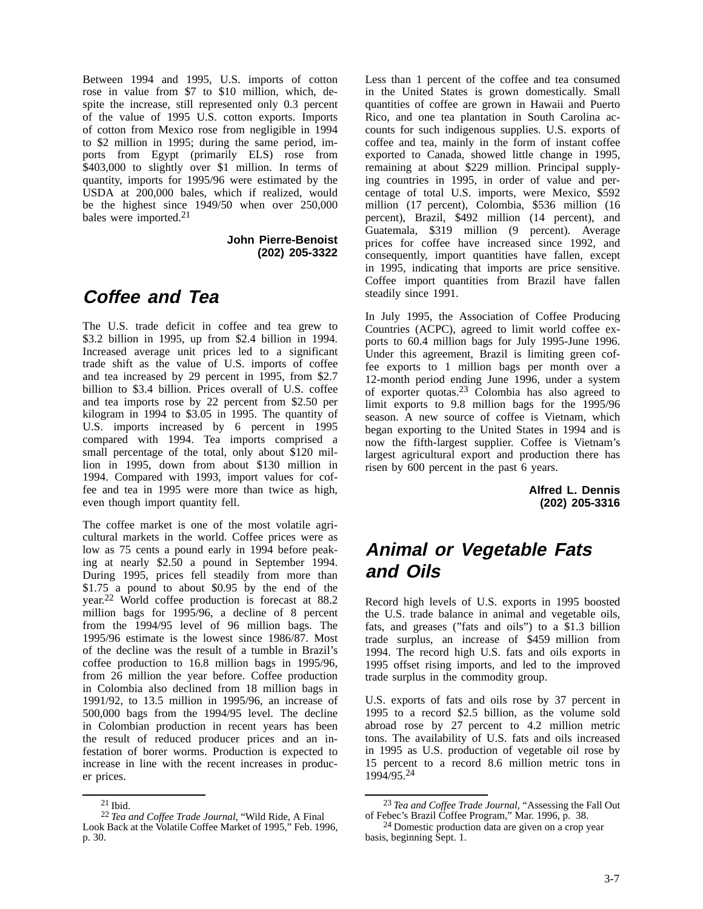Between 1994 and 1995, U.S. imports of cotton rose in value from $7 to $10 million, which, despite the increase, still represented only 0.3 percent of the value of 1995 U.S. cotton exports. Imports of cotton from Mexico rose from negligible in 1994 to $2 million in 1995; during the same period, imports from Egypt (primarily ELS) rose from $403,000 to slightly over $1 million. In terms of quantity, imports for 1995/96 were estimated by the USDA at 200,000 bales, which if realized, would be the highest since 1949/50 when over 250,000 bales were imported.[21]

**John Pierre-Benoist**
**(202) 205-3322**

## Coffee and Tea

The U.S. trade deficit in coffee and tea grew to $3.2 billion in 1995, up from $2.4 billion in 1994. Increased average unit prices led to a significant trade shift as the value of U.S. imports of coffee and tea increased by 29 percent in 1995, from $2.7 billion to $3.4 billion. Prices overall of U.S. coffee and tea imports rose by 22 percent from $2.50 per kilogram in 1994 to $3.05 in 1995. The quantity of U.S. imports increased by 6 percent in 1995 compared with 1994. Tea imports comprised a small percentage of the total, only about $120 million in 1995, down from about $130 million in 1994. Compared with 1993, import values for coffee and tea in 1995 were more than twice as high, even though import quantity fell.

The coffee market is one of the most volatile agricultural markets in the world. Coffee prices were as low as 75 cents a pound early in 1994 before peaking at nearly $2.50 a pound in September 1994. During 1995, prices fell steadily from more than $1.75 a pound to about $0.95 by the end of the year.[22] World coffee production is forecast at 88.2 million bags for 1995/96, a decline of 8 percent from the 1994/95 level of 96 million bags. The 1995/96 estimate is the lowest since 1986/87. Most of the decline was the result of a tumble in Brazil's coffee production to 16.8 million bags in 1995/96, from 26 million the year before. Coffee production in Colombia also declined from 18 million bags in 1991/92, to 13.5 million in 1995/96, an increase of 500,000 bags from the 1994/95 level. The decline in Colombian production in recent years has been the result of reduced producer prices and an infestation of borer worms. Production is expected to increase in line with the recent increases in producer prices.

Less than 1 percent of the coffee and tea consumed in the United States is grown domestically. Small quantities of coffee are grown in Hawaii and Puerto Rico, and one tea plantation in South Carolina accounts for such indigenous supplies. U.S. exports of coffee and tea, mainly in the form of instant coffee exported to Canada, showed little change in 1995, remaining at about $229 million. Principal supplying countries in 1995, in order of value and percentage of total U.S. imports, were Mexico, $592 million (17 percent), Colombia, $536 million (16 percent), Brazil, $492 million (14 percent), and Guatemala, $319 million (9 percent). Average prices for coffee have increased since 1992, and consequently, import quantities have fallen, except in 1995, indicating that imports are price sensitive. Coffee import quantities from Brazil have fallen steadily since 1991.

In July 1995, the Association of Coffee Producing Countries (ACPC), agreed to limit world coffee exports to 60.4 million bags for July 1995-June 1996. Under this agreement, Brazil is limiting green coffee exports to 1 million bags per month over a 12-month period ending June 1996, under a system of exporter quotas.[23] Colombia has also agreed to limit exports to 9.8 million bags for the 1995/96 season. A new source of coffee is Vietnam, which began exporting to the United States in 1994 and is now the fifth-largest supplier. Coffee is Vietnam's largest agricultural export and production there has risen by 600 percent in the past 6 years.

**Alfred L. Dennis**
**(202) 205-3316**

## Animal or Vegetable Fats and Oils

Record high levels of U.S. exports in 1995 boosted the U.S. trade balance in animal and vegetable oils, fats, and greases ("fats and oils") to a $1.3 billion trade surplus, an increase of $459 million from 1994. The record high U.S. fats and oils exports in 1995 offset rising imports, and led to the improved trade surplus in the commodity group.

U.S. exports of fats and oils rose by 37 percent in 1995 to a record $2.5 billion, as the volume sold abroad rose by 27 percent to 4.2 million metric tons. The availability of U.S. fats and oils increased in 1995 as U.S. production of vegetable oil rose by 15 percent to a record 8.6 million metric tons in 1994/95.[24]

---

[21] Ibid.

[22] *Tea and Coffee Trade Journal*, "Wild Ride, A Final Look Back at the Volatile Coffee Market of 1995," Feb. 1996, p. 30.

[23] *Tea and Coffee Trade Journal*, "Assessing the Fall Out of Febec's Brazil Coffee Program," Mar. 1996, p. 38.

[24] Domestic production data are given on a crop year basis, beginning Sept. 1.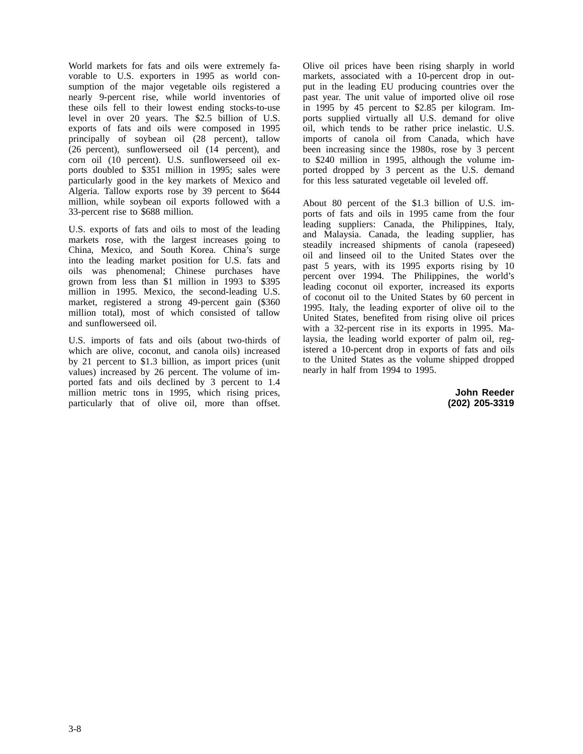World markets for fats and oils were extremely favorable to U.S. exporters in 1995 as world consumption of the major vegetable oils registered a nearly 9-percent rise, while world inventories of these oils fell to their lowest ending stocks-to-use level in over 20 years. The $2.5 billion of U.S. exports of fats and oils were composed in 1995 principally of soybean oil (28 percent), tallow (26 percent), sunflowerseed oil (14 percent), and corn oil (10 percent). U.S. sunflowerseed oil exports doubled to $351 million in 1995; sales were particularly good in the key markets of Mexico and Algeria. Tallow exports rose by 39 percent to $644 million, while soybean oil exports followed with a 33-percent rise to $688 million.

U.S. exports of fats and oils to most of the leading markets rose, with the largest increases going to China, Mexico, and South Korea. China's surge into the leading market position for U.S. fats and oils was phenomenal; Chinese purchases have grown from less than $1 million in 1993 to $395 million in 1995. Mexico, the second-leading U.S. market, registered a strong 49-percent gain ($360 million total), most of which consisted of tallow and sunflowerseed oil.

U.S. imports of fats and oils (about two-thirds of which are olive, coconut, and canola oils) increased by 21 percent to $1.3 billion, as import prices (unit values) increased by 26 percent. The volume of imported fats and oils declined by 3 percent to 1.4 million metric tons in 1995, which rising prices, particularly that of olive oil, more than offset. Olive oil prices have been rising sharply in world markets, associated with a 10-percent drop in output in the leading EU producing countries over the past year. The unit value of imported olive oil rose in 1995 by 45 percent to $2.85 per kilogram. Imports supplied virtually all U.S. demand for olive oil, which tends to be rather price inelastic. U.S. imports of canola oil from Canada, which have been increasing since the 1980s, rose by 3 percent to $240 million in 1995, although the volume imported dropped by 3 percent as the U.S. demand for this less saturated vegetable oil leveled off.

About 80 percent of the $1.3 billion of U.S. imports of fats and oils in 1995 came from the four leading suppliers: Canada, the Philippines, Italy, and Malaysia. Canada, the leading supplier, has steadily increased shipments of canola (rapeseed) oil and linseed oil to the United States over the past 5 years, with its 1995 exports rising by 10 percent over 1994. The Philippines, the world's leading coconut oil exporter, increased its exports of coconut oil to the United States by 60 percent in 1995. Italy, the leading exporter of olive oil to the United States, benefited from rising olive oil prices with a 32-percent rise in its exports in 1995. Malaysia, the leading world exporter of palm oil, registered a 10-percent drop in exports of fats and oils to the United States as the volume shipped dropped nearly in half from 1994 to 1995.

**John Reeder**
**(202) 205-3319**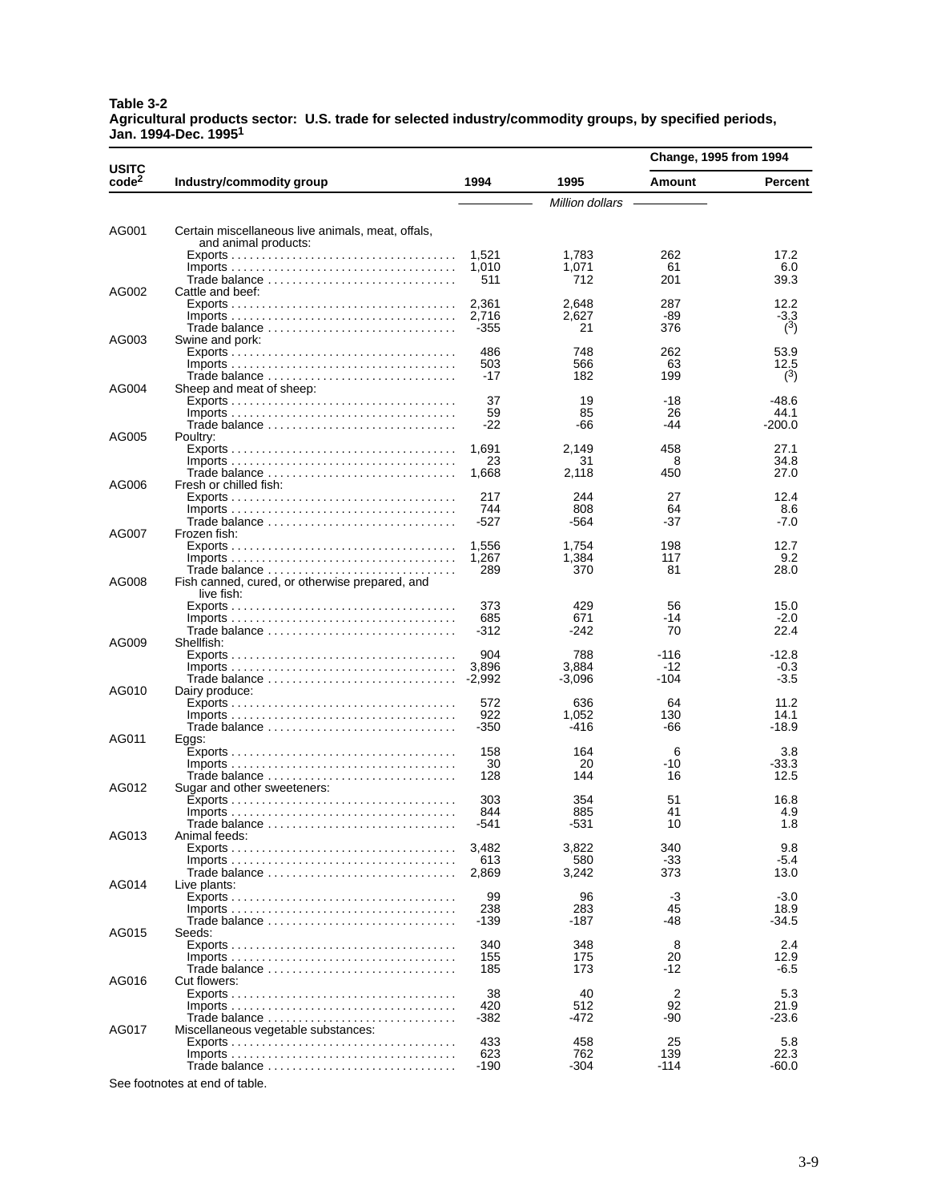**Table 3-2**
**Agricultural products sector: U.S. trade for selected industry/commodity groups, by specified periods, Jan. 1994-Dec. 1995[1]**

| USITC code[2] | Industry/commodity group | 1994 | 1995 | Change, 1995 from 1994 Amount | Change, 1995 from 1994 Percent |
|---|---|---|---|---|---|
| | | | *Million dollars* | | |
| AG001 | Certain miscellaneous live animals, meat, offals, and animal products: | | | | |
| | Exports | 1,521 | 1,783 | 262 | 17.2 |
| | Imports | 1,010 | 1,071 | 61 | 6.0 |
| | Trade balance | 511 | 712 | 201 | 39.3 |
| AG002 | Cattle and beef: | | | | |
| | Exports | 2,361 | 2,648 | 287 | 12.2 |
| | Imports | 2,716 | 2,627 | -89 | -3.3 |
| | Trade balance | -355 | 21 | 376 | (3) |
| AG003 | Swine and pork: | | | | |
| | Exports | 486 | 748 | 262 | 53.9 |
| | Imports | 503 | 566 | 63 | 12.5 |
| | Trade balance | -17 | 182 | 199 | (3) |
| AG004 | Sheep and meat of sheep: | | | | |
| | Exports | 37 | 19 | -18 | -48.6 |
| | Imports | 59 | 85 | 26 | 44.1 |
| | Trade balance | -22 | -66 | -44 | -200.0 |
| AG005 | Poultry: | | | | |
| | Exports | 1,691 | 2,149 | 458 | 27.1 |
| | Imports | 23 | 31 | 8 | 34.8 |
| | Trade balance | 1,668 | 2,118 | 450 | 27.0 |
| AG006 | Fresh or chilled fish: | | | | |
| | Exports | 217 | 244 | 27 | 12.4 |
| | Imports | 744 | 808 | 64 | 8.6 |
| | Trade balance | -527 | -564 | -37 | -7.0 |
| AG007 | Frozen fish: | | | | |
| | Exports | 1,556 | 1,754 | 198 | 12.7 |
| | Imports | 1,267 | 1,384 | 117 | 9.2 |
| | Trade balance | 289 | 370 | 81 | 28.0 |
| AG008 | Fish canned, cured, or otherwise prepared, and live fish: | | | | |
| | Exports | 373 | 429 | 56 | 15.0 |
| | Imports | 685 | 671 | -14 | -2.0 |
| | Trade balance | -312 | -242 | 70 | 22.4 |
| AG009 | Shellfish: | | | | |
| | Exports | 904 | 788 | -116 | -12.8 |
| | Imports | 3,896 | 3,884 | -12 | -0.3 |
| | Trade balance | -2,992 | -3,096 | -104 | -3.5 |
| AG010 | Dairy produce: | | | | |
| | Exports | 572 | 636 | 64 | 11.2 |
| | Imports | 922 | 1,052 | 130 | 14.1 |
| | Trade balance | -350 | -416 | -66 | -18.9 |
| AG011 | Eggs: | | | | |
| | Exports | 158 | 164 | 6 | 3.8 |
| | Imports | 30 | 20 | -10 | -33.3 |
| | Trade balance | 128 | 144 | 16 | 12.5 |
| AG012 | Sugar and other sweeteners: | | | | |
| | Exports | 303 | 354 | 51 | 16.8 |
| | Imports | 844 | 885 | 41 | 4.9 |
| | Trade balance | -541 | -531 | 10 | 1.8 |
| AG013 | Animal feeds: | | | | |
| | Exports | 3,482 | 3,822 | 340 | 9.8 |
| | Imports | 613 | 580 | -33 | -5.4 |
| | Trade balance | 2,869 | 3,242 | 373 | 13.0 |
| AG014 | Live plants: | | | | |
| | Exports | 99 | 96 | -3 | -3.0 |
| | Imports | 238 | 283 | 45 | 18.9 |
| | Trade balance | -139 | -187 | -48 | -34.5 |
| AG015 | Seeds: | | | | |
| | Exports | 340 | 348 | 8 | 2.4 |
| | Imports | 155 | 175 | 20 | 12.9 |
| | Trade balance | 185 | 173 | -12 | -6.5 |
| AG016 | Cut flowers: | | | | |
| | Exports | 38 | 40 | 2 | 5.3 |
| | Imports | 420 | 512 | 92 | 21.9 |
| | Trade balance | -382 | -472 | -90 | -23.6 |
| AG017 | Miscellaneous vegetable substances: | | | | |
| | Exports | 433 | 458 | 25 | 5.8 |
| | Imports | 623 | 762 | 139 | 22.3 |
| | Trade balance | -190 | -304 | -114 | -60.0 |

See footnotes at end of table.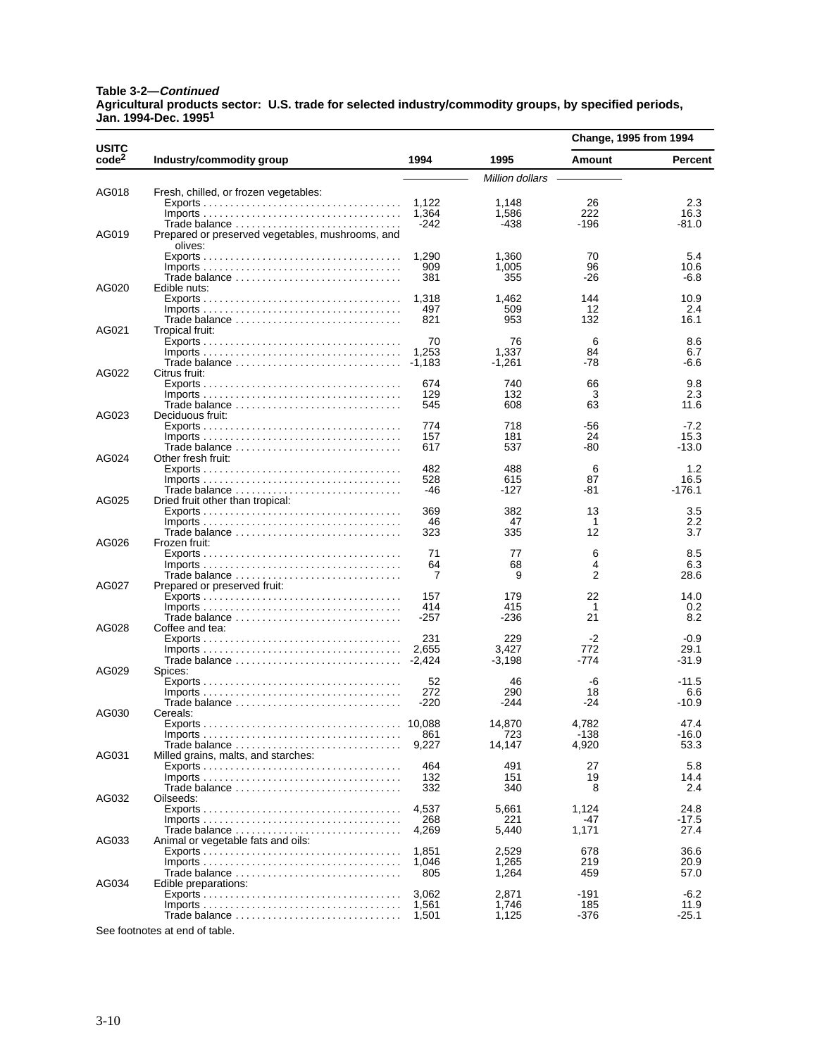**Table 3-2—*Continued***
**Agricultural products sector: U.S. trade for selected industry/commodity groups, by specified periods, Jan. 1994-Dec. 1995[1]**

| USITC code[2] | Industry/commodity group | 1994 | 1995 | Change, 1995 from 1994 Amount | Percent |
|---|---|---|---|---|---|
| | | *Million dollars* | | | |
| AG018 | Fresh, chilled, or frozen vegetables: | | | | |
| | Exports | 1,122 | 1,148 | 26 | 2.3 |
| | Imports | 1,364 | 1,586 | 222 | 16.3 |
| | Trade balance | -242 | -438 | -196 | -81.0 |
| AG019 | Prepared or preserved vegetables, mushrooms, and olives: | | | | |
| | Exports | 1,290 | 1,360 | 70 | 5.4 |
| | Imports | 909 | 1,005 | 96 | 10.6 |
| | Trade balance | 381 | 355 | -26 | -6.8 |
| AG020 | Edible nuts: | | | | |
| | Exports | 1,318 | 1,462 | 144 | 10.9 |
| | Imports | 497 | 509 | 12 | 2.4 |
| | Trade balance | 821 | 953 | 132 | 16.1 |
| AG021 | Tropical fruit: | | | | |
| | Exports | 70 | 76 | 6 | 8.6 |
| | Imports | 1,253 | 1,337 | 84 | 6.7 |
| | Trade balance | -1,183 | -1,261 | -78 | -6.6 |
| AG022 | Citrus fruit: | | | | |
| | Exports | 674 | 740 | 66 | 9.8 |
| | Imports | 129 | 132 | 3 | 2.3 |
| | Trade balance | 545 | 608 | 63 | 11.6 |
| AG023 | Deciduous fruit: | | | | |
| | Exports | 774 | 718 | -56 | -7.2 |
| | Imports | 157 | 181 | 24 | 15.3 |
| | Trade balance | 617 | 537 | -80 | -13.0 |
| AG024 | Other fresh fruit: | | | | |
| | Exports | 482 | 488 | 6 | 1.2 |
| | Imports | 528 | 615 | 87 | 16.5 |
| | Trade balance | -46 | -127 | -81 | -176.1 |
| AG025 | Dried fruit other than tropical: | | | | |
| | Exports | 369 | 382 | 13 | 3.5 |
| | Imports | 46 | 47 | 1 | 2.2 |
| | Trade balance | 323 | 335 | 12 | 3.7 |
| AG026 | Frozen fruit: | | | | |
| | Exports | 71 | 77 | 6 | 8.5 |
| | Imports | 64 | 68 | 4 | 6.3 |
| | Trade balance | 7 | 9 | 2 | 28.6 |
| AG027 | Prepared or preserved fruit: | | | | |
| | Exports | 157 | 179 | 22 | 14.0 |
| | Imports | 414 | 415 | 1 | 0.2 |
| | Trade balance | -257 | -236 | 21 | 8.2 |
| AG028 | Coffee and tea: | | | | |
| | Exports | 231 | 229 | -2 | -0.9 |
| | Imports | 2,655 | 3,427 | 772 | 29.1 |
| | Trade balance | -2,424 | -3,198 | -774 | -31.9 |
| AG029 | Spices: | | | | |
| | Exports | 52 | 46 | -6 | -11.5 |
| | Imports | 272 | 290 | 18 | 6.6 |
| | Trade balance | -220 | -244 | -24 | -10.9 |
| AG030 | Cereals: | | | | |
| | Exports | 10,088 | 14,870 | 4,782 | 47.4 |
| | Imports | 861 | 723 | -138 | -16.0 |
| | Trade balance | 9,227 | 14,147 | 4,920 | 53.3 |
| AG031 | Milled grains, malts, and starches: | | | | |
| | Exports | 464 | 491 | 27 | 5.8 |
| | Imports | 132 | 151 | 19 | 14.4 |
| | Trade balance | 332 | 340 | 8 | 2.4 |
| AG032 | Oilseeds: | | | | |
| | Exports | 4,537 | 5,661 | 1,124 | 24.8 |
| | Imports | 268 | 221 | -47 | -17.5 |
| | Trade balance | 4,269 | 5,440 | 1,171 | 27.4 |
| AG033 | Animal or vegetable fats and oils: | | | | |
| | Exports | 1,851 | 2,529 | 678 | 36.6 |
| | Imports | 1,046 | 1,265 | 219 | 20.9 |
| | Trade balance | 805 | 1,264 | 459 | 57.0 |
| AG034 | Edible preparations: | | | | |
| | Exports | 3,062 | 2,871 | -191 | -6.2 |
| | Imports | 1,561 | 1,746 | 185 | 11.9 |
| | Trade balance | 1,501 | 1,125 | -376 | -25.1 |

See footnotes at end of table.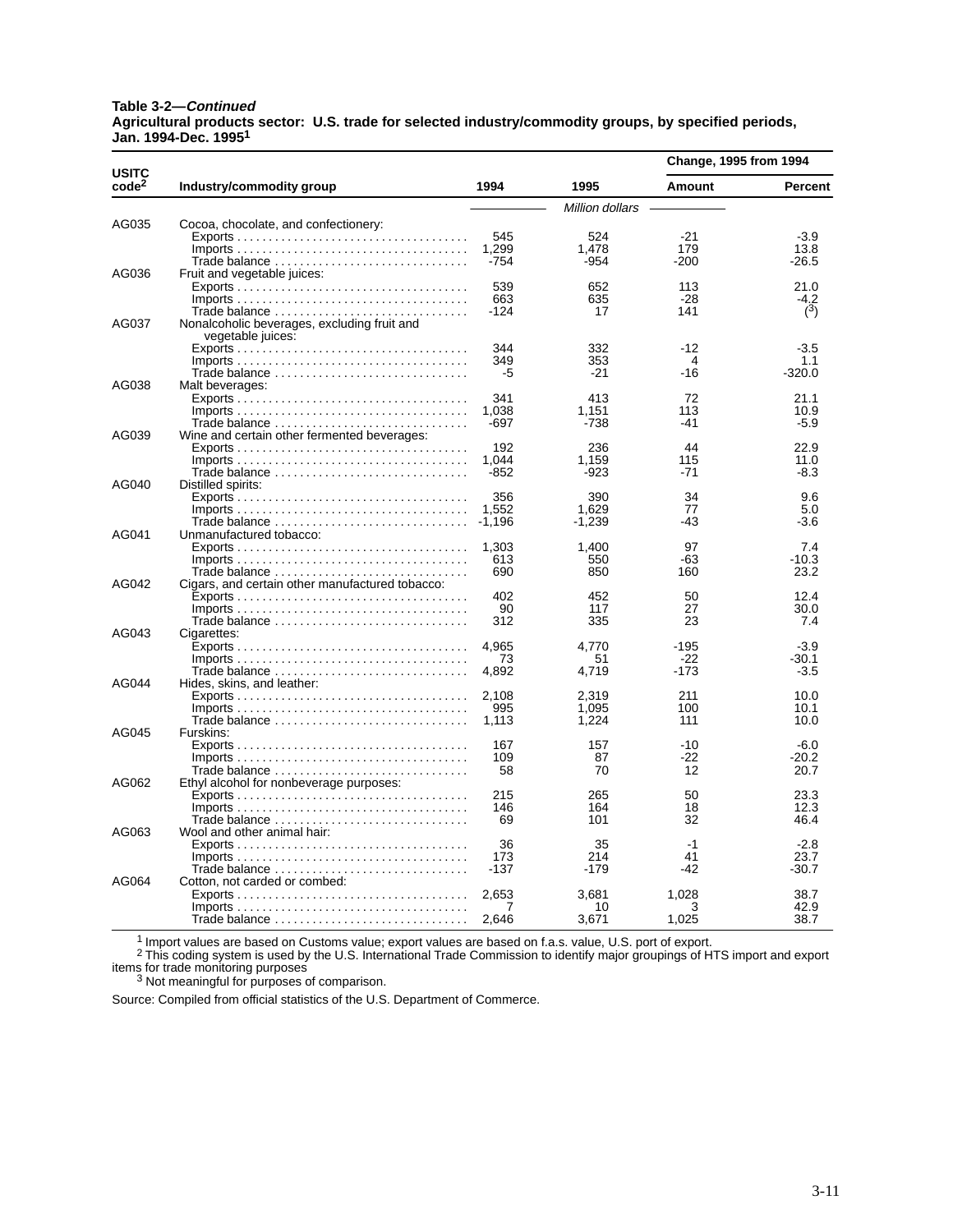**Table 3-2—*Continued***
**Agricultural products sector: U.S. trade for selected industry/commodity groups, by specified periods, Jan. 1994-Dec. 1995[1]**

| USITC code[2] | Industry/commodity group | 1994 | 1995 | Change, 1995 from 1994 Amount | Change, 1995 from 1994 Percent |
|---|---|---|---|---|---|
| | | *Million dollars* | | | |
| AG035 | Cocoa, chocolate, and confectionery: | | | | |
| | Exports | 545 | 524 | -21 | -3.9 |
| | Imports | 1,299 | 1,478 | 179 | 13.8 |
| | Trade balance | -754 | -954 | -200 | -26.5 |
| AG036 | Fruit and vegetable juices: | | | | |
| | Exports | 539 | 652 | 113 | 21.0 |
| | Imports | 663 | 635 | -28 | -4.2 |
| | Trade balance | -124 | 17 | 141 | ([3]) |
| AG037 | Nonalcoholic beverages, excluding fruit and vegetable juices: | | | | |
| | Exports | 344 | 332 | -12 | -3.5 |
| | Imports | 349 | 353 | 4 | 1.1 |
| | Trade balance | -5 | -21 | -16 | -320.0 |
| AG038 | Malt beverages: | | | | |
| | Exports | 341 | 413 | 72 | 21.1 |
| | Imports | 1,038 | 1,151 | 113 | 10.9 |
| | Trade balance | -697 | -738 | -41 | -5.9 |
| AG039 | Wine and certain other fermented beverages: | | | | |
| | Exports | 192 | 236 | 44 | 22.9 |
| | Imports | 1,044 | 1,159 | 115 | 11.0 |
| | Trade balance | -852 | -923 | -71 | -8.3 |
| AG040 | Distilled spirits: | | | | |
| | Exports | 356 | 390 | 34 | 9.6 |
| | Imports | 1,552 | 1,629 | 77 | 5.0 |
| | Trade balance | -1,196 | -1,239 | -43 | -3.6 |
| AG041 | Unmanufactured tobacco: | | | | |
| | Exports | 1,303 | 1,400 | 97 | 7.4 |
| | Imports | 613 | 550 | -63 | -10.3 |
| | Trade balance | 690 | 850 | 160 | 23.2 |
| AG042 | Cigars, and certain other manufactured tobacco: | | | | |
| | Exports | 402 | 452 | 50 | 12.4 |
| | Imports | 90 | 117 | 27 | 30.0 |
| | Trade balance | 312 | 335 | 23 | 7.4 |
| AG043 | Cigarettes: | | | | |
| | Exports | 4,965 | 4,770 | -195 | -3.9 |
| | Imports | 73 | 51 | -22 | -30.1 |
| | Trade balance | 4,892 | 4,719 | -173 | -3.5 |
| AG044 | Hides, skins, and leather: | | | | |
| | Exports | 2,108 | 2,319 | 211 | 10.0 |
| | Imports | 995 | 1,095 | 100 | 10.1 |
| | Trade balance | 1,113 | 1,224 | 111 | 10.0 |
| AG045 | Furskins: | | | | |
| | Exports | 167 | 157 | -10 | -6.0 |
| | Imports | 109 | 87 | -22 | -20.2 |
| | Trade balance | 58 | 70 | 12 | 20.7 |
| AG062 | Ethyl alcohol for nonbeverage purposes: | | | | |
| | Exports | 215 | 265 | 50 | 23.3 |
| | Imports | 146 | 164 | 18 | 12.3 |
| | Trade balance | 69 | 101 | 32 | 46.4 |
| AG063 | Wool and other animal hair: | | | | |
| | Exports | 36 | 35 | -1 | -2.8 |
| | Imports | 173 | 214 | 41 | 23.7 |
| | Trade balance | -137 | -179 | -42 | -30.7 |
| AG064 | Cotton, not carded or combed: | | | | |
| | Exports | 2,653 | 3,681 | 1,028 | 38.7 |
| | Imports | 7 | 10 | 3 | 42.9 |
| | Trade balance | 2,646 | 3,671 | 1,025 | 38.7 |

[1] Import values are based on Customs value; export values are based on f.a.s. value, U.S. port of export.
[2] This coding system is used by the U.S. International Trade Commission to identify major groupings of HTS import and export items for trade monitoring purposes
[3] Not meaningful for purposes of comparison.

Source: Compiled from official statistics of the U.S. Department of Commerce.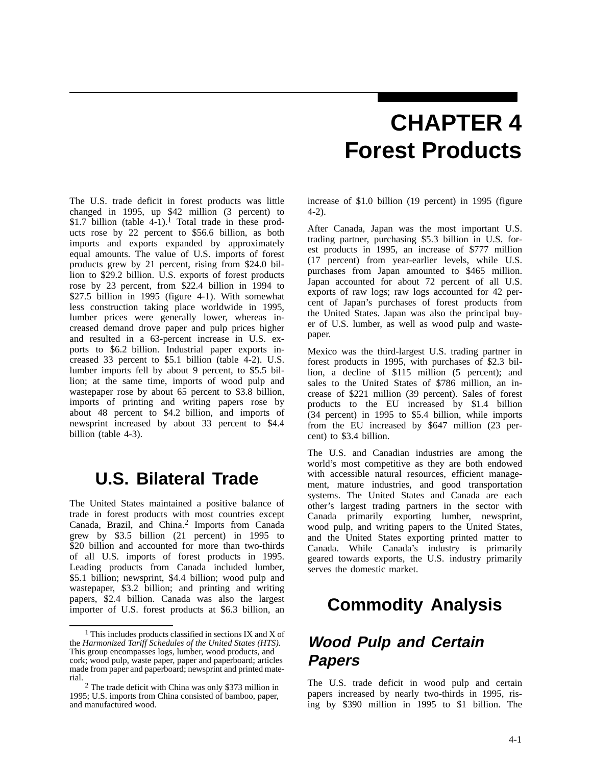# CHAPTER 4
# Forest Products

The U.S. trade deficit in forest products was little changed in 1995, up $42 million (3 percent) to $1.7 billion (table 4-1).[1] Total trade in these products rose by 22 percent to $56.6 billion, as both imports and exports expanded by approximately equal amounts. The value of U.S. imports of forest products grew by 21 percent, rising from $24.0 billion to $29.2 billion. U.S. exports of forest products rose by 23 percent, from $22.4 billion in 1994 to $27.5 billion in 1995 (figure 4-1). With somewhat less construction taking place worldwide in 1995, lumber prices were generally lower, whereas increased demand drove paper and pulp prices higher and resulted in a 63-percent increase in U.S. exports to $6.2 billion. Industrial paper exports increased 33 percent to $5.1 billion (table 4-2). U.S. lumber imports fell by about 9 percent, to $5.5 billion; at the same time, imports of wood pulp and wastepaper rose by about 65 percent to $3.8 billion, imports of printing and writing papers rose by about 48 percent to $4.2 billion, and imports of newsprint increased by about 33 percent to $4.4 billion (table 4-3).

## U.S. Bilateral Trade

The United States maintained a positive balance of trade in forest products with most countries except Canada, Brazil, and China.[2] Imports from Canada grew by $3.5 billion (21 percent) in 1995 to $20 billion and accounted for more than two-thirds of all U.S. imports of forest products in 1995. Leading products from Canada included lumber, $5.1 billion; newsprint, $4.4 billion; wood pulp and wastepaper, $3.2 billion; and printing and writing papers, $2.4 billion. Canada was also the largest importer of U.S. forest products at $6.3 billion, an increase of $1.0 billion (19 percent) in 1995 (figure 4-2).

After Canada, Japan was the most important U.S. trading partner, purchasing $5.3 billion in U.S. forest products in 1995, an increase of $777 million (17 percent) from year-earlier levels, while U.S. purchases from Japan amounted to $465 million. Japan accounted for about 72 percent of all U.S. exports of raw logs; raw logs accounted for 42 percent of Japan's purchases of forest products from the United States. Japan was also the principal buyer of U.S. lumber, as well as wood pulp and wastepaper.

Mexico was the third-largest U.S. trading partner in forest products in 1995, with purchases of $2.3 billion, a decline of $115 million (5 percent); and sales to the United States of $786 million, an increase of $221 million (39 percent). Sales of forest products to the EU increased by $1.4 billion (34 percent) in 1995 to $5.4 billion, while imports from the EU increased by $647 million (23 percent) to $3.4 billion.

The U.S. and Canadian industries are among the world's most competitive as they are both endowed with accessible natural resources, efficient management, mature industries, and good transportation systems. The United States and Canada are each other's largest trading partners in the sector with Canada primarily exporting lumber, newsprint, wood pulp, and writing papers to the United States, and the United States exporting printed matter to Canada. While Canada's industry is primarily geared towards exports, the U.S. industry primarily serves the domestic market.

## Commodity Analysis

### *Wood Pulp and Certain Papers*

The U.S. trade deficit in wood pulp and certain papers increased by nearly two-thirds in 1995, rising by $390 million in 1995 to $1 billion. The

---

[1] This includes products classified in sections IX and X of the *Harmonized Tariff Schedules of the United States (HTS).* This group encompasses logs, lumber, wood products, and cork; wood pulp, waste paper, paper and paperboard; articles made from paper and paperboard; newsprint and printed material.

[2] The trade deficit with China was only $373 million in 1995; U.S. imports from China consisted of bamboo, paper, and manufactured wood.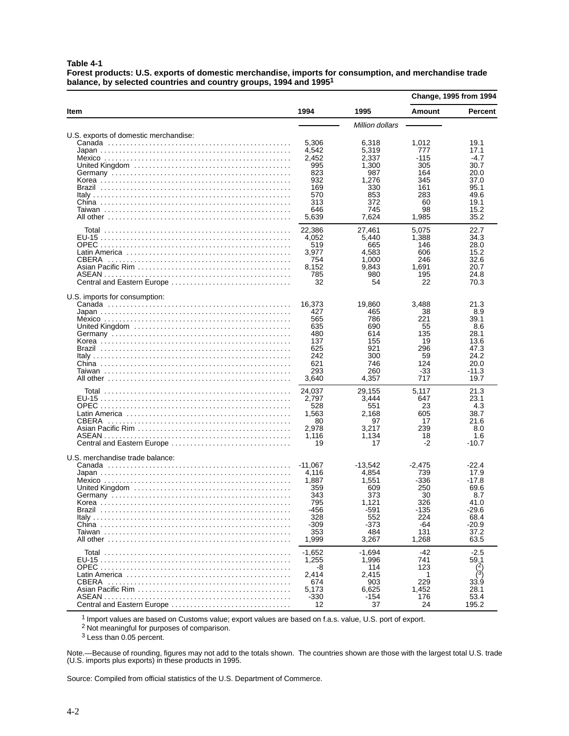**Table 4-1**
**Forest products: U.S. exports of domestic merchandise, imports for consumption, and merchandise trade balance, by selected countries and country groups, 1994 and 1995[1]**

| Item | 1994 | 1995 | Change, 1995 from 1994 Amount | Change, 1995 from 1994 Percent |
|---|---|---|---|---|
| | | *Million dollars* | | |
| U.S. exports of domestic merchandise: | | | | |
| Canada | 5,306 | 6,318 | 1,012 | 19.1 |
| Japan | 4,542 | 5,319 | 777 | 17.1 |
| Mexico | 2,452 | 2,337 | -115 | -4.7 |
| United Kingdom | 995 | 1,300 | 305 | 30.7 |
| Germany | 823 | 987 | 164 | 20.0 |
| Korea | 932 | 1,276 | 345 | 37.0 |
| Brazil | 169 | 330 | 161 | 95.1 |
| Italy | 570 | 853 | 283 | 49.6 |
| China | 313 | 372 | 60 | 19.1 |
| Taiwan | 646 | 745 | 98 | 15.2 |
| All other | 5,639 | 7,624 | 1,985 | 35.2 |
| Total | 22,386 | 27,461 | 5,075 | 22.7 |
| EU-15 | 4,052 | 5,440 | 1,388 | 34.3 |
| OPEC | 519 | 665 | 146 | 28.0 |
| Latin America | 3,977 | 4,583 | 606 | 15.2 |
| CBERA | 754 | 1,000 | 246 | 32.6 |
| Asian Pacific Rim | 8,152 | 9,843 | 1,691 | 20.7 |
| ASEAN | 785 | 980 | 195 | 24.8 |
| Central and Eastern Europe | 32 | 54 | 22 | 70.3 |
| U.S. imports for consumption: | | | | |
| Canada | 16,373 | 19,860 | 3,488 | 21.3 |
| Japan | 427 | 465 | 38 | 8.9 |
| Mexico | 565 | 786 | 221 | 39.1 |
| United Kingdom | 635 | 690 | 55 | 8.6 |
| Germany | 480 | 614 | 135 | 28.1 |
| Korea | 137 | 155 | 19 | 13.6 |
| Brazil | 625 | 921 | 296 | 47.3 |
| Italy | 242 | 300 | 59 | 24.2 |
| China | 621 | 746 | 124 | 20.0 |
| Taiwan | 293 | 260 | -33 | -11.3 |
| All other | 3,640 | 4,357 | 717 | 19.7 |
| Total | 24,037 | 29,155 | 5,117 | 21.3 |
| EU-15 | 2,797 | 3,444 | 647 | 23.1 |
| OPEC | 528 | 551 | 23 | 4.3 |
| Latin America | 1,563 | 2,168 | 605 | 38.7 |
| CBERA | 80 | 97 | 17 | 21.6 |
| Asian Pacific Rim | 2,978 | 3,217 | 239 | 8.0 |
| ASEAN | 1,116 | 1,134 | 18 | 1.6 |
| Central and Eastern Europe | 19 | 17 | -2 | -10.7 |
| U.S. merchandise trade balance: | | | | |
| Canada | -11,067 | -13,542 | -2,475 | -22.4 |
| Japan | 4,116 | 4,854 | 739 | 17.9 |
| Mexico | 1,887 | 1,551 | -336 | -17.8 |
| United Kingdom | 359 | 609 | 250 | 69.6 |
| Germany | 343 | 373 | 30 | 8.7 |
| Korea | 795 | 1,121 | 326 | 41.0 |
| Brazil | -456 | -591 | -135 | -29.6 |
| Italy | 328 | 552 | 224 | 68.4 |
| China | -309 | -373 | -64 | -20.9 |
| Taiwan | 353 | 484 | 131 | 37.2 |
| All other | 1,999 | 3,267 | 1,268 | 63.5 |
| Total | -1,652 | -1,694 | -42 | -2.5 |
| EU-15 | 1,255 | 1,996 | 741 | 59.1 |
| OPEC | -8 | 114 | 123 | [2] |
| Latin America | 2,414 | 2,415 | 1 | [3] |
| CBERA | 674 | 903 | 229 | 33.9 |
| Asian Pacific Rim | 5,173 | 6,625 | 1,452 | 28.1 |
| ASEAN | -330 | -154 | 176 | 53.4 |
| Central and Eastern Europe | 12 | 37 | 24 | 195.2 |

[1] Import values are based on Customs value; export values are based on f.a.s. value, U.S. port of export.
[2] Not meaningful for purposes of comparison.
[3] Less than 0.05 percent.

Note.—Because of rounding, figures may not add to the totals shown. The countries shown are those with the largest total U.S. trade (U.S. imports plus exports) in these products in 1995.

Source: Compiled from official statistics of the U.S. Department of Commerce.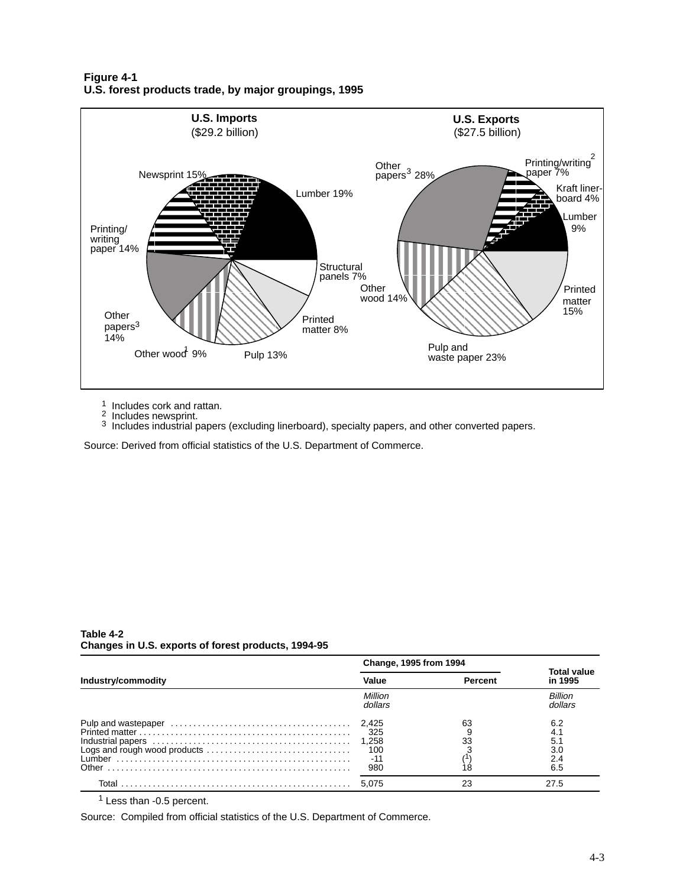**Figure 4-1**
**U.S. forest products trade, by major groupings, 1995**

**U.S. Imports**
($29.2 billion)

Newsprint 15%
Lumber 19%
Printing/writing paper 14%
Structural panels 7%
Printed matter 8%
Other papers[3] 14%
Other wood[1] 9%
Pulp 13%

**U.S. Exports**
($27.5 billion)

Other papers[3] 28%
Printing/writing paper[2] 7%
Kraft linerboard 4%
Lumber 9%
Printed matter 15%
Other wood 14%
Pulp and waste paper 23%

[1] Includes cork and rattan.
[2] Includes newsprint.
[3] Includes industrial papers (excluding linerboard), specialty papers, and other converted papers.

Source: Derived from official statistics of the U.S. Department of Commerce.

**Table 4-2**
**Changes in U.S. exports of forest products, 1994-95**

| Industry/commodity | Change, 1995 from 1994 | | Total value in 1995 |
|---|---|---|---|
| | Value | Percent | |
| | *Million dollars* | | *Billion dollars* |
| Pulp and wastepaper | 2,425 | 63 | 6.2 |
| Printed matter | 325 | 9 | 4.1 |
| Industrial papers | 1,258 | 33 | 5.1 |
| Logs and rough wood products | 100 | 3 | 3.0 |
| Lumber | -11 | ([1]) | 2.4 |
| Other | 980 | 18 | 6.5 |
| Total | 5,075 | 23 | 27.5 |

[1] Less than -0.5 percent.

Source: Compiled from official statistics of the U.S. Department of Commerce.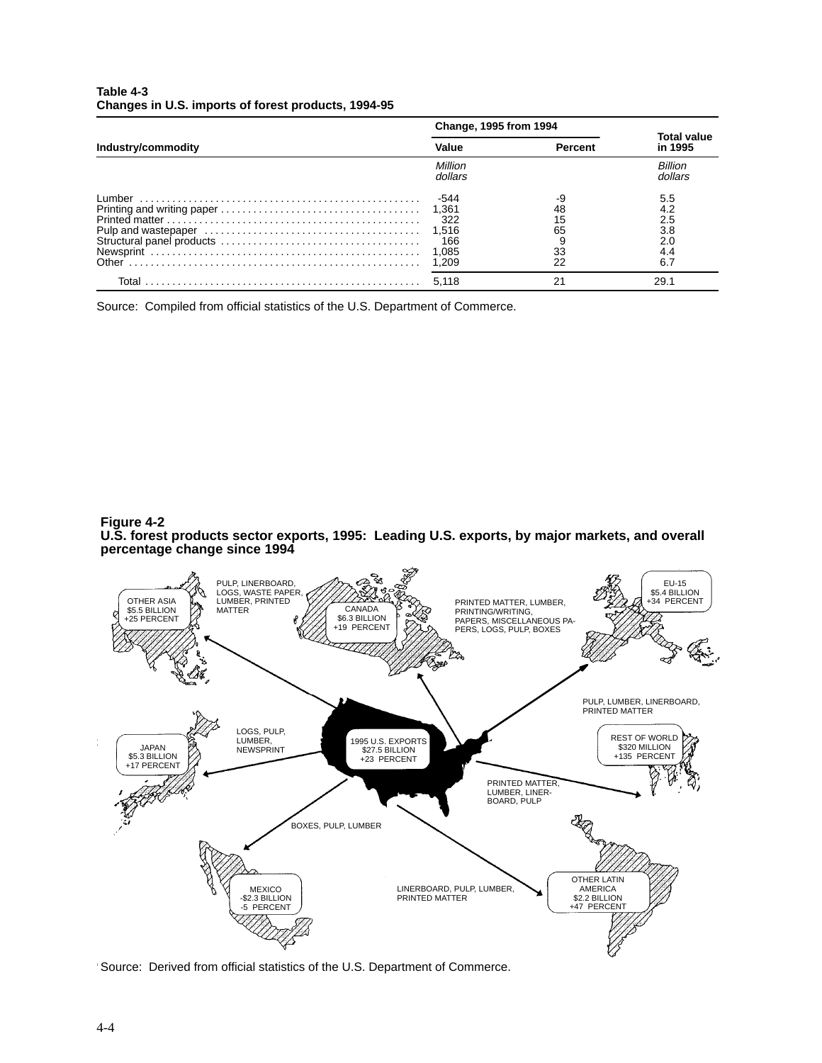**Table 4-3**
**Changes in U.S. imports of forest products, 1994-95**

| Industry/commodity | Change, 1995 from 1994 | | Total value in 1995 |
|---|---|---|---|
| | Value | Percent | |
| | *Million dollars* | | *Billion dollars* |
| Lumber | -544 | -9 | 5.5 |
| Printing and writing paper | 1,361 | 48 | 4.2 |
| Printed matter | 322 | 15 | 2.5 |
| Pulp and wastepaper | 1,516 | 65 | 3.8 |
| Structural panel products | 166 | 9 | 2.0 |
| Newsprint | 1,085 | 33 | 4.4 |
| Other | 1,209 | 22 | 6.7 |
| Total | 5,118 | 21 | 29.1 |

Source: Compiled from official statistics of the U.S. Department of Commerce.

**Figure 4-2**
**U.S. forest products sector exports, 1995: Leading U.S. exports, by major markets, and overall percentage change since 1994**

1995 U.S. EXPORTS $27.5 BILLION +23 PERCENT

- OTHER ASIA $5.5 BILLION +25 PERCENT — PULP, LINERBOARD, LOGS, WASTE PAPER, LUMBER, PRINTED MATTER
- CANADA $6.3 BILLION +19 PERCENT — PRINTED MATTER, LUMBER, PRINTING/WRITING, PAPERS, MISCELLANEOUS PAPERS, LOGS, PULP, BOXES
- EU-15 $5.4 BILLION +34 PERCENT — PULP, LUMBER, LINERBOARD, PRINTED MATTER
- JAPAN $5.3 BILLION +17 PERCENT — LOGS, PULP, LUMBER, NEWSPRINT
- REST OF WORLD $320 MILLION +135 PERCENT — PRINTED MATTER, LUMBER, LINERBOARD, PULP
- MEXICO -$2.3 BILLION -5 PERCENT — BOXES, PULP, LUMBER
- OTHER LATIN AMERICA $2.2 BILLION +47 PERCENT — LINERBOARD, PULP, LUMBER, PRINTED MATTER

Source: Derived from official statistics of the U.S. Department of Commerce.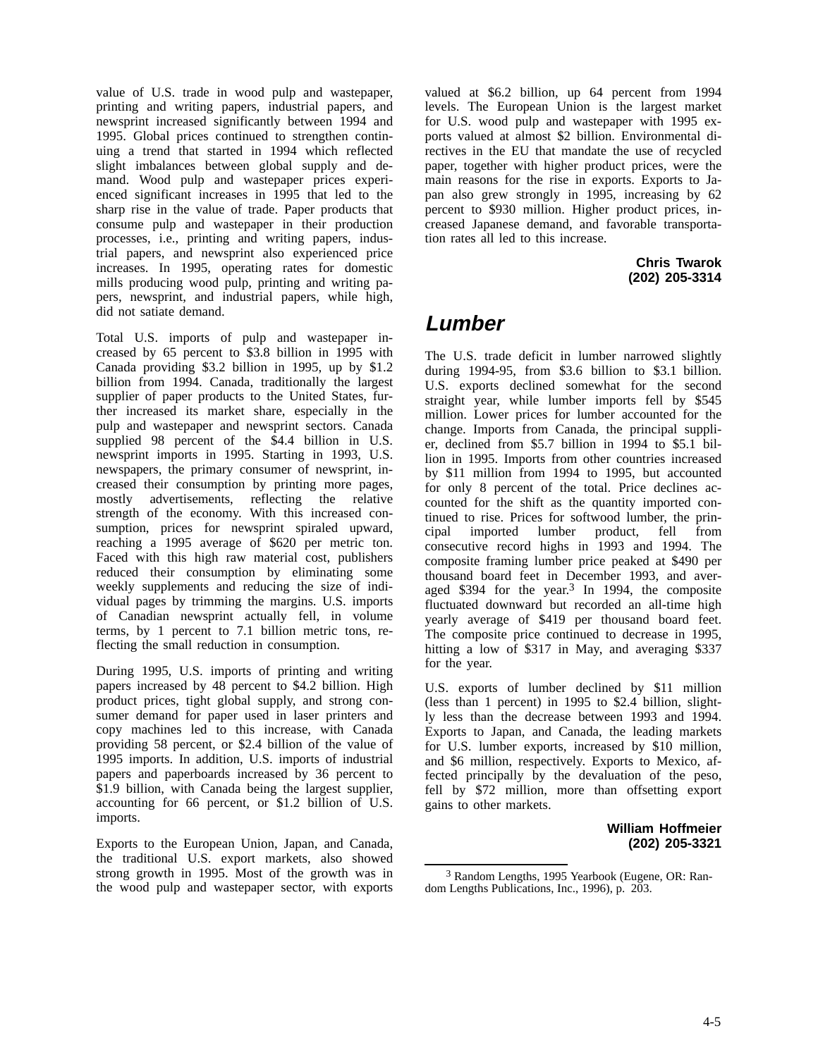value of U.S. trade in wood pulp and wastepaper, printing and writing papers, industrial papers, and newsprint increased significantly between 1994 and 1995. Global prices continued to strengthen continuing a trend that started in 1994 which reflected slight imbalances between global supply and demand. Wood pulp and wastepaper prices experienced significant increases in 1995 that led to the sharp rise in the value of trade. Paper products that consume pulp and wastepaper in their production processes, i.e., printing and writing papers, industrial papers, and newsprint also experienced price increases. In 1995, operating rates for domestic mills producing wood pulp, printing and writing papers, newsprint, and industrial papers, while high, did not satiate demand.

Total U.S. imports of pulp and wastepaper increased by 65 percent to $3.8 billion in 1995 with Canada providing $3.2 billion in 1995, up by $1.2 billion from 1994. Canada, traditionally the largest supplier of paper products to the United States, further increased its market share, especially in the pulp and wastepaper and newsprint sectors. Canada supplied 98 percent of the $4.4 billion in U.S. newsprint imports in 1995. Starting in 1993, U.S. newspapers, the primary consumer of newsprint, increased their consumption by printing more pages, mostly advertisements, reflecting the relative strength of the economy. With this increased consumption, prices for newsprint spiraled upward, reaching a 1995 average of $620 per metric ton. Faced with this high raw material cost, publishers reduced their consumption by eliminating some weekly supplements and reducing the size of individual pages by trimming the margins. U.S. imports of Canadian newsprint actually fell, in volume terms, by 1 percent to 7.1 billion metric tons, reflecting the small reduction in consumption.

During 1995, U.S. imports of printing and writing papers increased by 48 percent to $4.2 billion. High product prices, tight global supply, and strong consumer demand for paper used in laser printers and copy machines led to this increase, with Canada providing 58 percent, or $2.4 billion of the value of 1995 imports. In addition, U.S. imports of industrial papers and paperboards increased by 36 percent to $1.9 billion, with Canada being the largest supplier, accounting for 66 percent, or $1.2 billion of U.S. imports.

Exports to the European Union, Japan, and Canada, the traditional U.S. export markets, also showed strong growth in 1995. Most of the growth was in the wood pulp and wastepaper sector, with exports valued at $6.2 billion, up 64 percent from 1994 levels. The European Union is the largest market for U.S. wood pulp and wastepaper with 1995 exports valued at almost $2 billion. Environmental directives in the EU that mandate the use of recycled paper, together with higher product prices, were the main reasons for the rise in exports. Exports to Japan also grew strongly in 1995, increasing by 62 percent to $930 million. Higher product prices, increased Japanese demand, and favorable transportation rates all led to this increase.

**Chris Twarok**
**(202) 205-3314**

## *Lumber*

The U.S. trade deficit in lumber narrowed slightly during 1994-95, from $3.6 billion to $3.1 billion. U.S. exports declined somewhat for the second straight year, while lumber imports fell by $545 million. Lower prices for lumber accounted for the change. Imports from Canada, the principal supplier, declined from $5.7 billion in 1994 to $5.1 billion in 1995. Imports from other countries increased by $11 million from 1994 to 1995, but accounted for only 8 percent of the total. Price declines accounted for the shift as the quantity imported continued to rise. Prices for softwood lumber, the principal imported lumber product, fell from consecutive record highs in 1993 and 1994. The composite framing lumber price peaked at $490 per thousand board feet in December 1993, and averaged $394 for the year.[3] In 1994, the composite fluctuated downward but recorded an all-time high yearly average of $419 per thousand board feet. The composite price continued to decrease in 1995, hitting a low of $317 in May, and averaging $337 for the year.

U.S. exports of lumber declined by $11 million (less than 1 percent) in 1995 to $2.4 billion, slightly less than the decrease between 1993 and 1994. Exports to Japan, and Canada, the leading markets for U.S. lumber exports, increased by $10 million, and $6 million, respectively. Exports to Mexico, affected principally by the devaluation of the peso, fell by $72 million, more than offsetting export gains to other markets.

**William Hoffmeier**
**(202) 205-3321**

---

[3] Random Lengths, 1995 Yearbook (Eugene, OR: Random Lengths Publications, Inc., 1996), p. 203.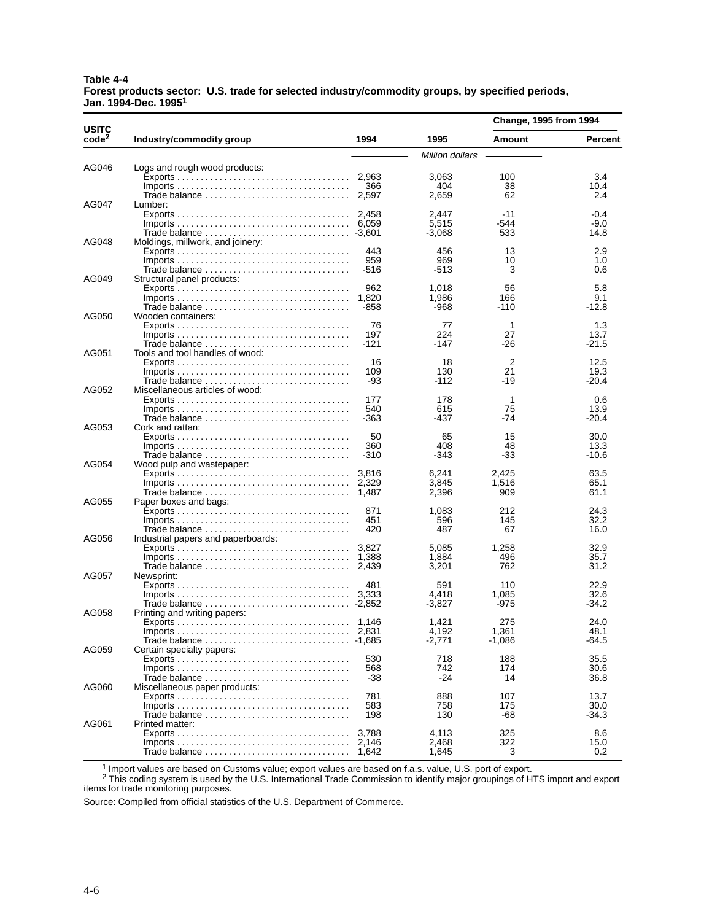**Table 4-4**
**Forest products sector: U.S. trade for selected industry/commodity groups, by specified periods, Jan. 1994-Dec. 1995[1]**

| USITC code[2] | Industry/commodity group | 1994 | 1995 | Change, 1995 from 1994 Amount | Change, 1995 from 1994 Percent |
|---|---|---|---|---|---|
| | | *Million dollars* | | | |
| AG046 | Logs and rough wood products: | | | | |
| | Exports | 2,963 | 3,063 | 100 | 3.4 |
| | Imports | 366 | 404 | 38 | 10.4 |
| | Trade balance | 2,597 | 2,659 | 62 | 2.4 |
| AG047 | Lumber: | | | | |
| | Exports | 2,458 | 2,447 | -11 | -0.4 |
| | Imports | 6,059 | 5,515 | -544 | -9.0 |
| | Trade balance | -3,601 | -3,068 | 533 | 14.8 |
| AG048 | Moldings, millwork, and joinery: | | | | |
| | Exports | 443 | 456 | 13 | 2.9 |
| | Imports | 959 | 969 | 10 | 1.0 |
| | Trade balance | -516 | -513 | 3 | 0.6 |
| AG049 | Structural panel products: | | | | |
| | Exports | 962 | 1,018 | 56 | 5.8 |
| | Imports | 1,820 | 1,986 | 166 | 9.1 |
| | Trade balance | -858 | -968 | -110 | -12.8 |
| AG050 | Wooden containers: | | | | |
| | Exports | 76 | 77 | 1 | 1.3 |
| | Imports | 197 | 224 | 27 | 13.7 |
| | Trade balance | -121 | -147 | -26 | -21.5 |
| AG051 | Tools and tool handles of wood: | | | | |
| | Exports | 16 | 18 | 2 | 12.5 |
| | Imports | 109 | 130 | 21 | 19.3 |
| | Trade balance | -93 | -112 | -19 | -20.4 |
| AG052 | Miscellaneous articles of wood: | | | | |
| | Exports | 177 | 178 | 1 | 0.6 |
| | Imports | 540 | 615 | 75 | 13.9 |
| | Trade balance | -363 | -437 | -74 | -20.4 |
| AG053 | Cork and rattan: | | | | |
| | Exports | 50 | 65 | 15 | 30.0 |
| | Imports | 360 | 408 | 48 | 13.3 |
| | Trade balance | -310 | -343 | -33 | -10.6 |
| AG054 | Wood pulp and wastepaper: | | | | |
| | Exports | 3,816 | 6,241 | 2,425 | 63.5 |
| | Imports | 2,329 | 3,845 | 1,516 | 65.1 |
| | Trade balance | 1,487 | 2,396 | 909 | 61.1 |
| AG055 | Paper boxes and bags: | | | | |
| | Exports | 871 | 1,083 | 212 | 24.3 |
| | Imports | 451 | 596 | 145 | 32.2 |
| | Trade balance | 420 | 487 | 67 | 16.0 |
| AG056 | Industrial papers and paperboards: | | | | |
| | Exports | 3,827 | 5,085 | 1,258 | 32.9 |
| | Imports | 1,388 | 1,884 | 496 | 35.7 |
| | Trade balance | 2,439 | 3,201 | 762 | 31.2 |
| AG057 | Newsprint: | | | | |
| | Exports | 481 | 591 | 110 | 22.9 |
| | Imports | 3,333 | 4,418 | 1,085 | 32.6 |
| | Trade balance | -2,852 | -3,827 | -975 | -34.2 |
| AG058 | Printing and writing papers: | | | | |
| | Exports | 1,146 | 1,421 | 275 | 24.0 |
| | Imports | 2,831 | 4,192 | 1,361 | 48.1 |
| | Trade balance | -1,685 | -2,771 | -1,086 | -64.5 |
| AG059 | Certain specialty papers: | | | | |
| | Exports | 530 | 718 | 188 | 35.5 |
| | Imports | 568 | 742 | 174 | 30.6 |
| | Trade balance | -38 | -24 | 14 | 36.8 |
| AG060 | Miscellaneous paper products: | | | | |
| | Exports | 781 | 888 | 107 | 13.7 |
| | Imports | 583 | 758 | 175 | 30.0 |
| | Trade balance | 198 | 130 | -68 | -34.3 |
| AG061 | Printed matter: | | | | |
| | Exports | 3,788 | 4,113 | 325 | 8.6 |
| | Imports | 2,146 | 2,468 | 322 | 15.0 |
| | Trade balance | 1,642 | 1,645 | 3 | 0.2 |

[1] Import values are based on Customs value; export values are based on f.a.s. value, U.S. port of export.
[2] This coding system is used by the U.S. International Trade Commission to identify major groupings of HTS import and export items for trade monitoring purposes.

Source: Compiled from official statistics of the U.S. Department of Commerce.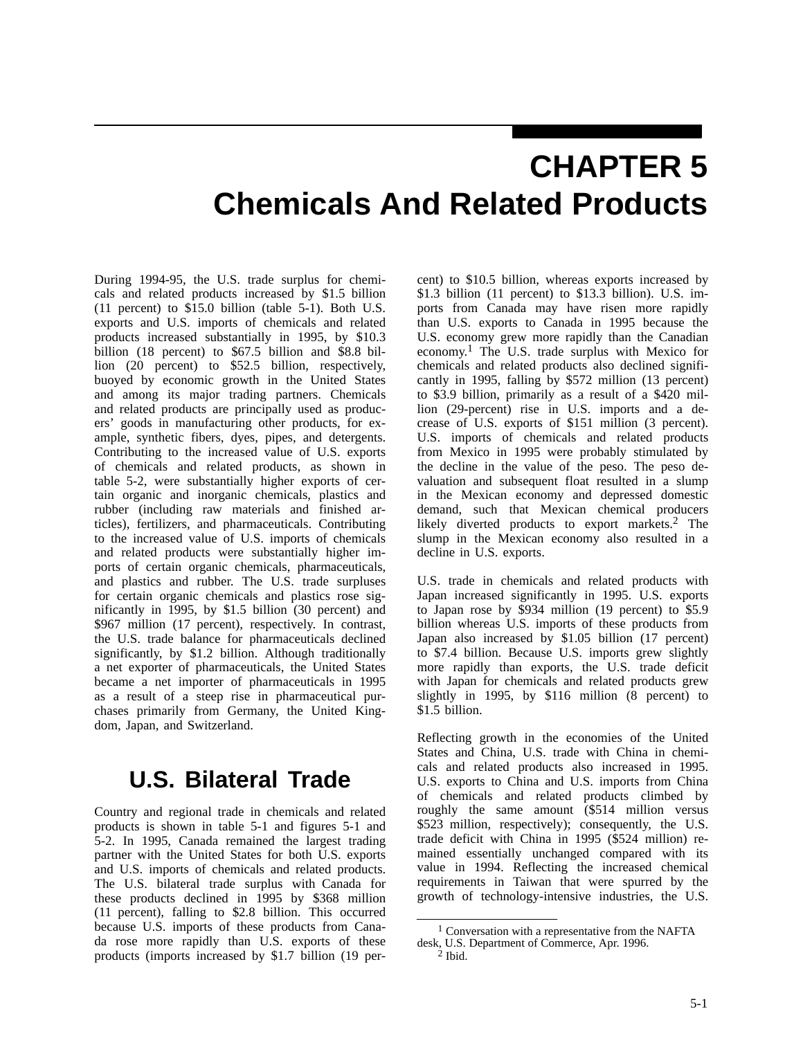# CHAPTER 5
# Chemicals And Related Products

During 1994-95, the U.S. trade surplus for chemicals and related products increased by $1.5 billion (11 percent) to $15.0 billion (table 5-1). Both U.S. exports and U.S. imports of chemicals and related products increased substantially in 1995, by $10.3 billion (18 percent) to $67.5 billion and $8.8 billion (20 percent) to $52.5 billion, respectively, buoyed by economic growth in the United States and among its major trading partners. Chemicals and related products are principally used as producers' goods in manufacturing other products, for example, synthetic fibers, dyes, pipes, and detergents. Contributing to the increased value of U.S. exports of chemicals and related products, as shown in table 5-2, were substantially higher exports of certain organic and inorganic chemicals, plastics and rubber (including raw materials and finished articles), fertilizers, and pharmaceuticals. Contributing to the increased value of U.S. imports of chemicals and related products were substantially higher imports of certain organic chemicals, pharmaceuticals, and plastics and rubber. The U.S. trade surpluses for certain organic chemicals and plastics rose significantly in 1995, by $1.5 billion (30 percent) and $967 million (17 percent), respectively. In contrast, the U.S. trade balance for pharmaceuticals declined significantly, by $1.2 billion. Although traditionally a net exporter of pharmaceuticals, the United States became a net importer of pharmaceuticals in 1995 as a result of a steep rise in pharmaceutical purchases primarily from Germany, the United Kingdom, Japan, and Switzerland.

## U.S. Bilateral Trade

Country and regional trade in chemicals and related products is shown in table 5-1 and figures 5-1 and 5-2. In 1995, Canada remained the largest trading partner with the United States for both U.S. exports and U.S. imports of chemicals and related products. The U.S. bilateral trade surplus with Canada for these products declined in 1995 by $368 million (11 percent), falling to $2.8 billion. This occurred because U.S. imports of these products from Canada rose more rapidly than U.S. exports of these products (imports increased by $1.7 billion (19 percent) to $10.5 billion, whereas exports increased by $1.3 billion (11 percent) to $13.3 billion). U.S. imports from Canada may have risen more rapidly than U.S. exports to Canada in 1995 because the U.S. economy grew more rapidly than the Canadian economy.[1] The U.S. trade surplus with Mexico for chemicals and related products also declined significantly in 1995, falling by $572 million (13 percent) to $3.9 billion, primarily as a result of a $420 million (29-percent) rise in U.S. imports and a decrease of U.S. exports of $151 million (3 percent). U.S. imports of chemicals and related products from Mexico in 1995 were probably stimulated by the decline in the value of the peso. The peso devaluation and subsequent float resulted in a slump in the Mexican economy and depressed domestic demand, such that Mexican chemical producers likely diverted products to export markets.[2] The slump in the Mexican economy also resulted in a decline in U.S. exports.

U.S. trade in chemicals and related products with Japan increased significantly in 1995. U.S. exports to Japan rose by $934 million (19 percent) to $5.9 billion whereas U.S. imports of these products from Japan also increased by $1.05 billion (17 percent) to $7.4 billion. Because U.S. imports grew slightly more rapidly than exports, the U.S. trade deficit with Japan for chemicals and related products grew slightly in 1995, by $116 million (8 percent) to $1.5 billion.

Reflecting growth in the economies of the United States and China, U.S. trade with China in chemicals and related products also increased in 1995. U.S. exports to China and U.S. imports from China of chemicals and related products climbed by roughly the same amount ($514 million versus $523 million, respectively); consequently, the U.S. trade deficit with China in 1995 ($524 million) remained essentially unchanged compared with its value in 1994. Reflecting the increased chemical requirements in Taiwan that were spurred by the growth of technology-intensive industries, the U.S.

[1] Conversation with a representative from the NAFTA desk, U.S. Department of Commerce, Apr. 1996.

[2] Ibid.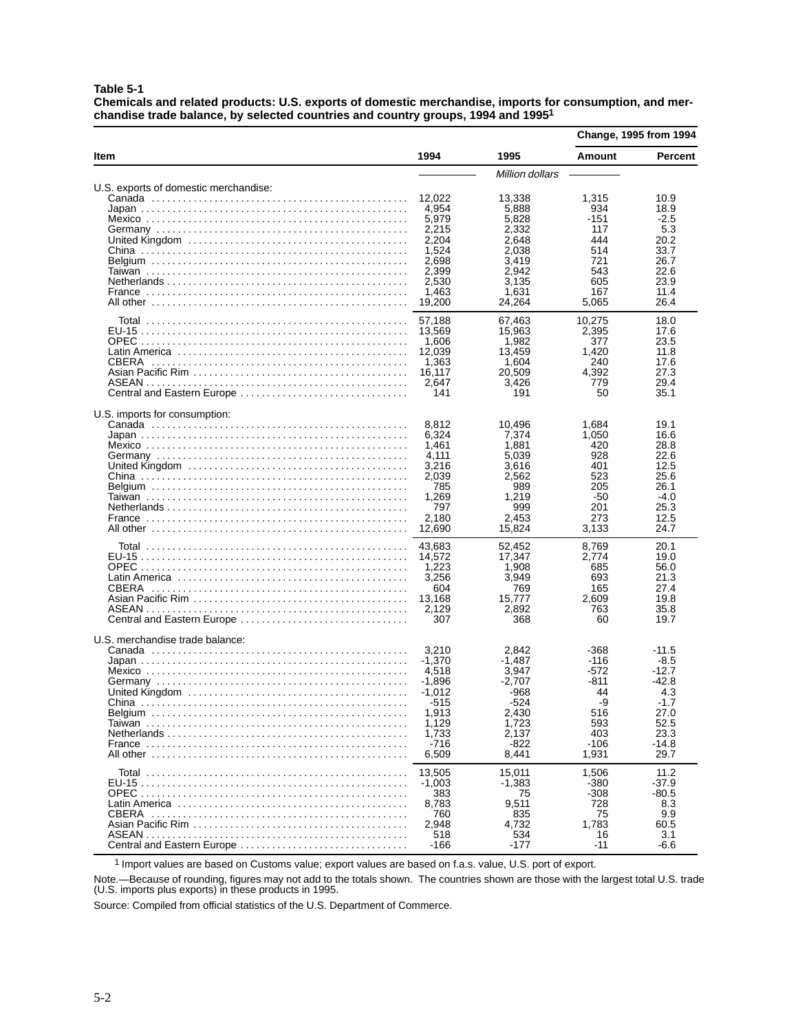**Table 5-1**
**Chemicals and related products: U.S. exports of domestic merchandise, imports for consumption, and merchandise trade balance, by selected countries and country groups, 1994 and 1995[1]**

| Item | 1994 | 1995 | Change, 1995 from 1994 Amount | Change, 1995 from 1994 Percent |
|---|---|---|---|---|
| | *Million dollars* | | | |
| U.S. exports of domestic merchandise: | | | | |
| Canada | 12,022 | 13,338 | 1,315 | 10.9 |
| Japan | 4,954 | 5,888 | 934 | 18.9 |
| Mexico | 5,979 | 5,828 | -151 | -2.5 |
| Germany | 2,215 | 2,332 | 117 | 5.3 |
| United Kingdom | 2,204 | 2,648 | 444 | 20.2 |
| China | 1,524 | 2,038 | 514 | 33.7 |
| Belgium | 2,698 | 3,419 | 721 | 26.7 |
| Taiwan | 2,399 | 2,942 | 543 | 22.6 |
| Netherlands | 2,530 | 3,135 | 605 | 23.9 |
| France | 1,463 | 1,631 | 167 | 11.4 |
| All other | 19,200 | 24,264 | 5,065 | 26.4 |
| Total | 57,188 | 67,463 | 10,275 | 18.0 |
| EU-15 | 13,569 | 15,963 | 2,395 | 17.6 |
| OPEC | 1,606 | 1,982 | 377 | 23.5 |
| Latin America | 12,039 | 13,459 | 1,420 | 11.8 |
| CBERA | 1,363 | 1,604 | 240 | 17.6 |
| Asian Pacific Rim | 16,117 | 20,509 | 4,392 | 27.3 |
| ASEAN | 2,647 | 3,426 | 779 | 29.4 |
| Central and Eastern Europe | 141 | 191 | 50 | 35.1 |
| U.S. imports for consumption: | | | | |
| Canada | 8,812 | 10,496 | 1,684 | 19.1 |
| Japan | 6,324 | 7,374 | 1,050 | 16.6 |
| Mexico | 1,461 | 1,881 | 420 | 28.8 |
| Germany | 4,111 | 5,039 | 928 | 22.6 |
| United Kingdom | 3,216 | 3,616 | 401 | 12.5 |
| China | 2,039 | 2,562 | 523 | 25.6 |
| Belgium | 785 | 989 | 205 | 26.1 |
| Taiwan | 1,269 | 1,219 | -50 | -4.0 |
| Netherlands | 797 | 999 | 201 | 25.3 |
| France | 2,180 | 2,453 | 273 | 12.5 |
| All other | 12,690 | 15,824 | 3,133 | 24.7 |
| Total | 43,683 | 52,452 | 8,769 | 20.1 |
| EU-15 | 14,572 | 17,347 | 2,774 | 19.0 |
| OPEC | 1,223 | 1,908 | 685 | 56.0 |
| Latin America | 3,256 | 3,949 | 693 | 21.3 |
| CBERA | 604 | 769 | 165 | 27.4 |
| Asian Pacific Rim | 13,168 | 15,777 | 2,609 | 19.8 |
| ASEAN | 2,129 | 2,892 | 763 | 35.8 |
| Central and Eastern Europe | 307 | 368 | 60 | 19.7 |
| U.S. merchandise trade balance: | | | | |
| Canada | 3,210 | 2,842 | -368 | -11.5 |
| Japan | -1,370 | -1,487 | -116 | -8.5 |
| Mexico | 4,518 | 3,947 | -572 | -12.7 |
| Germany | -1,896 | -2,707 | -811 | -42.8 |
| United Kingdom | -1,012 | -968 | 44 | 4.3 |
| China | -515 | -524 | -9 | -1.7 |
| Belgium | 1,913 | 2,430 | 516 | 27.0 |
| Taiwan | 1,129 | 1,723 | 593 | 52.5 |
| Netherlands | 1,733 | 2,137 | 403 | 23.3 |
| France | -716 | -822 | -106 | -14.8 |
| All other | 6,509 | 8,441 | 1,931 | 29.7 |
| Total | 13,505 | 15,011 | 1,506 | 11.2 |
| EU-15 | -1,003 | -1,383 | -380 | -37.9 |
| OPEC | 383 | 75 | -308 | -80.5 |
| Latin America | 8,783 | 9,511 | 728 | 8.3 |
| CBERA | 760 | 835 | 75 | 9.9 |
| Asian Pacific Rim | 2,948 | 4,732 | 1,783 | 60.5 |
| ASEAN | 518 | 534 | 16 | 3.1 |
| Central and Eastern Europe | -166 | -177 | -11 | -6.6 |

[1] Import values are based on Customs value; export values are based on f.a.s. value, U.S. port of export.

Note.—Because of rounding, figures may not add to the totals shown. The countries shown are those with the largest total U.S. trade (U.S. imports plus exports) in these products in 1995.

Source: Compiled from official statistics of the U.S. Department of Commerce.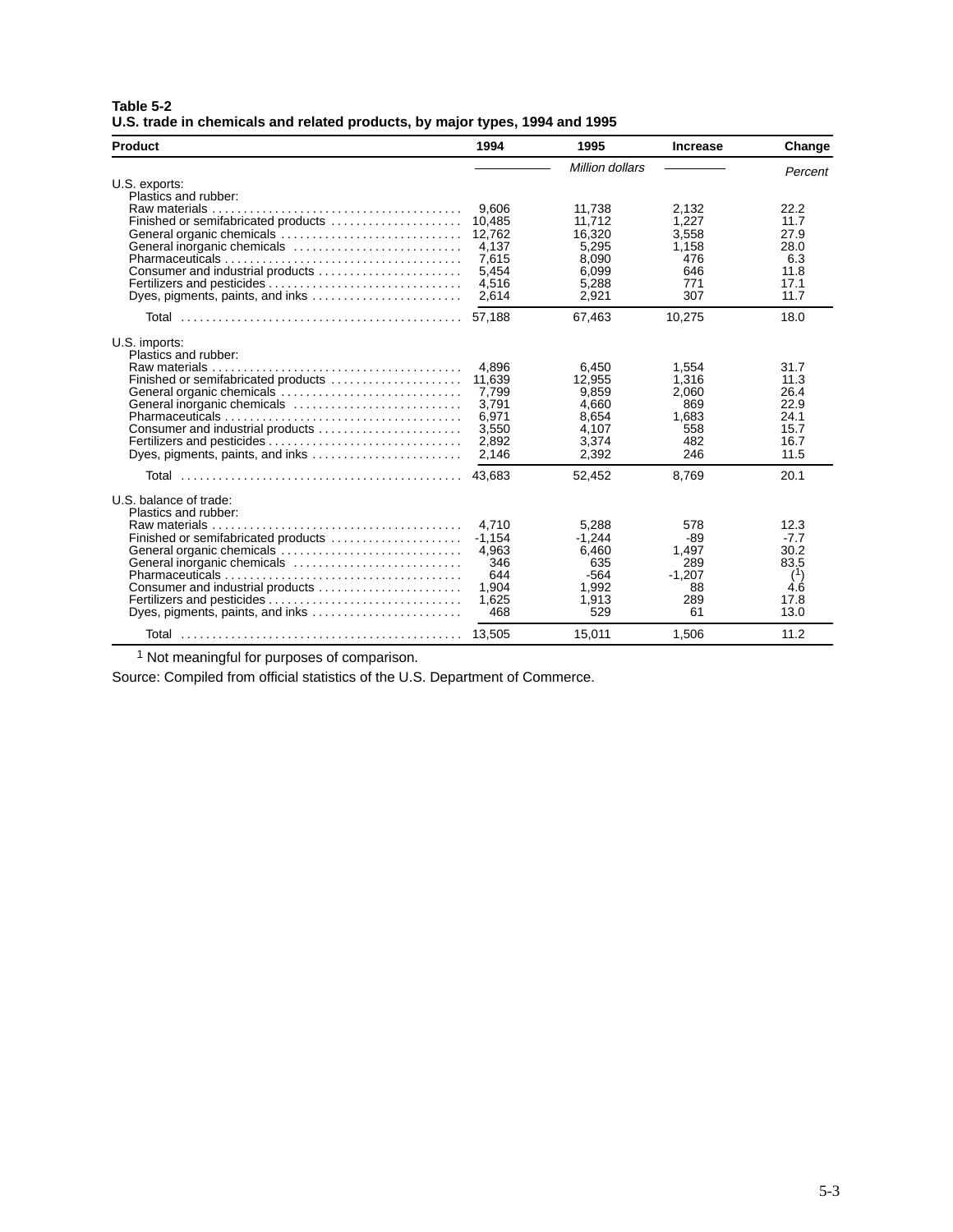**Table 5-2**
**U.S. trade in chemicals and related products, by major types, 1994 and 1995**

| Product | 1994 | 1995 | Increase | Change |
|---|---|---|---|---|
| | *Million dollars* | | | *Percent* |
| U.S. exports: | | | | |
| Plastics and rubber: | | | | |
| Raw materials | 9,606 | 11,738 | 2,132 | 22.2 |
| Finished or semifabricated products | 10,485 | 11,712 | 1,227 | 11.7 |
| General organic chemicals | 12,762 | 16,320 | 3,558 | 27.9 |
| General inorganic chemicals | 4,137 | 5,295 | 1,158 | 28.0 |
| Pharmaceuticals | 7,615 | 8,090 | 476 | 6.3 |
| Consumer and industrial products | 5,454 | 6,099 | 646 | 11.8 |
| Fertilizers and pesticides | 4,516 | 5,288 | 771 | 17.1 |
| Dyes, pigments, paints, and inks | 2,614 | 2,921 | 307 | 11.7 |
| Total | 57,188 | 67,463 | 10,275 | 18.0 |
| U.S. imports: | | | | |
| Plastics and rubber: | | | | |
| Raw materials | 4,896 | 6,450 | 1,554 | 31.7 |
| Finished or semifabricated products | 11,639 | 12,955 | 1,316 | 11.3 |
| General organic chemicals | 7,799 | 9,859 | 2,060 | 26.4 |
| General inorganic chemicals | 3,791 | 4,660 | 869 | 22.9 |
| Pharmaceuticals | 6,971 | 8,654 | 1,683 | 24.1 |
| Consumer and industrial products | 3,550 | 4,107 | 558 | 15.7 |
| Fertilizers and pesticides | 2,892 | 3,374 | 482 | 16.7 |
| Dyes, pigments, paints, and inks | 2,146 | 2,392 | 246 | 11.5 |
| Total | 43,683 | 52,452 | 8,769 | 20.1 |
| U.S. balance of trade: | | | | |
| Plastics and rubber: | | | | |
| Raw materials | 4,710 | 5,288 | 578 | 12.3 |
| Finished or semifabricated products | -1,154 | -1,244 | -89 | -7.7 |
| General organic chemicals | 4,963 | 6,460 | 1,497 | 30.2 |
| General inorganic chemicals | 346 | 635 | 289 | 83.5 |
| Pharmaceuticals | 644 | -564 | -1,207 | ([1]) |
| Consumer and industrial products | 1,904 | 1,992 | 88 | 4.6 |
| Fertilizers and pesticides | 1,625 | 1,913 | 289 | 17.8 |
| Dyes, pigments, paints, and inks | 468 | 529 | 61 | 13.0 |
| Total | 13,505 | 15,011 | 1,506 | 11.2 |

[1] Not meaningful for purposes of comparison.

Source: Compiled from official statistics of the U.S. Department of Commerce.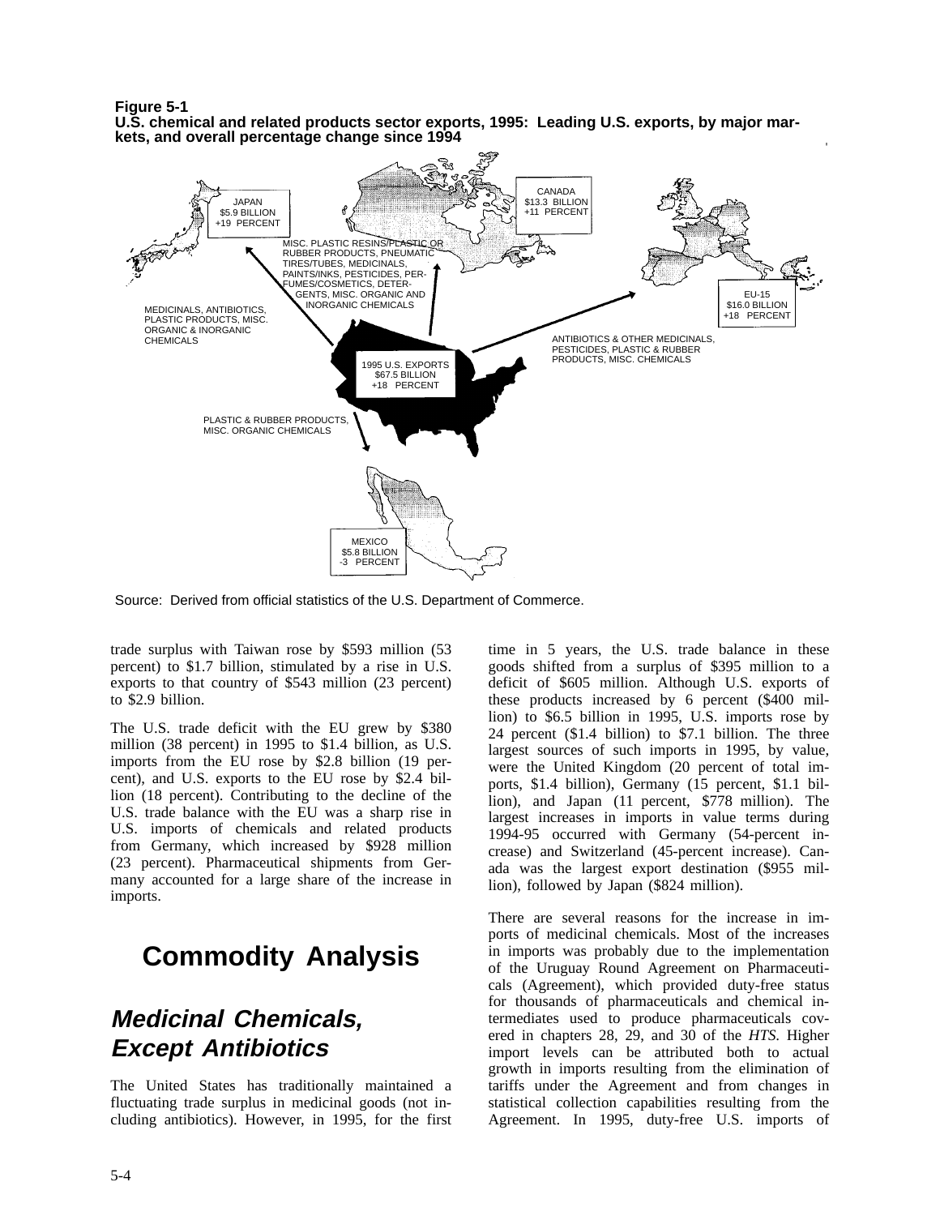**Figure 5-1**
**U.S. chemical and related products sector exports, 1995: Leading U.S. exports, by major markets, and overall percentage change since 1994**

JAPAN
$5.9 BILLION
+19 PERCENT

CANADA
$13.3 BILLION
+11 PERCENT

EU-15
$16.0 BILLION
+18 PERCENT

MEXICO
$5.8 BILLION
-3 PERCENT

1995 U.S. EXPORTS
$67.5 BILLION
+18 PERCENT

MEDICINALS, ANTIBIOTICS, PLASTIC PRODUCTS, MISC. ORGANIC & INORGANIC CHEMICALS

MISC. PLASTIC RESINS/PLASTIC OR RUBBER PRODUCTS, PNEUMATIC TIRES/TUBES, MEDICINALS, PAINTS/INKS, PESTICIDES, PERFUMES/COSMETICS, DETERGENTS, MISC. ORGANIC AND INORGANIC CHEMICALS

ANTIBIOTICS & OTHER MEDICINALS, PESTICIDES, PLASTIC & RUBBER PRODUCTS, MISC. CHEMICALS

PLASTIC & RUBBER PRODUCTS, MISC. ORGANIC CHEMICALS

Source: Derived from official statistics of the U.S. Department of Commerce.

trade surplus with Taiwan rose by $593 million (53 percent) to $1.7 billion, stimulated by a rise in U.S. exports to that country of $543 million (23 percent) to $2.9 billion.

The U.S. trade deficit with the EU grew by $380 million (38 percent) in 1995 to $1.4 billion, as U.S. imports from the EU rose by $2.8 billion (19 percent), and U.S. exports to the EU rose by $2.4 billion (18 percent). Contributing to the decline of the U.S. trade balance with the EU was a sharp rise in U.S. imports of chemicals and related products from Germany, which increased by $928 million (23 percent). Pharmaceutical shipments from Germany accounted for a large share of the increase in imports.

# Commodity Analysis

## *Medicinal Chemicals, Except Antibiotics*

The United States has traditionally maintained a fluctuating trade surplus in medicinal goods (not including antibiotics). However, in 1995, for the first time in 5 years, the U.S. trade balance in these goods shifted from a surplus of $395 million to a deficit of $605 million. Although U.S. exports of these products increased by 6 percent ($400 million) to $6.5 billion in 1995, U.S. imports rose by 24 percent ($1.4 billion) to $7.1 billion. The three largest sources of such imports in 1995, by value, were the United Kingdom (20 percent of total imports, $1.4 billion), Germany (15 percent, $1.1 billion), and Japan (11 percent, $778 million). The largest increases in imports in value terms during 1994-95 occurred with Germany (54-percent increase) and Switzerland (45-percent increase). Canada was the largest export destination ($955 million), followed by Japan ($824 million).

There are several reasons for the increase in imports of medicinal chemicals. Most of the increases in imports was probably due to the implementation of the Uruguay Round Agreement on Pharmaceuticals (Agreement), which provided duty-free status for thousands of pharmaceuticals and chemical intermediates used to produce pharmaceuticals covered in chapters 28, 29, and 30 of the *HTS.* Higher import levels can be attributed both to actual growth in imports resulting from the elimination of tariffs under the Agreement and from changes in statistical collection capabilities resulting from the Agreement. In 1995, duty-free U.S. imports of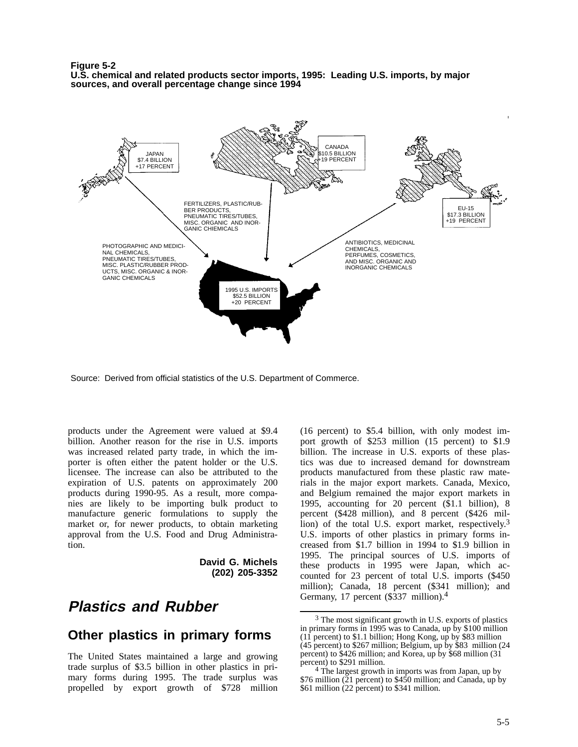**Figure 5-2**
**U.S. chemical and related products sector imports, 1995: Leading U.S. imports, by major sources, and overall percentage change since 1994**

JAPAN
$7.4 BILLION
+17 PERCENT

CANADA
$10.5 BILLION
+19 PERCENT

EU-15
$17.3 BILLION
+19 PERCENT

FERTILIZERS, PLASTIC/RUBBER PRODUCTS, PNEUMATIC TIRES/TUBES, MISC. ORGANIC AND INORGANIC CHIEMICALS

PHOTOGRAPHIC AND MEDICINAL CHEMICALS, PNEUMATIC TIRES/TUBES, MISC. PLASTIC/RUBBER PRODUCTS, MISC. ORGANIC & INORGANIC CHEMICALS

ANTIBIOTICS, MEDICINAL CHEMICALS, PERFUMES, COSMETICS, AND MISC. ORGANIC AND INORGANIC CHEMICALS

1995 U.S. IMPORTS
$52.5 BILLION
+20 PERCENT

Source: Derived from official statistics of the U.S. Department of Commerce.

products under the Agreement were valued at $9.4 billion. Another reason for the rise in U.S. imports was increased related party trade, in which the importer is often either the patent holder or the U.S. licensee. The increase can also be attributed to the expiration of U.S. patents on approximately 200 products during 1990-95. As a result, more companies are likely to be importing bulk product to manufacture generic formulations to supply the market or, for newer products, to obtain marketing approval from the U.S. Food and Drug Administration.

**David G. Michels**
**(202) 205-3352**

## *Plastics and Rubber*

### Other plastics in primary forms

The United States maintained a large and growing trade surplus of $3.5 billion in other plastics in primary forms during 1995. The trade surplus was propelled by export growth of $728 million (16 percent) to $5.4 billion, with only modest import growth of $253 million (15 percent) to $1.9 billion. The increase in U.S. exports of these plastics was due to increased demand for downstream products manufactured from these plastic raw materials in the major export markets. Canada, Mexico, and Belgium remained the major export markets in 1995, accounting for 20 percent ($1.1 billion), 8 percent ($428 million), and 8 percent ($426 million) of the total U.S. export market, respectively.[3] U.S. imports of other plastics in primary forms increased from $1.7 billion in 1994 to $1.9 billion in 1995. The principal sources of U.S. imports of these products in 1995 were Japan, which accounted for 23 percent of total U.S. imports ($450 million); Canada, 18 percent ($341 million); and Germany, 17 percent ($337 million).[4]

[3] The most significant growth in U.S. exports of plastics in primary forms in 1995 was to Canada, up by $100 million (11 percent) to $1.1 billion; Hong Kong, up by $83 million (45 percent) to $267 million; Belgium, up by $83 million (24 percent) to $426 million; and Korea, up by $68 million (31 percent) to $291 million.

[4] The largest growth in imports was from Japan, up by $76 million (21 percent) to $450 million; and Canada, up by $61 million (22 percent) to $341 million.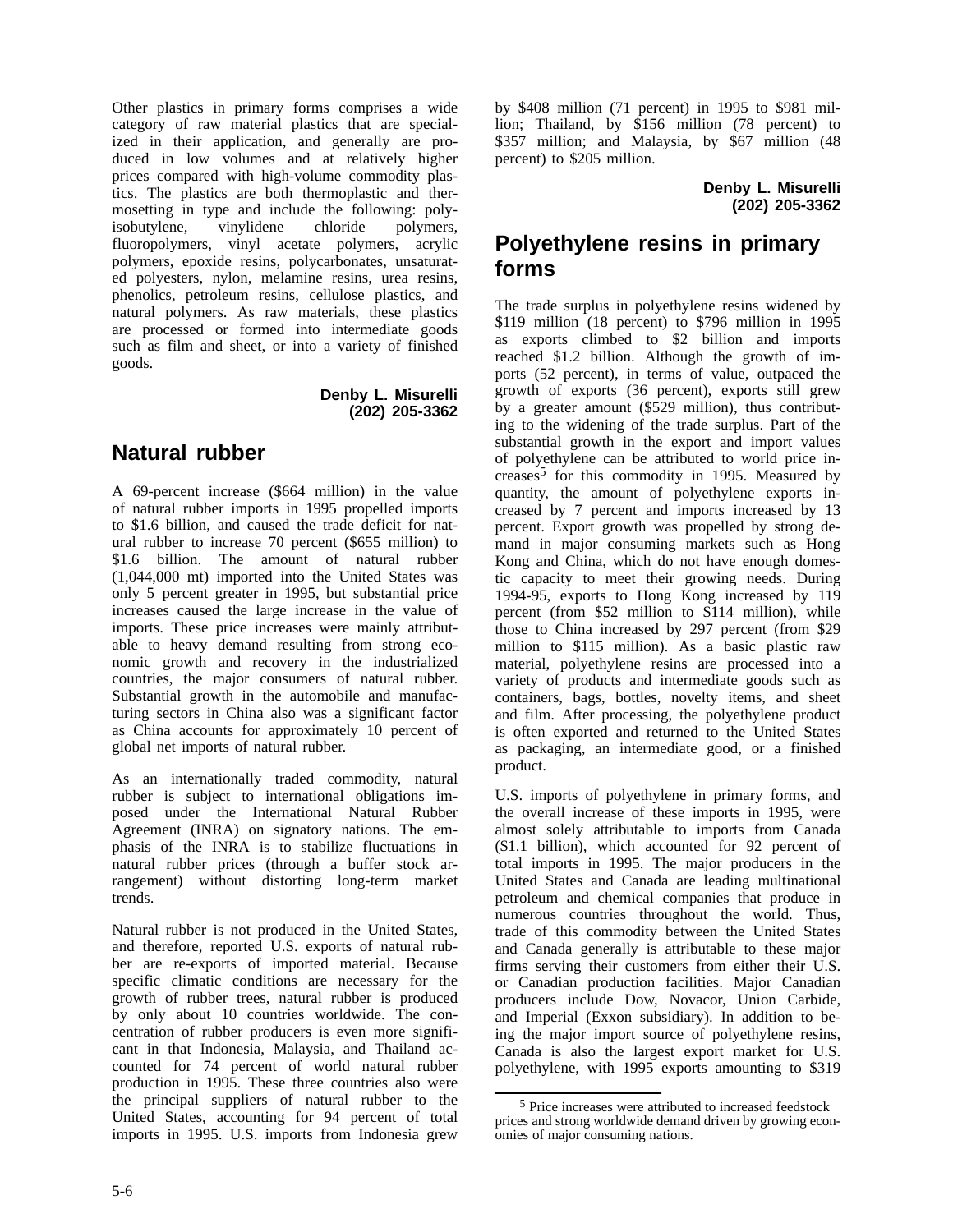Other plastics in primary forms comprises a wide category of raw material plastics that are specialized in their application, and generally are produced in low volumes and at relatively higher prices compared with high-volume commodity plastics. The plastics are both thermoplastic and thermosetting in type and include the following: polyisobutylene, vinylidene chloride polymers, fluoropolymers, vinyl acetate polymers, acrylic polymers, epoxide resins, polycarbonates, unsaturated polyesters, nylon, melamine resins, urea resins, phenolics, petroleum resins, cellulose plastics, and natural polymers. As raw materials, these plastics are processed or formed into intermediate goods such as film and sheet, or into a variety of finished goods.

**Denby L. Misurelli**
**(202) 205-3362**

## Natural rubber

A 69-percent increase ($664 million) in the value of natural rubber imports in 1995 propelled imports to $1.6 billion, and caused the trade deficit for natural rubber to increase 70 percent ($655 million) to $1.6 billion. The amount of natural rubber (1,044,000 mt) imported into the United States was only 5 percent greater in 1995, but substantial price increases caused the large increase in the value of imports. These price increases were mainly attributable to heavy demand resulting from strong economic growth and recovery in the industrialized countries, the major consumers of natural rubber. Substantial growth in the automobile and manufacturing sectors in China also was a significant factor as China accounts for approximately 10 percent of global net imports of natural rubber.

As an internationally traded commodity, natural rubber is subject to international obligations imposed under the International Natural Rubber Agreement (INRA) on signatory nations. The emphasis of the INRA is to stabilize fluctuations in natural rubber prices (through a buffer stock arrangement) without distorting long-term market trends.

Natural rubber is not produced in the United States, and therefore, reported U.S. exports of natural rubber are re-exports of imported material. Because specific climatic conditions are necessary for the growth of rubber trees, natural rubber is produced by only about 10 countries worldwide. The concentration of rubber producers is even more significant in that Indonesia, Malaysia, and Thailand accounted for 74 percent of world natural rubber production in 1995. These three countries also were the principal suppliers of natural rubber to the United States, accounting for 94 percent of total imports in 1995. U.S. imports from Indonesia grew by $408 million (71 percent) in 1995 to $981 million; Thailand, by $156 million (78 percent) to $357 million; and Malaysia, by $67 million (48 percent) to $205 million.

**Denby L. Misurelli**
**(202) 205-3362**

## Polyethylene resins in primary forms

The trade surplus in polyethylene resins widened by $119 million (18 percent) to $796 million in 1995 as exports climbed to $2 billion and imports reached $1.2 billion. Although the growth of imports (52 percent), in terms of value, outpaced the growth of exports (36 percent), exports still grew by a greater amount ($529 million), thus contributing to the widening of the trade surplus. Part of the substantial growth in the export and import values of polyethylene can be attributed to world price increases[5] for this commodity in 1995. Measured by quantity, the amount of polyethylene exports increased by 7 percent and imports increased by 13 percent. Export growth was propelled by strong demand in major consuming markets such as Hong Kong and China, which do not have enough domestic capacity to meet their growing needs. During 1994-95, exports to Hong Kong increased by 119 percent (from $52 million to $114 million), while those to China increased by 297 percent (from $29 million to $115 million). As a basic plastic raw material, polyethylene resins are processed into a variety of products and intermediate goods such as containers, bags, bottles, novelty items, and sheet and film. After processing, the polyethylene product is often exported and returned to the United States as packaging, an intermediate good, or a finished product.

U.S. imports of polyethylene in primary forms, and the overall increase of these imports in 1995, were almost solely attributable to imports from Canada ($1.1 billion), which accounted for 92 percent of total imports in 1995. The major producers in the United States and Canada are leading multinational petroleum and chemical companies that produce in numerous countries throughout the world. Thus, trade of this commodity between the United States and Canada generally is attributable to these major firms serving their customers from either their U.S. or Canadian production facilities. Major Canadian producers include Dow, Novacor, Union Carbide, and Imperial (Exxon subsidiary). In addition to being the major import source of polyethylene resins, Canada is also the largest export market for U.S. polyethylene, with 1995 exports amounting to $319

[5] Price increases were attributed to increased feedstock prices and strong worldwide demand driven by growing economies of major consuming nations.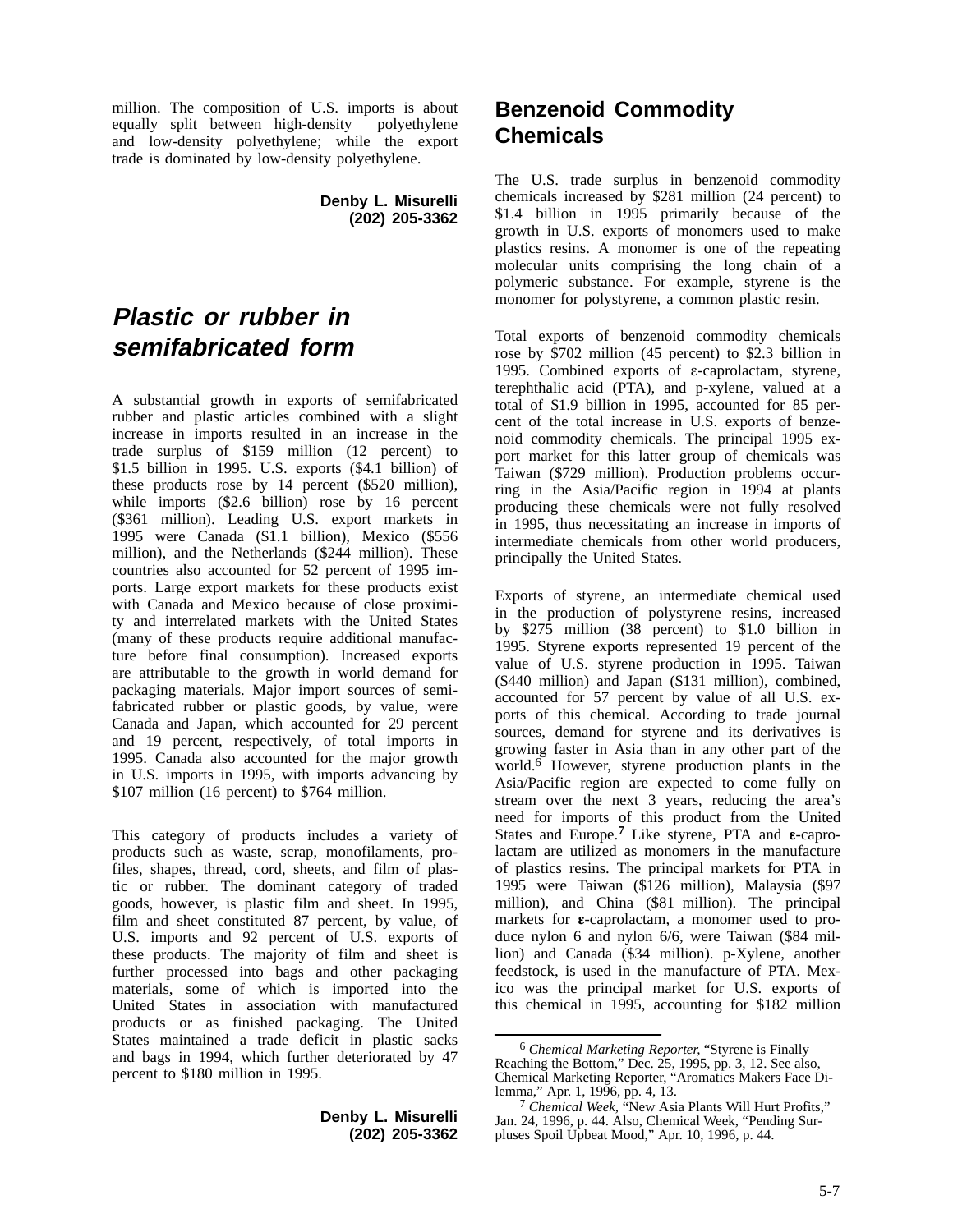million. The composition of U.S. imports is about equally split between high-density polyethylene and low-density polyethylene; while the export trade is dominated by low-density polyethylene.

**Denby L. Misurelli**
**(202) 205-3362**

## *Plastic or rubber in semifabricated form*

A substantial growth in exports of semifabricated rubber and plastic articles combined with a slight increase in imports resulted in an increase in the trade surplus of $159 million (12 percent) to $1.5 billion in 1995. U.S. exports ($4.1 billion) of these products rose by 14 percent ($520 million), while imports ($2.6 billion) rose by 16 percent ($361 million). Leading U.S. export markets in 1995 were Canada ($1.1 billion), Mexico ($556 million), and the Netherlands ($244 million). These countries also accounted for 52 percent of 1995 imports. Large export markets for these products exist with Canada and Mexico because of close proximity and interrelated markets with the United States (many of these products require additional manufacture before final consumption). Increased exports are attributable to the growth in world demand for packaging materials. Major import sources of semifabricated rubber or plastic goods, by value, were Canada and Japan, which accounted for 29 percent and 19 percent, respectively, of total imports in 1995. Canada also accounted for the major growth in U.S. imports in 1995, with imports advancing by $107 million (16 percent) to $764 million.

This category of products includes a variety of products such as waste, scrap, monofilaments, profiles, shapes, thread, cord, sheets, and film of plastic or rubber. The dominant category of traded goods, however, is plastic film and sheet. In 1995, film and sheet constituted 87 percent, by value, of U.S. imports and 92 percent of U.S. exports of these products. The majority of film and sheet is further processed into bags and other packaging materials, some of which is imported into the United States in association with manufactured products or as finished packaging. The United States maintained a trade deficit in plastic sacks and bags in 1994, which further deteriorated by 47 percent to $180 million in 1995.

**Denby L. Misurelli**
**(202) 205-3362**

## Benzenoid Commodity Chemicals

The U.S. trade surplus in benzenoid commodity chemicals increased by $281 million (24 percent) to $1.4 billion in 1995 primarily because of the growth in U.S. exports of monomers used to make plastics resins. A monomer is one of the repeating molecular units comprising the long chain of a polymeric substance. For example, styrene is the monomer for polystyrene, a common plastic resin.

Total exports of benzenoid commodity chemicals rose by $702 million (45 percent) to $2.3 billion in 1995. Combined exports of ε-caprolactam, styrene, terephthalic acid (PTA), and p-xylene, valued at a total of $1.9 billion in 1995, accounted for 85 percent of the total increase in U.S. exports of benzenoid commodity chemicals. The principal 1995 export market for this latter group of chemicals was Taiwan ($729 million). Production problems occurring in the Asia/Pacific region in 1994 at plants producing these chemicals were not fully resolved in 1995, thus necessitating an increase in imports of intermediate chemicals from other world producers, principally the United States.

Exports of styrene, an intermediate chemical used in the production of polystyrene resins, increased by $275 million (38 percent) to $1.0 billion in 1995. Styrene exports represented 19 percent of the value of U.S. styrene production in 1995. Taiwan ($440 million) and Japan ($131 million), combined, accounted for 57 percent by value of all U.S. exports of this chemical. According to trade journal sources, demand for styrene and its derivatives is growing faster in Asia than in any other part of the world.[6] However, styrene production plants in the Asia/Pacific region are expected to come fully on stream over the next 3 years, reducing the area's need for imports of this product from the United States and Europe.[7] Like styrene, PTA and **ε**-caprolactam are utilized as monomers in the manufacture of plastics resins. The principal markets for PTA in 1995 were Taiwan ($126 million), Malaysia ($97 million), and China ($81 million). The principal markets for **ε**-caprolactam, a monomer used to produce nylon 6 and nylon 6/6, were Taiwan ($84 million) and Canada ($34 million). p-Xylene, another feedstock, is used in the manufacture of PTA. Mexico was the principal market for U.S. exports of this chemical in 1995, accounting for $182 million

---

[6] *Chemical Marketing Reporter*, "Styrene is Finally Reaching the Bottom," Dec. 25, 1995, pp. 3, 12. See also, Chemical Marketing Reporter, "Aromatics Makers Face Dilemma," Apr. 1, 1996, pp. 4, 13.

[7] *Chemical Week*, "New Asia Plants Will Hurt Profits," Jan. 24, 1996, p. 44. Also, Chemical Week, "Pending Surpluses Spoil Upbeat Mood," Apr. 10, 1996, p. 44.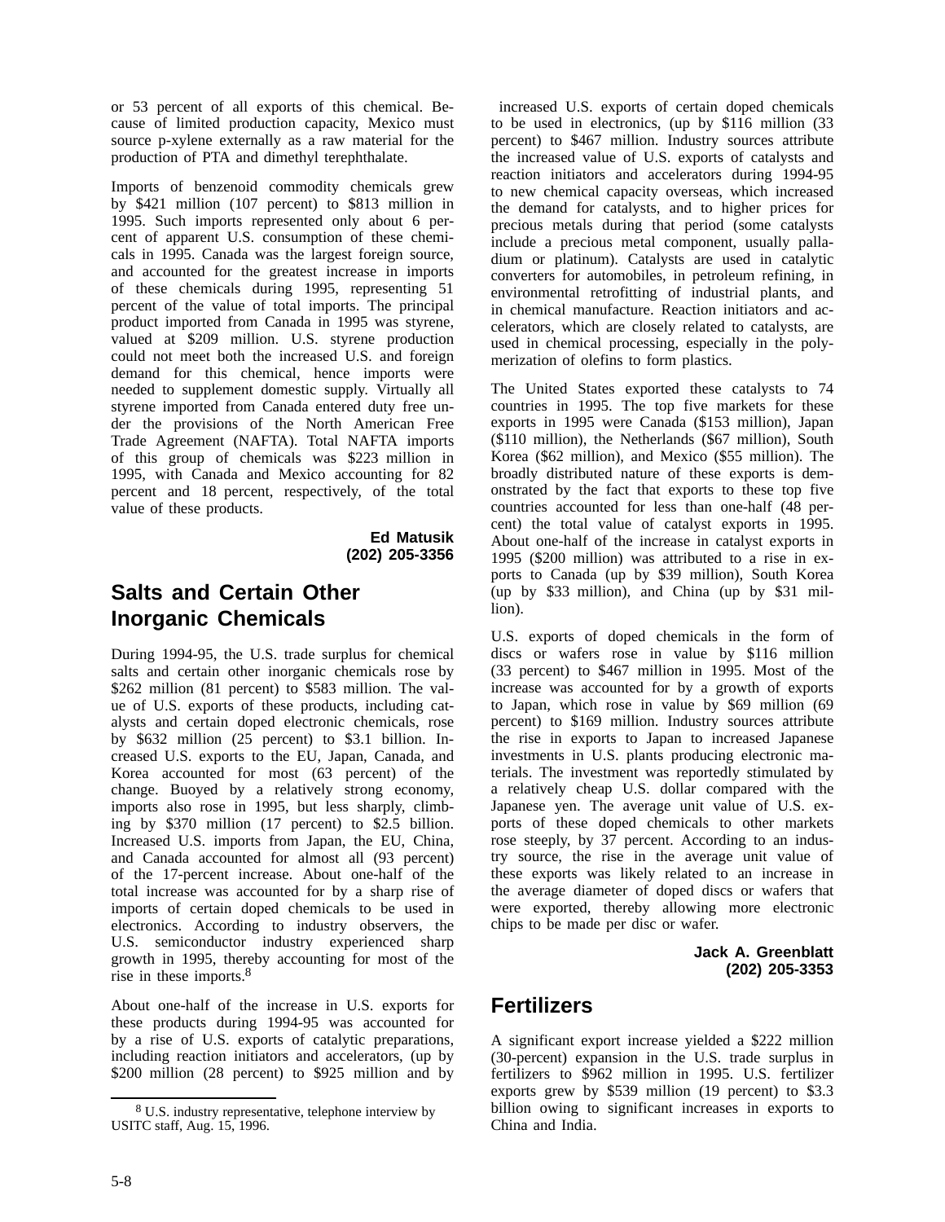or 53 percent of all exports of this chemical. Because of limited production capacity, Mexico must source p-xylene externally as a raw material for the production of PTA and dimethyl terephthalate.

Imports of benzenoid commodity chemicals grew by $421 million (107 percent) to $813 million in 1995. Such imports represented only about 6 percent of apparent U.S. consumption of these chemicals in 1995. Canada was the largest foreign source, and accounted for the greatest increase in imports of these chemicals during 1995, representing 51 percent of the value of total imports. The principal product imported from Canada in 1995 was styrene, valued at $209 million. U.S. styrene production could not meet both the increased U.S. and foreign demand for this chemical, hence imports were needed to supplement domestic supply. Virtually all styrene imported from Canada entered duty free under the provisions of the North American Free Trade Agreement (NAFTA). Total NAFTA imports of this group of chemicals was $223 million in 1995, with Canada and Mexico accounting for 82 percent and 18 percent, respectively, of the total value of these products.

**Ed Matusik**
**(202) 205-3356**

## Salts and Certain Other Inorganic Chemicals

During 1994-95, the U.S. trade surplus for chemical salts and certain other inorganic chemicals rose by $262 million (81 percent) to $583 million. The value of U.S. exports of these products, including catalysts and certain doped electronic chemicals, rose by $632 million (25 percent) to $3.1 billion. Increased U.S. exports to the EU, Japan, Canada, and Korea accounted for most (63 percent) of the change. Buoyed by a relatively strong economy, imports also rose in 1995, but less sharply, climbing by $370 million (17 percent) to $2.5 billion. Increased U.S. imports from Japan, the EU, China, and Canada accounted for almost all (93 percent) of the 17-percent increase. About one-half of the total increase was accounted for by a sharp rise of imports of certain doped chemicals to be used in electronics. According to industry observers, the U.S. semiconductor industry experienced sharp growth in 1995, thereby accounting for most of the rise in these imports.[8]

About one-half of the increase in U.S. exports for these products during 1994-95 was accounted for by a rise of U.S. exports of catalytic preparations, including reaction initiators and accelerators, (up by $200 million (28 percent) to $925 million and by increased U.S. exports of certain doped chemicals to be used in electronics, (up by $116 million (33 percent) to $467 million. Industry sources attribute the increased value of U.S. exports of catalysts and reaction initiators and accelerators during 1994-95 to new chemical capacity overseas, which increased the demand for catalysts, and to higher prices for precious metals during that period (some catalysts include a precious metal component, usually palladium or platinum). Catalysts are used in catalytic converters for automobiles, in petroleum refining, in environmental retrofitting of industrial plants, and in chemical manufacture. Reaction initiators and accelerators, which are closely related to catalysts, are used in chemical processing, especially in the polymerization of olefins to form plastics.

The United States exported these catalysts to 74 countries in 1995. The top five markets for these exports in 1995 were Canada ($153 million), Japan ($110 million), the Netherlands ($67 million), South Korea ($62 million), and Mexico ($55 million). The broadly distributed nature of these exports is demonstrated by the fact that exports to these top five countries accounted for less than one-half (48 percent) the total value of catalyst exports in 1995. About one-half of the increase in catalyst exports in 1995 ($200 million) was attributed to a rise in exports to Canada (up by $39 million), South Korea (up by $33 million), and China (up by $31 million).

U.S. exports of doped chemicals in the form of discs or wafers rose in value by $116 million (33 percent) to $467 million in 1995. Most of the increase was accounted for by a growth of exports to Japan, which rose in value by $69 million (69 percent) to $169 million. Industry sources attribute the rise in exports to Japan to increased Japanese investments in U.S. plants producing electronic materials. The investment was reportedly stimulated by a relatively cheap U.S. dollar compared with the Japanese yen. The average unit value of U.S. exports of these doped chemicals to other markets rose steeply, by 37 percent. According to an industry source, the rise in the average unit value of these exports was likely related to an increase in the average diameter of doped discs or wafers that were exported, thereby allowing more electronic chips to be made per disc or wafer.

**Jack A. Greenblatt**
**(202) 205-3353**

## Fertilizers

A significant export increase yielded a $222 million (30-percent) expansion in the U.S. trade surplus in fertilizers to $962 million in 1995. U.S. fertilizer exports grew by $539 million (19 percent) to $3.3 billion owing to significant increases in exports to China and India.

---

[8] U.S. industry representative, telephone interview by USITC staff, Aug. 15, 1996.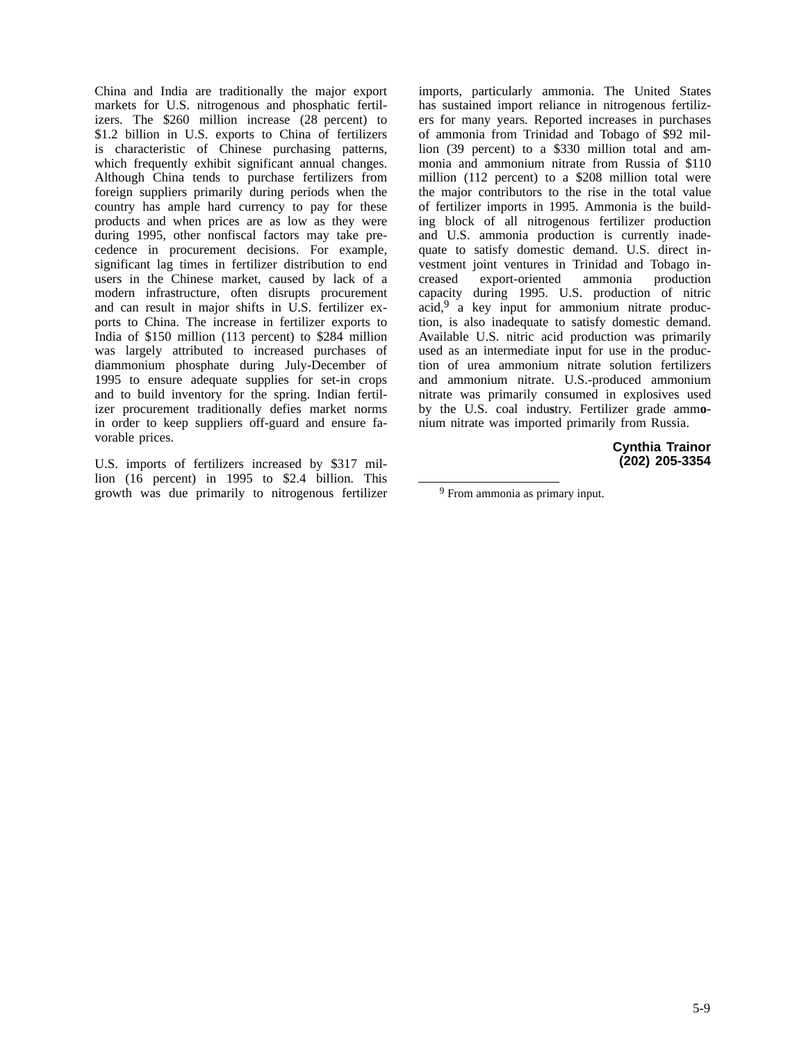China and India are traditionally the major export markets for U.S. nitrogenous and phosphatic fertilizers. The $260 million increase (28 percent) to $1.2 billion in U.S. exports to China of fertilizers is characteristic of Chinese purchasing patterns, which frequently exhibit significant annual changes. Although China tends to purchase fertilizers from foreign suppliers primarily during periods when the country has ample hard currency to pay for these products and when prices are as low as they were during 1995, other nonfiscal factors may take precedence in procurement decisions. For example, significant lag times in fertilizer distribution to end users in the Chinese market, caused by lack of a modern infrastructure, often disrupts procurement and can result in major shifts in U.S. fertilizer exports to China. The increase in fertilizer exports to India of $150 million (113 percent) to $284 million was largely attributed to increased purchases of diammonium phosphate during July-December of 1995 to ensure adequate supplies for set-in crops and to build inventory for the spring. Indian fertilizer procurement traditionally defies market norms in order to keep suppliers off-guard and ensure favorable prices.

U.S. imports of fertilizers increased by $317 million (16 percent) in 1995 to $2.4 billion. This growth was due primarily to nitrogenous fertilizer imports, particularly ammonia. The United States has sustained import reliance in nitrogenous fertilizers for many years. Reported increases in purchases of ammonia from Trinidad and Tobago of $92 million (39 percent) to a $330 million total and ammonia and ammonium nitrate from Russia of $110 million (112 percent) to a $208 million total were the major contributors to the rise in the total value of fertilizer imports in 1995. Ammonia is the building block of all nitrogenous fertilizer production and U.S. ammonia production is currently inadequate to satisfy domestic demand. U.S. direct investment joint ventures in Trinidad and Tobago increased export-oriented ammonia production capacity during 1995. U.S. production of nitric acid,[9] a key input for ammonium nitrate production, is also inadequate to satisfy domestic demand. Available U.S. nitric acid production was primarily used as an intermediate input for use in the production of urea ammonium nitrate solution fertilizers and ammonium nitrate. U.S.-produced ammonium nitrate was primarily consumed in explosives used by the U.S. coal industry. Fertilizer grade ammonium nitrate was imported primarily from Russia.

**Cynthia Trainor**
**(202) 205-3354**

---

[9] From ammonia as primary input.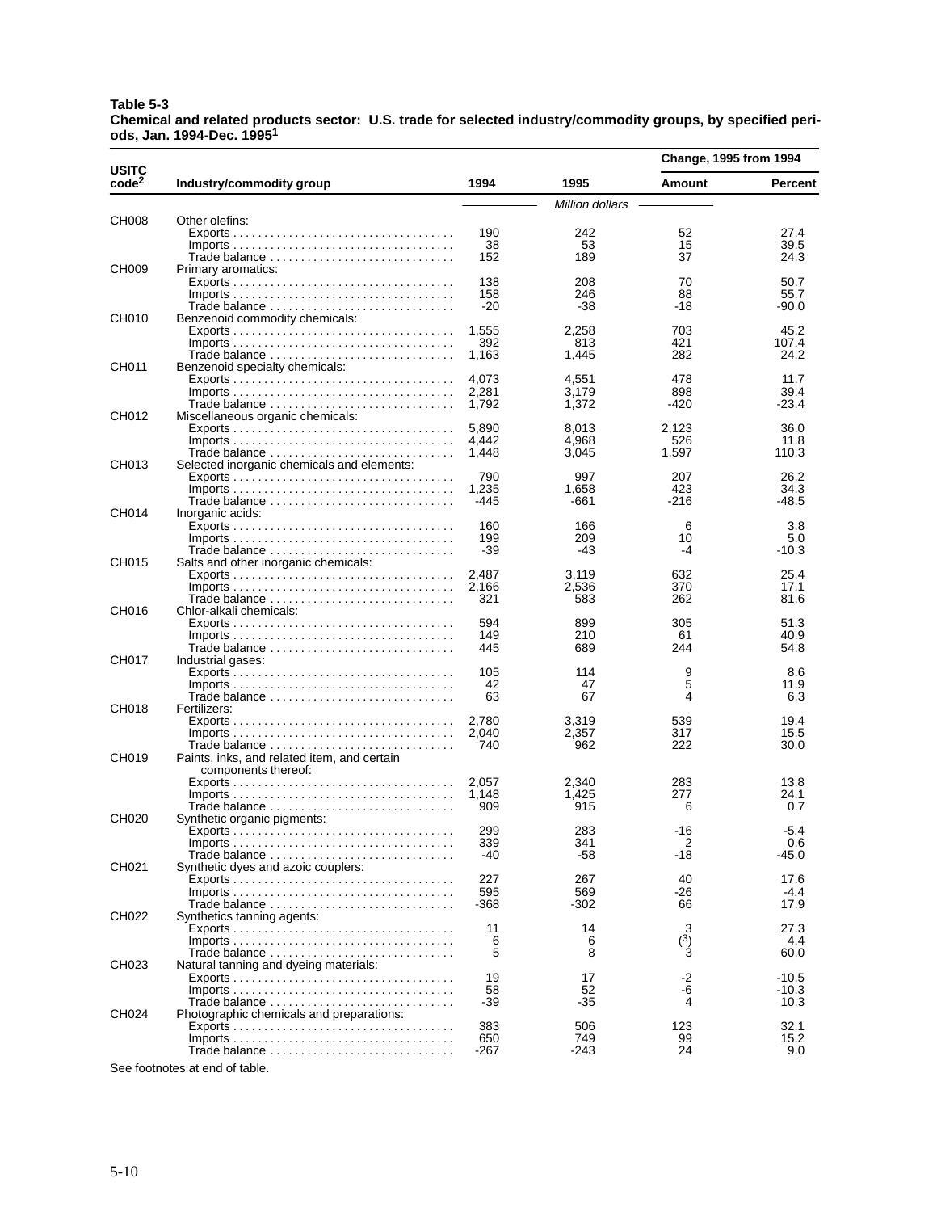**Table 5-3**
**Chemical and related products sector: U.S. trade for selected industry/commodity groups, by specified periods, Jan. 1994-Dec. 1995[1]**

| USITC code[2] | Industry/commodity group | 1994 | 1995 | Change, 1995 from 1994 Amount | Percent |
|---|---|---|---|---|---|
| | | *Million dollars* | | | |
| CH008 | Other olefins: | | | | |
| | Exports | 190 | 242 | 52 | 27.4 |
| | Imports | 38 | 53 | 15 | 39.5 |
| | Trade balance | 152 | 189 | 37 | 24.3 |
| CH009 | Primary aromatics: | | | | |
| | Exports | 138 | 208 | 70 | 50.7 |
| | Imports | 158 | 246 | 88 | 55.7 |
| | Trade balance | -20 | -38 | -18 | -90.0 |
| CH010 | Benzenoid commodity chemicals: | | | | |
| | Exports | 1,555 | 2,258 | 703 | 45.2 |
| | Imports | 392 | 813 | 421 | 107.4 |
| | Trade balance | 1,163 | 1,445 | 282 | 24.2 |
| CH011 | Benzenoid specialty chemicals: | | | | |
| | Exports | 4,073 | 4,551 | 478 | 11.7 |
| | Imports | 2,281 | 3,179 | 898 | 39.4 |
| | Trade balance | 1,792 | 1,372 | -420 | -23.4 |
| CH012 | Miscellaneous organic chemicals: | | | | |
| | Exports | 5,890 | 8,013 | 2,123 | 36.0 |
| | Imports | 4,442 | 4,968 | 526 | 11.8 |
| | Trade balance | 1,448 | 3,045 | 1,597 | 110.3 |
| CH013 | Selected inorganic chemicals and elements: | | | | |
| | Exports | 790 | 997 | 207 | 26.2 |
| | Imports | 1,235 | 1,658 | 423 | 34.3 |
| | Trade balance | -445 | -661 | -216 | -48.5 |
| CH014 | Inorganic acids: | | | | |
| | Exports | 160 | 166 | 6 | 3.8 |
| | Imports | 199 | 209 | 10 | 5.0 |
| | Trade balance | -39 | -43 | -4 | -10.3 |
| CH015 | Salts and other inorganic chemicals: | | | | |
| | Exports | 2,487 | 3,119 | 632 | 25.4 |
| | Imports | 2,166 | 2,536 | 370 | 17.1 |
| | Trade balance | 321 | 583 | 262 | 81.6 |
| CH016 | Chlor-alkali chemicals: | | | | |
| | Exports | 594 | 899 | 305 | 51.3 |
| | Imports | 149 | 210 | 61 | 40.9 |
| | Trade balance | 445 | 689 | 244 | 54.8 |
| CH017 | Industrial gases: | | | | |
| | Exports | 105 | 114 | 9 | 8.6 |
| | Imports | 42 | 47 | 5 | 11.9 |
| | Trade balance | 63 | 67 | 4 | 6.3 |
| CH018 | Fertilizers: | | | | |
| | Exports | 2,780 | 3,319 | 539 | 19.4 |
| | Imports | 2,040 | 2,357 | 317 | 15.5 |
| | Trade balance | 740 | 962 | 222 | 30.0 |
| CH019 | Paints, inks, and related item, and certain components thereof: | | | | |
| | Exports | 2,057 | 2,340 | 283 | 13.8 |
| | Imports | 1,148 | 1,425 | 277 | 24.1 |
| | Trade balance | 909 | 915 | 6 | 0.7 |
| CH020 | Synthetic organic pigments: | | | | |
| | Exports | 299 | 283 | -16 | -5.4 |
| | Imports | 339 | 341 | 2 | 0.6 |
| | Trade balance | -40 | -58 | -18 | -45.0 |
| CH021 | Synthetic dyes and azoic couplers: | | | | |
| | Exports | 227 | 267 | 40 | 17.6 |
| | Imports | 595 | 569 | -26 | -4.4 |
| | Trade balance | -368 | -302 | 66 | 17.9 |
| CH022 | Synthetics tanning agents: | | | | |
| | Exports | 11 | 14 | 3 | 27.3 |
| | Imports | 6 | 6 | ([3]) | 4.4 |
| | Trade balance | 5 | 8 | 3 | 60.0 |
| CH023 | Natural tanning and dyeing materials: | | | | |
| | Exports | 19 | 17 | -2 | -10.5 |
| | Imports | 58 | 52 | -6 | -10.3 |
| | Trade balance | -39 | -35 | 4 | 10.3 |
| CH024 | Photographic chemicals and preparations: | | | | |
| | Exports | 383 | 506 | 123 | 32.1 |
| | Imports | 650 | 749 | 99 | 15.2 |
| | Trade balance | -267 | -243 | 24 | 9.0 |

See footnotes at end of table.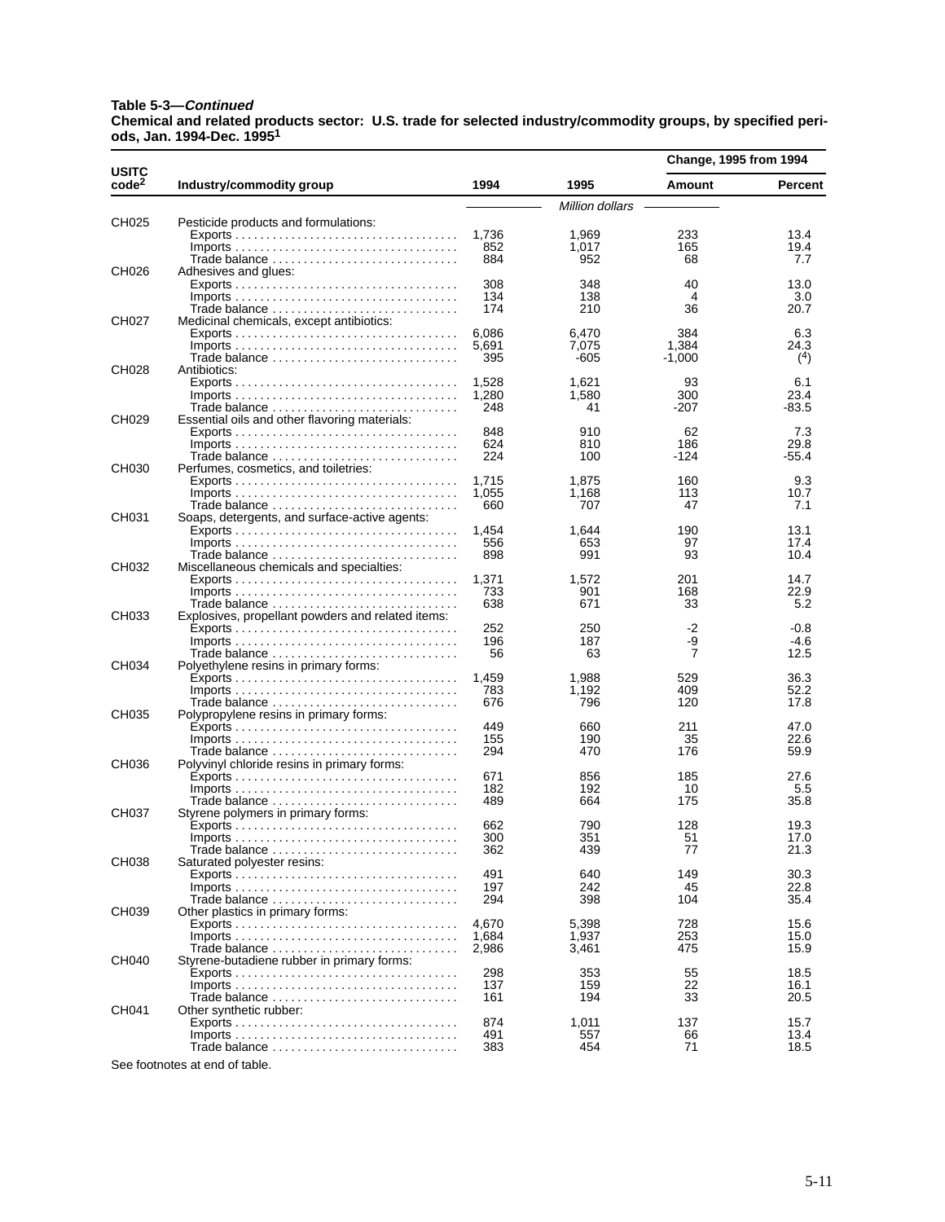**Table 5-3—*Continued***
**Chemical and related products sector: U.S. trade for selected industry/commodity groups, by specified periods, Jan. 1994-Dec. 1995[1]**

| USITC code[2] | Industry/commodity group | 1994 | 1995 | Change, 1995 from 1994 Amount | Change, 1995 from 1994 Percent |
|---|---|---|---|---|---|
| | | *Million dollars* | | | |
| CH025 | Pesticide products and formulations: | | | | |
| | Exports | 1,736 | 1,969 | 233 | 13.4 |
| | Imports | 852 | 1,017 | 165 | 19.4 |
| | Trade balance | 884 | 952 | 68 | 7.7 |
| CH026 | Adhesives and glues: | | | | |
| | Exports | 308 | 348 | 40 | 13.0 |
| | Imports | 134 | 138 | 4 | 3.0 |
| | Trade balance | 174 | 210 | 36 | 20.7 |
| CH027 | Medicinal chemicals, except antibiotics: | | | | |
| | Exports | 6,086 | 6,470 | 384 | 6.3 |
| | Imports | 5,691 | 7,075 | 1,384 | 24.3 |
| | Trade balance | 395 | -605 | -1,000 | ([4]) |
| CH028 | Antibiotics: | | | | |
| | Exports | 1,528 | 1,621 | 93 | 6.1 |
| | Imports | 1,280 | 1,580 | 300 | 23.4 |
| | Trade balance | 248 | 41 | -207 | -83.5 |
| CH029 | Essential oils and other flavoring materials: | | | | |
| | Exports | 848 | 910 | 62 | 7.3 |
| | Imports | 624 | 810 | 186 | 29.8 |
| | Trade balance | 224 | 100 | -124 | -55.4 |
| CH030 | Perfumes, cosmetics, and toiletries: | | | | |
| | Exports | 1,715 | 1,875 | 160 | 9.3 |
| | Imports | 1,055 | 1,168 | 113 | 10.7 |
| | Trade balance | 660 | 707 | 47 | 7.1 |
| CH031 | Soaps, detergents, and surface-active agents: | | | | |
| | Exports | 1,454 | 1,644 | 190 | 13.1 |
| | Imports | 556 | 653 | 97 | 17.4 |
| | Trade balance | 898 | 991 | 93 | 10.4 |
| CH032 | Miscellaneous chemicals and specialties: | | | | |
| | Exports | 1,371 | 1,572 | 201 | 14.7 |
| | Imports | 733 | 901 | 168 | 22.9 |
| | Trade balance | 638 | 671 | 33 | 5.2 |
| CH033 | Explosives, propellant powders and related items: | | | | |
| | Exports | 252 | 250 | -2 | -0.8 |
| | Imports | 196 | 187 | -9 | -4.6 |
| | Trade balance | 56 | 63 | 7 | 12.5 |
| CH034 | Polyethylene resins in primary forms: | | | | |
| | Exports | 1,459 | 1,988 | 529 | 36.3 |
| | Imports | 783 | 1,192 | 409 | 52.2 |
| | Trade balance | 676 | 796 | 120 | 17.8 |
| CH035 | Polypropylene resins in primary forms: | | | | |
| | Exports | 449 | 660 | 211 | 47.0 |
| | Imports | 155 | 190 | 35 | 22.6 |
| | Trade balance | 294 | 470 | 176 | 59.9 |
| CH036 | Polyvinyl chloride resins in primary forms: | | | | |
| | Exports | 671 | 856 | 185 | 27.6 |
| | Imports | 182 | 192 | 10 | 5.5 |
| | Trade balance | 489 | 664 | 175 | 35.8 |
| CH037 | Styrene polymers in primary forms: | | | | |
| | Exports | 662 | 790 | 128 | 19.3 |
| | Imports | 300 | 351 | 51 | 17.0 |
| | Trade balance | 362 | 439 | 77 | 21.3 |
| CH038 | Saturated polyester resins: | | | | |
| | Exports | 491 | 640 | 149 | 30.3 |
| | Imports | 197 | 242 | 45 | 22.8 |
| | Trade balance | 294 | 398 | 104 | 35.4 |
| CH039 | Other plastics in primary forms: | | | | |
| | Exports | 4,670 | 5,398 | 728 | 15.6 |
| | Imports | 1,684 | 1,937 | 253 | 15.0 |
| | Trade balance | 2,986 | 3,461 | 475 | 15.9 |
| CH040 | Styrene-butadiene rubber in primary forms: | | | | |
| | Exports | 298 | 353 | 55 | 18.5 |
| | Imports | 137 | 159 | 22 | 16.1 |
| | Trade balance | 161 | 194 | 33 | 20.5 |
| CH041 | Other synthetic rubber: | | | | |
| | Exports | 874 | 1,011 | 137 | 15.7 |
| | Imports | 491 | 557 | 66 | 13.4 |
| | Trade balance | 383 | 454 | 71 | 18.5 |

See footnotes at end of table.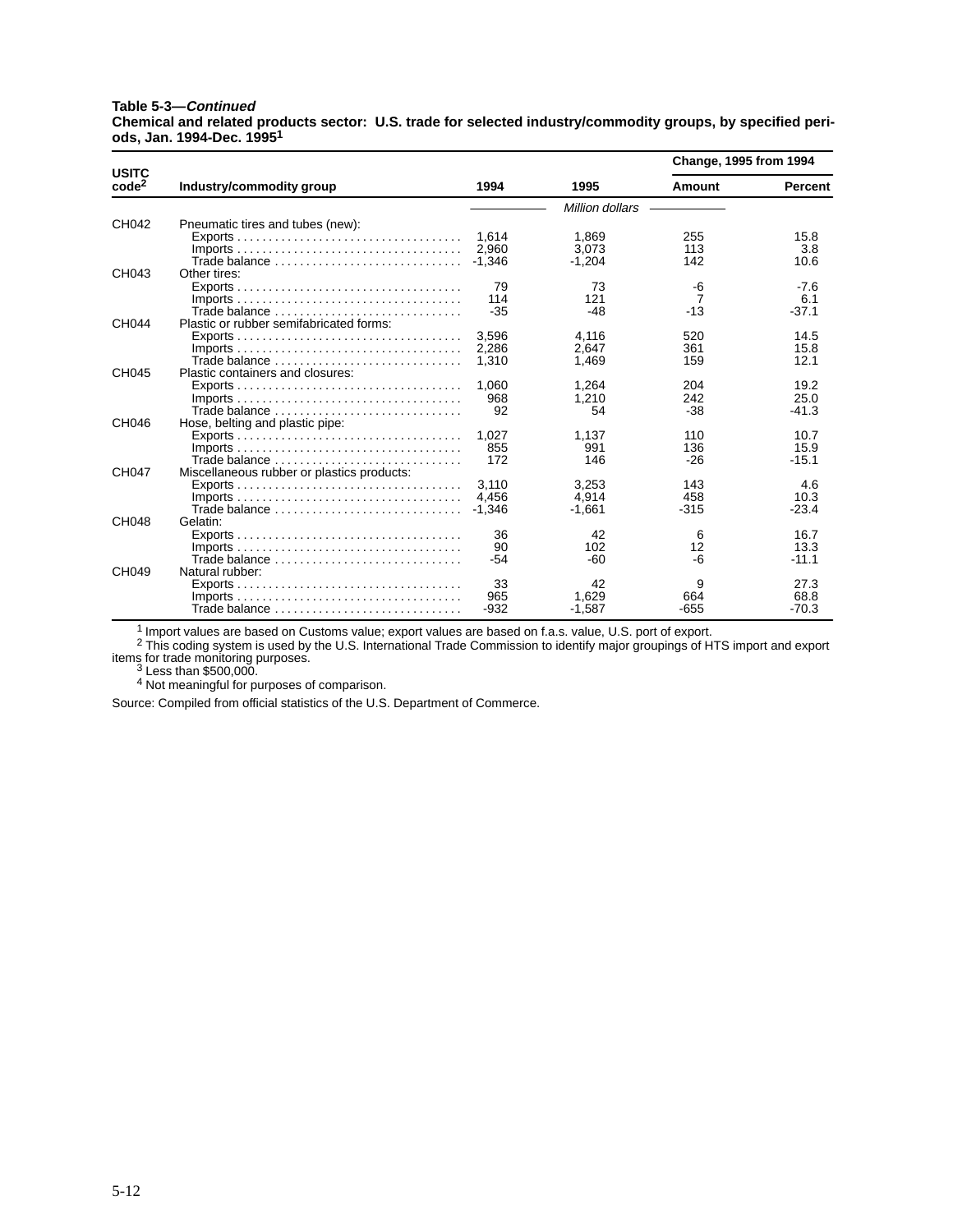**Table 5-3—*Continued***
**Chemical and related products sector: U.S. trade for selected industry/commodity groups, by specified periods, Jan. 1994-Dec. 1995[1]**

| USITC code[2] | Industry/commodity group | 1994 | 1995 | Change, 1995 from 1994 Amount | Percent |
|---|---|---|---|---|---|
| | | *Million dollars* | | | |
| CH042 | Pneumatic tires and tubes (new): | | | | |
| | Exports | 1,614 | 1,869 | 255 | 15.8 |
| | Imports | 2,960 | 3,073 | 113 | 3.8 |
| | Trade balance | -1,346 | -1,204 | 142 | 10.6 |
| CH043 | Other tires: | | | | |
| | Exports | 79 | 73 | -6 | -7.6 |
| | Imports | 114 | 121 | 7 | 6.1 |
| | Trade balance | -35 | -48 | -13 | -37.1 |
| CH044 | Plastic or rubber semifabricated forms: | | | | |
| | Exports | 3,596 | 4,116 | 520 | 14.5 |
| | Imports | 2,286 | 2,647 | 361 | 15.8 |
| | Trade balance | 1,310 | 1,469 | 159 | 12.1 |
| CH045 | Plastic containers and closures: | | | | |
| | Exports | 1,060 | 1,264 | 204 | 19.2 |
| | Imports | 968 | 1,210 | 242 | 25.0 |
| | Trade balance | 92 | 54 | -38 | -41.3 |
| CH046 | Hose, belting and plastic pipe: | | | | |
| | Exports | 1,027 | 1,137 | 110 | 10.7 |
| | Imports | 855 | 991 | 136 | 15.9 |
| | Trade balance | 172 | 146 | -26 | -15.1 |
| CH047 | Miscellaneous rubber or plastics products: | | | | |
| | Exports | 3,110 | 3,253 | 143 | 4.6 |
| | Imports | 4,456 | 4,914 | 458 | 10.3 |
| | Trade balance | -1,346 | -1,661 | -315 | -23.4 |
| CH048 | Gelatin: | | | | |
| | Exports | 36 | 42 | 6 | 16.7 |
| | Imports | 90 | 102 | 12 | 13.3 |
| | Trade balance | -54 | -60 | -6 | -11.1 |
| CH049 | Natural rubber: | | | | |
| | Exports | 33 | 42 | 9 | 27.3 |
| | Imports | 965 | 1,629 | 664 | 68.8 |
| | Trade balance | -932 | -1,587 | -655 | -70.3 |

[1] Import values are based on Customs value; export values are based on f.a.s. value, U.S. port of export.
[2] This coding system is used by the U.S. International Trade Commission to identify major groupings of HTS import and export items for trade monitoring purposes.
[3] Less than $500,000.
[4] Not meaningful for purposes of comparison.

Source: Compiled from official statistics of the U.S. Department of Commerce.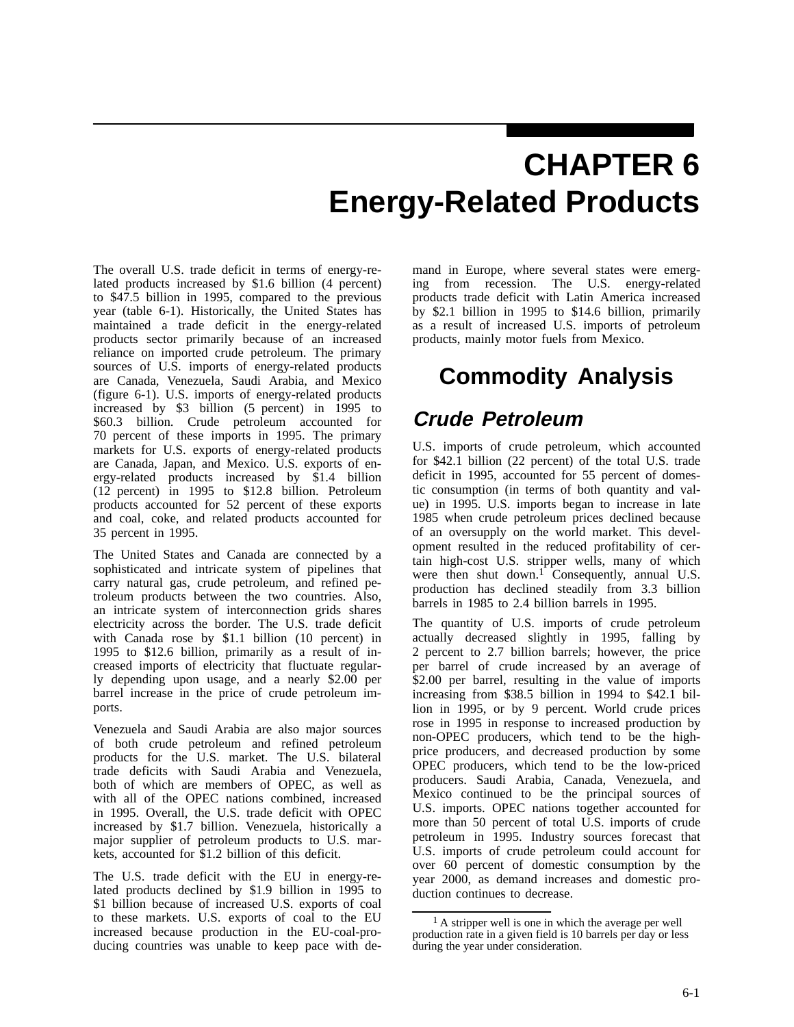# CHAPTER 6
# Energy-Related Products

The overall U.S. trade deficit in terms of energy-related products increased by $1.6 billion (4 percent) to $47.5 billion in 1995, compared to the previous year (table 6-1). Historically, the United States has maintained a trade deficit in the energy-related products sector primarily because of an increased reliance on imported crude petroleum. The primary sources of U.S. imports of energy-related products are Canada, Venezuela, Saudi Arabia, and Mexico (figure 6-1). U.S. imports of energy-related products increased by $3 billion (5 percent) in 1995 to $60.3 billion. Crude petroleum accounted for 70 percent of these imports in 1995. The primary markets for U.S. exports of energy-related products are Canada, Japan, and Mexico. U.S. exports of energy-related products increased by $1.4 billion (12 percent) in 1995 to $12.8 billion. Petroleum products accounted for 52 percent of these exports and coal, coke, and related products accounted for 35 percent in 1995.

The United States and Canada are connected by a sophisticated and intricate system of pipelines that carry natural gas, crude petroleum, and refined petroleum products between the two countries. Also, an intricate system of interconnection grids shares electricity across the border. The U.S. trade deficit with Canada rose by $1.1 billion (10 percent) in 1995 to $12.6 billion, primarily as a result of increased imports of electricity that fluctuate regularly depending upon usage, and a nearly $2.00 per barrel increase in the price of crude petroleum imports.

Venezuela and Saudi Arabia are also major sources of both crude petroleum and refined petroleum products for the U.S. market. The U.S. bilateral trade deficits with Saudi Arabia and Venezuela, both of which are members of OPEC, as well as with all of the OPEC nations combined, increased in 1995. Overall, the U.S. trade deficit with OPEC increased by $1.7 billion. Venezuela, historically a major supplier of petroleum products to U.S. markets, accounted for $1.2 billion of this deficit.

The U.S. trade deficit with the EU in energy-related products declined by $1.9 billion in 1995 to $1 billion because of increased U.S. exports of coal to these markets. U.S. exports of coal to the EU increased because production in the EU-coal-producing countries was unable to keep pace with demand in Europe, where several states were emerging from recession. The U.S. energy-related products trade deficit with Latin America increased by $2.1 billion in 1995 to $14.6 billion, primarily as a result of increased U.S. imports of petroleum products, mainly motor fuels from Mexico.

## Commodity Analysis

### *Crude Petroleum*

U.S. imports of crude petroleum, which accounted for $42.1 billion (22 percent) of the total U.S. trade deficit in 1995, accounted for 55 percent of domestic consumption (in terms of both quantity and value) in 1995. U.S. imports began to increase in late 1985 when crude petroleum prices declined because of an oversupply on the world market. This development resulted in the reduced profitability of certain high-cost U.S. stripper wells, many of which were then shut down.[1] Consequently, annual U.S. production has declined steadily from 3.3 billion barrels in 1985 to 2.4 billion barrels in 1995.

The quantity of U.S. imports of crude petroleum actually decreased slightly in 1995, falling by 2 percent to 2.7 billion barrels; however, the price per barrel of crude increased by an average of $2.00 per barrel, resulting in the value of imports increasing from $38.5 billion in 1994 to $42.1 billion in 1995, or by 9 percent. World crude prices rose in 1995 in response to increased production by non-OPEC producers, which tend to be the high-price producers, and decreased production by some OPEC producers, which tend to be the low-priced producers. Saudi Arabia, Canada, Venezuela, and Mexico continued to be the principal sources of U.S. imports. OPEC nations together accounted for more than 50 percent of total U.S. imports of crude petroleum in 1995. Industry sources forecast that U.S. imports of crude petroleum could account for over 60 percent of domestic consumption by the year 2000, as demand increases and domestic production continues to decrease.

---

[1] A stripper well is one in which the average per well production rate in a given field is 10 barrels per day or less during the year under consideration.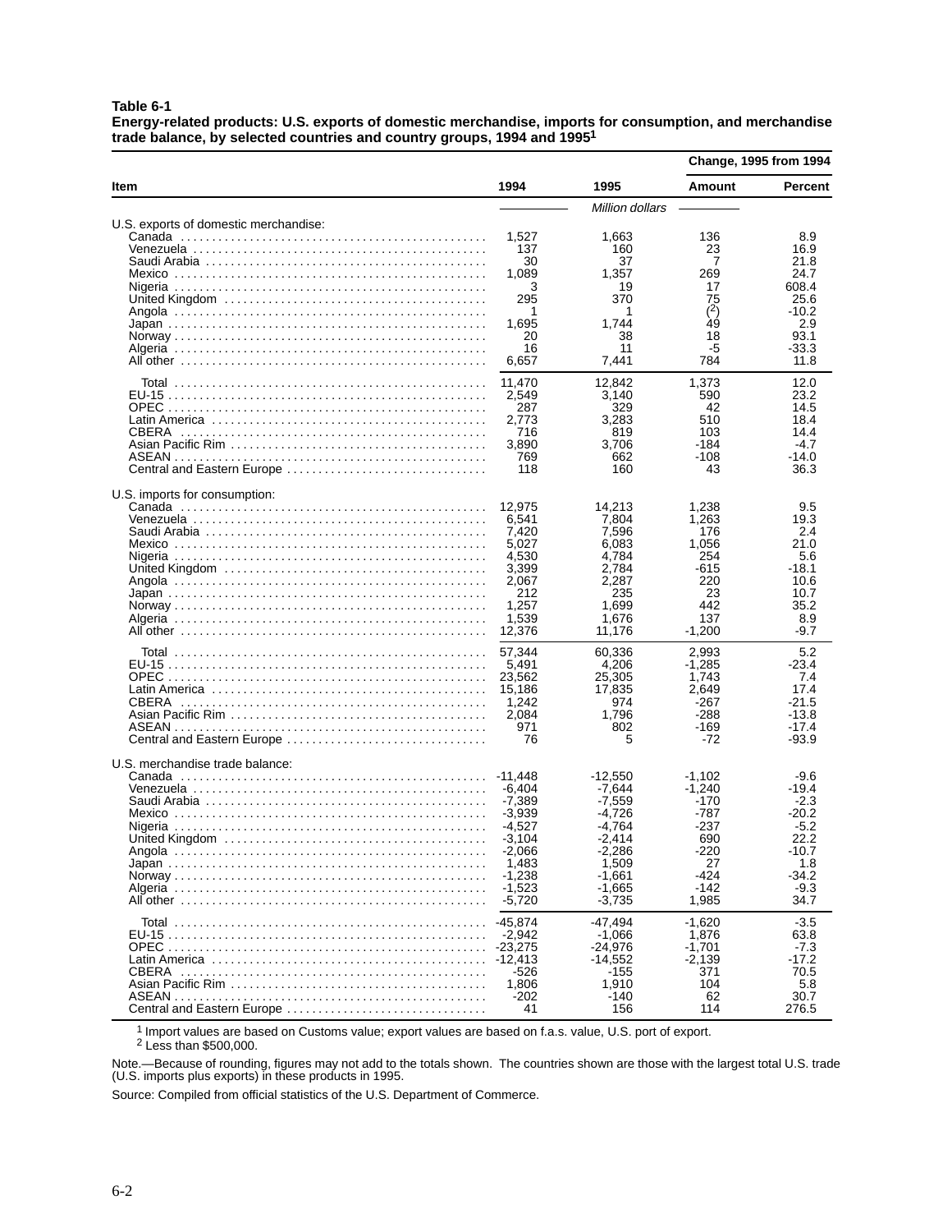**Table 6-1**
**Energy-related products: U.S. exports of domestic merchandise, imports for consumption, and merchandise trade balance, by selected countries and country groups, 1994 and 1995[1]**

| Item | 1994 | 1995 | Change, 1995 from 1994 Amount | Change, 1995 from 1994 Percent |
|---|---|---|---|---|
| | *Million dollars* | | | |
| U.S. exports of domestic merchandise: | | | | |
| Canada | 1,527 | 1,663 | 136 | 8.9 |
| Venezuela | 137 | 160 | 23 | 16.9 |
| Saudi Arabia | 30 | 37 | 7 | 21.8 |
| Mexico | 1,089 | 1,357 | 269 | 24.7 |
| Nigeria | 3 | 19 | 17 | 608.4 |
| United Kingdom | 295 | 370 | 75 | 25.6 |
| Angola | 1 | 1 | (2) | -10.2 |
| Japan | 1,695 | 1,744 | 49 | 2.9 |
| Norway | 20 | 38 | 18 | 93.1 |
| Algeria | 16 | 11 | -5 | -33.3 |
| All other | 6,657 | 7,441 | 784 | 11.8 |
| Total | 11,470 | 12,842 | 1,373 | 12.0 |
| EU-15 | 2,549 | 3,140 | 590 | 23.2 |
| OPEC | 287 | 329 | 42 | 14.5 |
| Latin America | 2,773 | 3,283 | 510 | 18.4 |
| CBERA | 716 | 819 | 103 | 14.4 |
| Asian Pacific Rim | 3,890 | 3,706 | -184 | -4.7 |
| ASEAN | 769 | 662 | -108 | -14.0 |
| Central and Eastern Europe | 118 | 160 | 43 | 36.3 |
| U.S. imports for consumption: | | | | |
| Canada | 12,975 | 14,213 | 1,238 | 9.5 |
| Venezuela | 6,541 | 7,804 | 1,263 | 19.3 |
| Saudi Arabia | 7,420 | 7,596 | 176 | 2.4 |
| Mexico | 5,027 | 6,083 | 1,056 | 21.0 |
| Nigeria | 4,530 | 4,784 | 254 | 5.6 |
| United Kingdom | 3,399 | 2,784 | -615 | -18.1 |
| Angola | 2,067 | 2,287 | 220 | 10.6 |
| Japan | 212 | 235 | 23 | 10.7 |
| Norway | 1,257 | 1,699 | 442 | 35.2 |
| Algeria | 1,539 | 1,676 | 137 | 8.9 |
| All other | 12,376 | 11,176 | -1,200 | -9.7 |
| Total | 57,344 | 60,336 | 2,993 | 5.2 |
| EU-15 | 5,491 | 4,206 | -1,285 | -23.4 |
| OPEC | 23,562 | 25,305 | 1,743 | 7.4 |
| Latin America | 15,186 | 17,835 | 2,649 | 17.4 |
| CBERA | 1,242 | 974 | -267 | -21.5 |
| Asian Pacific Rim | 2,084 | 1,796 | -288 | -13.8 |
| ASEAN | 971 | 802 | -169 | -17.4 |
| Central and Eastern Europe | 76 | 5 | -72 | -93.9 |
| U.S. merchandise trade balance: | | | | |
| Canada | -11,448 | -12,550 | -1,102 | -9.6 |
| Venezuela | -6,404 | -7,644 | -1,240 | -19.4 |
| Saudi Arabia | -7,389 | -7,559 | -170 | -2.3 |
| Mexico | -3,939 | -4,726 | -787 | -20.2 |
| Nigeria | -4,527 | -4,764 | -237 | -5.2 |
| United Kingdom | -3,104 | -2,414 | 690 | 22.2 |
| Angola | -2,066 | -2,286 | -220 | -10.7 |
| Japan | 1,483 | 1,509 | 27 | 1.8 |
| Norway | -1,238 | -1,661 | -424 | -34.2 |
| Algeria | -1,523 | -1,665 | -142 | -9.3 |
| All other | -5,720 | -3,735 | 1,985 | 34.7 |
| Total | -45,874 | -47,494 | -1,620 | -3.5 |
| EU-15 | -2,942 | -1,066 | 1,876 | 63.8 |
| OPEC | -23,275 | -24,976 | -1,701 | -7.3 |
| Latin America | -12,413 | -14,552 | -2,139 | -17.2 |
| CBERA | -526 | -155 | 371 | 70.5 |
| Asian Pacific Rim | 1,806 | 1,910 | 104 | 5.8 |
| ASEAN | -202 | -140 | 62 | 30.7 |
| Central and Eastern Europe | 41 | 156 | 114 | 276.5 |

[1] Import values are based on Customs value; export values are based on f.a.s. value, U.S. port of export.
[2] Less than $500,000.

Note.—Because of rounding, figures may not add to the totals shown. The countries shown are those with the largest total U.S. trade (U.S. imports plus exports) in these products in 1995.

Source: Compiled from official statistics of the U.S. Department of Commerce.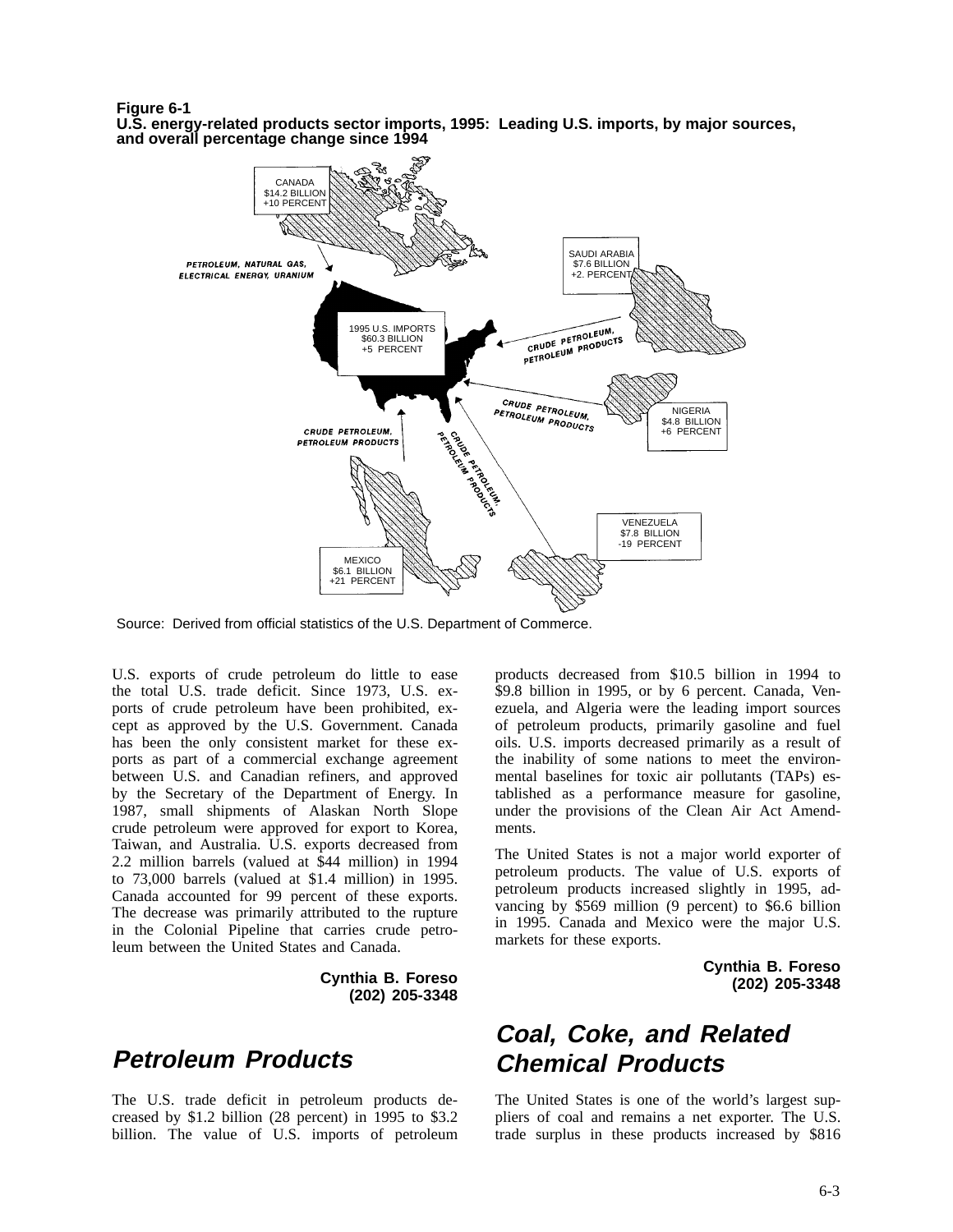**Figure 6-1**
**U.S. energy-related products sector imports, 1995: Leading U.S. imports, by major sources, and overall percentage change since 1994**

CANADA
$14.2 BILLION
+10 PERCENT

PETROLEUM, NATURAL GAS, ELECTRICAL ENERGY, URANIUM

SAUDI ARABIA
$7.6 BILLION
+2. PERCENT

1995 U.S. IMPORTS
$60.3 BILLION
+5 PERCENT

CRUDE PETROLEUM, PETROLEUM PRODUCTS

NIGERIA
$4.8 BILLION
+6 PERCENT

VENEZUELA
$7.8 BILLION
-19 PERCENT

MEXICO
$6.1 BILLION
+21 PERCENT

Source: Derived from official statistics of the U.S. Department of Commerce.

U.S. exports of crude petroleum do little to ease the total U.S. trade deficit. Since 1973, U.S. exports of crude petroleum have been prohibited, except as approved by the U.S. Government. Canada has been the only consistent market for these exports as part of a commercial exchange agreement between U.S. and Canadian refiners, and approved by the Secretary of the Department of Energy. In 1987, small shipments of Alaskan North Slope crude petroleum were approved for export to Korea, Taiwan, and Australia. U.S. exports decreased from 2.2 million barrels (valued at $44 million) in 1994 to 73,000 barrels (valued at $1.4 million) in 1995. Canada accounted for 99 percent of these exports. The decrease was primarily attributed to the rupture in the Colonial Pipeline that carries crude petroleum between the United States and Canada.

**Cynthia B. Foreso**
**(202) 205-3348**

## *Petroleum Products*

The U.S. trade deficit in petroleum products decreased by $1.2 billion (28 percent) in 1995 to $3.2 billion. The value of U.S. imports of petroleum products decreased from $10.5 billion in 1994 to $9.8 billion in 1995, or by 6 percent. Canada, Venezuela, and Algeria were the leading import sources of petroleum products, primarily gasoline and fuel oils. U.S. imports decreased primarily as a result of the inability of some nations to meet the environmental baselines for toxic air pollutants (TAPs) established as a performance measure for gasoline, under the provisions of the Clean Air Act Amendments.

The United States is not a major world exporter of petroleum products. The value of U.S. exports of petroleum products increased slightly in 1995, advancing by $569 million (9 percent) to $6.6 billion in 1995. Canada and Mexico were the major U.S. markets for these exports.

**Cynthia B. Foreso**
**(202) 205-3348**

## *Coal, Coke, and Related Chemical Products*

The United States is one of the world's largest suppliers of coal and remains a net exporter. The U.S. trade surplus in these products increased by $816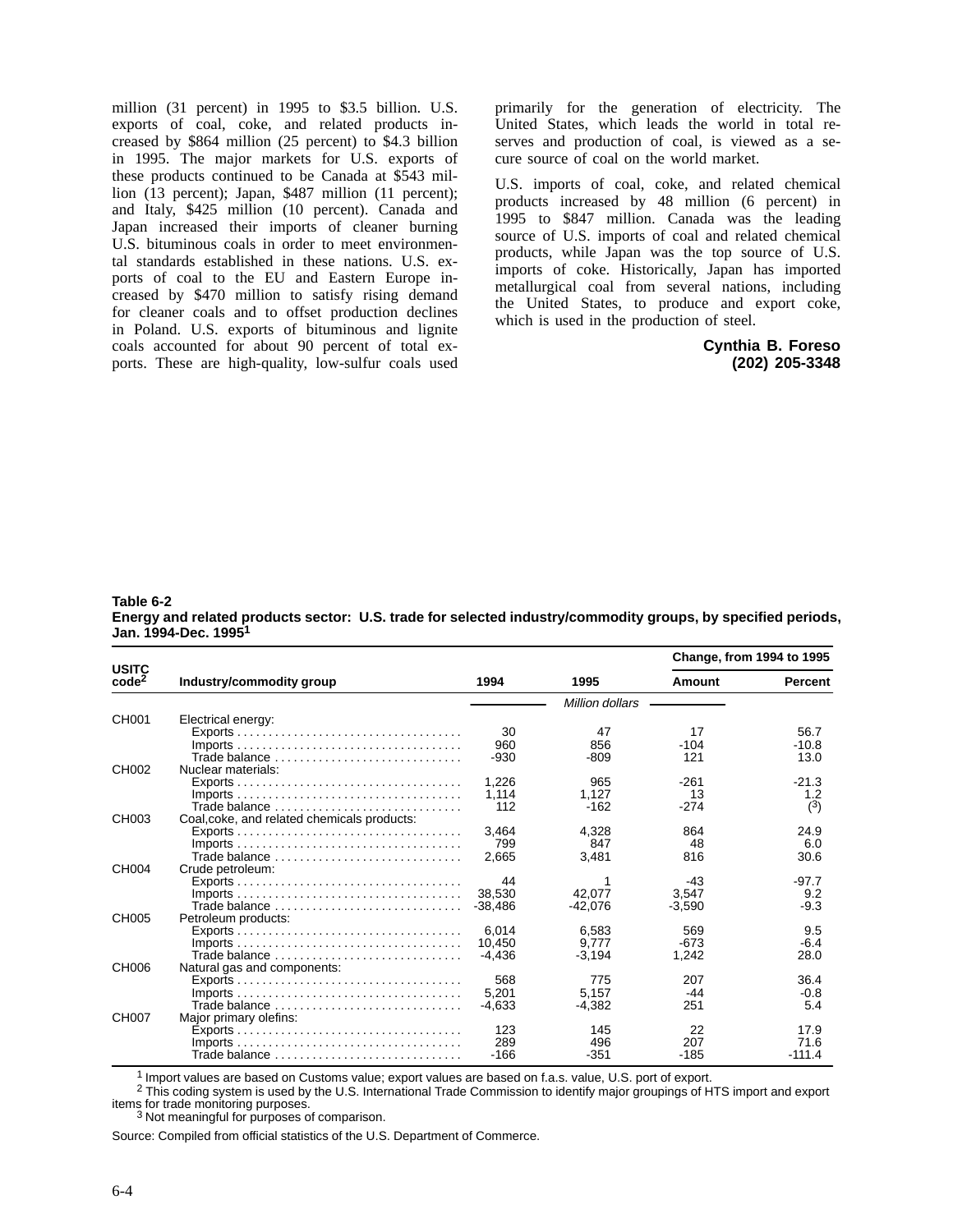million (31 percent) in 1995 to $3.5 billion. U.S. exports of coal, coke, and related products increased by $864 million (25 percent) to $4.3 billion in 1995. The major markets for U.S. exports of these products continued to be Canada at $543 million (13 percent); Japan, $487 million (11 percent); and Italy, $425 million (10 percent). Canada and Japan increased their imports of cleaner burning U.S. bituminous coals in order to meet environmental standards established in these nations. U.S. exports of coal to the EU and Eastern Europe increased by $470 million to satisfy rising demand for cleaner coals and to offset production declines in Poland. U.S. exports of bituminous and lignite coals accounted for about 90 percent of total exports. These are high-quality, low-sulfur coals used primarily for the generation of electricity. The United States, which leads the world in total reserves and production of coal, is viewed as a secure source of coal on the world market.

U.S. imports of coal, coke, and related chemical products increased by 48 million (6 percent) in 1995 to $847 million. Canada was the leading source of U.S. imports of coal and related chemical products, while Japan was the top source of U.S. imports of coke. Historically, Japan has imported metallurgical coal from several nations, including the United States, to produce and export coke, which is used in the production of steel.

**Cynthia B. Foreso**
**(202) 205-3348**

**Table 6-2**
**Energy and related products sector: U.S. trade for selected industry/commodity groups, by specified periods, Jan. 1994-Dec. 1995[1]**

| USITC code[2] | Industry/commodity group | 1994 | 1995 | Change, from 1994 to 1995 Amount | Percent |
|---|---|---|---|---|---|
| | | | *Million dollars* | | |
| CH001 | Electrical energy: | | | | |
| | Exports | 30 | 47 | 17 | 56.7 |
| | Imports | 960 | 856 | -104 | -10.8 |
| | Trade balance | -930 | -809 | 121 | 13.0 |
| CH002 | Nuclear materials: | | | | |
| | Exports | 1,226 | 965 | -261 | -21.3 |
| | Imports | 1,114 | 1,127 | 13 | 1.2 |
| | Trade balance | 112 | -162 | -274 | (3) |
| CH003 | Coal,coke, and related chemicals products: | | | | |
| | Exports | 3,464 | 4,328 | 864 | 24.9 |
| | Imports | 799 | 847 | 48 | 6.0 |
| | Trade balance | 2,665 | 3,481 | 816 | 30.6 |
| CH004 | Crude petroleum: | | | | |
| | Exports | 44 | 1 | -43 | -97.7 |
| | Imports | 38,530 | 42,077 | 3,547 | 9.2 |
| | Trade balance | -38,486 | -42,076 | -3,590 | -9.3 |
| CH005 | Petroleum products: | | | | |
| | Exports | 6,014 | 6,583 | 569 | 9.5 |
| | Imports | 10,450 | 9,777 | -673 | -6.4 |
| | Trade balance | -4,436 | -3,194 | 1,242 | 28.0 |
| CH006 | Natural gas and components: | | | | |
| | Exports | 568 | 775 | 207 | 36.4 |
| | Imports | 5,201 | 5,157 | -44 | -0.8 |
| | Trade balance | -4,633 | -4,382 | 251 | 5.4 |
| CH007 | Major primary olefins: | | | | |
| | Exports | 123 | 145 | 22 | 17.9 |
| | Imports | 289 | 496 | 207 | 71.6 |
| | Trade balance | -166 | -351 | -185 | -111.4 |

[1] Import values are based on Customs value; export values are based on f.a.s. value, U.S. port of export.
[2] This coding system is used by the U.S. International Trade Commission to identify major groupings of HTS import and export items for trade monitoring purposes.
[3] Not meaningful for purposes of comparison.

Source: Compiled from official statistics of the U.S. Department of Commerce.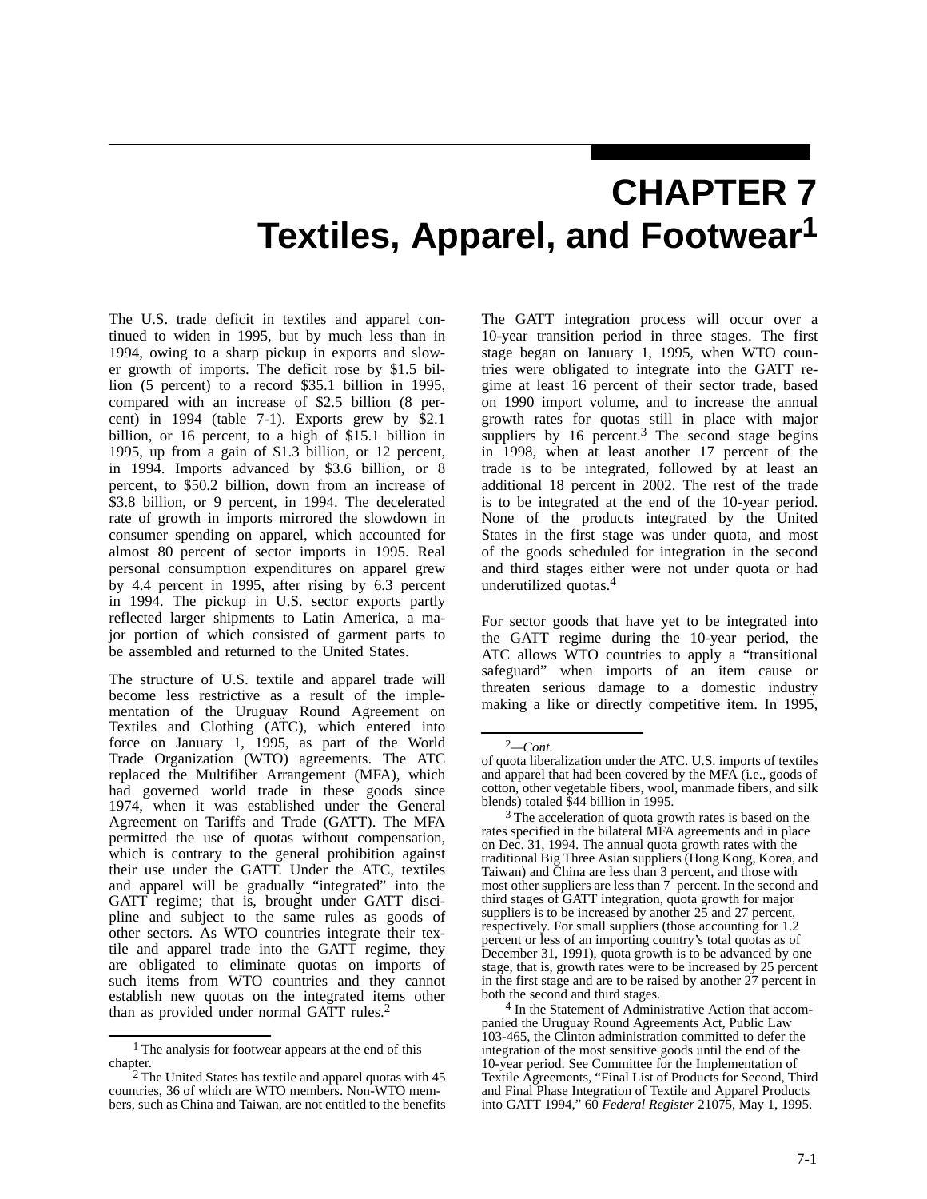# CHAPTER 7
# Textiles, Apparel, and Footwear[1]

The U.S. trade deficit in textiles and apparel continued to widen in 1995, but by much less than in 1994, owing to a sharp pickup in exports and slower growth of imports. The deficit rose by $1.5 billion (5 percent) to a record $35.1 billion in 1995, compared with an increase of $2.5 billion (8 percent) in 1994 (table 7-1). Exports grew by $2.1 billion, or 16 percent, to a high of $15.1 billion in 1995, up from a gain of $1.3 billion, or 12 percent, in 1994. Imports advanced by $3.6 billion, or 8 percent, to $50.2 billion, down from an increase of $3.8 billion, or 9 percent, in 1994. The decelerated rate of growth in imports mirrored the slowdown in consumer spending on apparel, which accounted for almost 80 percent of sector imports in 1995. Real personal consumption expenditures on apparel grew by 4.4 percent in 1995, after rising by 6.3 percent in 1994. The pickup in U.S. sector exports partly reflected larger shipments to Latin America, a major portion of which consisted of garment parts to be assembled and returned to the United States.

The structure of U.S. textile and apparel trade will become less restrictive as a result of the implementation of the Uruguay Round Agreement on Textiles and Clothing (ATC), which entered into force on January 1, 1995, as part of the World Trade Organization (WTO) agreements. The ATC replaced the Multifiber Arrangement (MFA), which had governed world trade in these goods since 1974, when it was established under the General Agreement on Tariffs and Trade (GATT). The MFA permitted the use of quotas without compensation, which is contrary to the general prohibition against their use under the GATT. Under the ATC, textiles and apparel will be gradually "integrated" into the GATT regime; that is, brought under GATT discipline and subject to the same rules as goods of other sectors. As WTO countries integrate their textile and apparel trade into the GATT regime, they are obligated to eliminate quotas on imports of such items from WTO countries and they cannot establish new quotas on the integrated items other than as provided under normal GATT rules.[2]

The GATT integration process will occur over a 10-year transition period in three stages. The first stage began on January 1, 1995, when WTO countries were obligated to integrate into the GATT regime at least 16 percent of their sector trade, based on 1990 import volume, and to increase the annual growth rates for quotas still in place with major suppliers by 16 percent.[3] The second stage begins in 1998, when at least another 17 percent of the trade is to be integrated, followed by at least an additional 18 percent in 2002. The rest of the trade is to be integrated at the end of the 10-year period. None of the products integrated by the United States in the first stage was under quota, and most of the goods scheduled for integration in the second and third stages either were not under quota or had underutilized quotas.[4]

For sector goods that have yet to be integrated into the GATT regime during the 10-year period, the ATC allows WTO countries to apply a "transitional safeguard" when imports of an item cause or threaten serious damage to a domestic industry making a like or directly competitive item. In 1995,

---

[1] The analysis for footwear appears at the end of this chapter.

[2] The United States has textile and apparel quotas with 45 countries, 36 of which are WTO members. Non-WTO members, such as China and Taiwan, are not entitled to the benefits of quota liberalization under the ATC. U.S. imports of textiles and apparel that had been covered by the MFA (i.e., goods of cotton, other vegetable fibers, wool, manmade fibers, and silk blends) totaled $44 billion in 1995.

[3] The acceleration of quota growth rates is based on the rates specified in the bilateral MFA agreements and in place on Dec. 31, 1994. The annual quota growth rates with the traditional Big Three Asian suppliers (Hong Kong, Korea, and Taiwan) and China are less than 3 percent, and those with most other suppliers are less than 7 percent. In the second and third stages of GATT integration, quota growth for major suppliers is to be increased by another 25 and 27 percent, respectively. For small suppliers (those accounting for 1.2 percent or less of an importing country's total quotas as of December 31, 1991), quota growth is to be advanced by one stage, that is, growth rates were to be increased by 25 percent in the first stage and are to be raised by another 27 percent in both the second and third stages.

[4] In the Statement of Administrative Action that accompanied the Uruguay Round Agreements Act, Public Law 103-465, the Clinton administration committed to defer the integration of the most sensitive goods until the end of the 10-year period. See Committee for the Implementation of Textile Agreements, "Final List of Products for Second, Third and Final Phase Integration of Textile and Apparel Products into GATT 1994," 60 *Federal Register* 21075, May 1, 1995.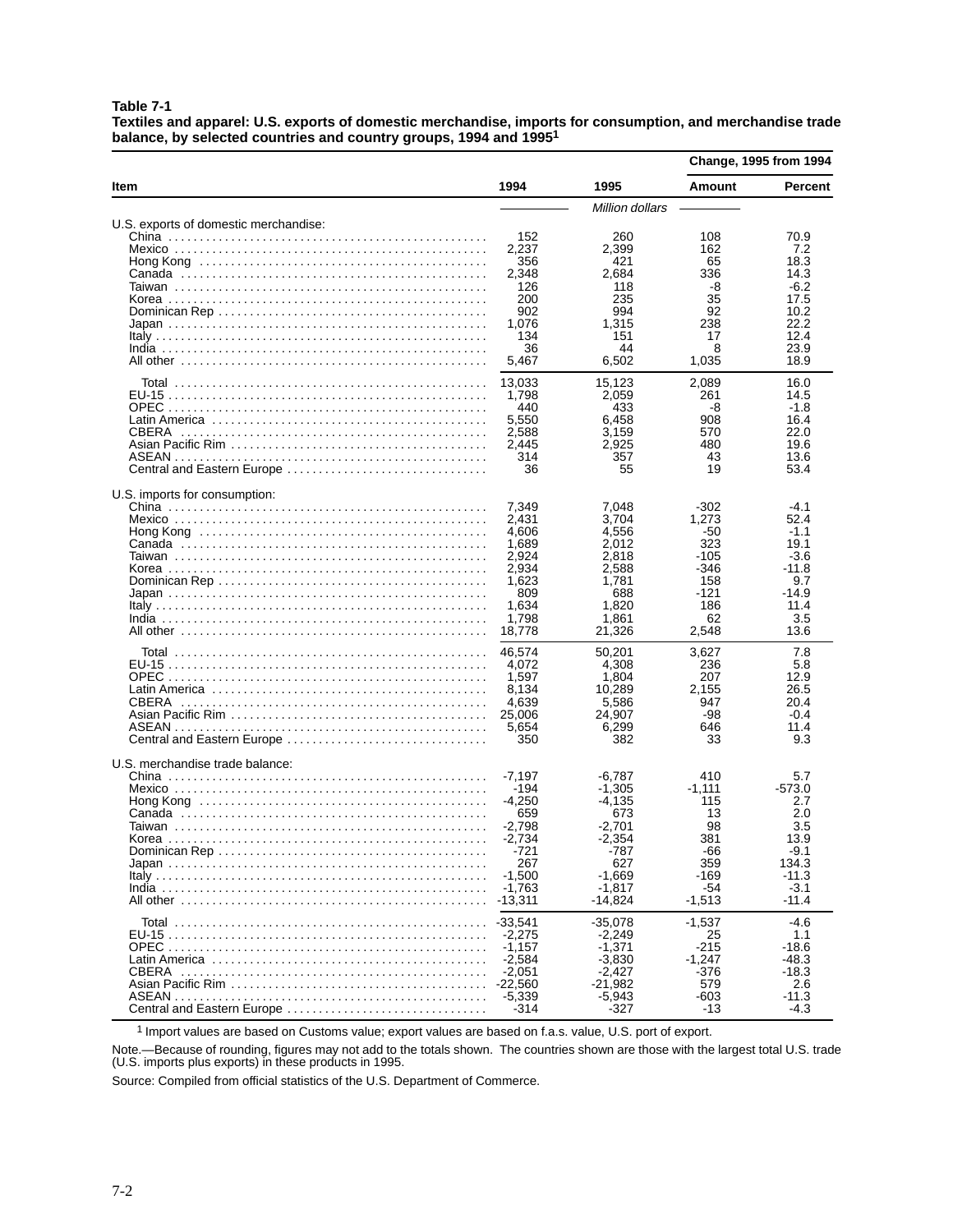**Table 7-1**
**Textiles and apparel: U.S. exports of domestic merchandise, imports for consumption, and merchandise trade balance, by selected countries and country groups, 1994 and 1995[1]**

| Item | 1994 | 1995 | Change, 1995 from 1994 | |
|---|---|---|---|---|
| | | | Amount | Percent |
| | *Million dollars* | | | |
| U.S. exports of domestic merchandise: | | | | |
| China | 152 | 260 | 108 | 70.9 |
| Mexico | 2,237 | 2,399 | 162 | 7.2 |
| Hong Kong | 356 | 421 | 65 | 18.3 |
| Canada | 2,348 | 2,684 | 336 | 14.3 |
| Taiwan | 126 | 118 | -8 | -6.2 |
| Korea | 200 | 235 | 35 | 17.5 |
| Dominican Rep | 902 | 994 | 92 | 10.2 |
| Japan | 1,076 | 1,315 | 238 | 22.2 |
| Italy | 134 | 151 | 17 | 12.4 |
| India | 36 | 44 | 8 | 23.9 |
| All other | 5,467 | 6,502 | 1,035 | 18.9 |
| Total | 13,033 | 15,123 | 2,089 | 16.0 |
| EU-15 | 1,798 | 2,059 | 261 | 14.5 |
| OPEC | 440 | 433 | -8 | -1.8 |
| Latin America | 5,550 | 6,458 | 908 | 16.4 |
| CBERA | 2,588 | 3,159 | 570 | 22.0 |
| Asian Pacific Rim | 2,445 | 2,925 | 480 | 19.6 |
| ASEAN | 314 | 357 | 43 | 13.6 |
| Central and Eastern Europe | 36 | 55 | 19 | 53.4 |
| U.S. imports for consumption: | | | | |
| China | 7,349 | 7,048 | -302 | -4.1 |
| Mexico | 2,431 | 3,704 | 1,273 | 52.4 |
| Hong Kong | 4,606 | 4,556 | -50 | -1.1 |
| Canada | 1,689 | 2,012 | 323 | 19.1 |
| Taiwan | 2,924 | 2,818 | -105 | -3.6 |
| Korea | 2,934 | 2,588 | -346 | -11.8 |
| Dominican Rep | 1,623 | 1,781 | 158 | 9.7 |
| Japan | 809 | 688 | -121 | -14.9 |
| Italy | 1,634 | 1,820 | 186 | 11.4 |
| India | 1,798 | 1,861 | 62 | 3.5 |
| All other | 18,778 | 21,326 | 2,548 | 13.6 |
| Total | 46,574 | 50,201 | 3,627 | 7.8 |
| EU-15 | 4,072 | 4,308 | 236 | 5.8 |
| OPEC | 1,597 | 1,804 | 207 | 12.9 |
| Latin America | 8,134 | 10,289 | 2,155 | 26.5 |
| CBERA | 4,639 | 5,586 | 947 | 20.4 |
| Asian Pacific Rim | 25,006 | 24,907 | -98 | -0.4 |
| ASEAN | 5,654 | 6,299 | 646 | 11.4 |
| Central and Eastern Europe | 350 | 382 | 33 | 9.3 |
| U.S. merchandise trade balance: | | | | |
| China | -7,197 | -6,787 | 410 | 5.7 |
| Mexico | -194 | -1,305 | -1,111 | -573.0 |
| Hong Kong | -4,250 | -4,135 | 115 | 2.7 |
| Canada | 659 | 673 | 13 | 2.0 |
| Taiwan | -2,798 | -2,701 | 98 | 3.5 |
| Korea | -2,734 | -2,354 | 381 | 13.9 |
| Dominican Rep | -721 | -787 | -66 | -9.1 |
| Japan | 267 | 627 | 359 | 134.3 |
| Italy | -1,500 | -1,669 | -169 | -11.3 |
| India | -1,763 | -1,817 | -54 | -3.1 |
| All other | -13,311 | -14,824 | -1,513 | -11.4 |
| Total | -33,541 | -35,078 | -1,537 | -4.6 |
| EU-15 | -2,275 | -2,249 | 25 | 1.1 |
| OPEC | -1,157 | -1,371 | -215 | -18.6 |
| Latin America | -2,584 | -3,830 | -1,247 | -48.3 |
| CBERA | -2,051 | -2,427 | -376 | -18.3 |
| Asian Pacific Rim | -22,560 | -21,982 | 579 | 2.6 |
| ASEAN | -5,339 | -5,943 | -603 | -11.3 |
| Central and Eastern Europe | -314 | -327 | -13 | -4.3 |

[1] Import values are based on Customs value; export values are based on f.a.s. value, U.S. port of export.

Note.—Because of rounding, figures may not add to the totals shown. The countries shown are those with the largest total U.S. trade (U.S. imports plus exports) in these products in 1995.

Source: Compiled from official statistics of the U.S. Department of Commerce.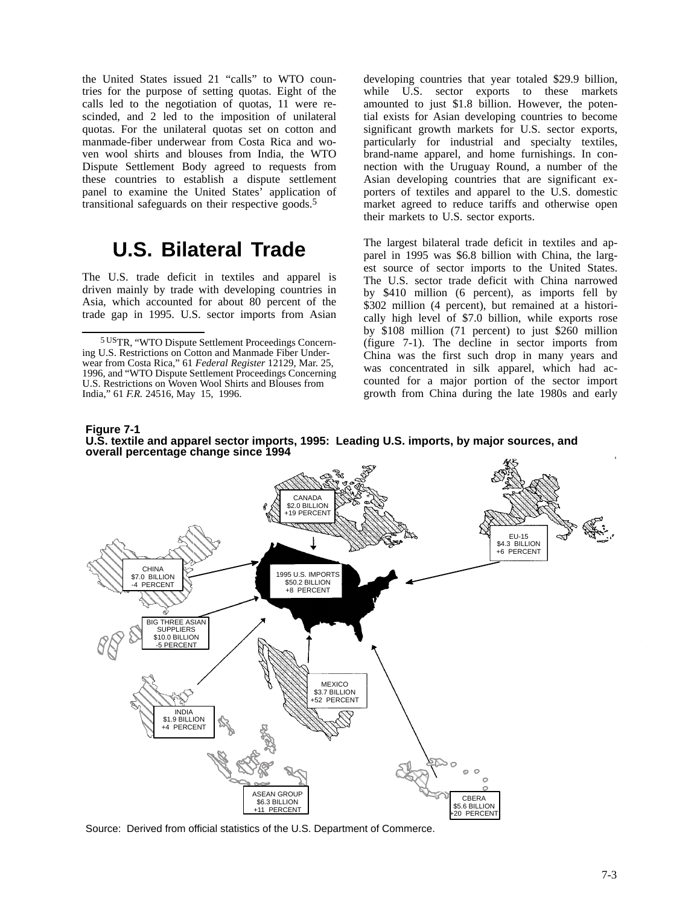the United States issued 21 "calls" to WTO countries for the purpose of setting quotas. Eight of the calls led to the negotiation of quotas, 11 were rescinded, and 2 led to the imposition of unilateral quotas. For the unilateral quotas set on cotton and manmade-fiber underwear from Costa Rica and woven wool shirts and blouses from India, the WTO Dispute Settlement Body agreed to requests from these countries to establish a dispute settlement panel to examine the United States' application of transitional safeguards on their respective goods.[5]

## U.S. Bilateral Trade

The U.S. trade deficit in textiles and apparel is driven mainly by trade with developing countries in Asia, which accounted for about 80 percent of the trade gap in 1995. U.S. sector imports from Asian developing countries that year totaled $29.9 billion, while U.S. sector exports to these markets amounted to just $1.8 billion. However, the potential exists for Asian developing countries to become significant growth markets for U.S. sector exports, particularly for industrial and specialty textiles, brand-name apparel, and home furnishings. In connection with the Uruguay Round, a number of the Asian developing countries that are significant exporters of textiles and apparel to the U.S. domestic market agreed to reduce tariffs and otherwise open their markets to U.S. sector exports.

The largest bilateral trade deficit in textiles and apparel in 1995 was $6.8 billion with China, the largest source of sector imports to the United States. The U.S. sector trade deficit with China narrowed by $410 million (6 percent), as imports fell by $302 million (4 percent), but remained at a historically high level of $7.0 billion, while exports rose by $108 million (71 percent) to just $260 million (figure 7-1). The decline in sector imports from China was the first such drop in many years and was concentrated in silk apparel, which had accounted for a major portion of the sector import growth from China during the late 1980s and early

[5] USTR, "WTO Dispute Settlement Proceedings Concerning U.S. Restrictions on Cotton and Manmade Fiber Underwear from Costa Rica," 61 *Federal Register* 12129, Mar. 25, 1996, and "WTO Dispute Settlement Proceedings Concerning U.S. Restrictions on Woven Wool Shirts and Blouses from India," 61 *F.R.* 24516, May 15, 1996.

**Figure 7-1**
**U.S. textile and apparel sector imports, 1995: Leading U.S. imports, by major sources, and overall percentage change since 1994**

1995 U.S. IMPORTS $50.2 BILLION +8 PERCENT

CANADA $2.0 BILLION +19 PERCENT

EU-15 $4.3 BILLION +6 PERCENT

CHINA $7.0 BILLION -4 PERCENT

BIG THREE ASIAN SUPPLIERS $10.0 BILLION -5 PERCENT

MEXICO $3.7 BILLION +52 PERCENT

INDIA $1.9 BILLION +4 PERCENT

ASEAN GROUP $6.3 BILLION +11 PERCENT

CBERA $5.6 BILLION +20 PERCENT

Source: Derived from official statistics of the U.S. Department of Commerce.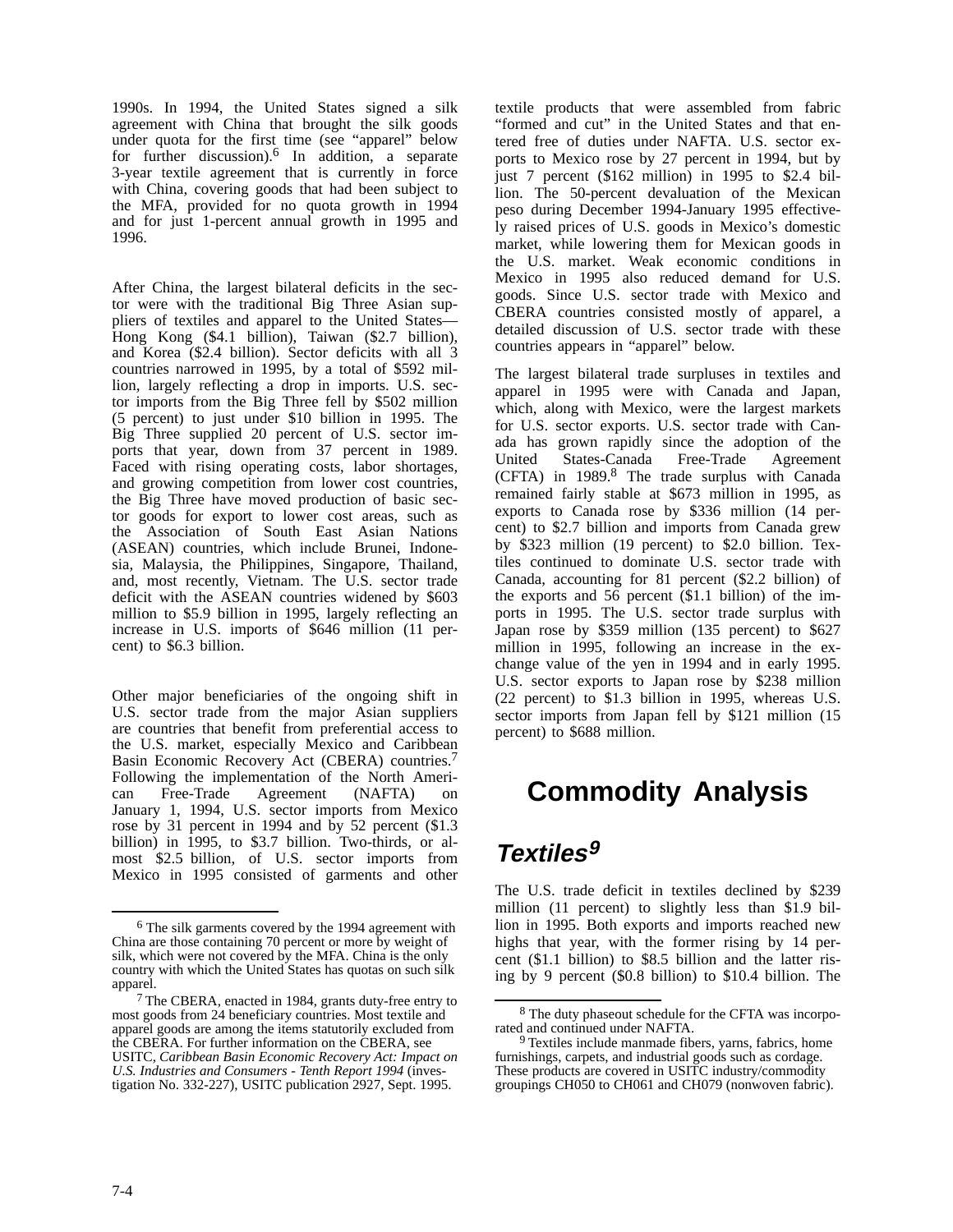1990s. In 1994, the United States signed a silk agreement with China that brought the silk goods under quota for the first time (see "apparel" below for further discussion).[6] In addition, a separate 3-year textile agreement that is currently in force with China, covering goods that had been subject to the MFA, provided for no quota growth in 1994 and for just 1-percent annual growth in 1995 and 1996.

After China, the largest bilateral deficits in the sector were with the traditional Big Three Asian suppliers of textiles and apparel to the United States—Hong Kong ($4.1 billion), Taiwan ($2.7 billion), and Korea ($2.4 billion). Sector deficits with all 3 countries narrowed in 1995, by a total of $592 million, largely reflecting a drop in imports. U.S. sector imports from the Big Three fell by $502 million (5 percent) to just under $10 billion in 1995. The Big Three supplied 20 percent of U.S. sector imports that year, down from 37 percent in 1989. Faced with rising operating costs, labor shortages, and growing competition from lower cost countries, the Big Three have moved production of basic sector goods for export to lower cost areas, such as the Association of South East Asian Nations (ASEAN) countries, which include Brunei, Indonesia, Malaysia, the Philippines, Singapore, Thailand, and, most recently, Vietnam. The U.S. sector trade deficit with the ASEAN countries widened by $603 million to $5.9 billion in 1995, largely reflecting an increase in U.S. imports of $646 million (11 percent) to $6.3 billion.

Other major beneficiaries of the ongoing shift in U.S. sector trade from the major Asian suppliers are countries that benefit from preferential access to the U.S. market, especially Mexico and Caribbean Basin Economic Recovery Act (CBERA) countries.[7] Following the implementation of the North American Free-Trade Agreement (NAFTA) on January 1, 1994, U.S. sector imports from Mexico rose by 31 percent in 1994 and by 52 percent ($1.3 billion) in 1995, to $3.7 billion. Two-thirds, or almost $2.5 billion, of U.S. sector imports from Mexico in 1995 consisted of garments and other textile products that were assembled from fabric "formed and cut" in the United States and that entered free of duties under NAFTA. U.S. sector exports to Mexico rose by 27 percent in 1994, but by just 7 percent ($162 million) in 1995 to $2.4 billion. The 50-percent devaluation of the Mexican peso during December 1994-January 1995 effectively raised prices of U.S. goods in Mexico's domestic market, while lowering them for Mexican goods in the U.S. market. Weak economic conditions in Mexico in 1995 also reduced demand for U.S. goods. Since U.S. sector trade with Mexico and CBERA countries consisted mostly of apparel, a detailed discussion of U.S. sector trade with these countries appears in "apparel" below.

The largest bilateral trade surpluses in textiles and apparel in 1995 were with Canada and Japan, which, along with Mexico, were the largest markets for U.S. sector exports. U.S. sector trade with Canada has grown rapidly since the adoption of the United States-Canada Free-Trade Agreement (CFTA) in 1989.[8] The trade surplus with Canada remained fairly stable at $673 million in 1995, as exports to Canada rose by $336 million (14 percent) to $2.7 billion and imports from Canada grew by $323 million (19 percent) to $2.0 billion. Textiles continued to dominate U.S. sector trade with Canada, accounting for 81 percent ($2.2 billion) of the exports and 56 percent ($1.1 billion) of the imports in 1995. The U.S. sector trade surplus with Japan rose by $359 million (135 percent) to $627 million in 1995, following an increase in the exchange value of the yen in 1994 and in early 1995. U.S. sector exports to Japan rose by $238 million (22 percent) to $1.3 billion in 1995, whereas U.S. sector imports from Japan fell by $121 million (15 percent) to $688 million.

# Commodity Analysis

## *Textiles*[9]

The U.S. trade deficit in textiles declined by $239 million (11 percent) to slightly less than $1.9 billion in 1995. Both exports and imports reached new highs that year, with the former rising by 14 percent ($1.1 billion) to $8.5 billion and the latter rising by 9 percent ($0.8 billion) to $10.4 billion. The

---

[6] The silk garments covered by the 1994 agreement with China are those containing 70 percent or more by weight of silk, which were not covered by the MFA. China is the only country with which the United States has quotas on such silk apparel.

[7] The CBERA, enacted in 1984, grants duty-free entry to most goods from 24 beneficiary countries. Most textile and apparel goods are among the items statutorily excluded from the CBERA. For further information on the CBERA, see USITC, *Caribbean Basin Economic Recovery Act: Impact on U.S. Industries and Consumers - Tenth Report 1994* (investigation No. 332-227), USITC publication 2927, Sept. 1995.

[8] The duty phaseout schedule for the CFTA was incorporated and continued under NAFTA.

[9] Textiles include manmade fibers, yarns, fabrics, home furnishings, carpets, and industrial goods such as cordage. These products are covered in USITC industry/commodity groupings CH050 to CH061 and CH079 (nonwoven fabric).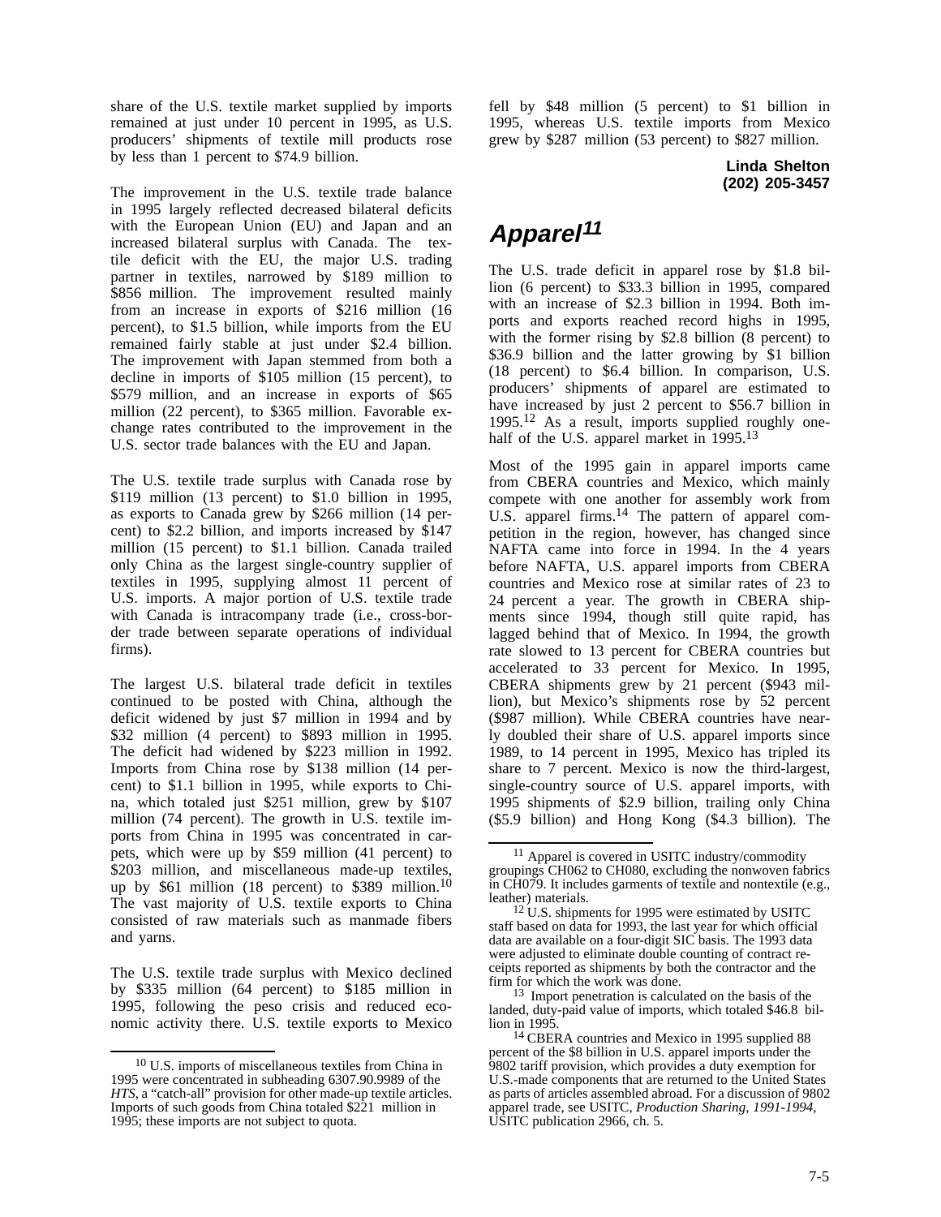share of the U.S. textile market supplied by imports remained at just under 10 percent in 1995, as U.S. producers' shipments of textile mill products rose by less than 1 percent to $74.9 billion.

The improvement in the U.S. textile trade balance in 1995 largely reflected decreased bilateral deficits with the European Union (EU) and Japan and an increased bilateral surplus with Canada. The textile deficit with the EU, the major U.S. trading partner in textiles, narrowed by $189 million to $856 million. The improvement resulted mainly from an increase in exports of $216 million (16 percent), to $1.5 billion, while imports from the EU remained fairly stable at just under $2.4 billion. The improvement with Japan stemmed from both a decline in imports of $105 million (15 percent), to $579 million, and an increase in exports of $65 million (22 percent), to $365 million. Favorable exchange rates contributed to the improvement in the U.S. sector trade balances with the EU and Japan.

The U.S. textile trade surplus with Canada rose by $119 million (13 percent) to $1.0 billion in 1995, as exports to Canada grew by $266 million (14 percent) to $2.2 billion, and imports increased by $147 million (15 percent) to $1.1 billion. Canada trailed only China as the largest single-country supplier of textiles in 1995, supplying almost 11 percent of U.S. imports. A major portion of U.S. textile trade with Canada is intracompany trade (i.e., cross-border trade between separate operations of individual firms).

The largest U.S. bilateral trade deficit in textiles continued to be posted with China, although the deficit widened by just $7 million in 1994 and by $32 million (4 percent) to $893 million in 1995. The deficit had widened by $223 million in 1992. Imports from China rose by $138 million (14 percent) to $1.1 billion in 1995, while exports to China, which totaled just $251 million, grew by $107 million (74 percent). The growth in U.S. textile imports from China in 1995 was concentrated in carpets, which were up by $59 million (41 percent) to $203 million, and miscellaneous made-up textiles, up by $61 million (18 percent) to $389 million.[10] The vast majority of U.S. textile exports to China consisted of raw materials such as manmade fibers and yarns.

The U.S. textile trade surplus with Mexico declined by $335 million (64 percent) to $185 million in 1995, following the peso crisis and reduced economic activity there. U.S. textile exports to Mexico fell by $48 million (5 percent) to $1 billion in 1995, whereas U.S. textile imports from Mexico grew by $287 million (53 percent) to $827 million.

**Linda Shelton**
**(202) 205-3457**

## Apparel[11]

The U.S. trade deficit in apparel rose by $1.8 billion (6 percent) to $33.3 billion in 1995, compared with an increase of $2.3 billion in 1994. Both imports and exports reached record highs in 1995, with the former rising by $2.8 billion (8 percent) to $36.9 billion and the latter growing by $1 billion (18 percent) to $6.4 billion. In comparison, U.S. producers' shipments of apparel are estimated to have increased by just 2 percent to $56.7 billion in 1995.[12] As a result, imports supplied roughly one-half of the U.S. apparel market in 1995.[13]

Most of the 1995 gain in apparel imports came from CBERA countries and Mexico, which mainly compete with one another for assembly work from U.S. apparel firms.[14] The pattern of apparel competition in the region, however, has changed since NAFTA came into force in 1994. In the 4 years before NAFTA, U.S. apparel imports from CBERA countries and Mexico rose at similar rates of 23 to 24 percent a year. The growth in CBERA shipments since 1994, though still quite rapid, has lagged behind that of Mexico. In 1994, the growth rate slowed to 13 percent for CBERA countries but accelerated to 33 percent for Mexico. In 1995, CBERA shipments grew by 21 percent ($943 million), but Mexico's shipments rose by 52 percent ($987 million). While CBERA countries have nearly doubled their share of U.S. apparel imports since 1989, to 14 percent in 1995, Mexico has tripled its share to 7 percent. Mexico is now the third-largest, single-country source of U.S. apparel imports, with 1995 shipments of $2.9 billion, trailing only China ($5.9 billion) and Hong Kong ($4.3 billion). The

---

[10] U.S. imports of miscellaneous textiles from China in 1995 were concentrated in subheading 6307.90.9989 of the *HTS*, a "catch-all" provision for other made-up textile articles. Imports of such goods from China totaled $221 million in 1995; these imports are not subject to quota.

[11] Apparel is covered in USITC industry/commodity groupings CH062 to CH080, excluding the nonwoven fabrics in CH079. It includes garments of textile and nontextile (e.g., leather) materials.

[12] U.S. shipments for 1995 were estimated by USITC staff based on data for 1993, the last year for which official data are available on a four-digit SIC basis. The 1993 data were adjusted to eliminate double counting of contract receipts reported as shipments by both the contractor and the firm for which the work was done.

[13] Import penetration is calculated on the basis of the landed, duty-paid value of imports, which totaled $46.8 billion in 1995.

[14] CBERA countries and Mexico in 1995 supplied 88 percent of the $8 billion in U.S. apparel imports under the 9802 tariff provision, which provides a duty exemption for U.S.-made components that are returned to the United States as parts of articles assembled abroad. For a discussion of 9802 apparel trade, see USITC, *Production Sharing, 1991-1994*, USITC publication 2966, ch. 5.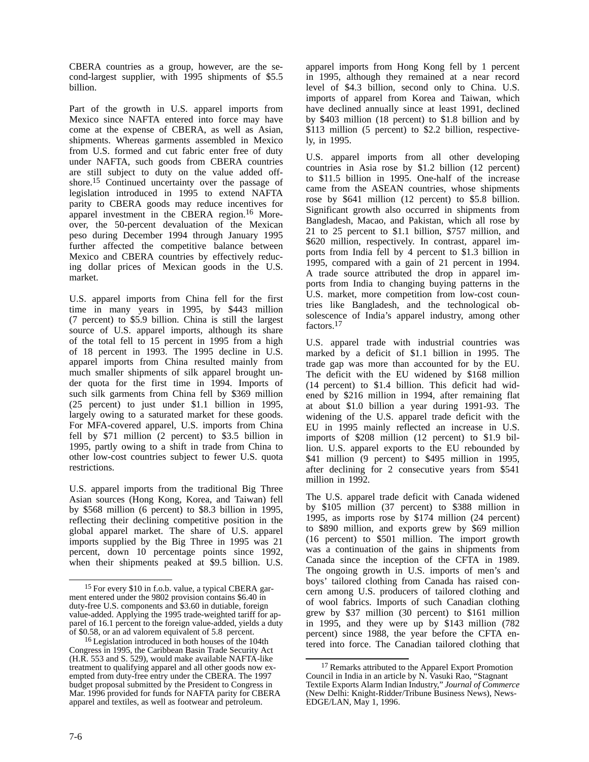CBERA countries as a group, however, are the second-largest supplier, with 1995 shipments of $5.5 billion.

Part of the growth in U.S. apparel imports from Mexico since NAFTA entered into force may have come at the expense of CBERA, as well as Asian, shipments. Whereas garments assembled in Mexico from U.S. formed and cut fabric enter free of duty under NAFTA, such goods from CBERA countries are still subject to duty on the value added offshore.[15] Continued uncertainty over the passage of legislation introduced in 1995 to extend NAFTA parity to CBERA goods may reduce incentives for apparel investment in the CBERA region.[16] Moreover, the 50-percent devaluation of the Mexican peso during December 1994 through January 1995 further affected the competitive balance between Mexico and CBERA countries by effectively reducing dollar prices of Mexican goods in the U.S. market.

U.S. apparel imports from China fell for the first time in many years in 1995, by $443 million (7 percent) to $5.9 billion. China is still the largest source of U.S. apparel imports, although its share of the total fell to 15 percent in 1995 from a high of 18 percent in 1993. The 1995 decline in U.S. apparel imports from China resulted mainly from much smaller shipments of silk apparel brought under quota for the first time in 1994. Imports of such silk garments from China fell by $369 million (25 percent) to just under $1.1 billion in 1995, largely owing to a saturated market for these goods. For MFA-covered apparel, U.S. imports from China fell by $71 million (2 percent) to $3.5 billion in 1995, partly owing to a shift in trade from China to other low-cost countries subject to fewer U.S. quota restrictions.

U.S. apparel imports from the traditional Big Three Asian sources (Hong Kong, Korea, and Taiwan) fell by $568 million (6 percent) to $8.3 billion in 1995, reflecting their declining competitive position in the global apparel market. The share of U.S. apparel imports supplied by the Big Three in 1995 was 21 percent, down 10 percentage points since 1992, when their shipments peaked at $9.5 billion. U.S. apparel imports from Hong Kong fell by 1 percent in 1995, although they remained at a near record level of $4.3 billion, second only to China. U.S. imports of apparel from Korea and Taiwan, which have declined annually since at least 1991, declined by $403 million (18 percent) to $1.8 billion and by $113 million (5 percent) to $2.2 billion, respectively, in 1995.

U.S. apparel imports from all other developing countries in Asia rose by $1.2 billion (12 percent) to $11.5 billion in 1995. One-half of the increase came from the ASEAN countries, whose shipments rose by $641 million (12 percent) to $5.8 billion. Significant growth also occurred in shipments from Bangladesh, Macao, and Pakistan, which all rose by 21 to 25 percent to $1.1 billion, $757 million, and $620 million, respectively. In contrast, apparel imports from India fell by 4 percent to $1.3 billion in 1995, compared with a gain of 21 percent in 1994. A trade source attributed the drop in apparel imports from India to changing buying patterns in the U.S. market, more competition from low-cost countries like Bangladesh, and the technological obsolescence of India's apparel industry, among other factors.[17]

U.S. apparel trade with industrial countries was marked by a deficit of $1.1 billion in 1995. The trade gap was more than accounted for by the EU. The deficit with the EU widened by $168 million (14 percent) to $1.4 billion. This deficit had widened by $216 million in 1994, after remaining flat at about $1.0 billion a year during 1991-93. The widening of the U.S. apparel trade deficit with the EU in 1995 mainly reflected an increase in U.S. imports of $208 million (12 percent) to $1.9 billion. U.S. apparel exports to the EU rebounded by $41 million (9 percent) to $495 million in 1995, after declining for 2 consecutive years from $541 million in 1992.

The U.S. apparel trade deficit with Canada widened by $105 million (37 percent) to $388 million in 1995, as imports rose by $174 million (24 percent) to $890 million, and exports grew by $69 million (16 percent) to $501 million. The import growth was a continuation of the gains in shipments from Canada since the inception of the CFTA in 1989. The ongoing growth in U.S. imports of men's and boys' tailored clothing from Canada has raised concern among U.S. producers of tailored clothing and of wool fabrics. Imports of such Canadian clothing grew by $37 million (30 percent) to $161 million in 1995, and they were up by $143 million (782 percent) since 1988, the year before the CFTA entered into force. The Canadian tailored clothing that

---

[15] For every $10 in f.o.b. value, a typical CBERA garment entered under the 9802 provision contains $6.40 in duty-free U.S. components and $3.60 in dutiable, foreign value-added. Applying the 1995 trade-weighted tariff for apparel of 16.1 percent to the foreign value-added, yields a duty of $0.58, or an ad valorem equivalent of 5.8 percent.

[16] Legislation introduced in both houses of the 104th Congress in 1995, the Caribbean Basin Trade Security Act (H.R. 553 and S. 529), would make available NAFTA-like treatment to qualifying apparel and all other goods now exempted from duty-free entry under the CBERA. The 1997 budget proposal submitted by the President to Congress in Mar. 1996 provided for funds for NAFTA parity for CBERA apparel and textiles, as well as footwear and petroleum.

[17] Remarks attributed to the Apparel Export Promotion Council in India in an article by N. Vasuki Rao, "Stagnant Textile Exports Alarm Indian Industry," *Journal of Commerce* (New Delhi: Knight-Ridder/Tribune Business News), News-EDGE/LAN, May 1, 1996.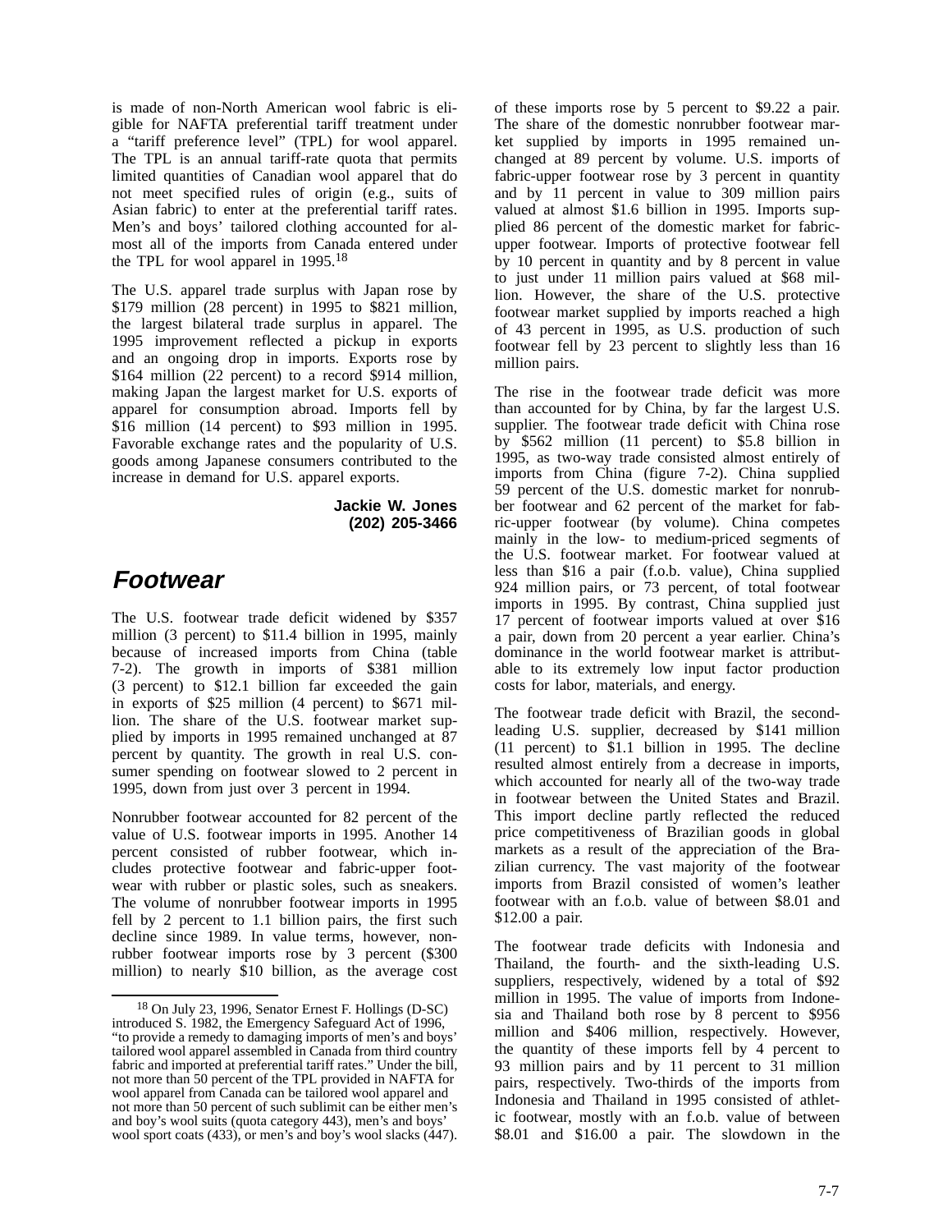is made of non-North American wool fabric is eligible for NAFTA preferential tariff treatment under a "tariff preference level" (TPL) for wool apparel. The TPL is an annual tariff-rate quota that permits limited quantities of Canadian wool apparel that do not meet specified rules of origin (e.g., suits of Asian fabric) to enter at the preferential tariff rates. Men's and boys' tailored clothing accounted for almost all of the imports from Canada entered under the TPL for wool apparel in 1995.[18]

The U.S. apparel trade surplus with Japan rose by $179 million (28 percent) in 1995 to $821 million, the largest bilateral trade surplus in apparel. The 1995 improvement reflected a pickup in exports and an ongoing drop in imports. Exports rose by $164 million (22 percent) to a record $914 million, making Japan the largest market for U.S. exports of apparel for consumption abroad. Imports fell by $16 million (14 percent) to $93 million in 1995. Favorable exchange rates and the popularity of U.S. goods among Japanese consumers contributed to the increase in demand for U.S. apparel exports.

**Jackie W. Jones**
**(202) 205-3466**

## Footwear

The U.S. footwear trade deficit widened by $357 million (3 percent) to $11.4 billion in 1995, mainly because of increased imports from China (table 7-2). The growth in imports of $381 million (3 percent) to $12.1 billion far exceeded the gain in exports of $25 million (4 percent) to $671 million. The share of the U.S. footwear market supplied by imports in 1995 remained unchanged at 87 percent by quantity. The growth in real U.S. consumer spending on footwear slowed to 2 percent in 1995, down from just over 3 percent in 1994.

Nonrubber footwear accounted for 82 percent of the value of U.S. footwear imports in 1995. Another 14 percent consisted of rubber footwear, which includes protective footwear and fabric-upper footwear with rubber or plastic soles, such as sneakers. The volume of nonrubber footwear imports in 1995 fell by 2 percent to 1.1 billion pairs, the first such decline since 1989. In value terms, however, nonrubber footwear imports rose by 3 percent ($300 million) to nearly $10 billion, as the average cost of these imports rose by 5 percent to $9.22 a pair. The share of the domestic nonrubber footwear market supplied by imports in 1995 remained unchanged at 89 percent by volume. U.S. imports of fabric-upper footwear rose by 3 percent in quantity and by 11 percent in value to 309 million pairs valued at almost $1.6 billion in 1995. Imports supplied 86 percent of the domestic market for fabric-upper footwear. Imports of protective footwear fell by 10 percent in quantity and by 8 percent in value to just under 11 million pairs valued at $68 million. However, the share of the U.S. protective footwear market supplied by imports reached a high of 43 percent in 1995, as U.S. production of such footwear fell by 23 percent to slightly less than 16 million pairs.

The rise in the footwear trade deficit was more than accounted for by China, by far the largest U.S. supplier. The footwear trade deficit with China rose by $562 million (11 percent) to $5.8 billion in 1995, as two-way trade consisted almost entirely of imports from China (figure 7-2). China supplied 59 percent of the U.S. domestic market for nonrubber footwear and 62 percent of the market for fabric-upper footwear (by volume). China competes mainly in the low- to medium-priced segments of the U.S. footwear market. For footwear valued at less than $16 a pair (f.o.b. value), China supplied 924 million pairs, or 73 percent, of total footwear imports in 1995. By contrast, China supplied just 17 percent of footwear imports valued at over $16 a pair, down from 20 percent a year earlier. China's dominance in the world footwear market is attributable to its extremely low input factor production costs for labor, materials, and energy.

The footwear trade deficit with Brazil, the second-leading U.S. supplier, decreased by $141 million (11 percent) to $1.1 billion in 1995. The decline resulted almost entirely from a decrease in imports, which accounted for nearly all of the two-way trade in footwear between the United States and Brazil. This import decline partly reflected the reduced price competitiveness of Brazilian goods in global markets as a result of the appreciation of the Brazilian currency. The vast majority of the footwear imports from Brazil consisted of women's leather footwear with an f.o.b. value of between $8.01 and $12.00 a pair.

The footwear trade deficits with Indonesia and Thailand, the fourth- and the sixth-leading U.S. suppliers, respectively, widened by a total of $92 million in 1995. The value of imports from Indonesia and Thailand both rose by 8 percent to $956 million and $406 million, respectively. However, the quantity of these imports fell by 4 percent to 93 million pairs and by 11 percent to 31 million pairs, respectively. Two-thirds of the imports from Indonesia and Thailand in 1995 consisted of athletic footwear, mostly with an f.o.b. value of between $8.01 and $16.00 a pair. The slowdown in the

---

[18] On July 23, 1996, Senator Ernest F. Hollings (D-SC) introduced S. 1982, the Emergency Safeguard Act of 1996, "to provide a remedy to damaging imports of men's and boys' tailored wool apparel assembled in Canada from third country fabric and imported at preferential tariff rates." Under the bill, not more than 50 percent of the TPL provided in NAFTA for wool apparel from Canada can be tailored wool apparel and not more than 50 percent of such sublimit can be either men's and boy's wool suits (quota category 443), men's and boys' wool sport coats (433), or men's and boy's wool slacks (447).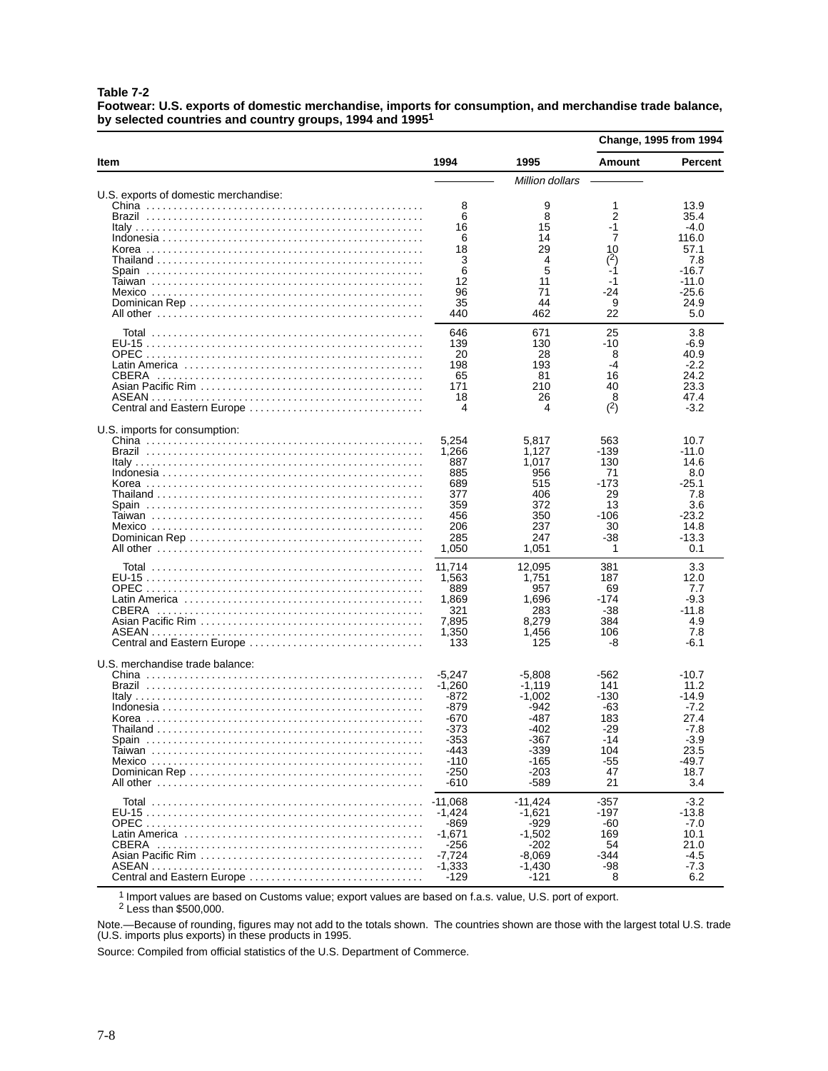**Table 7-2**
**Footwear: U.S. exports of domestic merchandise, imports for consumption, and merchandise trade balance, by selected countries and country groups, 1994 and 1995[1]**

| Item | 1994 | 1995 | Change, 1995 from 1994 Amount | Percent |
|---|---|---|---|---|
| | *Million dollars* | | | |
| U.S. exports of domestic merchandise: | | | | |
| China | 8 | 9 | 1 | 13.9 |
| Brazil | 6 | 8 | 2 | 35.4 |
| Italy | 16 | 15 | -1 | -4.0 |
| Indonesia | 6 | 14 | 7 | 116.0 |
| Korea | 18 | 29 | 10 | 57.1 |
| Thailand | 3 | 4 | ([2]) | 7.8 |
| Spain | 6 | 5 | -1 | -16.7 |
| Taiwan | 12 | 11 | -1 | -11.0 |
| Mexico | 96 | 71 | -24 | -25.6 |
| Dominican Rep | 35 | 44 | 9 | 24.9 |
| All other | 440 | 462 | 22 | 5.0 |
| Total | 646 | 671 | 25 | 3.8 |
| EU-15 | 139 | 130 | -10 | -6.9 |
| OPEC | 20 | 28 | 8 | 40.9 |
| Latin America | 198 | 193 | -4 | -2.2 |
| CBERA | 65 | 81 | 16 | 24.2 |
| Asian Pacific Rim | 171 | 210 | 40 | 23.3 |
| ASEAN | 18 | 26 | 8 | 47.4 |
| Central and Eastern Europe | 4 | 4 | ([2]) | -3.2 |
| U.S. imports for consumption: | | | | |
| China | 5,254 | 5,817 | 563 | 10.7 |
| Brazil | 1,266 | 1,127 | -139 | -11.0 |
| Italy | 887 | 1,017 | 130 | 14.6 |
| Indonesia | 885 | 956 | 71 | 8.0 |
| Korea | 689 | 515 | -173 | -25.1 |
| Thailand | 377 | 406 | 29 | 7.8 |
| Spain | 359 | 372 | 13 | 3.6 |
| Taiwan | 456 | 350 | -106 | -23.2 |
| Mexico | 206 | 237 | 30 | 14.8 |
| Dominican Rep | 285 | 247 | -38 | -13.3 |
| All other | 1,050 | 1,051 | 1 | 0.1 |
| Total | 11,714 | 12,095 | 381 | 3.3 |
| EU-15 | 1,563 | 1,751 | 187 | 12.0 |
| OPEC | 889 | 957 | 69 | 7.7 |
| Latin America | 1,869 | 1,696 | -174 | -9.3 |
| CBERA | 321 | 283 | -38 | -11.8 |
| Asian Pacific Rim | 7,895 | 8,279 | 384 | 4.9 |
| ASEAN | 1,350 | 1,456 | 106 | 7.8 |
| Central and Eastern Europe | 133 | 125 | -8 | -6.1 |
| U.S. merchandise trade balance: | | | | |
| China | -5,247 | -5,808 | -562 | -10.7 |
| Brazil | -1,260 | -1,119 | 141 | 11.2 |
| Italy | -872 | -1,002 | -130 | -14.9 |
| Indonesia | -879 | -942 | -63 | -7.2 |
| Korea | -670 | -487 | 183 | 27.4 |
| Thailand | -373 | -402 | -29 | -7.8 |
| Spain | -353 | -367 | -14 | -3.9 |
| Taiwan | -443 | -339 | 104 | 23.5 |
| Mexico | -110 | -165 | -55 | -49.7 |
| Dominican Rep | -250 | -203 | 47 | 18.7 |
| All other | -610 | -589 | 21 | 3.4 |
| Total | -11,068 | -11,424 | -357 | -3.2 |
| EU-15 | -1,424 | -1,621 | -197 | -13.8 |
| OPEC | -869 | -929 | -60 | -7.0 |
| Latin America | -1,671 | -1,502 | 169 | 10.1 |
| CBERA | -256 | -202 | 54 | 21.0 |
| Asian Pacific Rim | -7,724 | -8,069 | -344 | -4.5 |
| ASEAN | -1,333 | -1,430 | -98 | -7.3 |
| Central and Eastern Europe | -129 | -121 | 8 | 6.2 |

[1] Import values are based on Customs value; export values are based on f.a.s. value, U.S. port of export.
[2] Less than $500,000.

Note.—Because of rounding, figures may not add to the totals shown. The countries shown are those with the largest total U.S. trade (U.S. imports plus exports) in these products in 1995.

Source: Compiled from official statistics of the U.S. Department of Commerce.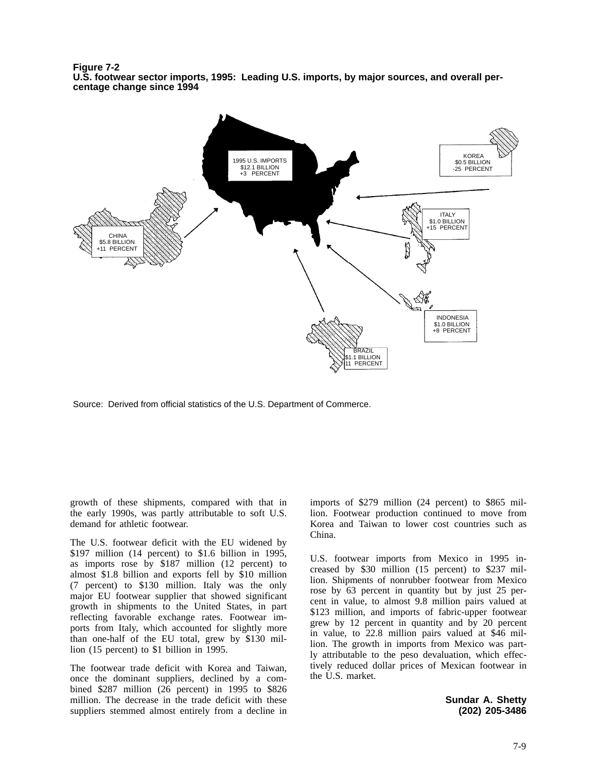**Figure 7-2**
**U.S. footwear sector imports, 1995: Leading U.S. imports, by major sources, and overall percentage change since 1994**

1995 U.S. IMPORTS
$12.1 BILLION
+3 PERCENT

KOREA
$0.5 BILLION
-25 PERCENT

ITALY
$1.0 BILLION
+15 PERCENT

CHINA
$5.8 BILLION
+11 PERCENT

INDONESIA
$1.0 BILLION
+8 PERCENT

BRAZIL
$1.1 BILLION
11 PERCENT

Source: Derived from official statistics of the U.S. Department of Commerce.

growth of these shipments, compared with that in the early 1990s, was partly attributable to soft U.S. demand for athletic footwear.

The U.S. footwear deficit with the EU widened by $197 million (14 percent) to $1.6 billion in 1995, as imports rose by $187 million (12 percent) to almost $1.8 billion and exports fell by $10 million (7 percent) to $130 million. Italy was the only major EU footwear supplier that showed significant growth in shipments to the United States, in part reflecting favorable exchange rates. Footwear imports from Italy, which accounted for slightly more than one-half of the EU total, grew by $130 million (15 percent) to $1 billion in 1995.

The footwear trade deficit with Korea and Taiwan, once the dominant suppliers, declined by a combined $287 million (26 percent) in 1995 to $826 million. The decrease in the trade deficit with these suppliers stemmed almost entirely from a decline in imports of $279 million (24 percent) to $865 million. Footwear production continued to move from Korea and Taiwan to lower cost countries such as China.

U.S. footwear imports from Mexico in 1995 increased by $30 million (15 percent) to $237 million. Shipments of nonrubber footwear from Mexico rose by 63 percent in quantity but by just 25 percent in value, to almost 9.8 million pairs valued at $123 million, and imports of fabric-upper footwear grew by 12 percent in quantity and by 20 percent in value, to 22.8 million pairs valued at $46 million. The growth in imports from Mexico was partly attributable to the peso devaluation, which effectively reduced dollar prices of Mexican footwear in the U.S. market.

**Sundar A. Shetty**
**(202) 205-3486**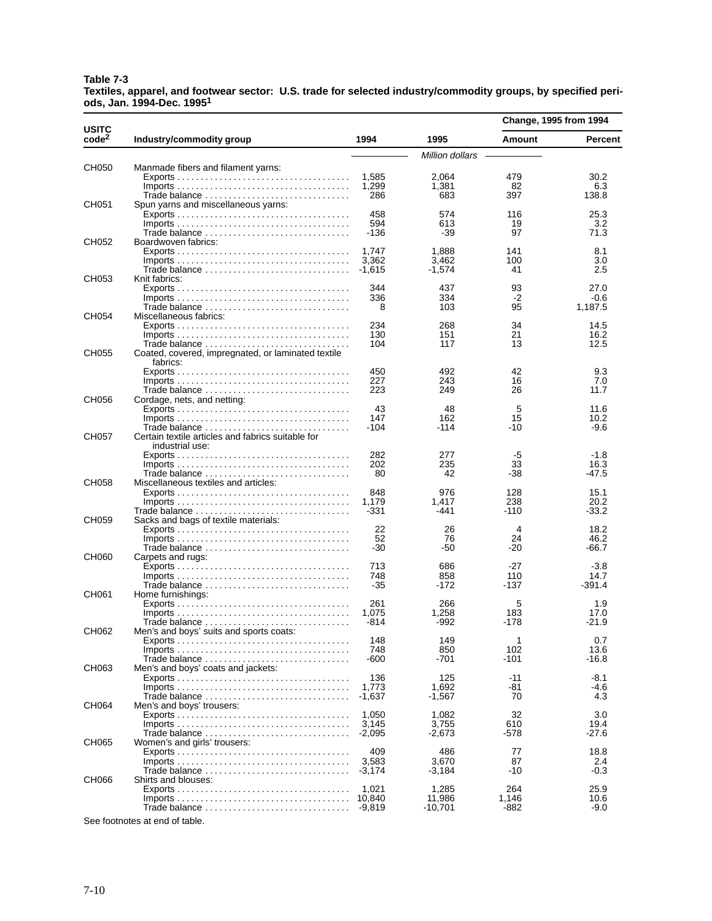**Table 7-3**
**Textiles, apparel, and footwear sector: U.S. trade for selected industry/commodity groups, by specified periods, Jan. 1994-Dec. 1995[1]**

| USITC code[2] | Industry/commodity group | 1994 | 1995 | Change, 1995 from 1994 Amount | Percent |
|---|---|---|---|---|---|
| | | *Million dollars* | | | |
| CH050 | Manmade fibers and filament yarns: | | | | |
| | Exports | 1,585 | 2,064 | 479 | 30.2 |
| | Imports | 1,299 | 1,381 | 82 | 6.3 |
| | Trade balance | 286 | 683 | 397 | 138.8 |
| CH051 | Spun yarns and miscellaneous yarns: | | | | |
| | Exports | 458 | 574 | 116 | 25.3 |
| | Imports | 594 | 613 | 19 | 3.2 |
| | Trade balance | -136 | -39 | 97 | 71.3 |
| CH052 | Boardwoven fabrics: | | | | |
| | Exports | 1,747 | 1,888 | 141 | 8.1 |
| | Imports | 3,362 | 3,462 | 100 | 3.0 |
| | Trade balance | -1,615 | -1,574 | 41 | 2.5 |
| CH053 | Knit fabrics: | | | | |
| | Exports | 344 | 437 | 93 | 27.0 |
| | Imports | 336 | 334 | -2 | -0.6 |
| | Trade balance | 8 | 103 | 95 | 1,187.5 |
| CH054 | Miscellaneous fabrics: | | | | |
| | Exports | 234 | 268 | 34 | 14.5 |
| | Imports | 130 | 151 | 21 | 16.2 |
| | Trade balance | 104 | 117 | 13 | 12.5 |
| CH055 | Coated, covered, impregnated, or laminated textile fabrics: | | | | |
| | Exports | 450 | 492 | 42 | 9.3 |
| | Imports | 227 | 243 | 16 | 7.0 |
| | Trade balance | 223 | 249 | 26 | 11.7 |
| CH056 | Cordage, nets, and netting: | | | | |
| | Exports | 43 | 48 | 5 | 11.6 |
| | Imports | 147 | 162 | 15 | 10.2 |
| | Trade balance | -104 | -114 | -10 | -9.6 |
| CH057 | Certain textile articles and fabrics suitable for industrial use: | | | | |
| | Exports | 282 | 277 | -5 | -1.8 |
| | Imports | 202 | 235 | 33 | 16.3 |
| | Trade balance | 80 | 42 | -38 | -47.5 |
| CH058 | Miscellaneous textiles and articles: | | | | |
| | Exports | 848 | 976 | 128 | 15.1 |
| | Imports | 1,179 | 1,417 | 238 | 20.2 |
| | Trade balance | -331 | -441 | -110 | -33.2 |
| CH059 | Sacks and bags of textile materials: | | | | |
| | Exports | 22 | 26 | 4 | 18.2 |
| | Imports | 52 | 76 | 24 | 46.2 |
| | Trade balance | -30 | -50 | -20 | -66.7 |
| CH060 | Carpets and rugs: | | | | |
| | Exports | 713 | 686 | -27 | -3.8 |
| | Imports | 748 | 858 | 110 | 14.7 |
| | Trade balance | -35 | -172 | -137 | -391.4 |
| CH061 | Home furnishings: | | | | |
| | Exports | 261 | 266 | 5 | 1.9 |
| | Imports | 1,075 | 1,258 | 183 | 17.0 |
| | Trade balance | -814 | -992 | -178 | -21.9 |
| CH062 | Men's and boys' suits and sports coats: | | | | |
| | Exports | 148 | 149 | 1 | 0.7 |
| | Imports | 748 | 850 | 102 | 13.6 |
| | Trade balance | -600 | -701 | -101 | -16.8 |
| CH063 | Men's and boys' coats and jackets: | | | | |
| | Exports | 136 | 125 | -11 | -8.1 |
| | Imports | 1,773 | 1,692 | -81 | -4.6 |
| | Trade balance | -1,637 | -1,567 | 70 | 4.3 |
| CH064 | Men's and boys' trousers: | | | | |
| | Exports | 1,050 | 1,082 | 32 | 3.0 |
| | Imports | 3,145 | 3,755 | 610 | 19.4 |
| | Trade balance | -2,095 | -2,673 | -578 | -27.6 |
| CH065 | Women's and girls' trousers: | | | | |
| | Exports | 409 | 486 | 77 | 18.8 |
| | Imports | 3,583 | 3,670 | 87 | 2.4 |
| | Trade balance | -3,174 | -3,184 | -10 | -0.3 |
| CH066 | Shirts and blouses: | | | | |
| | Exports | 1,021 | 1,285 | 264 | 25.9 |
| | Imports | 10,840 | 11,986 | 1,146 | 10.6 |
| | Trade balance | -9,819 | -10,701 | -882 | -9.0 |

See footnotes at end of table.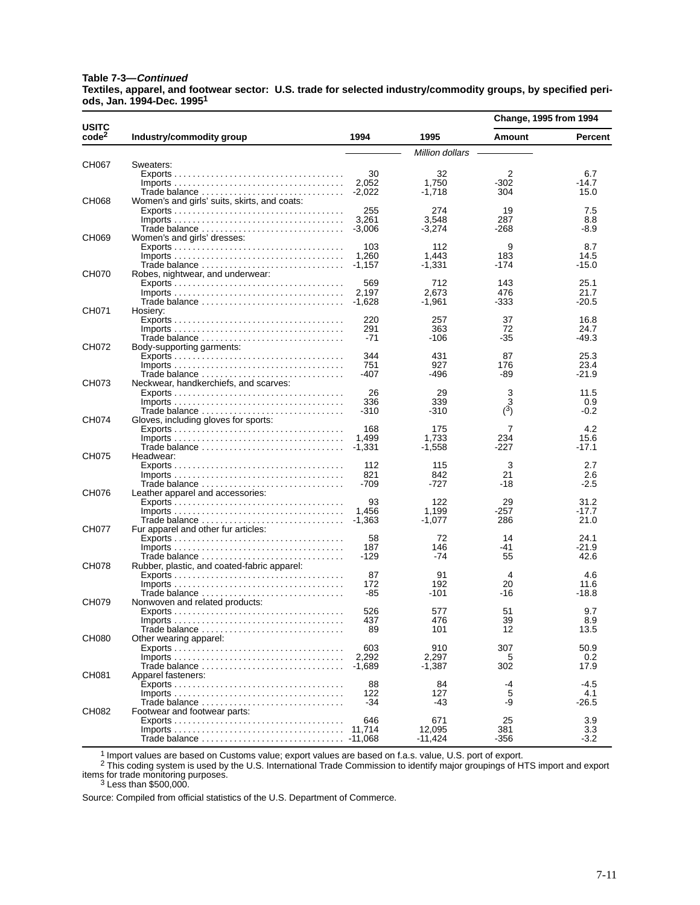**Table 7-3—*Continued***

**Textiles, apparel, and footwear sector: U.S. trade for selected industry/commodity groups, by specified periods, Jan. 1994-Dec. 1995[1]**

| USITC code[2] | Industry/commodity group | 1994 | 1995 | Change, 1995 from 1994 Amount | Percent |
|---|---|---|---|---|---|
| | | *Million dollars* | | | |
| CH067 | Sweaters: | | | | |
| | Exports | 30 | 32 | 2 | 6.7 |
| | Imports | 2,052 | 1,750 | -302 | -14.7 |
| | Trade balance | -2,022 | -1,718 | 304 | 15.0 |
| CH068 | Women's and girls' suits, skirts, and coats: | | | | |
| | Exports | 255 | 274 | 19 | 7.5 |
| | Imports | 3,261 | 3,548 | 287 | 8.8 |
| | Trade balance | -3,006 | -3,274 | -268 | -8.9 |
| CH069 | Women's and girls' dresses: | | | | |
| | Exports | 103 | 112 | 9 | 8.7 |
| | Imports | 1,260 | 1,443 | 183 | 14.5 |
| | Trade balance | -1,157 | -1,331 | -174 | -15.0 |
| CH070 | Robes, nightwear, and underwear: | | | | |
| | Exports | 569 | 712 | 143 | 25.1 |
| | Imports | 2,197 | 2,673 | 476 | 21.7 |
| | Trade balance | -1,628 | -1,961 | -333 | -20.5 |
| CH071 | Hosiery: | | | | |
| | Exports | 220 | 257 | 37 | 16.8 |
| | Imports | 291 | 363 | 72 | 24.7 |
| | Trade balance | -71 | -106 | -35 | -49.3 |
| CH072 | Body-supporting garments: | | | | |
| | Exports | 344 | 431 | 87 | 25.3 |
| | Imports | 751 | 927 | 176 | 23.4 |
| | Trade balance | -407 | -496 | -89 | -21.9 |
| CH073 | Neckwear, handkerchiefs, and scarves: | | | | |
| | Exports | 26 | 29 | 3 | 11.5 |
| | Imports | 336 | 339 | 3 | 0.9 |
| | Trade balance | -310 | -310 | ([3]) | -0.2 |
| CH074 | Gloves, including gloves for sports: | | | | |
| | Exports | 168 | 175 | 7 | 4.2 |
| | Imports | 1,499 | 1,733 | 234 | 15.6 |
| | Trade balance | -1,331 | -1,558 | -227 | -17.1 |
| CH075 | Headwear: | | | | |
| | Exports | 112 | 115 | 3 | 2.7 |
| | Imports | 821 | 842 | 21 | 2.6 |
| | Trade balance | -709 | -727 | -18 | -2.5 |
| CH076 | Leather apparel and accessories: | | | | |
| | Exports | 93 | 122 | 29 | 31.2 |
| | Imports | 1,456 | 1,199 | -257 | -17.7 |
| | Trade balance | -1,363 | -1,077 | 286 | 21.0 |
| CH077 | Fur apparel and other fur articles: | | | | |
| | Exports | 58 | 72 | 14 | 24.1 |
| | Imports | 187 | 146 | -41 | -21.9 |
| | Trade balance | -129 | -74 | 55 | 42.6 |
| CH078 | Rubber, plastic, and coated-fabric apparel: | | | | |
| | Exports | 87 | 91 | 4 | 4.6 |
| | Imports | 172 | 192 | 20 | 11.6 |
| | Trade balance | -85 | -101 | -16 | -18.8 |
| CH079 | Nonwoven and related products: | | | | |
| | Exports | 526 | 577 | 51 | 9.7 |
| | Imports | 437 | 476 | 39 | 8.9 |
| | Trade balance | 89 | 101 | 12 | 13.5 |
| CH080 | Other wearing apparel: | | | | |
| | Exports | 603 | 910 | 307 | 50.9 |
| | Imports | 2,292 | 2,297 | 5 | 0.2 |
| | Trade balance | -1,689 | -1,387 | 302 | 17.9 |
| CH081 | Apparel fasteners: | | | | |
| | Exports | 88 | 84 | -4 | -4.5 |
| | Imports | 122 | 127 | 5 | 4.1 |
| | Trade balance | -34 | -43 | -9 | -26.5 |
| CH082 | Footwear and footwear parts: | | | | |
| | Exports | 646 | 671 | 25 | 3.9 |
| | Imports | 11,714 | 12,095 | 381 | 3.3 |
| | Trade balance | -11,068 | -11,424 | -356 | -3.2 |

[1] Import values are based on Customs value; export values are based on f.a.s. value, U.S. port of export.
[2] This coding system is used by the U.S. International Trade Commission to identify major groupings of HTS import and export items for trade monitoring purposes.
[3] Less than $500,000.

Source: Compiled from official statistics of the U.S. Department of Commerce.